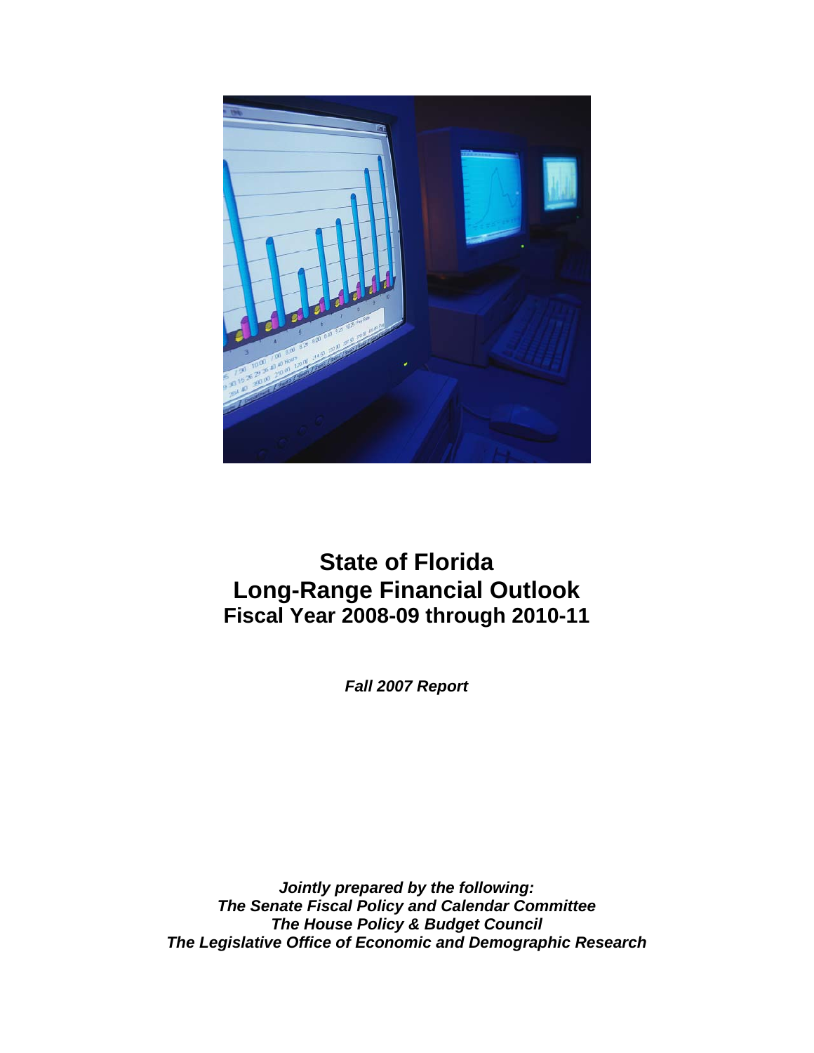# State of Florida
# Long-Range Financial Outlook
## Fiscal Year 2008-09 through 2010-11

***Fall 2007 Report***

***Jointly prepared by the following:***
***The Senate Fiscal Policy and Calendar Committee***
***The House Policy & Budget Council***
***The Legislative Office of Economic and Demographic Research***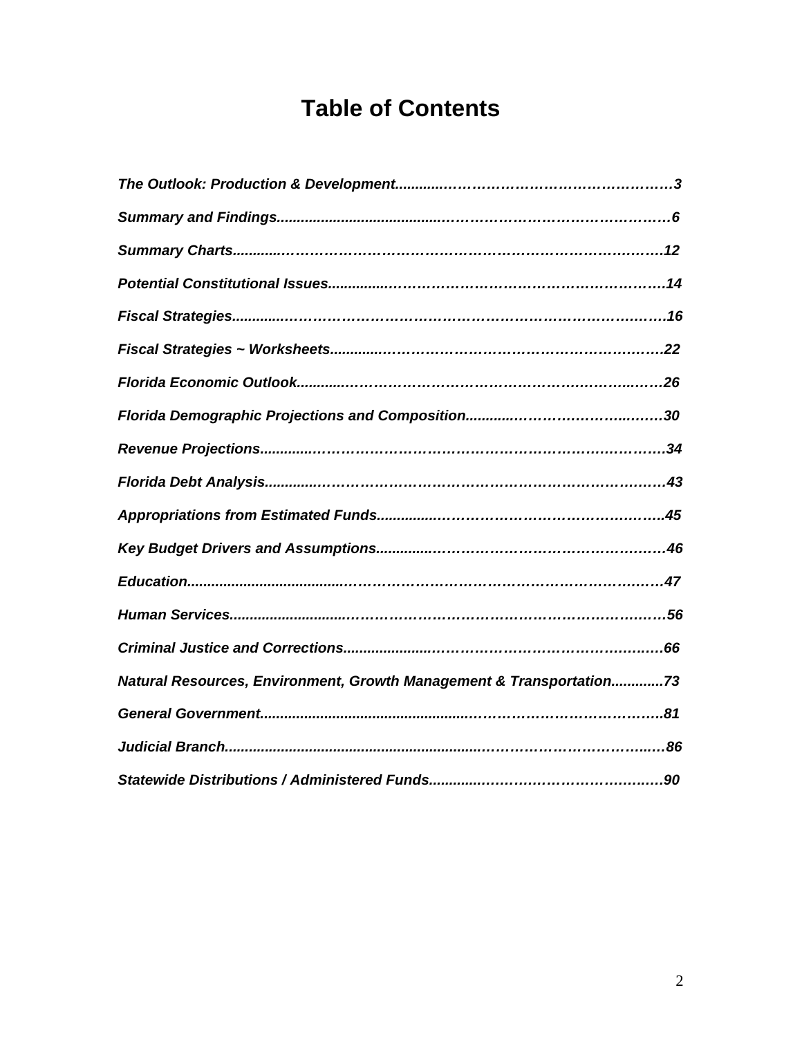# Table of Contents

| | |
|---|---|
| *The Outlook: Production & Development* | 3 |
| *Summary and Findings* | 6 |
| *Summary Charts* | 12 |
| *Potential Constitutional Issues* | 14 |
| *Fiscal Strategies* | 16 |
| *Fiscal Strategies ~ Worksheets* | 22 |
| *Florida Economic Outlook* | 26 |
| *Florida Demographic Projections and Composition* | 30 |
| *Revenue Projections* | 34 |
| *Florida Debt Analysis* | 43 |
| *Appropriations from Estimated Funds* | 45 |
| *Key Budget Drivers and Assumptions* | 46 |
| *Education* | 47 |
| *Human Services* | 56 |
| *Criminal Justice and Corrections* | 66 |
| *Natural Resources, Environment, Growth Management & Transportation* | 73 |
| *General Government* | 81 |
| *Judicial Branch* | 86 |
| *Statewide Distributions / Administered Funds* | 90 |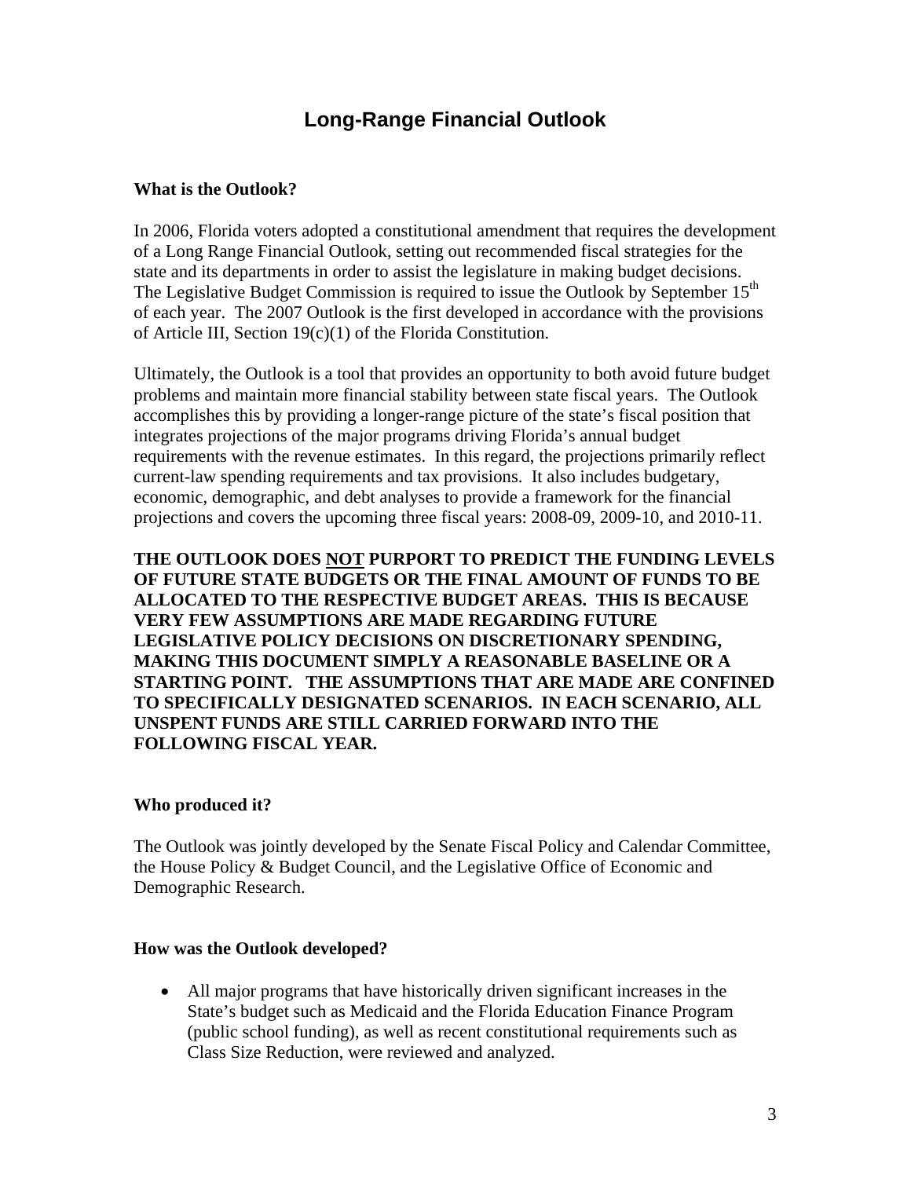# Long-Range Financial Outlook

### What is the Outlook?

In 2006, Florida voters adopted a constitutional amendment that requires the development of a Long Range Financial Outlook, setting out recommended fiscal strategies for the state and its departments in order to assist the legislature in making budget decisions. The Legislative Budget Commission is required to issue the Outlook by September 15th of each year. The 2007 Outlook is the first developed in accordance with the provisions of Article III, Section 19(c)(1) of the Florida Constitution.

Ultimately, the Outlook is a tool that provides an opportunity to both avoid future budget problems and maintain more financial stability between state fiscal years. The Outlook accomplishes this by providing a longer-range picture of the state's fiscal position that integrates projections of the major programs driving Florida's annual budget requirements with the revenue estimates. In this regard, the projections primarily reflect current-law spending requirements and tax provisions. It also includes budgetary, economic, demographic, and debt analyses to provide a framework for the financial projections and covers the upcoming three fiscal years: 2008-09, 2009-10, and 2010-11.

**THE OUTLOOK DOES <u>NOT</u> PURPORT TO PREDICT THE FUNDING LEVELS OF FUTURE STATE BUDGETS OR THE FINAL AMOUNT OF FUNDS TO BE ALLOCATED TO THE RESPECTIVE BUDGET AREAS. THIS IS BECAUSE VERY FEW ASSUMPTIONS ARE MADE REGARDING FUTURE LEGISLATIVE POLICY DECISIONS ON DISCRETIONARY SPENDING, MAKING THIS DOCUMENT SIMPLY A REASONABLE BASELINE OR A STARTING POINT. THE ASSUMPTIONS THAT ARE MADE ARE CONFINED TO SPECIFICALLY DESIGNATED SCENARIOS. IN EACH SCENARIO, ALL UNSPENT FUNDS ARE STILL CARRIED FORWARD INTO THE FOLLOWING FISCAL YEAR.**

### Who produced it?

The Outlook was jointly developed by the Senate Fiscal Policy and Calendar Committee, the House Policy & Budget Council, and the Legislative Office of Economic and Demographic Research.

### How was the Outlook developed?

- All major programs that have historically driven significant increases in the State's budget such as Medicaid and the Florida Education Finance Program (public school funding), as well as recent constitutional requirements such as Class Size Reduction, were reviewed and analyzed.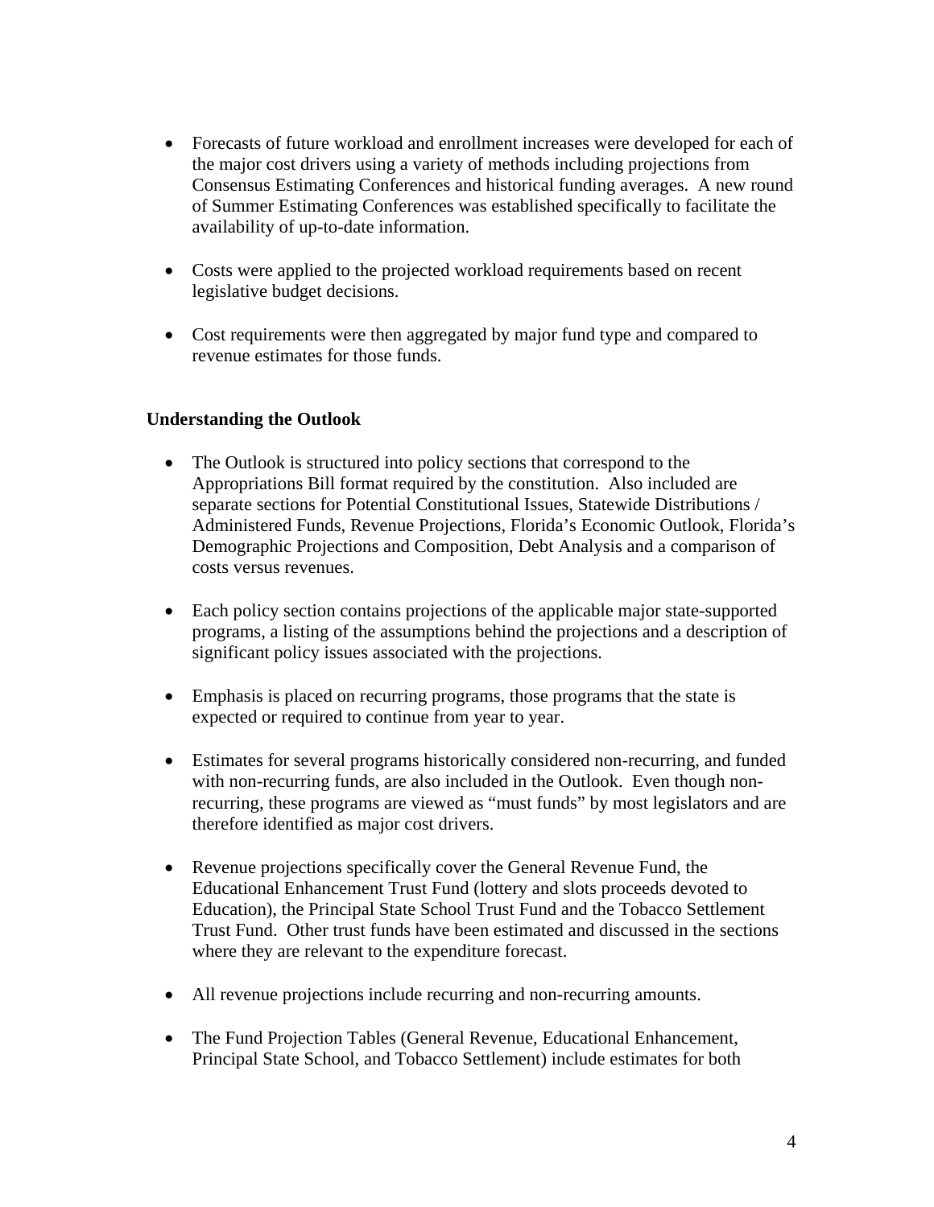- Forecasts of future workload and enrollment increases were developed for each of the major cost drivers using a variety of methods including projections from Consensus Estimating Conferences and historical funding averages. A new round of Summer Estimating Conferences was established specifically to facilitate the availability of up-to-date information.

- Costs were applied to the projected workload requirements based on recent legislative budget decisions.

- Cost requirements were then aggregated by major fund type and compared to revenue estimates for those funds.

**Understanding the Outlook**

- The Outlook is structured into policy sections that correspond to the Appropriations Bill format required by the constitution. Also included are separate sections for Potential Constitutional Issues, Statewide Distributions / Administered Funds, Revenue Projections, Florida's Economic Outlook, Florida's Demographic Projections and Composition, Debt Analysis and a comparison of costs versus revenues.

- Each policy section contains projections of the applicable major state-supported programs, a listing of the assumptions behind the projections and a description of significant policy issues associated with the projections.

- Emphasis is placed on recurring programs, those programs that the state is expected or required to continue from year to year.

- Estimates for several programs historically considered non-recurring, and funded with non-recurring funds, are also included in the Outlook. Even though non-recurring, these programs are viewed as "must funds" by most legislators and are therefore identified as major cost drivers.

- Revenue projections specifically cover the General Revenue Fund, the Educational Enhancement Trust Fund (lottery and slots proceeds devoted to Education), the Principal State School Trust Fund and the Tobacco Settlement Trust Fund. Other trust funds have been estimated and discussed in the sections where they are relevant to the expenditure forecast.

- All revenue projections include recurring and non-recurring amounts.

- The Fund Projection Tables (General Revenue, Educational Enhancement, Principal State School, and Tobacco Settlement) include estimates for both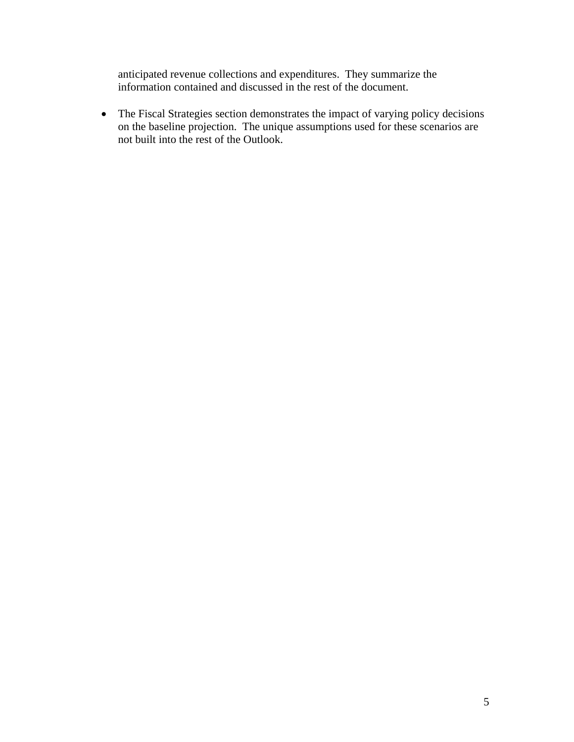anticipated revenue collections and expenditures.  They summarize the information contained and discussed in the rest of the document.

- The Fiscal Strategies section demonstrates the impact of varying policy decisions on the baseline projection.  The unique assumptions used for these scenarios are not built into the rest of the Outlook.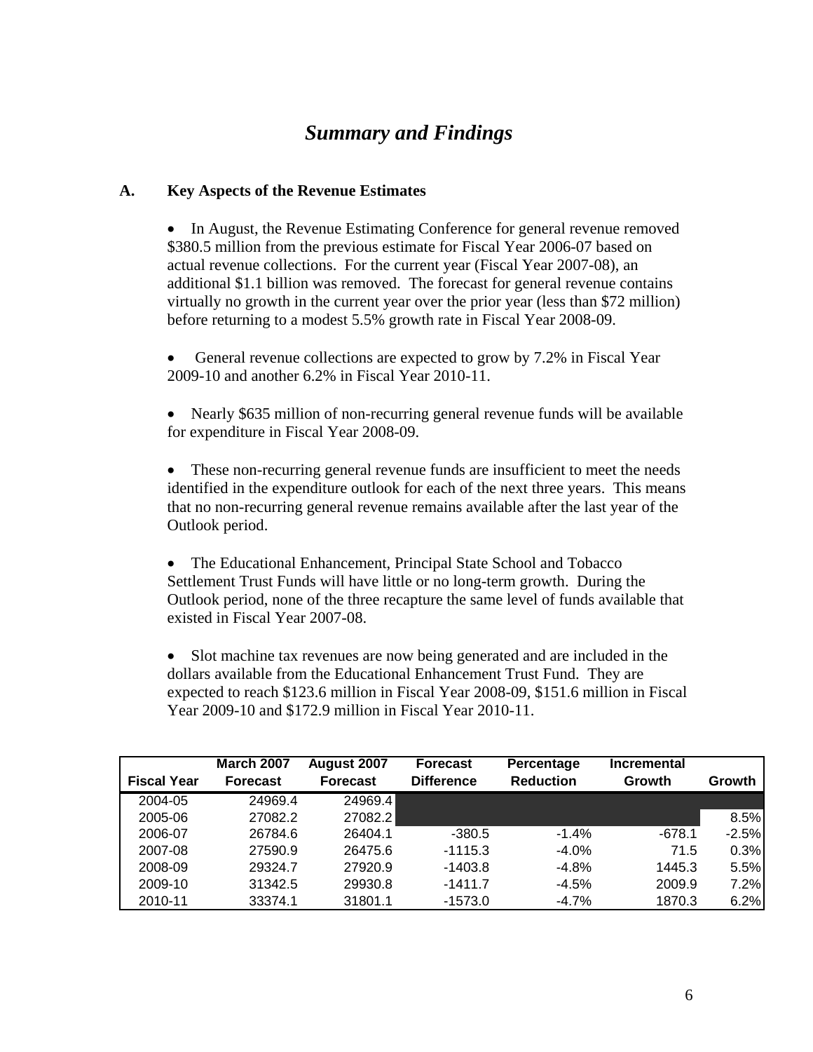# *Summary and Findings*

## A. Key Aspects of the Revenue Estimates

- In August, the Revenue Estimating Conference for general revenue removed $380.5 million from the previous estimate for Fiscal Year 2006-07 based on actual revenue collections. For the current year (Fiscal Year 2007-08), an additional $1.1 billion was removed. The forecast for general revenue contains virtually no growth in the current year over the prior year (less than $72 million) before returning to a modest 5.5% growth rate in Fiscal Year 2008-09.

- General revenue collections are expected to grow by 7.2% in Fiscal Year 2009-10 and another 6.2% in Fiscal Year 2010-11.

- Nearly $635 million of non-recurring general revenue funds will be available for expenditure in Fiscal Year 2008-09.

- These non-recurring general revenue funds are insufficient to meet the needs identified in the expenditure outlook for each of the next three years. This means that no non-recurring general revenue remains available after the last year of the Outlook period.

- The Educational Enhancement, Principal State School and Tobacco Settlement Trust Funds will have little or no long-term growth. During the Outlook period, none of the three recapture the same level of funds available that existed in Fiscal Year 2007-08.

- Slot machine tax revenues are now being generated and are included in the dollars available from the Educational Enhancement Trust Fund. They are expected to reach $123.6 million in Fiscal Year 2008-09, $151.6 million in Fiscal Year 2009-10 and $172.9 million in Fiscal Year 2010-11.

| Fiscal Year | March 2007 Forecast | August 2007 Forecast | Forecast Difference | Percentage Reduction | Incremental Growth | Growth |
|---|---|---|---|---|---|---|
| 2004-05 | 24969.4 | 24969.4 | | | | |
| 2005-06 | 27082.2 | 27082.2 | | | | 8.5% |
| 2006-07 | 26784.6 | 26404.1 | -380.5 | -1.4% | -678.1 | -2.5% |
| 2007-08 | 27590.9 | 26475.6 | -1115.3 | -4.0% | 71.5 | 0.3% |
| 2008-09 | 29324.7 | 27920.9 | -1403.8 | -4.8% | 1445.3 | 5.5% |
| 2009-10 | 31342.5 | 29930.8 | -1411.7 | -4.5% | 2009.9 | 7.2% |
| 2010-11 | 33374.1 | 31801.1 | -1573.0 | -4.7% | 1870.3 | 6.2% |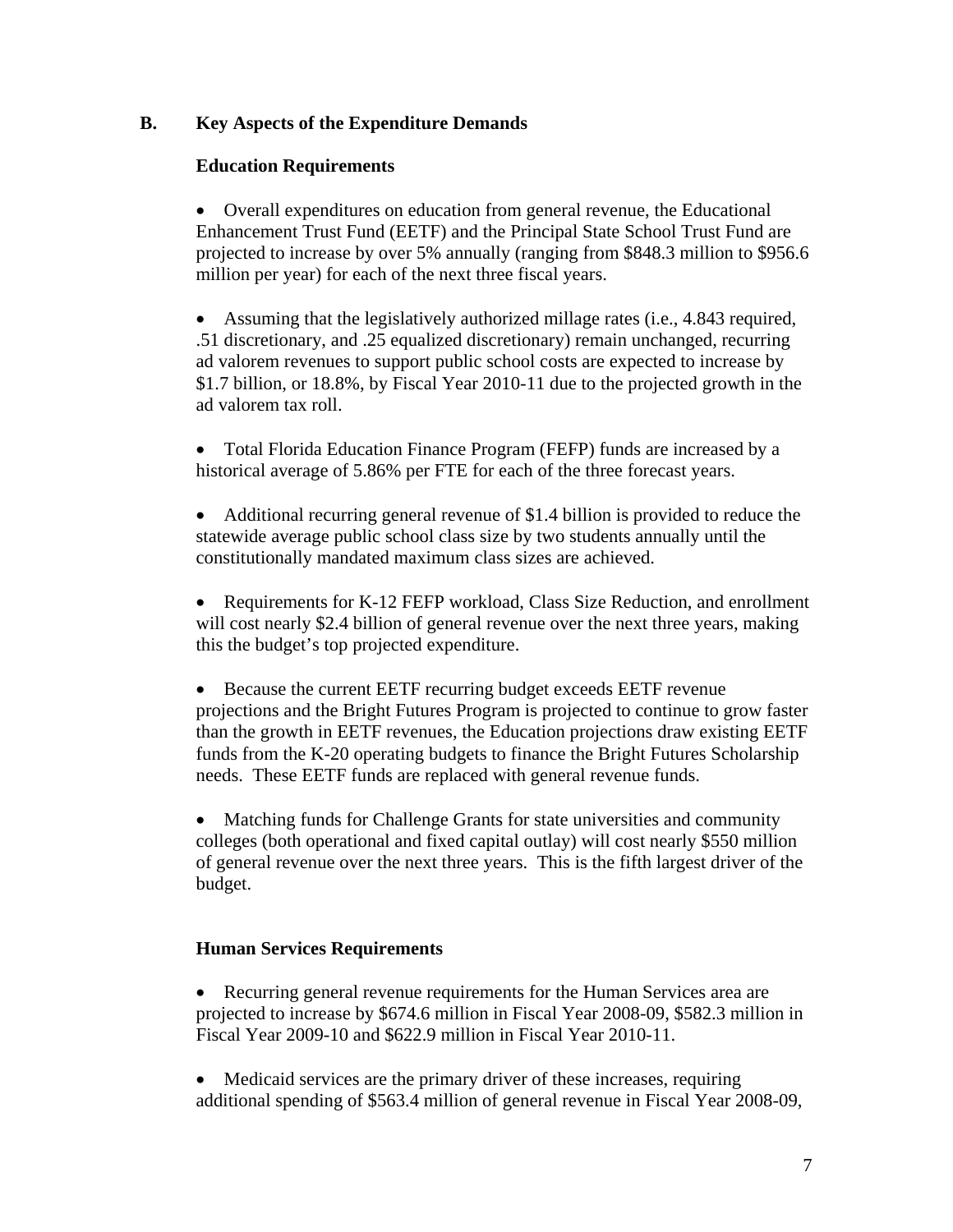## B. Key Aspects of the Expenditure Demands

### Education Requirements

- Overall expenditures on education from general revenue, the Educational Enhancement Trust Fund (EETF) and the Principal State School Trust Fund are projected to increase by over 5% annually (ranging from $848.3 million to $956.6 million per year) for each of the next three fiscal years.

- Assuming that the legislatively authorized millage rates (i.e., 4.843 required, .51 discretionary, and .25 equalized discretionary) remain unchanged, recurring ad valorem revenues to support public school costs are expected to increase by $1.7 billion, or 18.8%, by Fiscal Year 2010-11 due to the projected growth in the ad valorem tax roll.

- Total Florida Education Finance Program (FEFP) funds are increased by a historical average of 5.86% per FTE for each of the three forecast years.

- Additional recurring general revenue of $1.4 billion is provided to reduce the statewide average public school class size by two students annually until the constitutionally mandated maximum class sizes are achieved.

- Requirements for K-12 FEFP workload, Class Size Reduction, and enrollment will cost nearly $2.4 billion of general revenue over the next three years, making this the budget's top projected expenditure.

- Because the current EETF recurring budget exceeds EETF revenue projections and the Bright Futures Program is projected to continue to grow faster than the growth in EETF revenues, the Education projections draw existing EETF funds from the K-20 operating budgets to finance the Bright Futures Scholarship needs. These EETF funds are replaced with general revenue funds.

- Matching funds for Challenge Grants for state universities and community colleges (both operational and fixed capital outlay) will cost nearly $550 million of general revenue over the next three years. This is the fifth largest driver of the budget.

### Human Services Requirements

- Recurring general revenue requirements for the Human Services area are projected to increase by $674.6 million in Fiscal Year 2008-09, $582.3 million in Fiscal Year 2009-10 and $622.9 million in Fiscal Year 2010-11.

- Medicaid services are the primary driver of these increases, requiring additional spending of $563.4 million of general revenue in Fiscal Year 2008-09,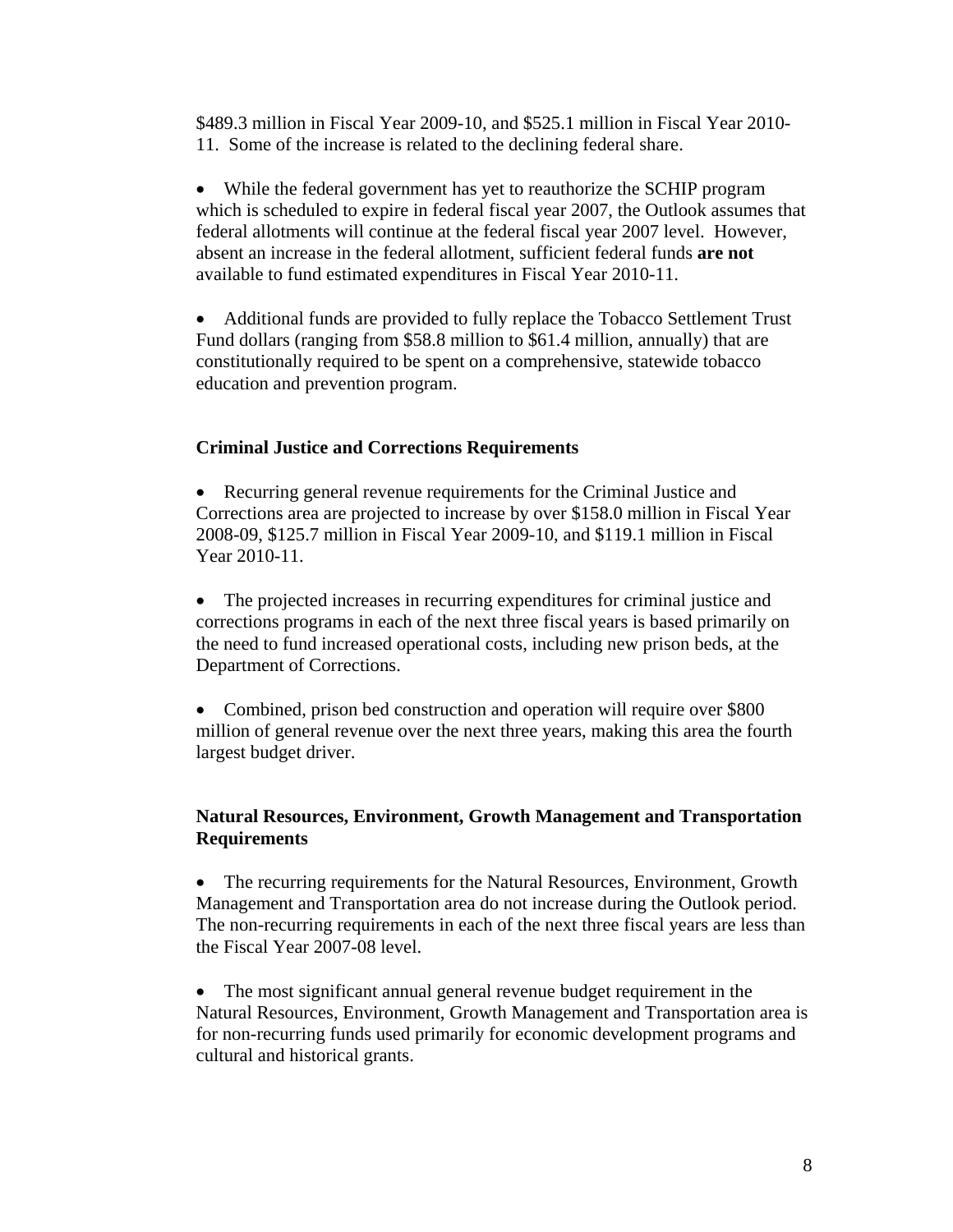$489.3 million in Fiscal Year 2009-10, and $525.1 million in Fiscal Year 2010-11. Some of the increase is related to the declining federal share.

- While the federal government has yet to reauthorize the SCHIP program which is scheduled to expire in federal fiscal year 2007, the Outlook assumes that federal allotments will continue at the federal fiscal year 2007 level. However, absent an increase in the federal allotment, sufficient federal funds **are not** available to fund estimated expenditures in Fiscal Year 2010-11.

- Additional funds are provided to fully replace the Tobacco Settlement Trust Fund dollars (ranging from $58.8 million to $61.4 million, annually) that are constitutionally required to be spent on a comprehensive, statewide tobacco education and prevention program.

**Criminal Justice and Corrections Requirements**

- Recurring general revenue requirements for the Criminal Justice and Corrections area are projected to increase by over $158.0 million in Fiscal Year 2008-09, $125.7 million in Fiscal Year 2009-10, and $119.1 million in Fiscal Year 2010-11.

- The projected increases in recurring expenditures for criminal justice and corrections programs in each of the next three fiscal years is based primarily on the need to fund increased operational costs, including new prison beds, at the Department of Corrections.

- Combined, prison bed construction and operation will require over $800 million of general revenue over the next three years, making this area the fourth largest budget driver.

**Natural Resources, Environment, Growth Management and Transportation Requirements**

- The recurring requirements for the Natural Resources, Environment, Growth Management and Transportation area do not increase during the Outlook period. The non-recurring requirements in each of the next three fiscal years are less than the Fiscal Year 2007-08 level.

- The most significant annual general revenue budget requirement in the Natural Resources, Environment, Growth Management and Transportation area is for non-recurring funds used primarily for economic development programs and cultural and historical grants.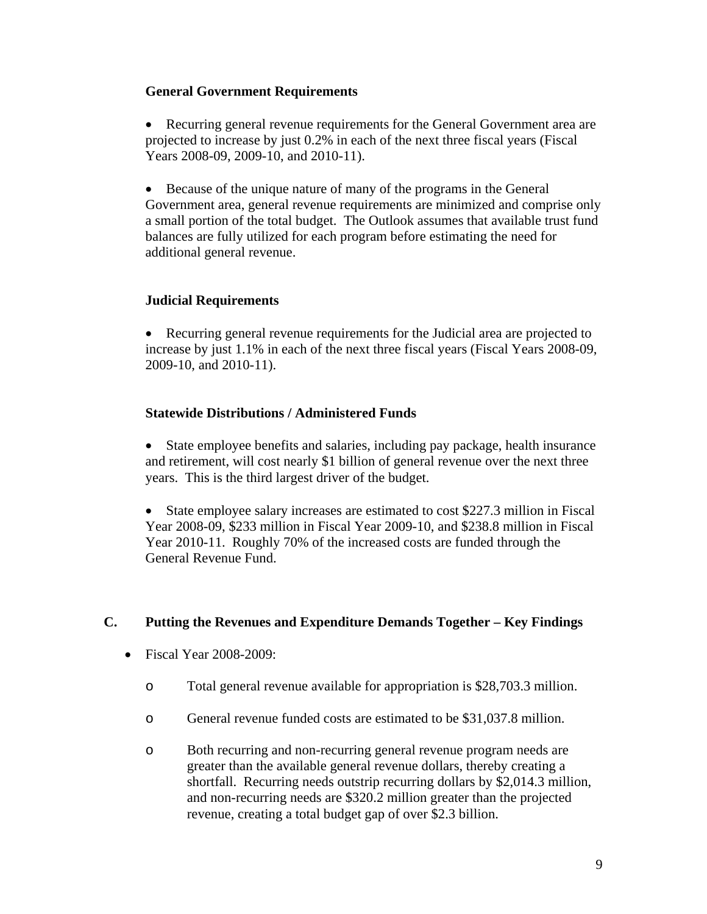**General Government Requirements**

- Recurring general revenue requirements for the General Government area are projected to increase by just 0.2% in each of the next three fiscal years (Fiscal Years 2008-09, 2009-10, and 2010-11).

- Because of the unique nature of many of the programs in the General Government area, general revenue requirements are minimized and comprise only a small portion of the total budget. The Outlook assumes that available trust fund balances are fully utilized for each program before estimating the need for additional general revenue.

**Judicial Requirements**

- Recurring general revenue requirements for the Judicial area are projected to increase by just 1.1% in each of the next three fiscal years (Fiscal Years 2008-09, 2009-10, and 2010-11).

**Statewide Distributions / Administered Funds**

- State employee benefits and salaries, including pay package, health insurance and retirement, will cost nearly $1 billion of general revenue over the next three years. This is the third largest driver of the budget.

- State employee salary increases are estimated to cost $227.3 million in Fiscal Year 2008-09, $233 million in Fiscal Year 2009-10, and $238.8 million in Fiscal Year 2010-11. Roughly 70% of the increased costs are funded through the General Revenue Fund.

## C. Putting the Revenues and Expenditure Demands Together – Key Findings

- Fiscal Year 2008-2009:
  - Total general revenue available for appropriation is $28,703.3 million.
  - General revenue funded costs are estimated to be $31,037.8 million.
  - Both recurring and non-recurring general revenue program needs are greater than the available general revenue dollars, thereby creating a shortfall. Recurring needs outstrip recurring dollars by $2,014.3 million, and non-recurring needs are $320.2 million greater than the projected revenue, creating a total budget gap of over $2.3 billion.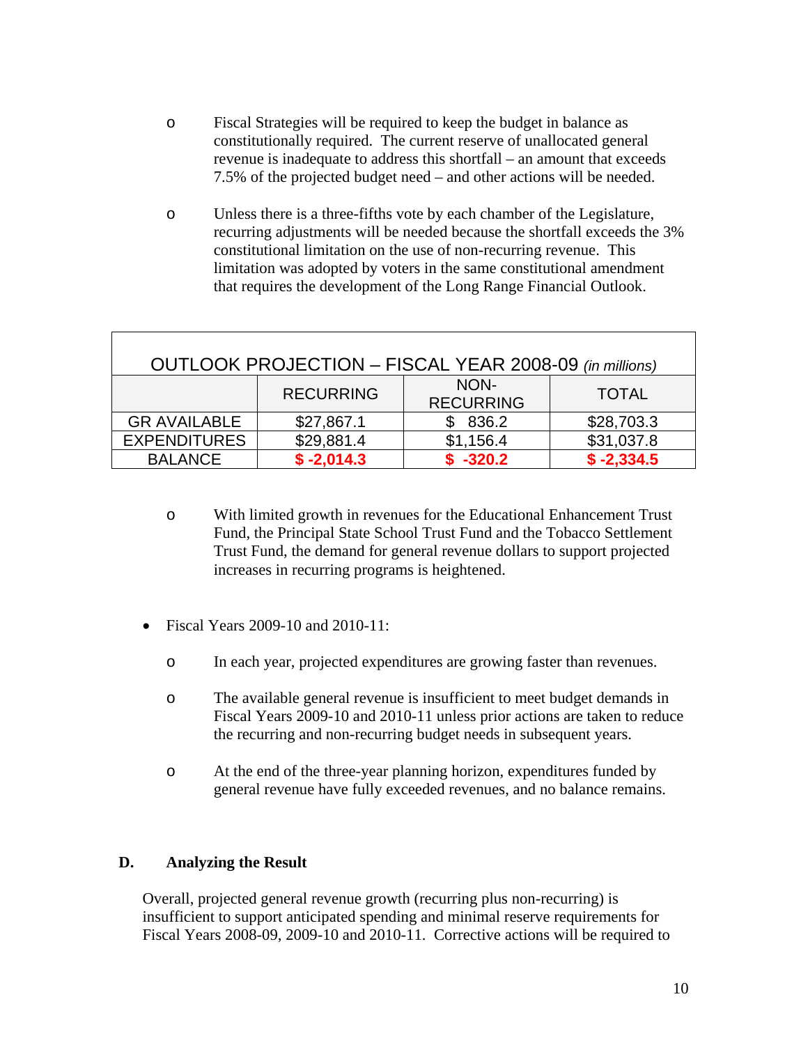- Fiscal Strategies will be required to keep the budget in balance as constitutionally required. The current reserve of unallocated general revenue is inadequate to address this shortfall – an amount that exceeds 7.5% of the projected budget need – and other actions will be needed.

- Unless there is a three-fifths vote by each chamber of the Legislature, recurring adjustments will be needed because the shortfall exceeds the 3% constitutional limitation on the use of non-recurring revenue. This limitation was adopted by voters in the same constitutional amendment that requires the development of the Long Range Financial Outlook.

| OUTLOOK PROJECTION – FISCAL YEAR 2008-09 *(in millions)* | | | |
|---|---|---|---|
| | RECURRING | NON-RECURRING | TOTAL |
| GR AVAILABLE | $27,867.1 | $ 836.2 | $28,703.3 |
| EXPENDITURES | $29,881.4 | $1,156.4 | $31,037.8 |
| BALANCE | **$ -2,014.3** | **$ -320.2** | **$ -2,334.5** |

- With limited growth in revenues for the Educational Enhancement Trust Fund, the Principal State School Trust Fund and the Tobacco Settlement Trust Fund, the demand for general revenue dollars to support projected increases in recurring programs is heightened.

- Fiscal Years 2009-10 and 2010-11:
  - In each year, projected expenditures are growing faster than revenues.
  - The available general revenue is insufficient to meet budget demands in Fiscal Years 2009-10 and 2010-11 unless prior actions are taken to reduce the recurring and non-recurring budget needs in subsequent years.
  - At the end of the three-year planning horizon, expenditures funded by general revenue have fully exceeded revenues, and no balance remains.

### D. Analyzing the Result

Overall, projected general revenue growth (recurring plus non-recurring) is insufficient to support anticipated spending and minimal reserve requirements for Fiscal Years 2008-09, 2009-10 and 2010-11. Corrective actions will be required to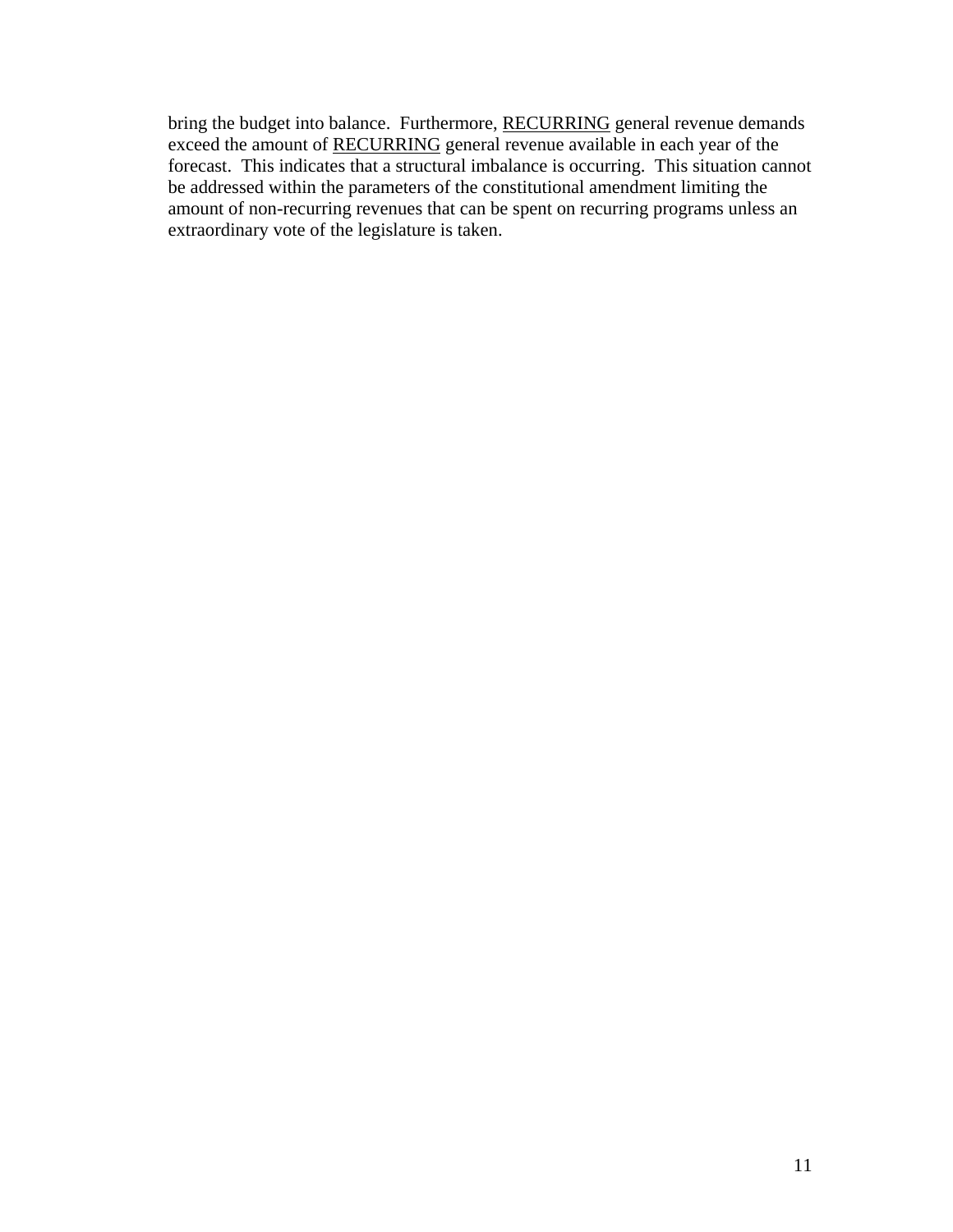bring the budget into balance. Furthermore, <u>RECURRING</u> general revenue demands exceed the amount of <u>RECURRING</u> general revenue available in each year of the forecast. This indicates that a structural imbalance is occurring. This situation cannot be addressed within the parameters of the constitutional amendment limiting the amount of non-recurring revenues that can be spent on recurring programs unless an extraordinary vote of the legislature is taken.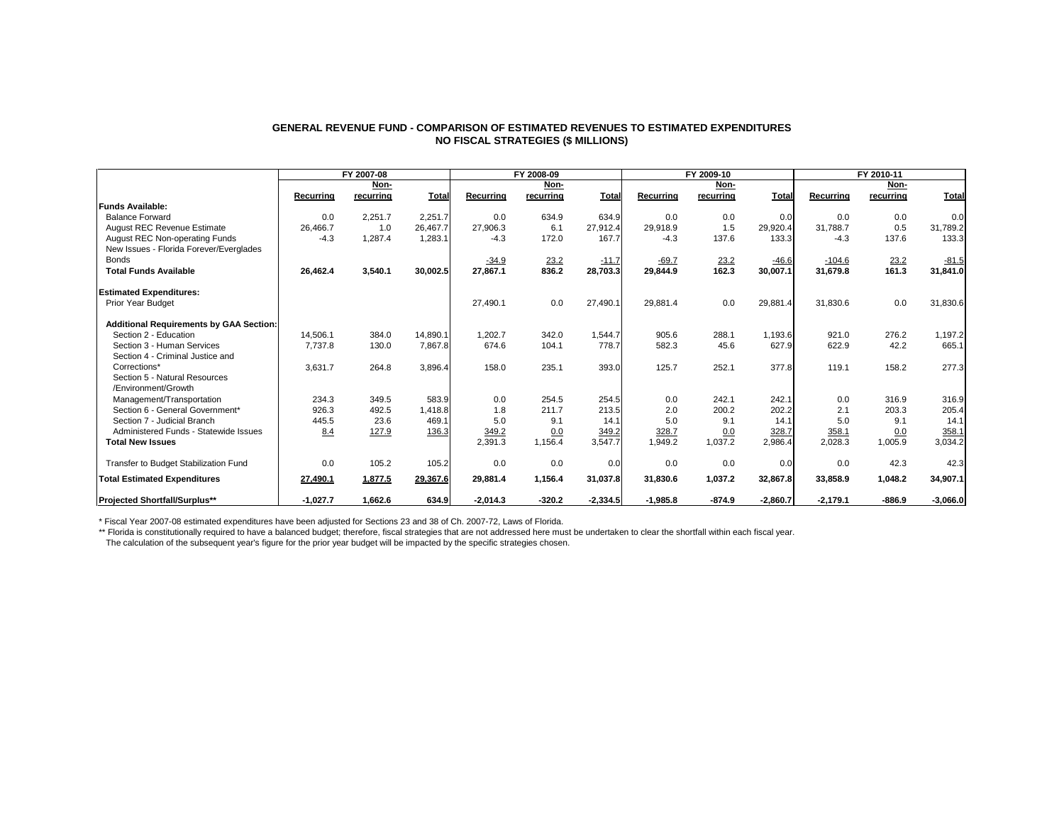# GENERAL REVENUE FUND - COMPARISON OF ESTIMATED REVENUES TO ESTIMATED EXPENDITURES
## NO FISCAL STRATEGIES ($ MILLIONS)

| | FY 2007-08 | | | FY 2008-09 | | | FY 2009-10 | | | FY 2010-11 | | |
|---|---|---|---|---|---|---|---|---|---|---|---|---|
| | Recurring | Non-recurring | Total | Recurring | Non-recurring | Total | Recurring | Non-recurring | Total | Recurring | Non-recurring | Total |
| **Funds Available:** | | | | | | | | | | | | |
| Balance Forward | 0.0 | 2,251.7 | 2,251.7 | 0.0 | 634.9 | 634.9 | 0.0 | 0.0 | 0.0 | 0.0 | 0.0 | 0.0 |
| August REC Revenue Estimate | 26,466.7 | 1.0 | 26,467.7 | 27,906.3 | 6.1 | 27,912.4 | 29,918.9 | 1.5 | 29,920.4 | 31,788.7 | 0.5 | 31,789.2 |
| August REC Non-operating Funds | -4.3 | 1,287.4 | 1,283.1 | -4.3 | 172.0 | 167.7 | -4.3 | 137.6 | 133.3 | -4.3 | 137.6 | 133.3 |
| New Issues - Florida Forever/Everglades Bonds | | | | -34.9 | 23.2 | -11.7 | -69.7 | 23.2 | -46.6 | -104.6 | 23.2 | -81.5 |
| **Total Funds Available** | **26,462.4** | **3,540.1** | **30,002.5** | **27,867.1** | **836.2** | **28,703.3** | **29,844.9** | **162.3** | **30,007.1** | **31,679.8** | **161.3** | **31,841.0** |
| **Estimated Expenditures:** | | | | | | | | | | | | |
| Prior Year Budget | | | | 27,490.1 | 0.0 | 27,490.1 | 29,881.4 | 0.0 | 29,881.4 | 31,830.6 | 0.0 | 31,830.6 |
| **Additional Requirements by GAA Section:** | | | | | | | | | | | | |
| Section 2 - Education | 14,506.1 | 384.0 | 14,890.1 | 1,202.7 | 342.0 | 1,544.7 | 905.6 | 288.1 | 1,193.6 | 921.0 | 276.2 | 1,197.2 |
| Section 3 - Human Services | 7,737.8 | 130.0 | 7,867.8 | 674.6 | 104.1 | 778.7 | 582.3 | 45.6 | 627.9 | 622.9 | 42.2 | 665.1 |
| Section 4 - Criminal Justice and Corrections* | 3,631.7 | 264.8 | 3,896.4 | 158.0 | 235.1 | 393.0 | 125.7 | 252.1 | 377.8 | 119.1 | 158.2 | 277.3 |
| Section 5 - Natural Resources /Environment/Growth Management/Transportation | 234.3 | 349.5 | 583.9 | 0.0 | 254.5 | 254.5 | 0.0 | 242.1 | 242.1 | 0.0 | 316.9 | 316.9 |
| Section 6 - General Government* | 926.3 | 492.5 | 1,418.8 | 1.8 | 211.7 | 213.5 | 2.0 | 200.2 | 202.2 | 2.1 | 203.3 | 205.4 |
| Section 7 - Judicial Branch | 445.5 | 23.6 | 469.1 | 5.0 | 9.1 | 14.1 | 5.0 | 9.1 | 14.1 | 5.0 | 9.1 | 14.1 |
| Administered Funds - Statewide Issues | 8.4 | 127.9 | 136.3 | 349.2 | 0.0 | 349.2 | 328.7 | 0.0 | 328.7 | 358.1 | 0.0 | 358.1 |
| **Total New Issues** | | | | 2,391.3 | 1,156.4 | 3,547.7 | 1,949.2 | 1,037.2 | 2,986.4 | 2,028.3 | 1,005.9 | 3,034.2 |
| Transfer to Budget Stabilization Fund | 0.0 | 105.2 | 105.2 | 0.0 | 0.0 | 0.0 | 0.0 | 0.0 | 0.0 | 0.0 | 42.3 | 42.3 |
| **Total Estimated Expenditures** | **27,490.1** | **1,877.5** | **29,367.6** | **29,881.4** | **1,156.4** | **31,037.8** | **31,830.6** | **1,037.2** | **32,867.8** | **33,858.9** | **1,048.2** | **34,907.1** |
| **Projected Shortfall/Surplus**** | **-1,027.7** | **1,662.6** | **634.9** | **-2,014.3** | **-320.2** | **-2,334.5** | **-1,985.8** | **-874.9** | **-2,860.7** | **-2,179.1** | **-886.9** | **-3,066.0** |

* Fiscal Year 2007-08 estimated expenditures have been adjusted for Sections 23 and 38 of Ch. 2007-72, Laws of Florida.

** Florida is constitutionally required to have a balanced budget; therefore, fiscal strategies that are not addressed here must be undertaken to clear the shortfall within each fiscal year. The calculation of the subsequent year's figure for the prior year budget will be impacted by the specific strategies chosen.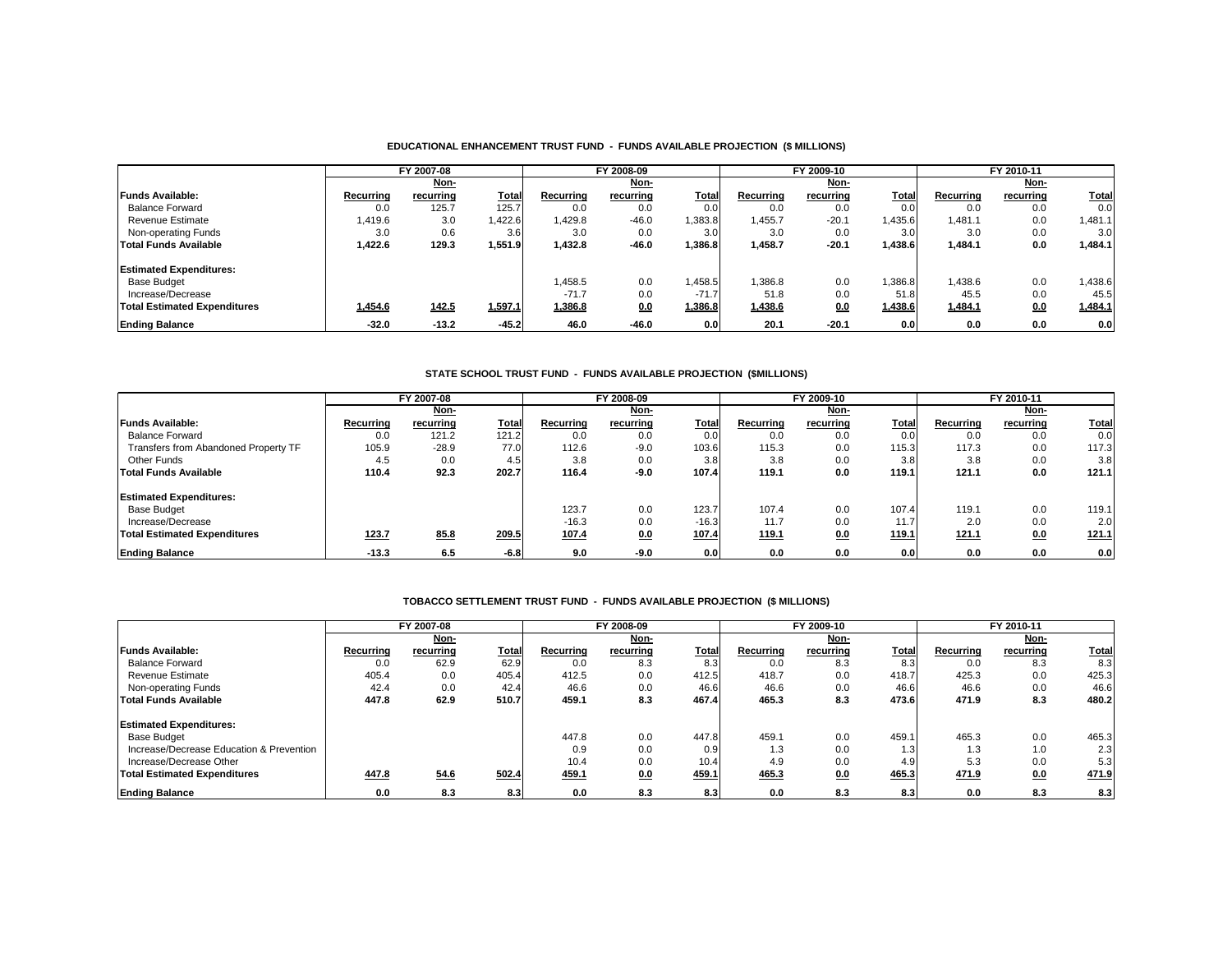**EDUCATIONAL ENHANCEMENT TRUST FUND - FUNDS AVAILABLE PROJECTION ($ MILLIONS)**

| | FY 2007-08 | | | FY 2008-09 | | | FY 2009-10 | | | FY 2010-11 | | |
|---|---|---|---|---|---|---|---|---|---|---|---|---|
| **Funds Available:** | Recurring | Non-recurring | Total | Recurring | Non-recurring | Total | Recurring | Non-recurring | Total | Recurring | Non-recurring | Total |
| Balance Forward | 0.0 | 125.7 | 125.7 | 0.0 | 0.0 | 0.0 | 0.0 | 0.0 | 0.0 | 0.0 | 0.0 | 0.0 |
| Revenue Estimate | 1,419.6 | 3.0 | 1,422.6 | 1,429.8 | -46.0 | 1,383.8 | 1,455.7 | -20.1 | 1,435.6 | 1,481.1 | 0.0 | 1,481.1 |
| Non-operating Funds | 3.0 | 0.6 | 3.6 | 3.0 | 0.0 | 3.0 | 3.0 | 0.0 | 3.0 | 3.0 | 0.0 | 3.0 |
| **Total Funds Available** | **1,422.6** | **129.3** | **1,551.9** | **1,432.8** | **-46.0** | **1,386.8** | **1,458.7** | **-20.1** | **1,438.6** | **1,484.1** | **0.0** | **1,484.1** |
| **Estimated Expenditures:** | | | | | | | | | | | | |
| Base Budget | | | | 1,458.5 | 0.0 | 1,458.5 | 1,386.8 | 0.0 | 1,386.8 | 1,438.6 | 0.0 | 1,438.6 |
| Increase/Decrease | | | | -71.7 | 0.0 | -71.7 | 51.8 | 0.0 | 51.8 | 45.5 | 0.0 | 45.5 |
| **Total Estimated Expenditures** | **1,454.6** | **142.5** | **1,597.1** | **1,386.8** | **0.0** | **1,386.8** | **1,438.6** | **0.0** | **1,438.6** | **1,484.1** | **0.0** | **1,484.1** |
| **Ending Balance** | **-32.0** | **-13.2** | **-45.2** | **46.0** | **-46.0** | **0.0** | **20.1** | **-20.1** | **0.0** | **0.0** | **0.0** | **0.0** |

**STATE SCHOOL TRUST FUND - FUNDS AVAILABLE PROJECTION ($MILLIONS)**

| | FY 2007-08 | | | FY 2008-09 | | | FY 2009-10 | | | FY 2010-11 | | |
|---|---|---|---|---|---|---|---|---|---|---|---|---|
| **Funds Available:** | Recurring | Non-recurring | Total | Recurring | Non-recurring | Total | Recurring | Non-recurring | Total | Recurring | Non-recurring | Total |
| Balance Forward | 0.0 | 121.2 | 121.2 | 0.0 | 0.0 | 0.0 | 0.0 | 0.0 | 0.0 | 0.0 | 0.0 | 0.0 |
| Transfers from Abandoned Property TF | 105.9 | -28.9 | 77.0 | 112.6 | -9.0 | 103.6 | 115.3 | 0.0 | 115.3 | 117.3 | 0.0 | 117.3 |
| Other Funds | 4.5 | 0.0 | 4.5 | 3.8 | 0.0 | 3.8 | 3.8 | 0.0 | 3.8 | 3.8 | 0.0 | 3.8 |
| **Total Funds Available** | **110.4** | **92.3** | **202.7** | **116.4** | **-9.0** | **107.4** | **119.1** | **0.0** | **119.1** | **121.1** | **0.0** | **121.1** |
| **Estimated Expenditures:** | | | | | | | | | | | | |
| Base Budget | | | | 123.7 | 0.0 | 123.7 | 107.4 | 0.0 | 107.4 | 119.1 | 0.0 | 119.1 |
| Increase/Decrease | | | | -16.3 | 0.0 | -16.3 | 11.7 | 0.0 | 11.7 | 2.0 | 0.0 | 2.0 |
| **Total Estimated Expenditures** | **123.7** | **85.8** | **209.5** | **107.4** | **0.0** | **107.4** | **119.1** | **0.0** | **119.1** | **121.1** | **0.0** | **121.1** |
| **Ending Balance** | **-13.3** | **6.5** | **-6.8** | **9.0** | **-9.0** | **0.0** | **0.0** | **0.0** | **0.0** | **0.0** | **0.0** | **0.0** |

**TOBACCO SETTLEMENT TRUST FUND - FUNDS AVAILABLE PROJECTION ($ MILLIONS)**

| | FY 2007-08 | | | FY 2008-09 | | | FY 2009-10 | | | FY 2010-11 | | |
|---|---|---|---|---|---|---|---|---|---|---|---|---|
| **Funds Available:** | Recurring | Non-recurring | Total | Recurring | Non-recurring | Total | Recurring | Non-recurring | Total | Recurring | Non-recurring | Total |
| Balance Forward | 0.0 | 62.9 | 62.9 | 0.0 | 8.3 | 8.3 | 0.0 | 8.3 | 8.3 | 0.0 | 8.3 | 8.3 |
| Revenue Estimate | 405.4 | 0.0 | 405.4 | 412.5 | 0.0 | 412.5 | 418.7 | 0.0 | 418.7 | 425.3 | 0.0 | 425.3 |
| Non-operating Funds | 42.4 | 0.0 | 42.4 | 46.6 | 0.0 | 46.6 | 46.6 | 0.0 | 46.6 | 46.6 | 0.0 | 46.6 |
| **Total Funds Available** | **447.8** | **62.9** | **510.7** | **459.1** | **8.3** | **467.4** | **465.3** | **8.3** | **473.6** | **471.9** | **8.3** | **480.2** |
| **Estimated Expenditures:** | | | | | | | | | | | | |
| Base Budget | | | | 447.8 | 0.0 | 447.8 | 459.1 | 0.0 | 459.1 | 465.3 | 0.0 | 465.3 |
| Increase/Decrease Education & Prevention | | | | 0.9 | 0.0 | 0.9 | 1.3 | 0.0 | 1.3 | 1.3 | 1.0 | 2.3 |
| Increase/Decrease Other | | | | 10.4 | 0.0 | 10.4 | 4.9 | 0.0 | 4.9 | 5.3 | 0.0 | 5.3 |
| **Total Estimated Expenditures** | **447.8** | **54.6** | **502.4** | **459.1** | **0.0** | **459.1** | **465.3** | **0.0** | **465.3** | **471.9** | **0.0** | **471.9** |
| **Ending Balance** | **0.0** | **8.3** | **8.3** | **0.0** | **8.3** | **8.3** | **0.0** | **8.3** | **8.3** | **0.0** | **8.3** | **8.3** |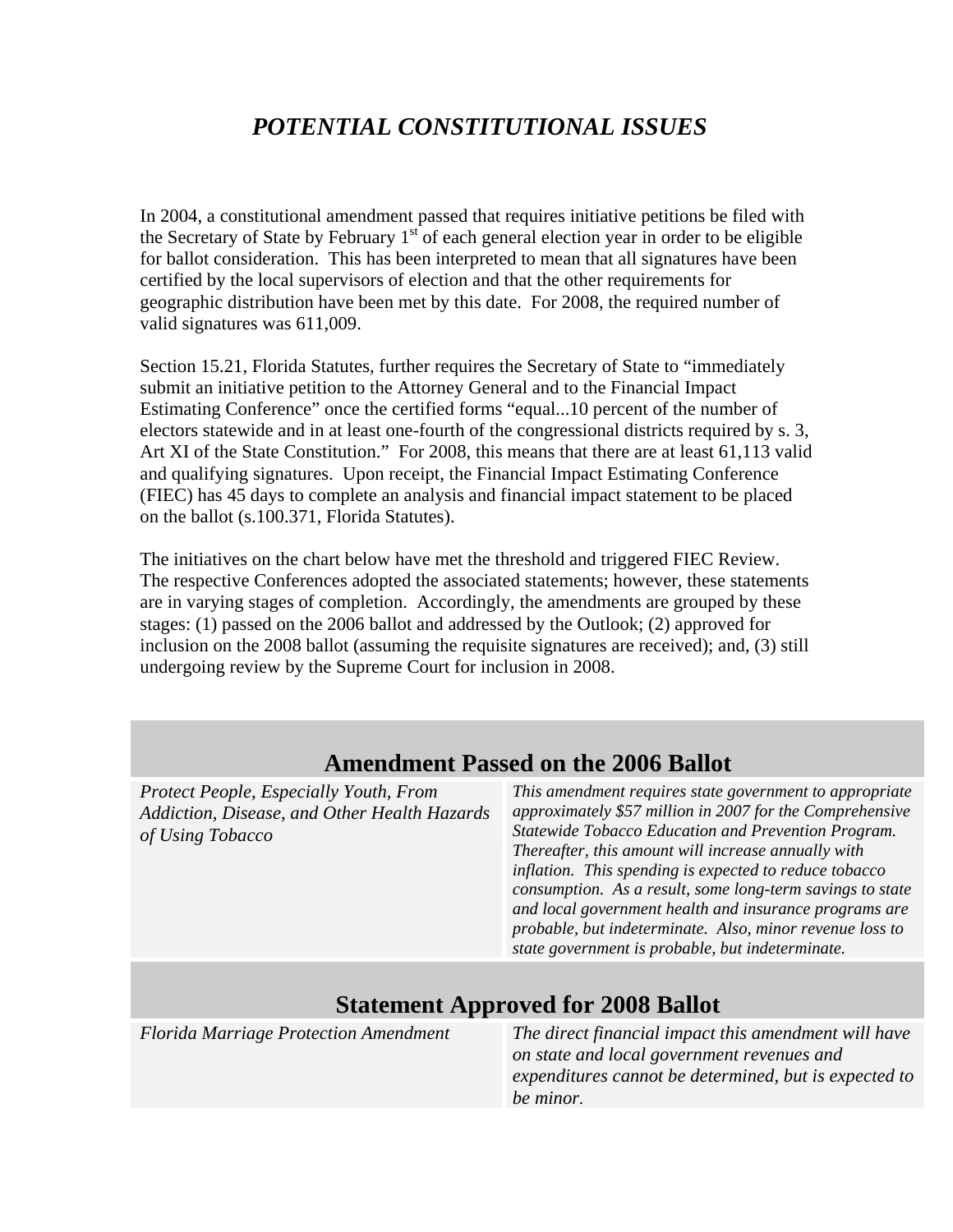# *POTENTIAL CONSTITUTIONAL ISSUES*

In 2004, a constitutional amendment passed that requires initiative petitions be filed with the Secretary of State by February 1st of each general election year in order to be eligible for ballot consideration. This has been interpreted to mean that all signatures have been certified by the local supervisors of election and that the other requirements for geographic distribution have been met by this date. For 2008, the required number of valid signatures was 611,009.

Section 15.21, Florida Statutes, further requires the Secretary of State to "immediately submit an initiative petition to the Attorney General and to the Financial Impact Estimating Conference" once the certified forms "equal...10 percent of the number of electors statewide and in at least one-fourth of the congressional districts required by s. 3, Art XI of the State Constitution." For 2008, this means that there are at least 61,113 valid and qualifying signatures. Upon receipt, the Financial Impact Estimating Conference (FIEC) has 45 days to complete an analysis and financial impact statement to be placed on the ballot (s.100.371, Florida Statutes).

The initiatives on the chart below have met the threshold and triggered FIEC Review. The respective Conferences adopted the associated statements; however, these statements are in varying stages of completion. Accordingly, the amendments are grouped by these stages: (1) passed on the 2006 ballot and addressed by the Outlook; (2) approved for inclusion on the 2008 ballot (assuming the requisite signatures are received); and, (3) still undergoing review by the Supreme Court for inclusion in 2008.

| **Amendment Passed on the 2006 Ballot** | |
|---|---|
| *Protect People, Especially Youth, From Addiction, Disease, and Other Health Hazards of Using Tobacco* | *This amendment requires state government to appropriate approximately $57 million in 2007 for the Comprehensive Statewide Tobacco Education and Prevention Program. Thereafter, this amount will increase annually with inflation. This spending is expected to reduce tobacco consumption. As a result, some long-term savings to state and local government health and insurance programs are probable, but indeterminate. Also, minor revenue loss to state government is probable, but indeterminate.* |
| **Statement Approved for 2008 Ballot** | |
| *Florida Marriage Protection Amendment* | *The direct financial impact this amendment will have on state and local government revenues and expenditures cannot be determined, but is expected to be minor.* |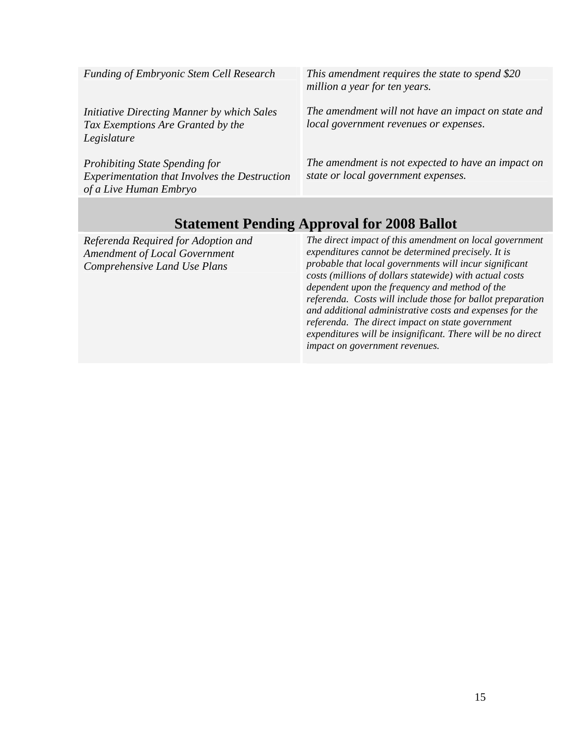| | |
|---|---|
| *Funding of Embryonic Stem Cell Research* | *This amendment requires the state to spend $20 million a year for ten years.* |
| *Initiative Directing Manner by which Sales Tax Exemptions Are Granted by the Legislature* | *The amendment will not have an impact on state and local government revenues or expenses.* |
| *Prohibiting State Spending for Experimentation that Involves the Destruction of a Live Human Embryo* | *The amendment is not expected to have an impact on state or local government expenses.* |

## Statement Pending Approval for 2008 Ballot

| | |
|---|---|
| *Referenda Required for Adoption and Amendment of Local Government Comprehensive Land Use Plans* | *The direct impact of this amendment on local government expenditures cannot be determined precisely. It is probable that local governments will incur significant costs (millions of dollars statewide) with actual costs dependent upon the frequency and method of the referenda. Costs will include those for ballot preparation and additional administrative costs and expenses for the referenda. The direct impact on state government expenditures will be insignificant. There will be no direct impact on government revenues.* |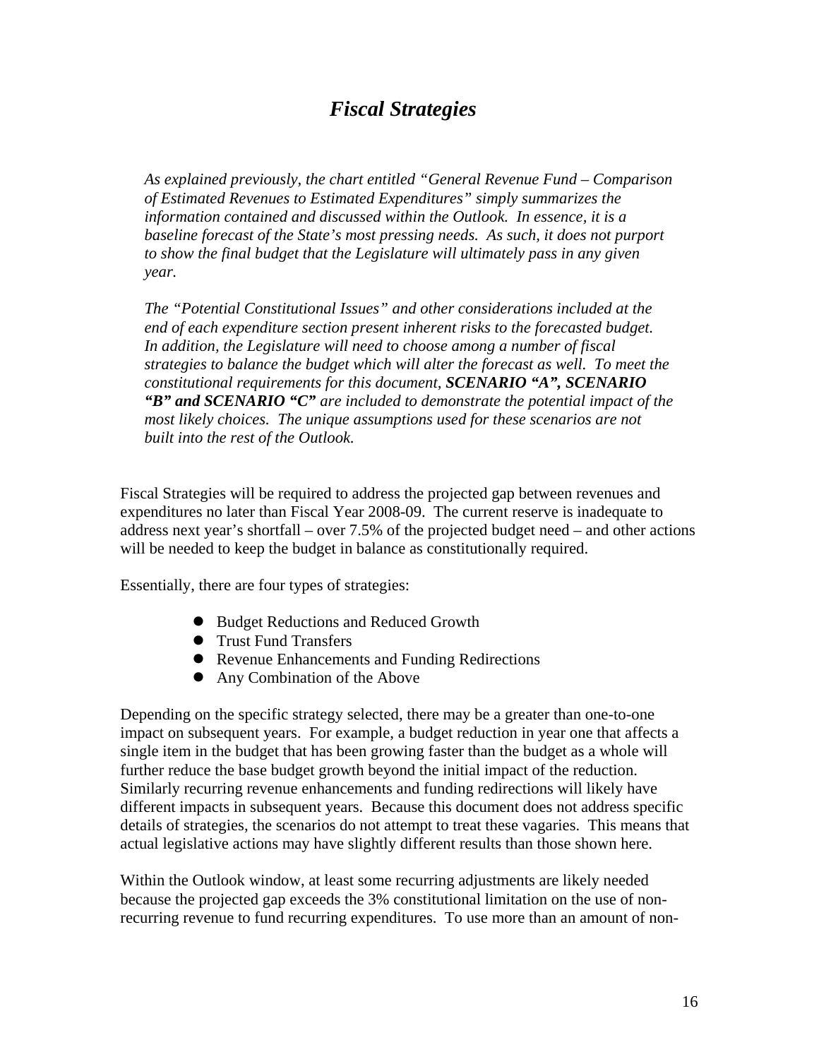# *Fiscal Strategies*

*As explained previously, the chart entitled "General Revenue Fund – Comparison of Estimated Revenues to Estimated Expenditures" simply summarizes the information contained and discussed within the Outlook. In essence, it is a baseline forecast of the State's most pressing needs. As such, it does not purport to show the final budget that the Legislature will ultimately pass in any given year.*

*The "Potential Constitutional Issues" and other considerations included at the end of each expenditure section present inherent risks to the forecasted budget. In addition, the Legislature will need to choose among a number of fiscal strategies to balance the budget which will alter the forecast as well. To meet the constitutional requirements for this document, **SCENARIO "A", SCENARIO "B" and SCENARIO "C"** are included to demonstrate the potential impact of the most likely choices. The unique assumptions used for these scenarios are not built into the rest of the Outlook.*

Fiscal Strategies will be required to address the projected gap between revenues and expenditures no later than Fiscal Year 2008-09. The current reserve is inadequate to address next year's shortfall – over 7.5% of the projected budget need – and other actions will be needed to keep the budget in balance as constitutionally required.

Essentially, there are four types of strategies:

- Budget Reductions and Reduced Growth
- Trust Fund Transfers
- Revenue Enhancements and Funding Redirections
- Any Combination of the Above

Depending on the specific strategy selected, there may be a greater than one-to-one impact on subsequent years. For example, a budget reduction in year one that affects a single item in the budget that has been growing faster than the budget as a whole will further reduce the base budget growth beyond the initial impact of the reduction. Similarly recurring revenue enhancements and funding redirections will likely have different impacts in subsequent years. Because this document does not address specific details of strategies, the scenarios do not attempt to treat these vagaries. This means that actual legislative actions may have slightly different results than those shown here.

Within the Outlook window, at least some recurring adjustments are likely needed because the projected gap exceeds the 3% constitutional limitation on the use of non-recurring revenue to fund recurring expenditures. To use more than an amount of non-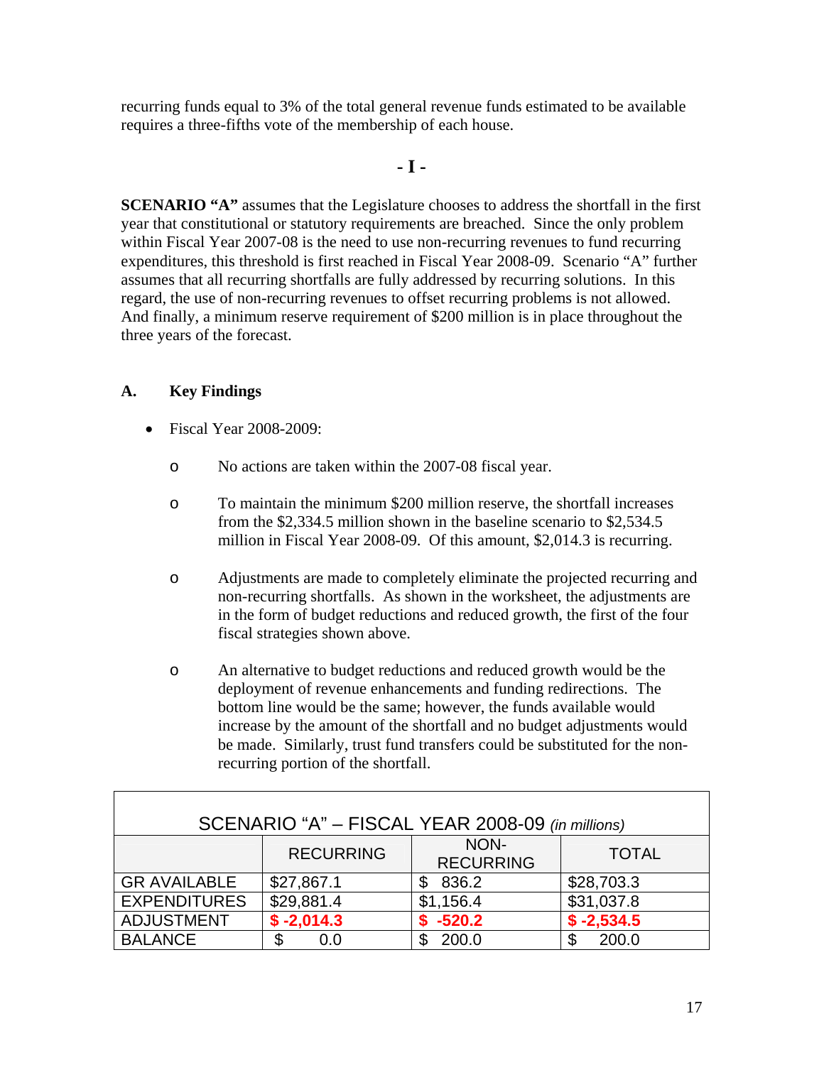recurring funds equal to 3% of the total general revenue funds estimated to be available requires a three-fifths vote of the membership of each house.

**- I -**

**SCENARIO "A"** assumes that the Legislature chooses to address the shortfall in the first year that constitutional or statutory requirements are breached. Since the only problem within Fiscal Year 2007-08 is the need to use non-recurring revenues to fund recurring expenditures, this threshold is first reached in Fiscal Year 2008-09. Scenario "A" further assumes that all recurring shortfalls are fully addressed by recurring solutions. In this regard, the use of non-recurring revenues to offset recurring problems is not allowed. And finally, a minimum reserve requirement of $200 million is in place throughout the three years of the forecast.

## A. Key Findings

- Fiscal Year 2008-2009:
  - No actions are taken within the 2007-08 fiscal year.
  - To maintain the minimum $200 million reserve, the shortfall increases from the $2,334.5 million shown in the baseline scenario to $2,534.5 million in Fiscal Year 2008-09. Of this amount, $2,014.3 is recurring.
  - Adjustments are made to completely eliminate the projected recurring and non-recurring shortfalls. As shown in the worksheet, the adjustments are in the form of budget reductions and reduced growth, the first of the four fiscal strategies shown above.
  - An alternative to budget reductions and reduced growth would be the deployment of revenue enhancements and funding redirections. The bottom line would be the same; however, the funds available would increase by the amount of the shortfall and no budget adjustments would be made. Similarly, trust fund transfers could be substituted for the non-recurring portion of the shortfall.

**SCENARIO "A" – FISCAL YEAR 2008-09** *(in millions)*

| | RECURRING | NON-RECURRING | TOTAL |
|---|---|---|---|
| GR AVAILABLE | $27,867.1 | $ 836.2 | $28,703.3 |
| EXPENDITURES | $29,881.4 | $1,156.4 | $31,037.8 |
| ADJUSTMENT | **$ -2,014.3** | **$ -520.2** | **$ -2,534.5** |
| BALANCE | $ 0.0 | $ 200.0 | $ 200.0 |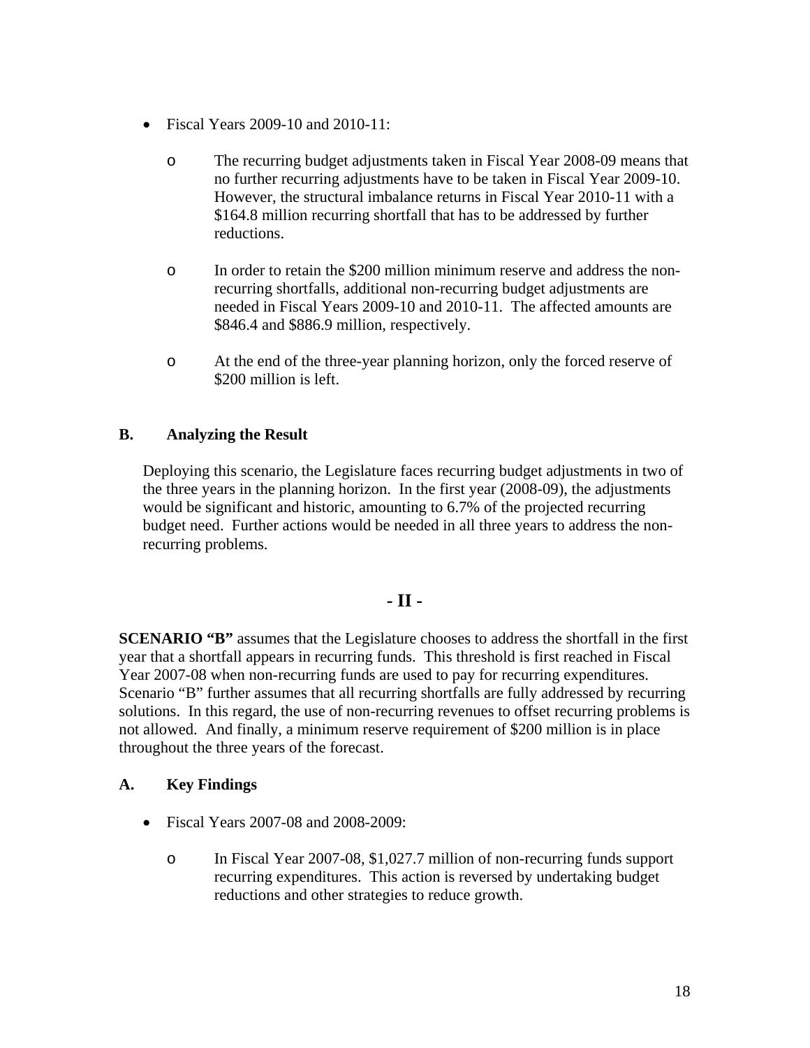- Fiscal Years 2009-10 and 2010-11:
  - The recurring budget adjustments taken in Fiscal Year 2008-09 means that no further recurring adjustments have to be taken in Fiscal Year 2009-10. However, the structural imbalance returns in Fiscal Year 2010-11 with a \$164.8 million recurring shortfall that has to be addressed by further reductions.
  - In order to retain the \$200 million minimum reserve and address the non-recurring shortfalls, additional non-recurring budget adjustments are needed in Fiscal Years 2009-10 and 2010-11. The affected amounts are \$846.4 and \$886.9 million, respectively.
  - At the end of the three-year planning horizon, only the forced reserve of \$200 million is left.

### B. Analyzing the Result

Deploying this scenario, the Legislature faces recurring budget adjustments in two of the three years in the planning horizon. In the first year (2008-09), the adjustments would be significant and historic, amounting to 6.7% of the projected recurring budget need. Further actions would be needed in all three years to address the non-recurring problems.

## - II -

**SCENARIO "B"** assumes that the Legislature chooses to address the shortfall in the first year that a shortfall appears in recurring funds. This threshold is first reached in Fiscal Year 2007-08 when non-recurring funds are used to pay for recurring expenditures. Scenario "B" further assumes that all recurring shortfalls are fully addressed by recurring solutions. In this regard, the use of non-recurring revenues to offset recurring problems is not allowed. And finally, a minimum reserve requirement of \$200 million is in place throughout the three years of the forecast.

### A. Key Findings

- Fiscal Years 2007-08 and 2008-2009:
  - In Fiscal Year 2007-08, \$1,027.7 million of non-recurring funds support recurring expenditures. This action is reversed by undertaking budget reductions and other strategies to reduce growth.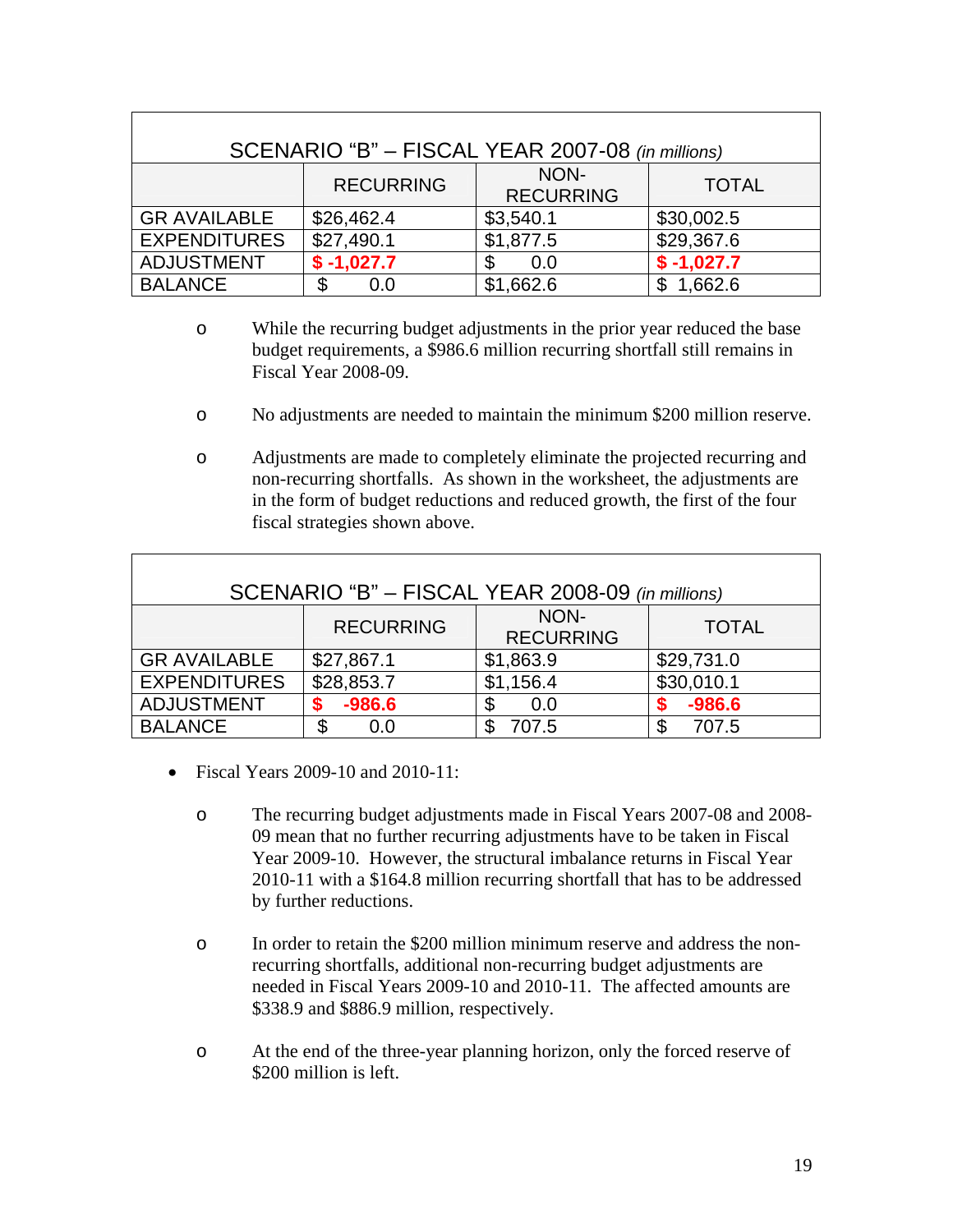| SCENARIO "B" – FISCAL YEAR 2007-08 *(in millions)* | | | |
|---|---|---|---|
| | RECURRING | NON-RECURRING | TOTAL |
| GR AVAILABLE | $26,462.4 | $3,540.1 | $30,002.5 |
| EXPENDITURES | $27,490.1 | $1,877.5 | $29,367.6 |
| ADJUSTMENT | **$ -1,027.7** | $ 0.0 | **$ -1,027.7** |
| BALANCE | $ 0.0 | $1,662.6 | $ 1,662.6 |

- While the recurring budget adjustments in the prior year reduced the base budget requirements, a $986.6 million recurring shortfall still remains in Fiscal Year 2008-09.
- No adjustments are needed to maintain the minimum $200 million reserve.
- Adjustments are made to completely eliminate the projected recurring and non-recurring shortfalls. As shown in the worksheet, the adjustments are in the form of budget reductions and reduced growth, the first of the four fiscal strategies shown above.

| SCENARIO "B" – FISCAL YEAR 2008-09 *(in millions)* | | | |
|---|---|---|---|
| | RECURRING | NON-RECURRING | TOTAL |
| GR AVAILABLE | $27,867.1 | $1,863.9 | $29,731.0 |
| EXPENDITURES | $28,853.7 | $1,156.4 | $30,010.1 |
| ADJUSTMENT | **$ -986.6** | $ 0.0 | **$ -986.6** |
| BALANCE | $ 0.0 | $ 707.5 | $ 707.5 |

- Fiscal Years 2009-10 and 2010-11:
  - The recurring budget adjustments made in Fiscal Years 2007-08 and 2008-09 mean that no further recurring adjustments have to be taken in Fiscal Year 2009-10. However, the structural imbalance returns in Fiscal Year 2010-11 with a $164.8 million recurring shortfall that has to be addressed by further reductions.
  - In order to retain the $200 million minimum reserve and address the non-recurring shortfalls, additional non-recurring budget adjustments are needed in Fiscal Years 2009-10 and 2010-11. The affected amounts are $338.9 and $886.9 million, respectively.
  - At the end of the three-year planning horizon, only the forced reserve of $200 million is left.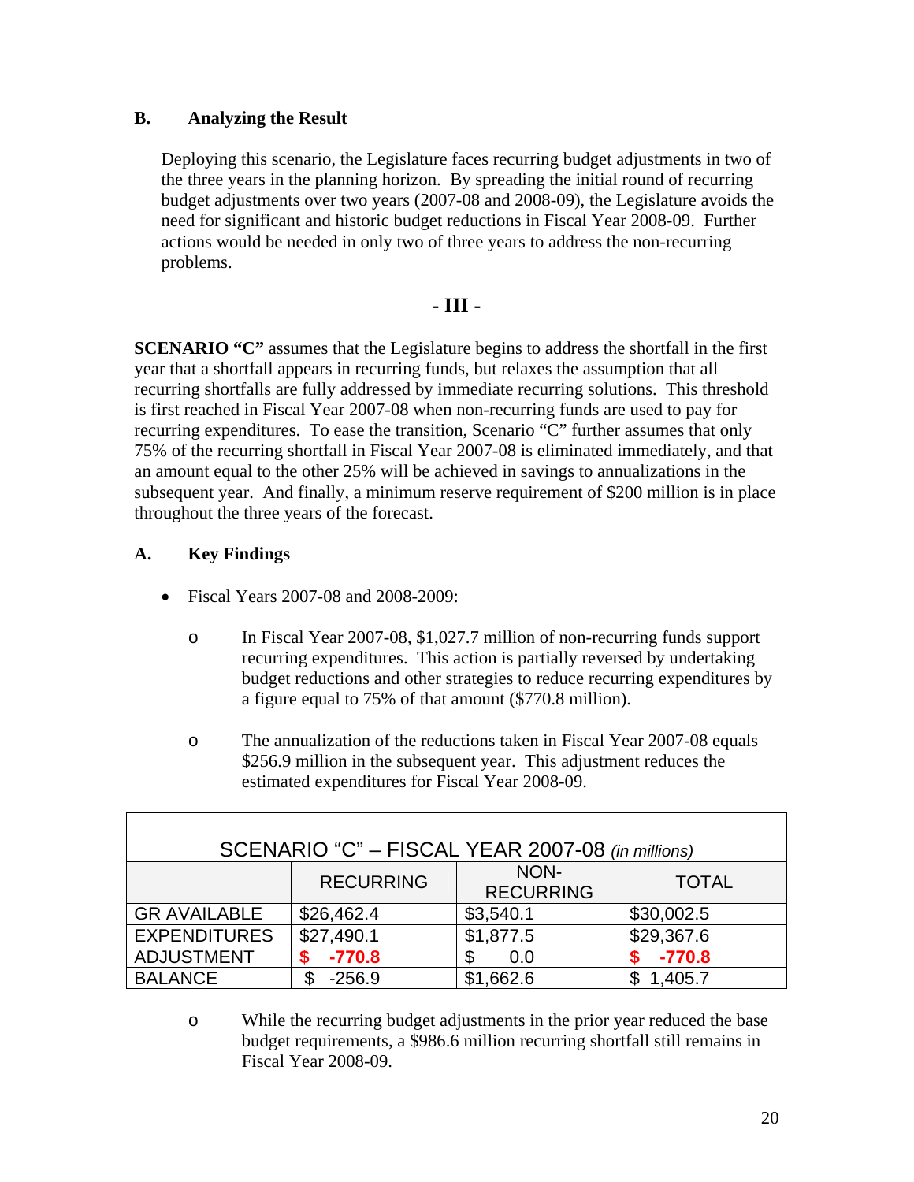### B. Analyzing the Result

Deploying this scenario, the Legislature faces recurring budget adjustments in two of the three years in the planning horizon. By spreading the initial round of recurring budget adjustments over two years (2007-08 and 2008-09), the Legislature avoids the need for significant and historic budget reductions in Fiscal Year 2008-09. Further actions would be needed in only two of three years to address the non-recurring problems.

## - III -

**SCENARIO "C"** assumes that the Legislature begins to address the shortfall in the first year that a shortfall appears in recurring funds, but relaxes the assumption that all recurring shortfalls are fully addressed by immediate recurring solutions. This threshold is first reached in Fiscal Year 2007-08 when non-recurring funds are used to pay for recurring expenditures. To ease the transition, Scenario "C" further assumes that only 75% of the recurring shortfall in Fiscal Year 2007-08 is eliminated immediately, and that an amount equal to the other 25% will be achieved in savings to annualizations in the subsequent year. And finally, a minimum reserve requirement of $200 million is in place throughout the three years of the forecast.

### A. Key Findings

- Fiscal Years 2007-08 and 2008-2009:
  - In Fiscal Year 2007-08, $1,027.7 million of non-recurring funds support recurring expenditures. This action is partially reversed by undertaking budget reductions and other strategies to reduce recurring expenditures by a figure equal to 75% of that amount ($770.8 million).
  - The annualization of the reductions taken in Fiscal Year 2007-08 equals $256.9 million in the subsequent year. This adjustment reduces the estimated expenditures for Fiscal Year 2008-09.

| SCENARIO "C" – FISCAL YEAR 2007-08 *(in millions)* | | | |
|---|---|---|---|
| | RECURRING | NON-RECURRING | TOTAL |
| GR AVAILABLE | $26,462.4 | $3,540.1 | $30,002.5 |
| EXPENDITURES | $27,490.1 | $1,877.5 | $29,367.6 |
| ADJUSTMENT | **$ -770.8** | $ 0.0 | **$ -770.8** |
| BALANCE | $ -256.9 | $1,662.6 | $ 1,405.7 |

  - While the recurring budget adjustments in the prior year reduced the base budget requirements, a $986.6 million recurring shortfall still remains in Fiscal Year 2008-09.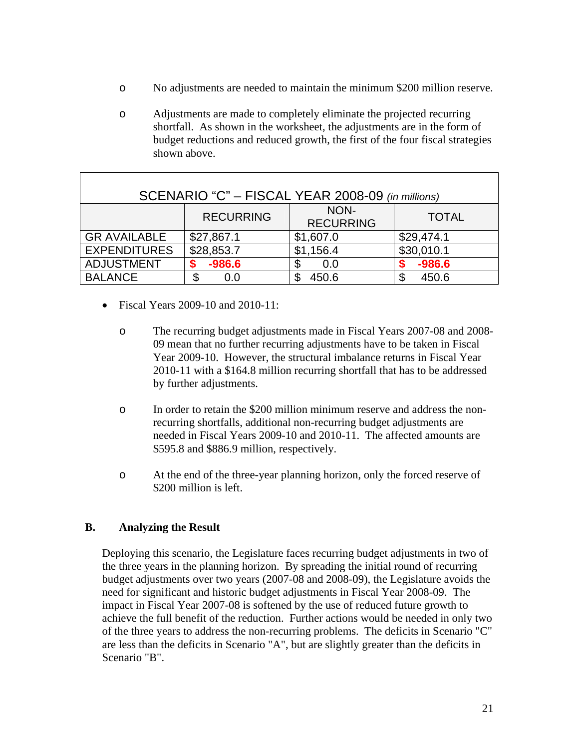- No adjustments are needed to maintain the minimum $200 million reserve.

- Adjustments are made to completely eliminate the projected recurring shortfall. As shown in the worksheet, the adjustments are in the form of budget reductions and reduced growth, the first of the four fiscal strategies shown above.

| SCENARIO "C" – FISCAL YEAR 2008-09 *(in millions)* | | | |
|---|---|---|---|
| | RECURRING | NON-RECURRING | TOTAL |
| GR AVAILABLE | $27,867.1 | $1,607.0 | $29,474.1 |
| EXPENDITURES | $28,853.7 | $1,156.4 | $30,010.1 |
| ADJUSTMENT | **$ -986.6** | $ 0.0 | **$ -986.6** |
| BALANCE | $ 0.0 | $ 450.6 | $ 450.6 |

- Fiscal Years 2009-10 and 2010-11:

  - The recurring budget adjustments made in Fiscal Years 2007-08 and 2008-09 mean that no further recurring adjustments have to be taken in Fiscal Year 2009-10. However, the structural imbalance returns in Fiscal Year 2010-11 with a $164.8 million recurring shortfall that has to be addressed by further adjustments.

  - In order to retain the $200 million minimum reserve and address the non-recurring shortfalls, additional non-recurring budget adjustments are needed in Fiscal Years 2009-10 and 2010-11. The affected amounts are $595.8 and $886.9 million, respectively.

  - At the end of the three-year planning horizon, only the forced reserve of $200 million is left.

## B. Analyzing the Result

Deploying this scenario, the Legislature faces recurring budget adjustments in two of the three years in the planning horizon. By spreading the initial round of recurring budget adjustments over two years (2007-08 and 2008-09), the Legislature avoids the need for significant and historic budget adjustments in Fiscal Year 2008-09. The impact in Fiscal Year 2007-08 is softened by the use of reduced future growth to achieve the full benefit of the reduction. Further actions would be needed in only two of the three years to address the non-recurring problems. The deficits in Scenario "C" are less than the deficits in Scenario "A", but are slightly greater than the deficits in Scenario "B".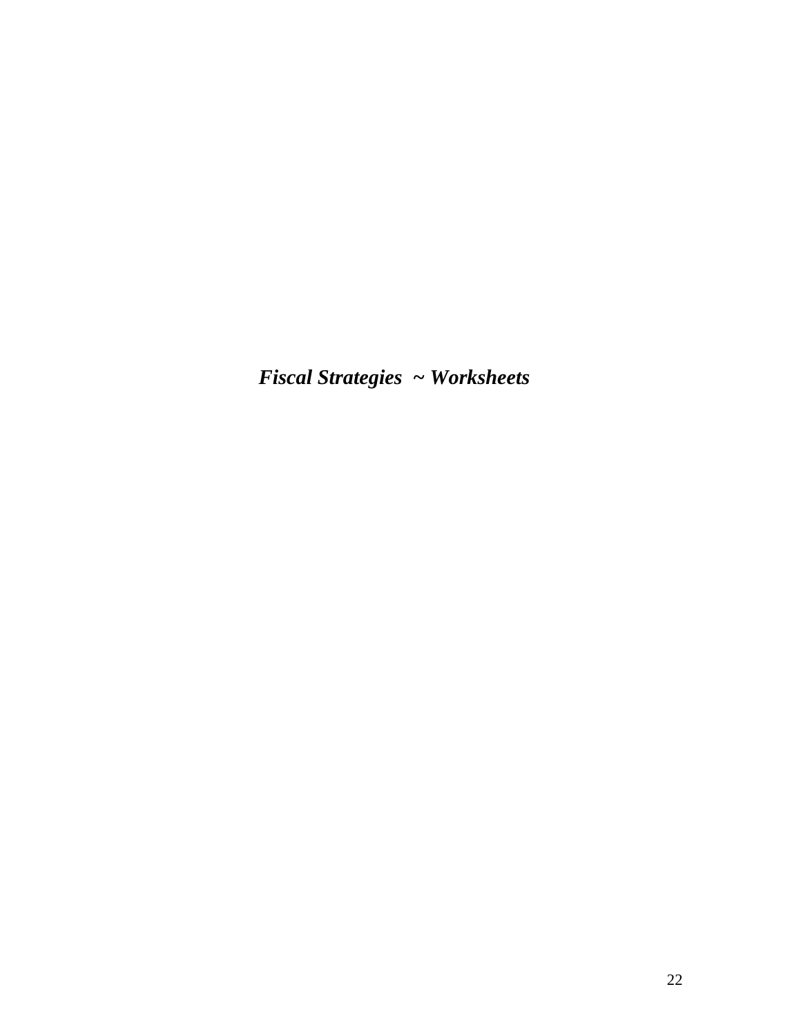# *Fiscal Strategies ~ Worksheets*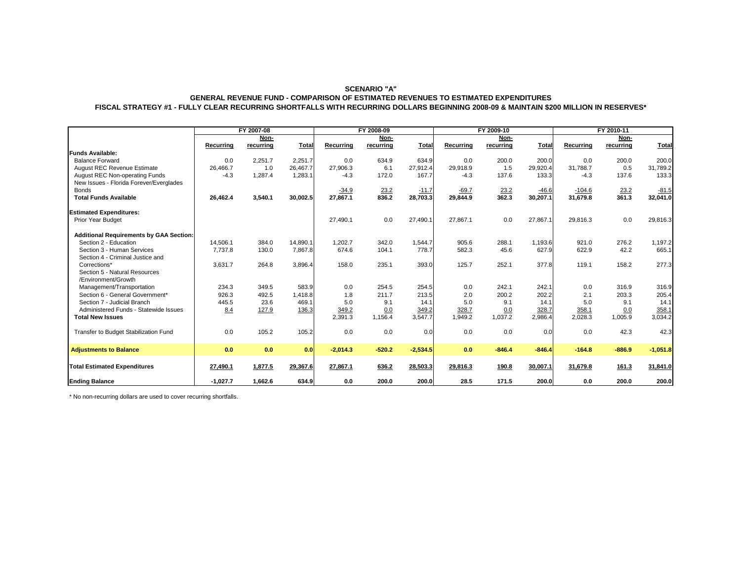**SCENARIO "A"**

**GENERAL REVENUE FUND - COMPARISON OF ESTIMATED REVENUES TO ESTIMATED EXPENDITURES**

**FISCAL STRATEGY #1 - FULLY CLEAR RECURRING SHORTFALLS WITH RECURRING DOLLARS BEGINNING 2008-09 & MAINTAIN $200 MILLION IN RESERVES***

| | FY 2007-08 | | | FY 2008-09 | | | FY 2009-10 | | | FY 2010-11 | | |
|---|---|---|---|---|---|---|---|---|---|---|---|---|
| | Recurring | Non-recurring | Total | Recurring | Non-recurring | Total | Recurring | Non-recurring | Total | Recurring | Non-recurring | Total |
| **Funds Available:** | | | | | | | | | | | | |
| Balance Forward | 0.0 | 2,251.7 | 2,251.7 | 0.0 | 634.9 | 634.9 | 0.0 | 200.0 | 200.0 | 0.0 | 200.0 | 200.0 |
| August REC Revenue Estimate | 26,466.7 | 1.0 | 26,467.7 | 27,906.3 | 6.1 | 27,912.4 | 29,918.9 | 1.5 | 29,920.4 | 31,788.7 | 0.5 | 31,789.2 |
| August REC Non-operating Funds | -4.3 | 1,287.4 | 1,283.1 | -4.3 | 172.0 | 167.7 | -4.3 | 137.6 | 133.3 | -4.3 | 137.6 | 133.3 |
| New Issues - Florida Forever/Everglades Bonds | | | | -34.9 | 23.2 | -11.7 | -69.7 | 23.2 | -46.6 | -104.6 | 23.2 | -81.5 |
| **Total Funds Available** | **26,462.4** | **3,540.1** | **30,002.5** | **27,867.1** | **836.2** | **28,703.3** | **29,844.9** | **362.3** | **30,207.1** | **31,679.8** | **361.3** | **32,041.0** |
| **Estimated Expenditures:** | | | | | | | | | | | | |
| Prior Year Budget | | | | 27,490.1 | 0.0 | 27,490.1 | 27,867.1 | 0.0 | 27,867.1 | 29,816.3 | 0.0 | 29,816.3 |
| **Additional Requirements by GAA Section:** | | | | | | | | | | | | |
| Section 2 - Education | 14,506.1 | 384.0 | 14,890.1 | 1,202.7 | 342.0 | 1,544.7 | 905.6 | 288.1 | 1,193.6 | 921.0 | 276.2 | 1,197.2 |
| Section 3 - Human Services | 7,737.8 | 130.0 | 7,867.8 | 674.6 | 104.1 | 778.7 | 582.3 | 45.6 | 627.9 | 622.9 | 42.2 | 665.1 |
| Section 4 - Criminal Justice and Corrections* | 3,631.7 | 264.8 | 3,896.4 | 158.0 | 235.1 | 393.0 | 125.7 | 252.1 | 377.8 | 119.1 | 158.2 | 277.3 |
| Section 5 - Natural Resources /Environment/Growth Management/Transportation | 234.3 | 349.5 | 583.9 | 0.0 | 254.5 | 254.5 | 0.0 | 242.1 | 242.1 | 0.0 | 316.9 | 316.9 |
| Section 6 - General Government* | 926.3 | 492.5 | 1,418.8 | 1.8 | 211.7 | 213.5 | 2.0 | 200.2 | 202.2 | 2.1 | 203.3 | 205.4 |
| Section 7 - Judicial Branch | 445.5 | 23.6 | 469.1 | 5.0 | 9.1 | 14.1 | 5.0 | 9.1 | 14.1 | 5.0 | 9.1 | 14.1 |
| Administered Funds - Statewide Issues | 8.4 | 127.9 | 136.3 | 349.2 | 0.0 | 349.2 | 328.7 | 0.0 | 328.7 | 358.1 | 0.0 | 358.1 |
| **Total New Issues** | | | | 2,391.3 | 1,156.4 | 3,547.7 | 1,949.2 | 1,037.2 | 2,986.4 | 2,028.3 | 1,005.9 | 3,034.2 |
| Transfer to Budget Stabilization Fund | 0.0 | 105.2 | 105.2 | 0.0 | 0.0 | 0.0 | 0.0 | 0.0 | 0.0 | 0.0 | 42.3 | 42.3 |
| **Adjustments to Balance** | **0.0** | **0.0** | **0.0** | **-2,014.3** | **-520.2** | **-2,534.5** | **0.0** | **-846.4** | **-846.4** | **-164.8** | **-886.9** | **-1,051.8** |
| **Total Estimated Expenditures** | **27,490.1** | **1,877.5** | **29,367.6** | **27,867.1** | **636.2** | **28,503.3** | **29,816.3** | **190.8** | **30,007.1** | **31,679.8** | **161.3** | **31,841.0** |
| **Ending Balance** | **-1,027.7** | **1,662.6** | **634.9** | **0.0** | **200.0** | **200.0** | **28.5** | **171.5** | **200.0** | **0.0** | **200.0** | **200.0** |

* No non-recurring dollars are used to cover recurring shortfalls.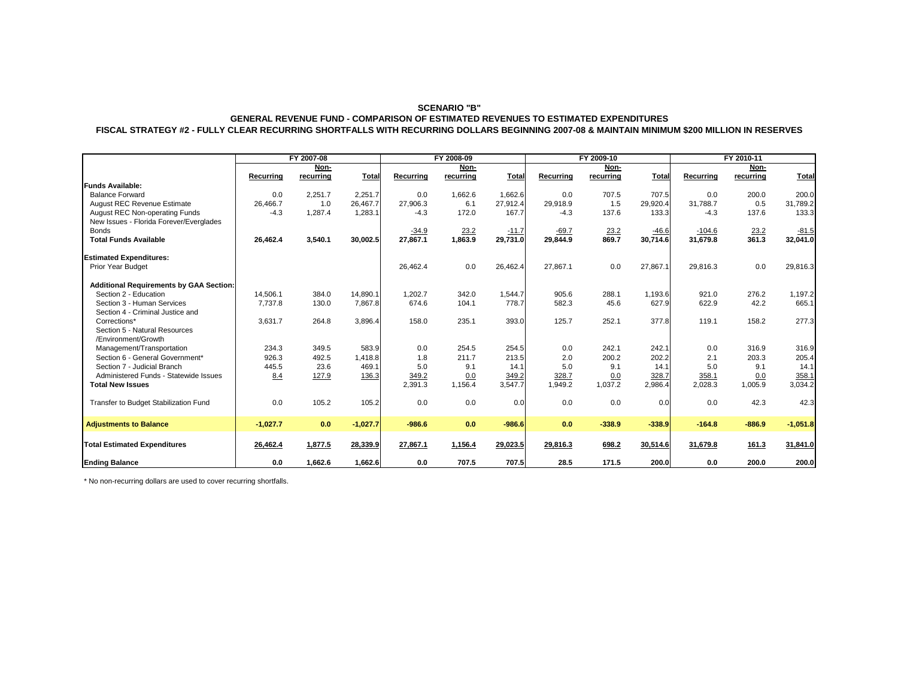**SCENARIO "B"**

**GENERAL REVENUE FUND - COMPARISON OF ESTIMATED REVENUES TO ESTIMATED EXPENDITURES**

**FISCAL STRATEGY #2 - FULLY CLEAR RECURRING SHORTFALLS WITH RECURRING DOLLARS BEGINNING 2007-08 & MAINTAIN MINIMUM $200 MILLION IN RESERVES**

| | FY 2007-08 | | | FY 2008-09 | | | FY 2009-10 | | | FY 2010-11 | | |
|---|---|---|---|---|---|---|---|---|---|---|---|---|
| | Recurring | Non-recurring | Total | Recurring | Non-recurring | Total | Recurring | Non-recurring | Total | Recurring | Non-recurring | Total |
| **Funds Available:** | | | | | | | | | | | | |
| Balance Forward | 0.0 | 2,251.7 | 2,251.7 | 0.0 | 1,662.6 | 1,662.6 | 0.0 | 707.5 | 707.5 | 0.0 | 200.0 | 200.0 |
| August REC Revenue Estimate | 26,466.7 | 1.0 | 26,467.7 | 27,906.3 | 6.1 | 27,912.4 | 29,918.9 | 1.5 | 29,920.4 | 31,788.7 | 0.5 | 31,789.2 |
| August REC Non-operating Funds | -4.3 | 1,287.4 | 1,283.1 | -4.3 | 172.0 | 167.7 | -4.3 | 137.6 | 133.3 | -4.3 | 137.6 | 133.3 |
| New Issues - Florida Forever/Everglades Bonds | | | | -34.9 | 23.2 | -11.7 | -69.7 | 23.2 | -46.6 | -104.6 | 23.2 | -81.5 |
| **Total Funds Available** | **26,462.4** | **3,540.1** | **30,002.5** | **27,867.1** | **1,863.9** | **29,731.0** | **29,844.9** | **869.7** | **30,714.6** | **31,679.8** | **361.3** | **32,041.0** |
| **Estimated Expenditures:** | | | | | | | | | | | | |
| Prior Year Budget | | | | 26,462.4 | 0.0 | 26,462.4 | 27,867.1 | 0.0 | 27,867.1 | 29,816.3 | 0.0 | 29,816.3 |
| **Additional Requirements by GAA Section:** | | | | | | | | | | | | |
| Section 2 - Education | 14,506.1 | 384.0 | 14,890.1 | 1,202.7 | 342.0 | 1,544.7 | 905.6 | 288.1 | 1,193.6 | 921.0 | 276.2 | 1,197.2 |
| Section 3 - Human Services | 7,737.8 | 130.0 | 7,867.8 | 674.6 | 104.1 | 778.7 | 582.3 | 45.6 | 627.9 | 622.9 | 42.2 | 665.1 |
| Section 4 - Criminal Justice and Corrections* | 3,631.7 | 264.8 | 3,896.4 | 158.0 | 235.1 | 393.0 | 125.7 | 252.1 | 377.8 | 119.1 | 158.2 | 277.3 |
| Section 5 - Natural Resources /Environment/Growth Management/Transportation | 234.3 | 349.5 | 583.9 | 0.0 | 254.5 | 254.5 | 0.0 | 242.1 | 242.1 | 0.0 | 316.9 | 316.9 |
| Section 6 - General Government* | 926.3 | 492.5 | 1,418.8 | 1.8 | 211.7 | 213.5 | 2.0 | 200.2 | 202.2 | 2.1 | 203.3 | 205.4 |
| Section 7 - Judicial Branch | 445.5 | 23.6 | 469.1 | 5.0 | 9.1 | 14.1 | 5.0 | 9.1 | 14.1 | 5.0 | 9.1 | 14.1 |
| Administered Funds - Statewide Issues | 8.4 | 127.9 | 136.3 | 349.2 | 0.0 | 349.2 | 328.7 | 0.0 | 328.7 | 358.1 | 0.0 | 358.1 |
| **Total New Issues** | | | | 2,391.3 | 1,156.4 | 3,547.7 | 1,949.2 | 1,037.2 | 2,986.4 | 2,028.3 | 1,005.9 | 3,034.2 |
| Transfer to Budget Stabilization Fund | 0.0 | 105.2 | 105.2 | 0.0 | 0.0 | 0.0 | 0.0 | 0.0 | 0.0 | 0.0 | 42.3 | 42.3 |
| **Adjustments to Balance** | **-1,027.7** | **0.0** | **-1,027.7** | **-986.6** | **0.0** | **-986.6** | **0.0** | **-338.9** | **-338.9** | **-164.8** | **-886.9** | **-1,051.8** |
| **Total Estimated Expenditures** | **26,462.4** | **1,877.5** | **28,339.9** | **27,867.1** | **1,156.4** | **29,023.5** | **29,816.3** | **698.2** | **30,514.6** | **31,679.8** | **161.3** | **31,841.0** |
| **Ending Balance** | **0.0** | **1,662.6** | **1,662.6** | **0.0** | **707.5** | **707.5** | **28.5** | **171.5** | **200.0** | **0.0** | **200.0** | **200.0** |

\* No non-recurring dollars are used to cover recurring shortfalls.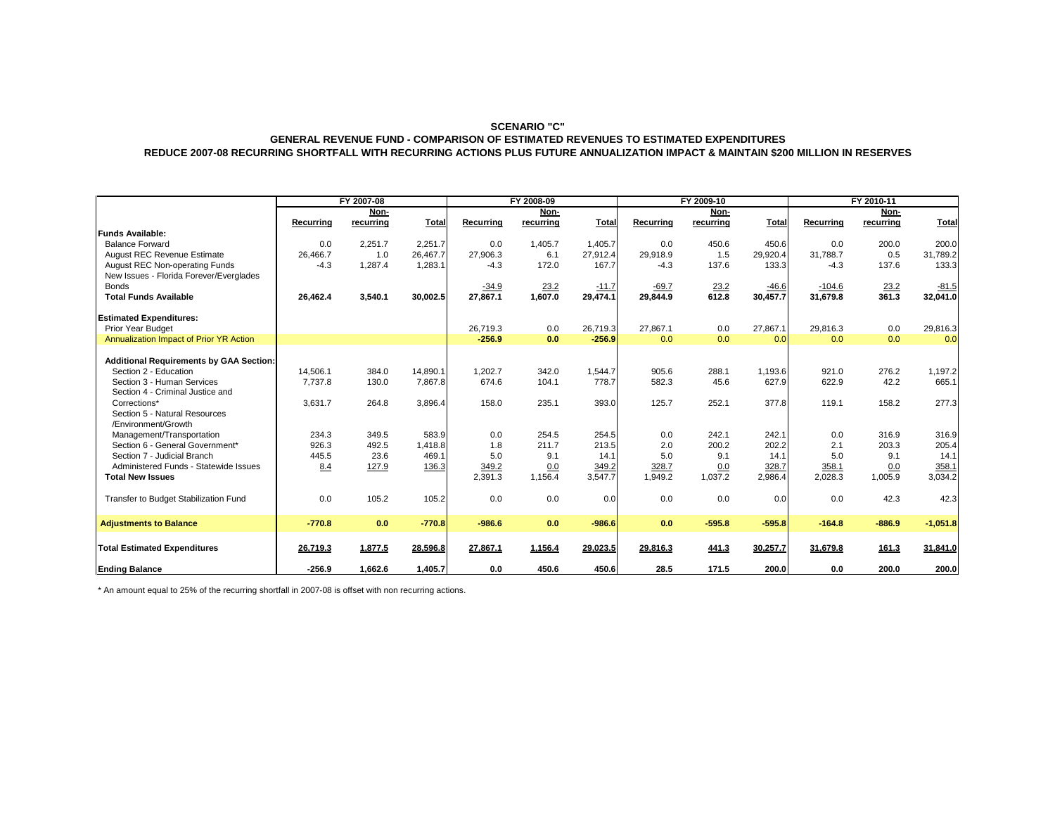**SCENARIO "C"**

**GENERAL REVENUE FUND - COMPARISON OF ESTIMATED REVENUES TO ESTIMATED EXPENDITURES**

**REDUCE 2007-08 RECURRING SHORTFALL WITH RECURRING ACTIONS PLUS FUTURE ANNUALIZATION IMPACT & MAINTAIN $200 MILLION IN RESERVES**

| | FY 2007-08 | | | FY 2008-09 | | | FY 2009-10 | | | FY 2010-11 | | |
|---|---|---|---|---|---|---|---|---|---|---|---|---|
| | Recurring | Non-recurring | Total | Recurring | Non-recurring | Total | Recurring | Non-recurring | Total | Recurring | Non-recurring | Total |
| **Funds Available:** | | | | | | | | | | | | |
| Balance Forward | 0.0 | 2,251.7 | 2,251.7 | 0.0 | 1,405.7 | 1,405.7 | 0.0 | 450.6 | 450.6 | 0.0 | 200.0 | 200.0 |
| August REC Revenue Estimate | 26,466.7 | 1.0 | 26,467.7 | 27,906.3 | 6.1 | 27,912.4 | 29,918.9 | 1.5 | 29,920.4 | 31,788.7 | 0.5 | 31,789.2 |
| August REC Non-operating Funds | -4.3 | 1,287.4 | 1,283.1 | -4.3 | 172.0 | 167.7 | -4.3 | 137.6 | 133.3 | -4.3 | 137.6 | 133.3 |
| New Issues - Florida Forever/Everglades Bonds | | | | -34.9 | 23.2 | -11.7 | -69.7 | 23.2 | -46.6 | -104.6 | 23.2 | -81.5 |
| **Total Funds Available** | **26,462.4** | **3,540.1** | **30,002.5** | **27,867.1** | **1,607.0** | **29,474.1** | **29,844.9** | **612.8** | **30,457.7** | **31,679.8** | **361.3** | **32,041.0** |
| **Estimated Expenditures:** | | | | | | | | | | | | |
| Prior Year Budget | | | | 26,719.3 | 0.0 | 26,719.3 | 27,867.1 | 0.0 | 27,867.1 | 29,816.3 | 0.0 | 29,816.3 |
| Annualization Impact of Prior YR Action | | | | **-256.9** | **0.0** | **-256.9** | 0.0 | 0.0 | 0.0 | 0.0 | 0.0 | 0.0 |
| **Additional Requirements by GAA Section:** | | | | | | | | | | | | |
| Section 2 - Education | 14,506.1 | 384.0 | 14,890.1 | 1,202.7 | 342.0 | 1,544.7 | 905.6 | 288.1 | 1,193.6 | 921.0 | 276.2 | 1,197.2 |
| Section 3 - Human Services | 7,737.8 | 130.0 | 7,867.8 | 674.6 | 104.1 | 778.7 | 582.3 | 45.6 | 627.9 | 622.9 | 42.2 | 665.1 |
| Section 4 - Criminal Justice and Corrections* | 3,631.7 | 264.8 | 3,896.4 | 158.0 | 235.1 | 393.0 | 125.7 | 252.1 | 377.8 | 119.1 | 158.2 | 277.3 |
| Section 5 - Natural Resources /Environment/Growth Management/Transportation | 234.3 | 349.5 | 583.9 | 0.0 | 254.5 | 254.5 | 0.0 | 242.1 | 242.1 | 0.0 | 316.9 | 316.9 |
| Section 6 - General Government* | 926.3 | 492.5 | 1,418.8 | 1.8 | 211.7 | 213.5 | 2.0 | 200.2 | 202.2 | 2.1 | 203.3 | 205.4 |
| Section 7 - Judicial Branch | 445.5 | 23.6 | 469.1 | 5.0 | 9.1 | 14.1 | 5.0 | 9.1 | 14.1 | 5.0 | 9.1 | 14.1 |
| Administered Funds - Statewide Issues | 8.4 | 127.9 | 136.3 | 349.2 | 0.0 | 349.2 | 328.7 | 0.0 | 328.7 | 358.1 | 0.0 | 358.1 |
| **Total New Issues** | | | | 2,391.3 | 1,156.4 | 3,547.7 | 1,949.2 | 1,037.2 | 2,986.4 | 2,028.3 | 1,005.9 | 3,034.2 |
| Transfer to Budget Stabilization Fund | 0.0 | 105.2 | 105.2 | 0.0 | 0.0 | 0.0 | 0.0 | 0.0 | 0.0 | 0.0 | 42.3 | 42.3 |
| **Adjustments to Balance** | **-770.8** | **0.0** | **-770.8** | **-986.6** | **0.0** | **-986.6** | **0.0** | **-595.8** | **-595.8** | **-164.8** | **-886.9** | **-1,051.8** |
| **Total Estimated Expenditures** | **26,719.3** | **1,877.5** | **28,596.8** | **27,867.1** | **1,156.4** | **29,023.5** | **29,816.3** | **441.3** | **30,257.7** | **31,679.8** | **161.3** | **31,841.0** |
| **Ending Balance** | **-256.9** | **1,662.6** | **1,405.7** | **0.0** | **450.6** | **450.6** | **28.5** | **171.5** | **200.0** | **0.0** | **200.0** | **200.0** |

\* An amount equal to 25% of the recurring shortfall in 2007-08 is offset with non recurring actions.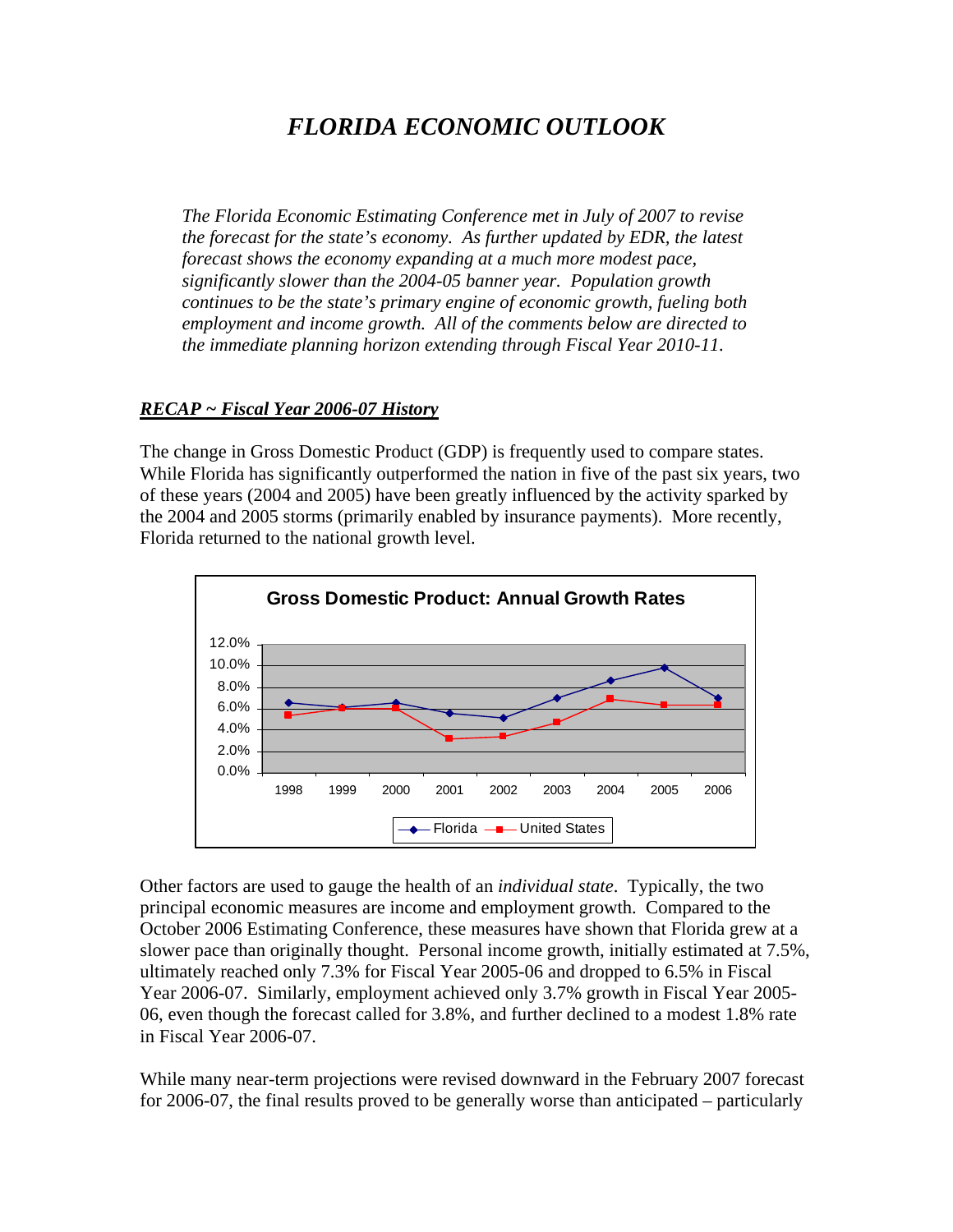# *FLORIDA ECONOMIC OUTLOOK*

*The Florida Economic Estimating Conference met in July of 2007 to revise the forecast for the state's economy. As further updated by EDR, the latest forecast shows the economy expanding at a much more modest pace, significantly slower than the 2004-05 banner year. Population growth continues to be the state's primary engine of economic growth, fueling both employment and income growth. All of the comments below are directed to the immediate planning horizon extending through Fiscal Year 2010-11.*

## ***RECAP ~ Fiscal Year 2006-07 History***

The change in Gross Domestic Product (GDP) is frequently used to compare states. While Florida has significantly outperformed the nation in five of the past six years, two of these years (2004 and 2005) have been greatly influenced by the activity sparked by the 2004 and 2005 storms (primarily enabled by insurance payments). More recently, Florida returned to the national growth level.

**Gross Domestic Product: Annual Growth Rates**

Other factors are used to gauge the health of an *individual state*. Typically, the two principal economic measures are income and employment growth. Compared to the October 2006 Estimating Conference, these measures have shown that Florida grew at a slower pace than originally thought. Personal income growth, initially estimated at 7.5%, ultimately reached only 7.3% for Fiscal Year 2005-06 and dropped to 6.5% in Fiscal Year 2006-07. Similarly, employment achieved only 3.7% growth in Fiscal Year 2005-06, even though the forecast called for 3.8%, and further declined to a modest 1.8% rate in Fiscal Year 2006-07.

While many near-term projections were revised downward in the February 2007 forecast for 2006-07, the final results proved to be generally worse than anticipated – particularly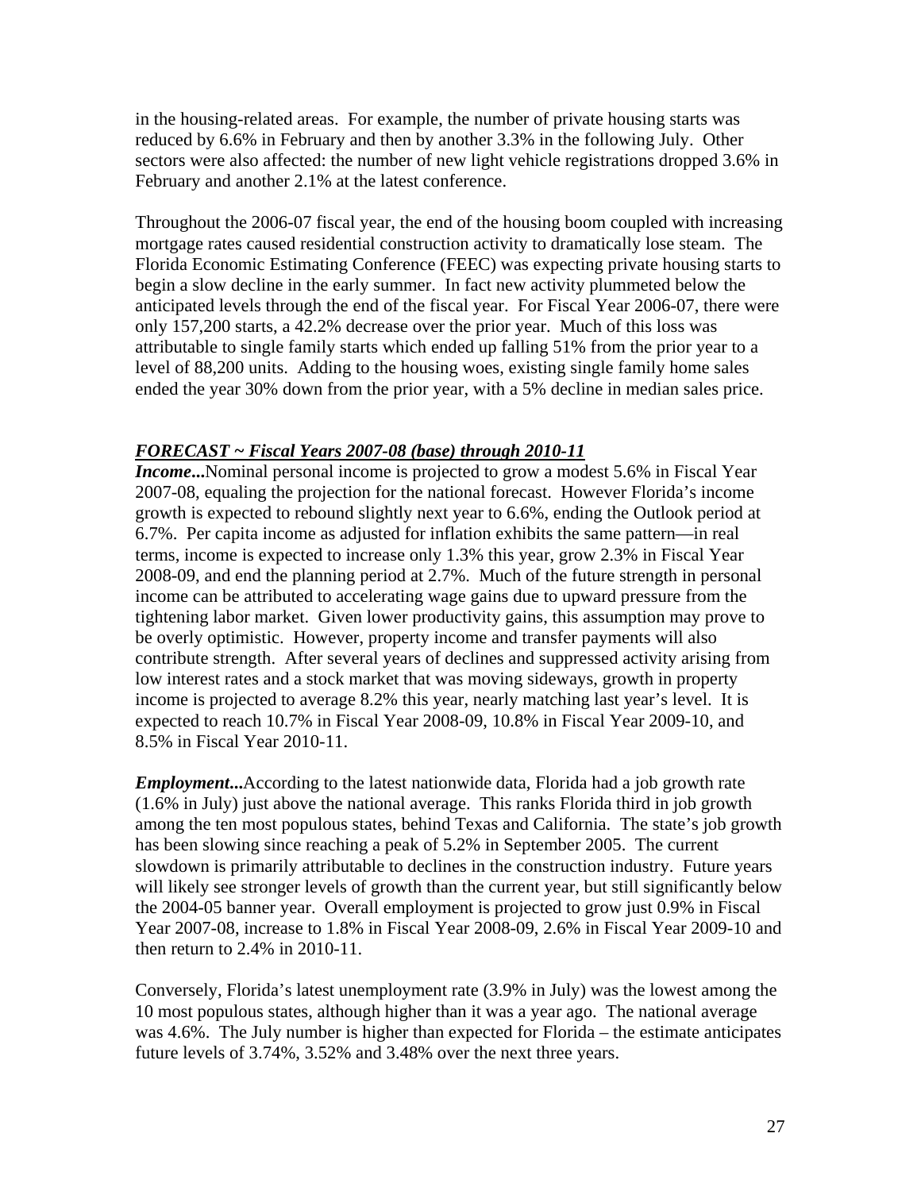in the housing-related areas. For example, the number of private housing starts was reduced by 6.6% in February and then by another 3.3% in the following July. Other sectors were also affected: the number of new light vehicle registrations dropped 3.6% in February and another 2.1% at the latest conference.

Throughout the 2006-07 fiscal year, the end of the housing boom coupled with increasing mortgage rates caused residential construction activity to dramatically lose steam. The Florida Economic Estimating Conference (FEEC) was expecting private housing starts to begin a slow decline in the early summer. In fact new activity plummeted below the anticipated levels through the end of the fiscal year. For Fiscal Year 2006-07, there were only 157,200 starts, a 42.2% decrease over the prior year. Much of this loss was attributable to single family starts which ended up falling 51% from the prior year to a level of 88,200 units. Adding to the housing woes, existing single family home sales ended the year 30% down from the prior year, with a 5% decline in median sales price.

### ***FORECAST ~ Fiscal Years 2007-08 (base) through 2010-11***

***Income...***Nominal personal income is projected to grow a modest 5.6% in Fiscal Year 2007-08, equaling the projection for the national forecast. However Florida's income growth is expected to rebound slightly next year to 6.6%, ending the Outlook period at 6.7%. Per capita income as adjusted for inflation exhibits the same pattern—in real terms, income is expected to increase only 1.3% this year, grow 2.3% in Fiscal Year 2008-09, and end the planning period at 2.7%. Much of the future strength in personal income can be attributed to accelerating wage gains due to upward pressure from the tightening labor market. Given lower productivity gains, this assumption may prove to be overly optimistic. However, property income and transfer payments will also contribute strength. After several years of declines and suppressed activity arising from low interest rates and a stock market that was moving sideways, growth in property income is projected to average 8.2% this year, nearly matching last year's level. It is expected to reach 10.7% in Fiscal Year 2008-09, 10.8% in Fiscal Year 2009-10, and 8.5% in Fiscal Year 2010-11.

***Employment...***According to the latest nationwide data, Florida had a job growth rate (1.6% in July) just above the national average. This ranks Florida third in job growth among the ten most populous states, behind Texas and California. The state's job growth has been slowing since reaching a peak of 5.2% in September 2005. The current slowdown is primarily attributable to declines in the construction industry. Future years will likely see stronger levels of growth than the current year, but still significantly below the 2004-05 banner year. Overall employment is projected to grow just 0.9% in Fiscal Year 2007-08, increase to 1.8% in Fiscal Year 2008-09, 2.6% in Fiscal Year 2009-10 and then return to 2.4% in 2010-11.

Conversely, Florida's latest unemployment rate (3.9% in July) was the lowest among the 10 most populous states, although higher than it was a year ago. The national average was 4.6%. The July number is higher than expected for Florida – the estimate anticipates future levels of 3.74%, 3.52% and 3.48% over the next three years.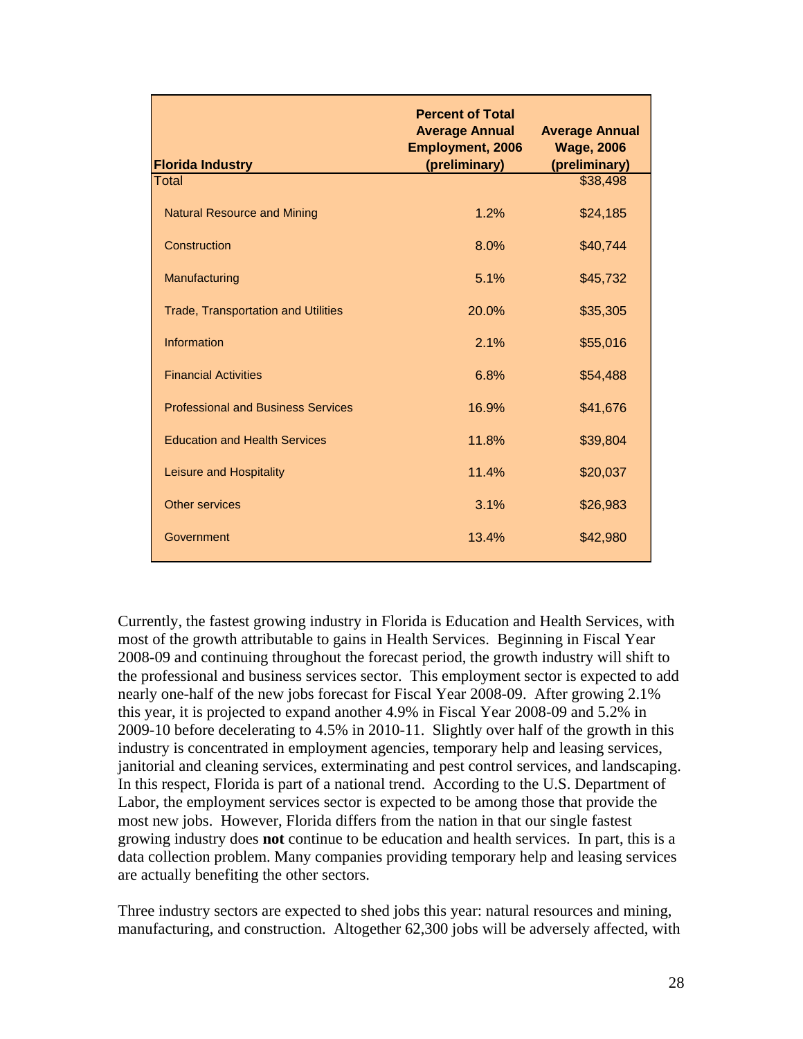| Florida Industry | Percent of Total Average Annual Employment, 2006 (preliminary) | Average Annual Wage, 2006 (preliminary) |
|---|---|---|
| Total | | $38,498 |
| Natural Resource and Mining | 1.2% | $24,185 |
| Construction | 8.0% | $40,744 |
| Manufacturing | 5.1% | $45,732 |
| Trade, Transportation and Utilities | 20.0% | $35,305 |
| Information | 2.1% | $55,016 |
| Financial Activities | 6.8% | $54,488 |
| Professional and Business Services | 16.9% | $41,676 |
| Education and Health Services | 11.8% | $39,804 |
| Leisure and Hospitality | 11.4% | $20,037 |
| Other services | 3.1% | $26,983 |
| Government | 13.4% | $42,980 |

Currently, the fastest growing industry in Florida is Education and Health Services, with most of the growth attributable to gains in Health Services. Beginning in Fiscal Year 2008-09 and continuing throughout the forecast period, the growth industry will shift to the professional and business services sector. This employment sector is expected to add nearly one-half of the new jobs forecast for Fiscal Year 2008-09. After growing 2.1% this year, it is projected to expand another 4.9% in Fiscal Year 2008-09 and 5.2% in 2009-10 before decelerating to 4.5% in 2010-11. Slightly over half of the growth in this industry is concentrated in employment agencies, temporary help and leasing services, janitorial and cleaning services, exterminating and pest control services, and landscaping. In this respect, Florida is part of a national trend. According to the U.S. Department of Labor, the employment services sector is expected to be among those that provide the most new jobs. However, Florida differs from the nation in that our single fastest growing industry does **not** continue to be education and health services. In part, this is a data collection problem. Many companies providing temporary help and leasing services are actually benefiting the other sectors.

Three industry sectors are expected to shed jobs this year: natural resources and mining, manufacturing, and construction. Altogether 62,300 jobs will be adversely affected, with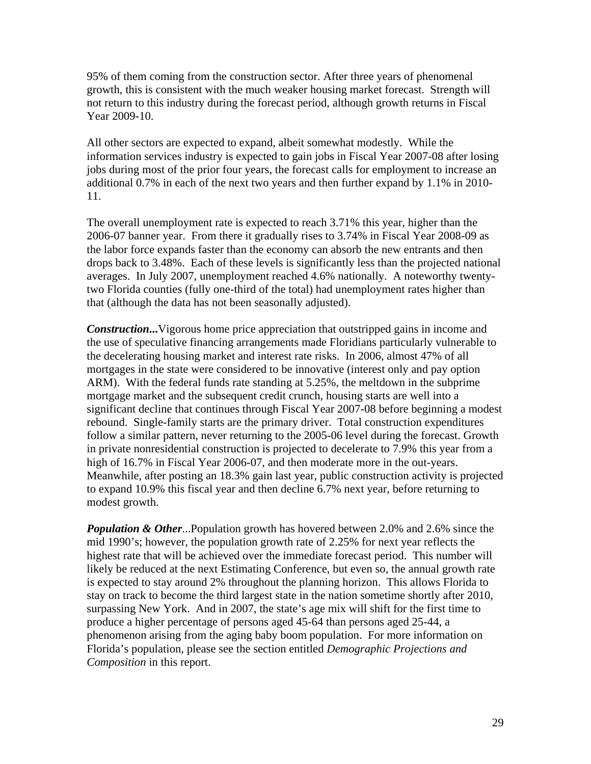95% of them coming from the construction sector. After three years of phenomenal growth, this is consistent with the much weaker housing market forecast. Strength will not return to this industry during the forecast period, although growth returns in Fiscal Year 2009-10.

All other sectors are expected to expand, albeit somewhat modestly. While the information services industry is expected to gain jobs in Fiscal Year 2007-08 after losing jobs during most of the prior four years, the forecast calls for employment to increase an additional 0.7% in each of the next two years and then further expand by 1.1% in 2010-11.

The overall unemployment rate is expected to reach 3.71% this year, higher than the 2006-07 banner year. From there it gradually rises to 3.74% in Fiscal Year 2008-09 as the labor force expands faster than the economy can absorb the new entrants and then drops back to 3.48%. Each of these levels is significantly less than the projected national averages. In July 2007, unemployment reached 4.6% nationally. A noteworthy twenty-two Florida counties (fully one-third of the total) had unemployment rates higher than that (although the data has not been seasonally adjusted).

***Construction...***Vigorous home price appreciation that outstripped gains in income and the use of speculative financing arrangements made Floridians particularly vulnerable to the decelerating housing market and interest rate risks. In 2006, almost 47% of all mortgages in the state were considered to be innovative (interest only and pay option ARM). With the federal funds rate standing at 5.25%, the meltdown in the subprime mortgage market and the subsequent credit crunch, housing starts are well into a significant decline that continues through Fiscal Year 2007-08 before beginning a modest rebound. Single-family starts are the primary driver. Total construction expenditures follow a similar pattern, never returning to the 2005-06 level during the forecast. Growth in private nonresidential construction is projected to decelerate to 7.9% this year from a high of 16.7% in Fiscal Year 2006-07, and then moderate more in the out-years. Meanwhile, after posting an 18.3% gain last year, public construction activity is projected to expand 10.9% this fiscal year and then decline 6.7% next year, before returning to modest growth.

***Population & Other***...Population growth has hovered between 2.0% and 2.6% since the mid 1990's; however, the population growth rate of 2.25% for next year reflects the highest rate that will be achieved over the immediate forecast period. This number will likely be reduced at the next Estimating Conference, but even so, the annual growth rate is expected to stay around 2% throughout the planning horizon. This allows Florida to stay on track to become the third largest state in the nation sometime shortly after 2010, surpassing New York. And in 2007, the state's age mix will shift for the first time to produce a higher percentage of persons aged 45-64 than persons aged 25-44, a phenomenon arising from the aging baby boom population. For more information on Florida's population, please see the section entitled *Demographic Projections and Composition* in this report.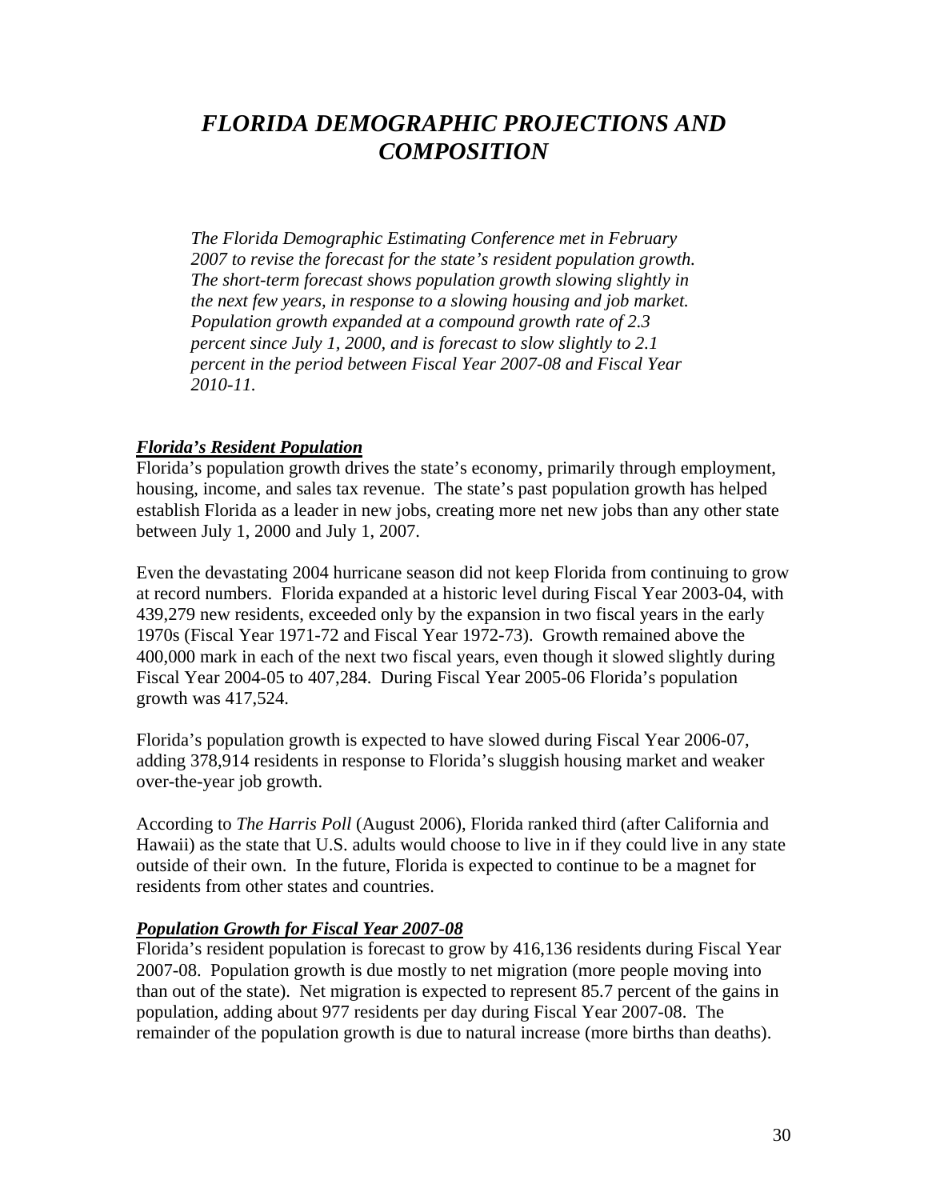# *FLORIDA DEMOGRAPHIC PROJECTIONS AND COMPOSITION*

*The Florida Demographic Estimating Conference met in February 2007 to revise the forecast for the state's resident population growth. The short-term forecast shows population growth slowing slightly in the next few years, in response to a slowing housing and job market. Population growth expanded at a compound growth rate of 2.3 percent since July 1, 2000, and is forecast to slow slightly to 2.1 percent in the period between Fiscal Year 2007-08 and Fiscal Year 2010-11.*

## ***Florida's Resident Population***

Florida's population growth drives the state's economy, primarily through employment, housing, income, and sales tax revenue. The state's past population growth has helped establish Florida as a leader in new jobs, creating more net new jobs than any other state between July 1, 2000 and July 1, 2007.

Even the devastating 2004 hurricane season did not keep Florida from continuing to grow at record numbers. Florida expanded at a historic level during Fiscal Year 2003-04, with 439,279 new residents, exceeded only by the expansion in two fiscal years in the early 1970s (Fiscal Year 1971-72 and Fiscal Year 1972-73). Growth remained above the 400,000 mark in each of the next two fiscal years, even though it slowed slightly during Fiscal Year 2004-05 to 407,284. During Fiscal Year 2005-06 Florida's population growth was 417,524.

Florida's population growth is expected to have slowed during Fiscal Year 2006-07, adding 378,914 residents in response to Florida's sluggish housing market and weaker over-the-year job growth.

According to *The Harris Poll* (August 2006), Florida ranked third (after California and Hawaii) as the state that U.S. adults would choose to live in if they could live in any state outside of their own. In the future, Florida is expected to continue to be a magnet for residents from other states and countries.

## ***Population Growth for Fiscal Year 2007-08***

Florida's resident population is forecast to grow by 416,136 residents during Fiscal Year 2007-08. Population growth is due mostly to net migration (more people moving into than out of the state). Net migration is expected to represent 85.7 percent of the gains in population, adding about 977 residents per day during Fiscal Year 2007-08. The remainder of the population growth is due to natural increase (more births than deaths).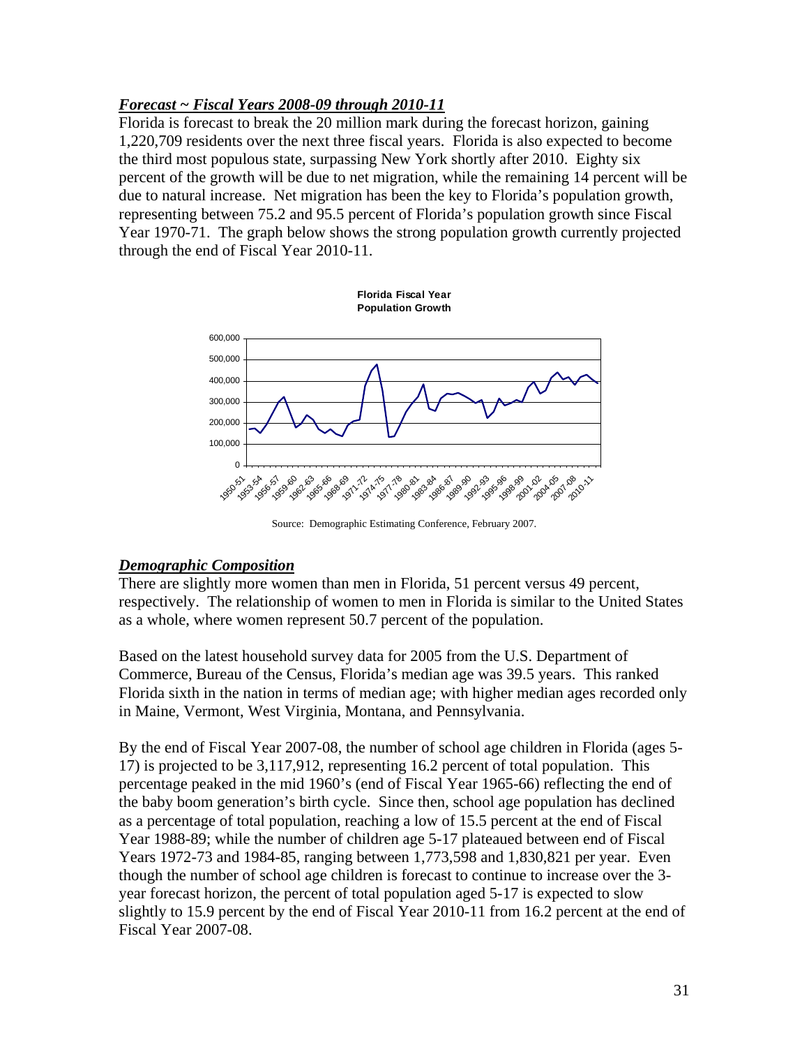### ***Forecast ~ Fiscal Years 2008-09 through 2010-11***

Florida is forecast to break the 20 million mark during the forecast horizon, gaining 1,220,709 residents over the next three fiscal years. Florida is also expected to become the third most populous state, surpassing New York shortly after 2010. Eighty six percent of the growth will be due to net migration, while the remaining 14 percent will be due to natural increase. Net migration has been the key to Florida's population growth, representing between 75.2 and 95.5 percent of Florida's population growth since Fiscal Year 1970-71. The graph below shows the strong population growth currently projected through the end of Fiscal Year 2010-11.

**Florida Fiscal Year Population Growth**

Source: Demographic Estimating Conference, February 2007.

### ***Demographic Composition***

There are slightly more women than men in Florida, 51 percent versus 49 percent, respectively. The relationship of women to men in Florida is similar to the United States as a whole, where women represent 50.7 percent of the population.

Based on the latest household survey data for 2005 from the U.S. Department of Commerce, Bureau of the Census, Florida's median age was 39.5 years. This ranked Florida sixth in the nation in terms of median age; with higher median ages recorded only in Maine, Vermont, West Virginia, Montana, and Pennsylvania.

By the end of Fiscal Year 2007-08, the number of school age children in Florida (ages 5-17) is projected to be 3,117,912, representing 16.2 percent of total population. This percentage peaked in the mid 1960's (end of Fiscal Year 1965-66) reflecting the end of the baby boom generation's birth cycle. Since then, school age population has declined as a percentage of total population, reaching a low of 15.5 percent at the end of Fiscal Year 1988-89; while the number of children age 5-17 plateaued between end of Fiscal Years 1972-73 and 1984-85, ranging between 1,773,598 and 1,830,821 per year. Even though the number of school age children is forecast to continue to increase over the 3-year forecast horizon, the percent of total population aged 5-17 is expected to slow slightly to 15.9 percent by the end of Fiscal Year 2010-11 from 16.2 percent at the end of Fiscal Year 2007-08.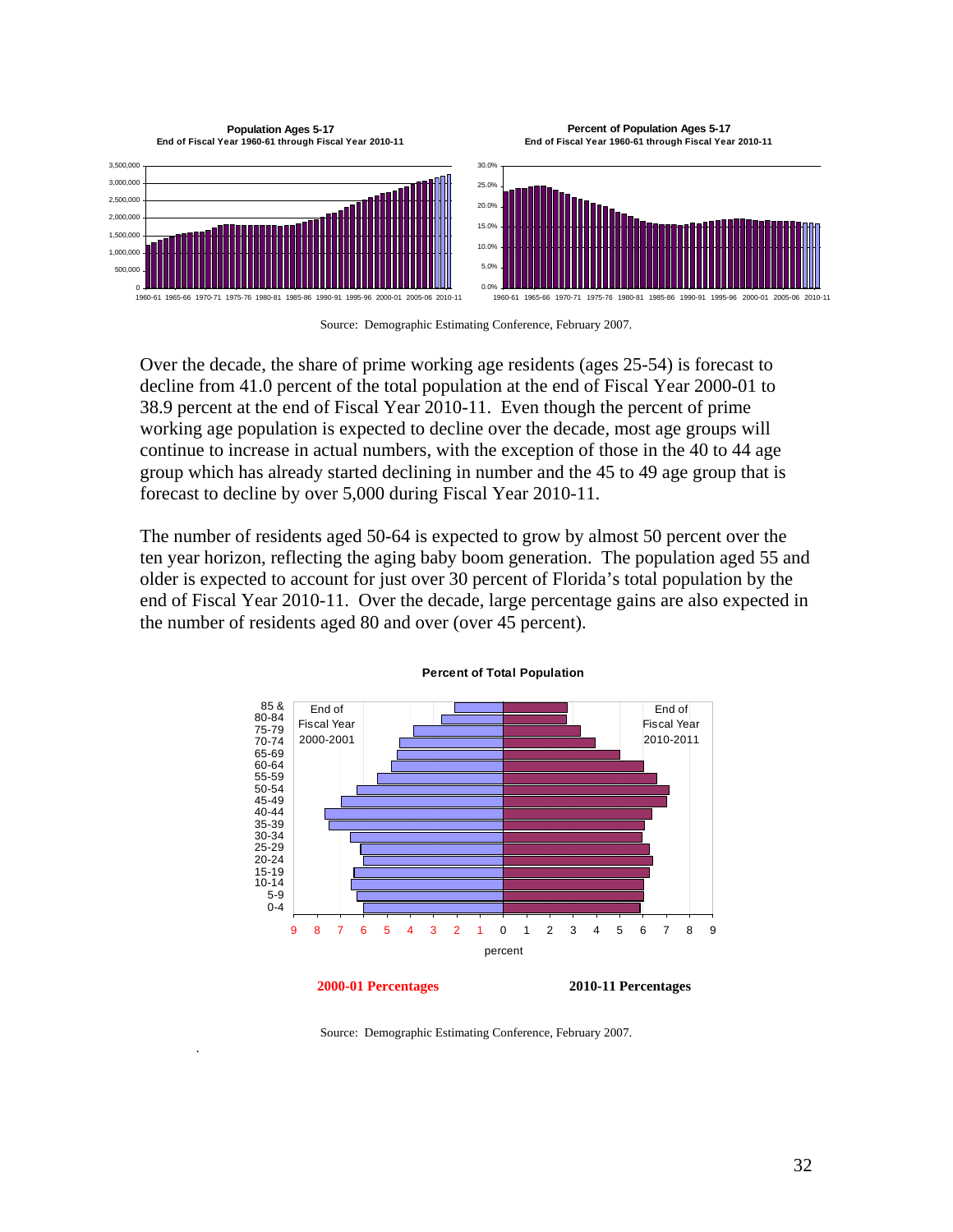**Population Ages 5-17**
**End of Fiscal Year 1960-61 through Fiscal Year 2010-11**

**Percent of Population Ages 5-17**
**End of Fiscal Year 1960-61 through Fiscal Year 2010-11**

Source: Demographic Estimating Conference, February 2007.

Over the decade, the share of prime working age residents (ages 25-54) is forecast to decline from 41.0 percent of the total population at the end of Fiscal Year 2000-01 to 38.9 percent at the end of Fiscal Year 2010-11. Even though the percent of prime working age population is expected to decline over the decade, most age groups will continue to increase in actual numbers, with the exception of those in the 40 to 44 age group which has already started declining in number and the 45 to 49 age group that is forecast to decline by over 5,000 during Fiscal Year 2010-11.

The number of residents aged 50-64 is expected to grow by almost 50 percent over the ten year horizon, reflecting the aging baby boom generation. The population aged 55 and older is expected to account for just over 30 percent of Florida's total population by the end of Fiscal Year 2010-11. Over the decade, large percentage gains are also expected in the number of residents aged 80 and over (over 45 percent).

**Percent of Total Population**

**2000-01 Percentages** **2010-11 Percentages**

Source: Demographic Estimating Conference, February 2007.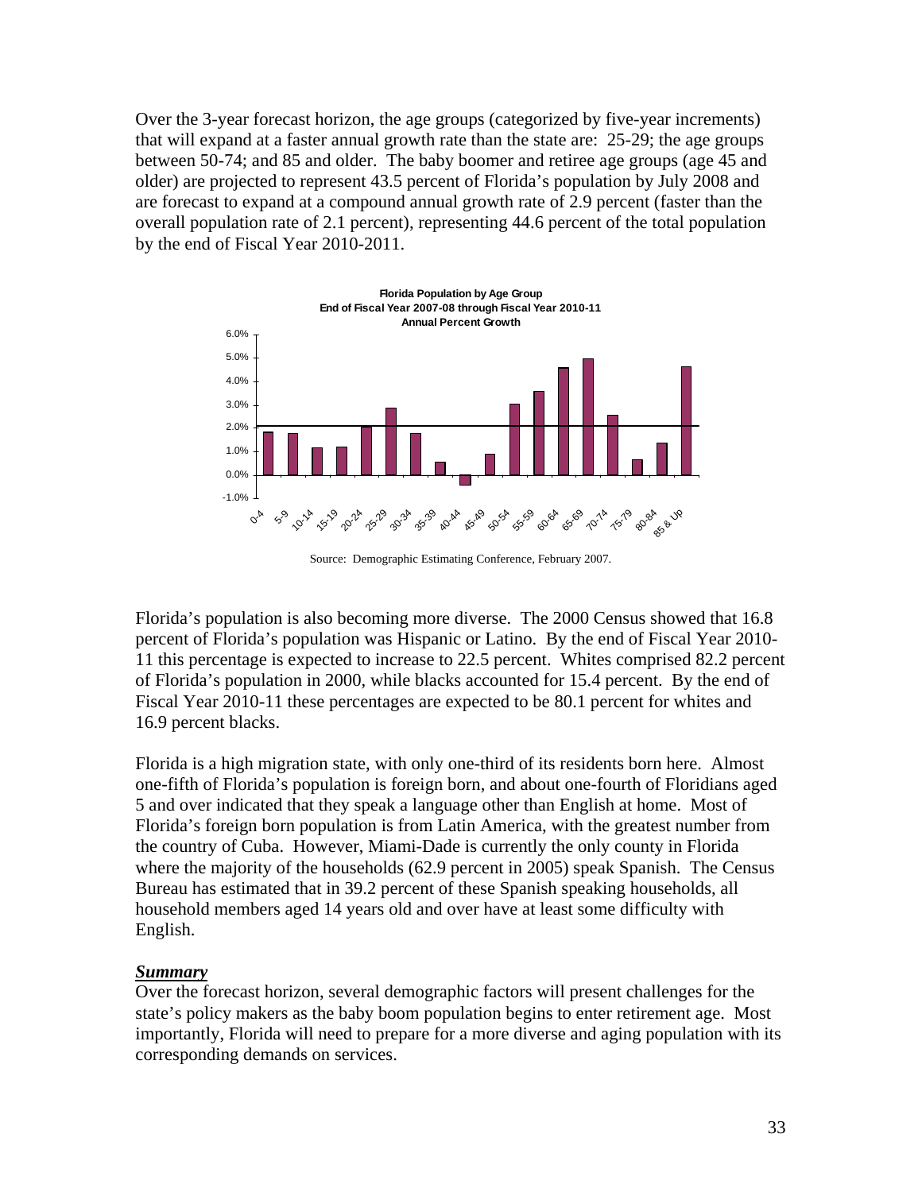Over the 3-year forecast horizon, the age groups (categorized by five-year increments) that will expand at a faster annual growth rate than the state are: 25-29; the age groups between 50-74; and 85 and older. The baby boomer and retiree age groups (age 45 and older) are projected to represent 43.5 percent of Florida's population by July 2008 and are forecast to expand at a compound annual growth rate of 2.9 percent (faster than the overall population rate of 2.1 percent), representing 44.6 percent of the total population by the end of Fiscal Year 2010-2011.

**Florida Population by Age Group**
**End of Fiscal Year 2007-08 through Fiscal Year 2010-11**
**Annual Percent Growth**

Source: Demographic Estimating Conference, February 2007.

Florida's population is also becoming more diverse. The 2000 Census showed that 16.8 percent of Florida's population was Hispanic or Latino. By the end of Fiscal Year 2010-11 this percentage is expected to increase to 22.5 percent. Whites comprised 82.2 percent of Florida's population in 2000, while blacks accounted for 15.4 percent. By the end of Fiscal Year 2010-11 these percentages are expected to be 80.1 percent for whites and 16.9 percent blacks.

Florida is a high migration state, with only one-third of its residents born here. Almost one-fifth of Florida's population is foreign born, and about one-fourth of Floridians aged 5 and over indicated that they speak a language other than English at home. Most of Florida's foreign born population is from Latin America, with the greatest number from the country of Cuba. However, Miami-Dade is currently the only county in Florida where the majority of the households (62.9 percent in 2005) speak Spanish. The Census Bureau has estimated that in 39.2 percent of these Spanish speaking households, all household members aged 14 years old and over have at least some difficulty with English.

***Summary***

Over the forecast horizon, several demographic factors will present challenges for the state's policy makers as the baby boom population begins to enter retirement age. Most importantly, Florida will need to prepare for a more diverse and aging population with its corresponding demands on services.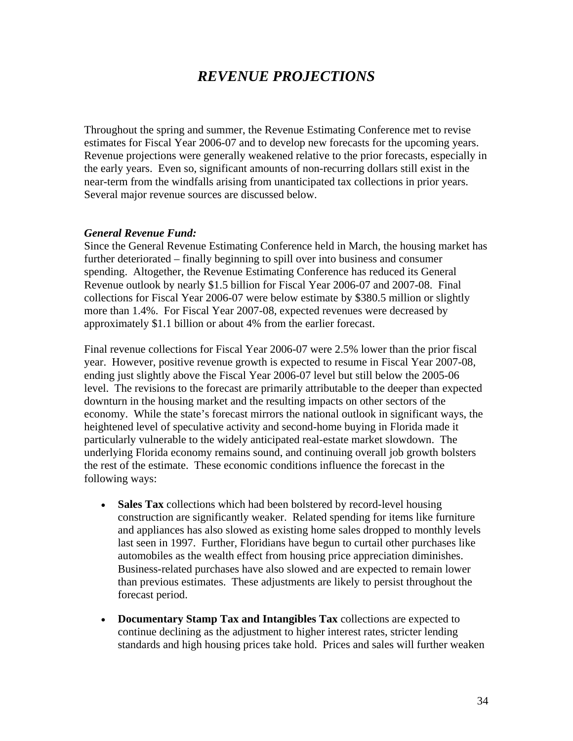# *REVENUE PROJECTIONS*

Throughout the spring and summer, the Revenue Estimating Conference met to revise estimates for Fiscal Year 2006-07 and to develop new forecasts for the upcoming years. Revenue projections were generally weakened relative to the prior forecasts, especially in the early years. Even so, significant amounts of non-recurring dollars still exist in the near-term from the windfalls arising from unanticipated tax collections in prior years. Several major revenue sources are discussed below.

***General Revenue Fund:***
Since the General Revenue Estimating Conference held in March, the housing market has further deteriorated – finally beginning to spill over into business and consumer spending. Altogether, the Revenue Estimating Conference has reduced its General Revenue outlook by nearly $1.5 billion for Fiscal Year 2006-07 and 2007-08. Final collections for Fiscal Year 2006-07 were below estimate by $380.5 million or slightly more than 1.4%. For Fiscal Year 2007-08, expected revenues were decreased by approximately $1.1 billion or about 4% from the earlier forecast.

Final revenue collections for Fiscal Year 2006-07 were 2.5% lower than the prior fiscal year. However, positive revenue growth is expected to resume in Fiscal Year 2007-08, ending just slightly above the Fiscal Year 2006-07 level but still below the 2005-06 level. The revisions to the forecast are primarily attributable to the deeper than expected downturn in the housing market and the resulting impacts on other sectors of the economy. While the state's forecast mirrors the national outlook in significant ways, the heightened level of speculative activity and second-home buying in Florida made it particularly vulnerable to the widely anticipated real-estate market slowdown. The underlying Florida economy remains sound, and continuing overall job growth bolsters the rest of the estimate. These economic conditions influence the forecast in the following ways:

- **Sales Tax** collections which had been bolstered by record-level housing construction are significantly weaker. Related spending for items like furniture and appliances has also slowed as existing home sales dropped to monthly levels last seen in 1997. Further, Floridians have begun to curtail other purchases like automobiles as the wealth effect from housing price appreciation diminishes. Business-related purchases have also slowed and are expected to remain lower than previous estimates. These adjustments are likely to persist throughout the forecast period.

- **Documentary Stamp Tax and Intangibles Tax** collections are expected to continue declining as the adjustment to higher interest rates, stricter lending standards and high housing prices take hold. Prices and sales will further weaken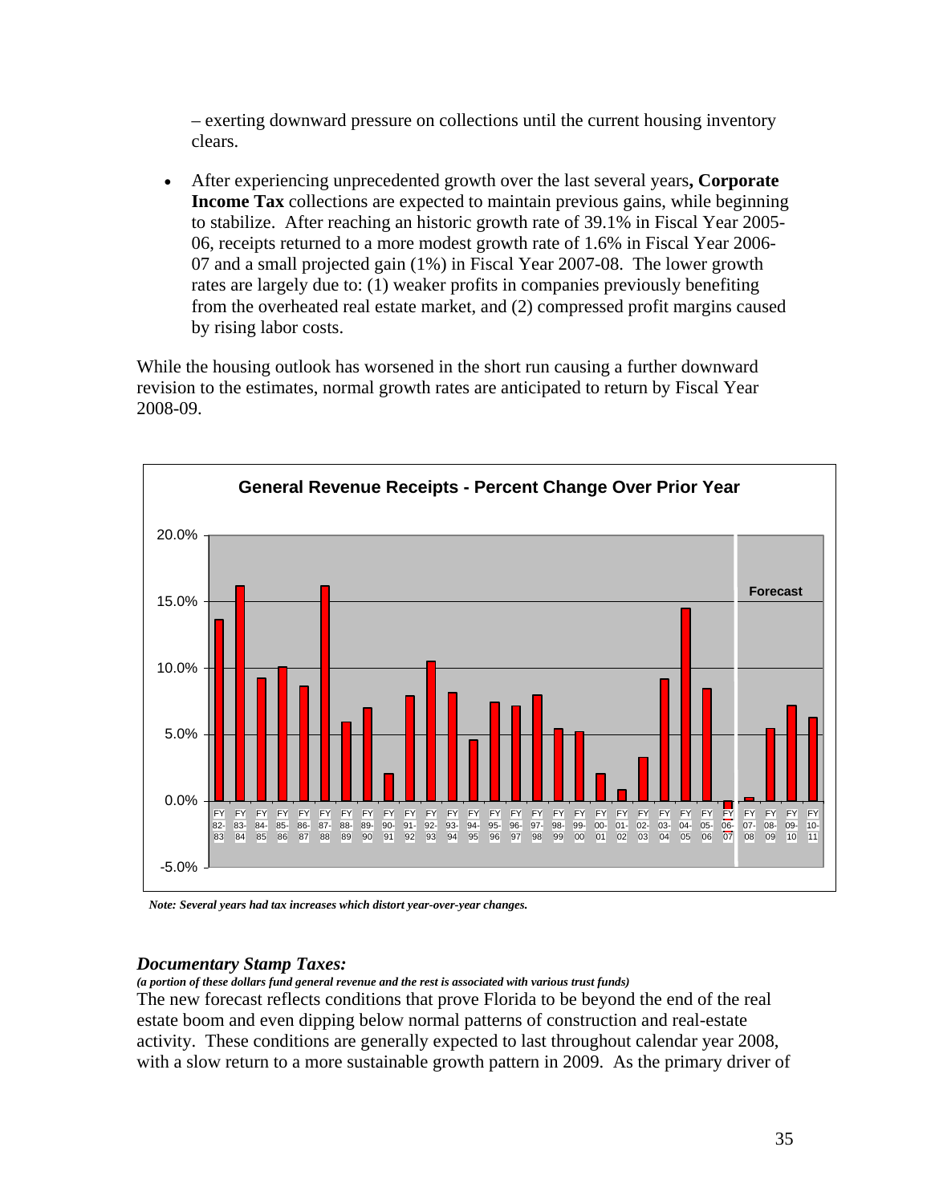– exerting downward pressure on collections until the current housing inventory clears.

- After experiencing unprecedented growth over the last several years**, Corporate Income Tax** collections are expected to maintain previous gains, while beginning to stabilize. After reaching an historic growth rate of 39.1% in Fiscal Year 2005-06, receipts returned to a more modest growth rate of 1.6% in Fiscal Year 2006-07 and a small projected gain (1%) in Fiscal Year 2007-08. The lower growth rates are largely due to: (1) weaker profits in companies previously benefiting from the overheated real estate market, and (2) compressed profit margins caused by rising labor costs.

While the housing outlook has worsened in the short run causing a further downward revision to the estimates, normal growth rates are anticipated to return by Fiscal Year 2008-09.

**General Revenue Receipts - Percent Change Over Prior Year**

*Note: Several years had tax increases which distort year-over-year changes.*

### *Documentary Stamp Taxes:*

***(a portion of these dollars fund general revenue and the rest is associated with various trust funds)***

The new forecast reflects conditions that prove Florida to be beyond the end of the real estate boom and even dipping below normal patterns of construction and real-estate activity. These conditions are generally expected to last throughout calendar year 2008, with a slow return to a more sustainable growth pattern in 2009. As the primary driver of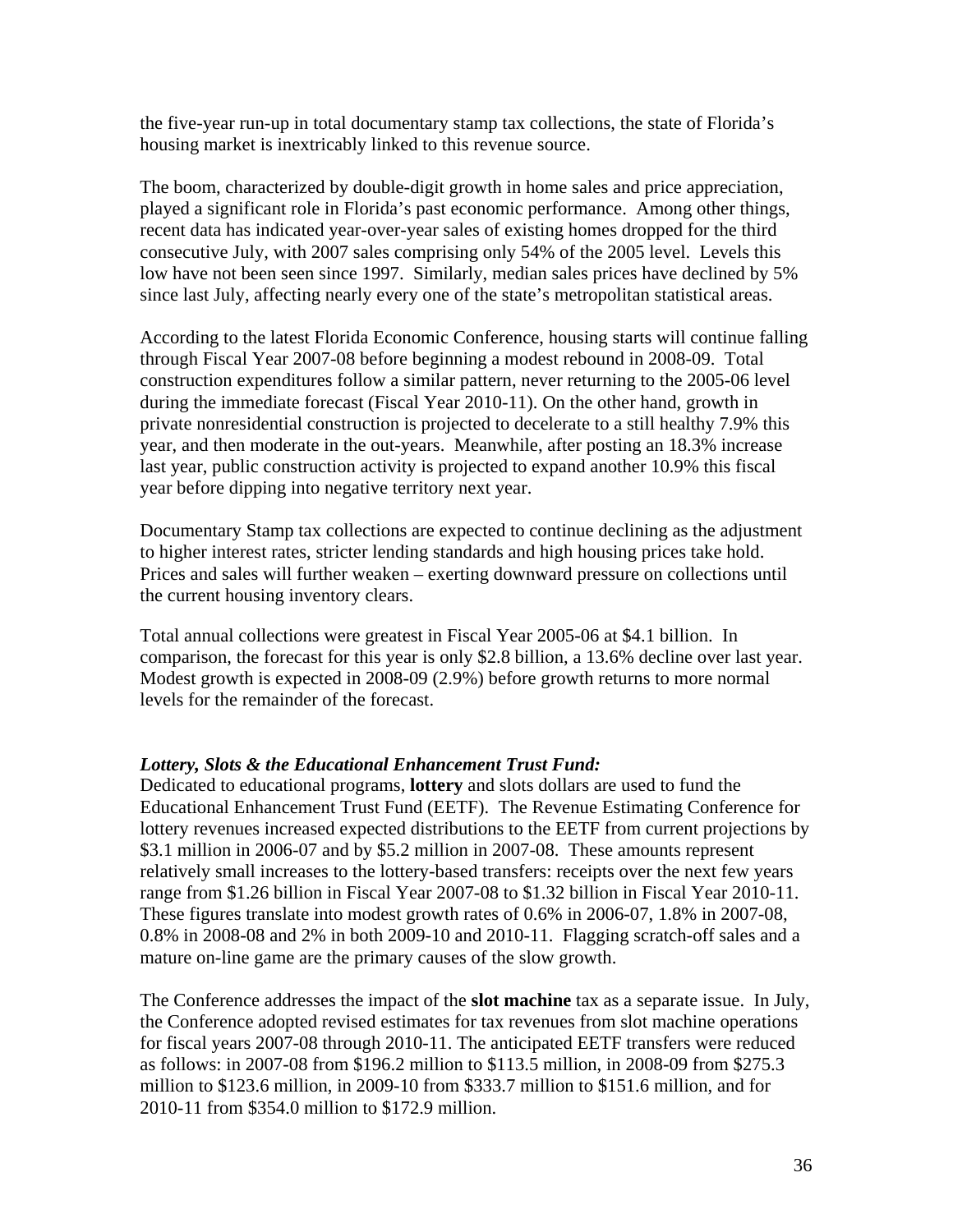the five-year run-up in total documentary stamp tax collections, the state of Florida's housing market is inextricably linked to this revenue source.

The boom, characterized by double-digit growth in home sales and price appreciation, played a significant role in Florida's past economic performance. Among other things, recent data has indicated year-over-year sales of existing homes dropped for the third consecutive July, with 2007 sales comprising only 54% of the 2005 level. Levels this low have not been seen since 1997. Similarly, median sales prices have declined by 5% since last July, affecting nearly every one of the state's metropolitan statistical areas.

According to the latest Florida Economic Conference, housing starts will continue falling through Fiscal Year 2007-08 before beginning a modest rebound in 2008-09. Total construction expenditures follow a similar pattern, never returning to the 2005-06 level during the immediate forecast (Fiscal Year 2010-11). On the other hand, growth in private nonresidential construction is projected to decelerate to a still healthy 7.9% this year, and then moderate in the out-years. Meanwhile, after posting an 18.3% increase last year, public construction activity is projected to expand another 10.9% this fiscal year before dipping into negative territory next year.

Documentary Stamp tax collections are expected to continue declining as the adjustment to higher interest rates, stricter lending standards and high housing prices take hold. Prices and sales will further weaken – exerting downward pressure on collections until the current housing inventory clears.

Total annual collections were greatest in Fiscal Year 2005-06 at $4.1 billion. In comparison, the forecast for this year is only $2.8 billion, a 13.6% decline over last year. Modest growth is expected in 2008-09 (2.9%) before growth returns to more normal levels for the remainder of the forecast.

***Lottery, Slots & the Educational Enhancement Trust Fund:***

Dedicated to educational programs, **lottery** and slots dollars are used to fund the Educational Enhancement Trust Fund (EETF). The Revenue Estimating Conference for lottery revenues increased expected distributions to the EETF from current projections by $3.1 million in 2006-07 and by $5.2 million in 2007-08. These amounts represent relatively small increases to the lottery-based transfers: receipts over the next few years range from $1.26 billion in Fiscal Year 2007-08 to $1.32 billion in Fiscal Year 2010-11. These figures translate into modest growth rates of 0.6% in 2006-07, 1.8% in 2007-08, 0.8% in 2008-08 and 2% in both 2009-10 and 2010-11. Flagging scratch-off sales and a mature on-line game are the primary causes of the slow growth.

The Conference addresses the impact of the **slot machine** tax as a separate issue. In July, the Conference adopted revised estimates for tax revenues from slot machine operations for fiscal years 2007-08 through 2010-11. The anticipated EETF transfers were reduced as follows: in 2007-08 from $196.2 million to $113.5 million, in 2008-09 from $275.3 million to $123.6 million, in 2009-10 from $333.7 million to $151.6 million, and for 2010-11 from $354.0 million to $172.9 million.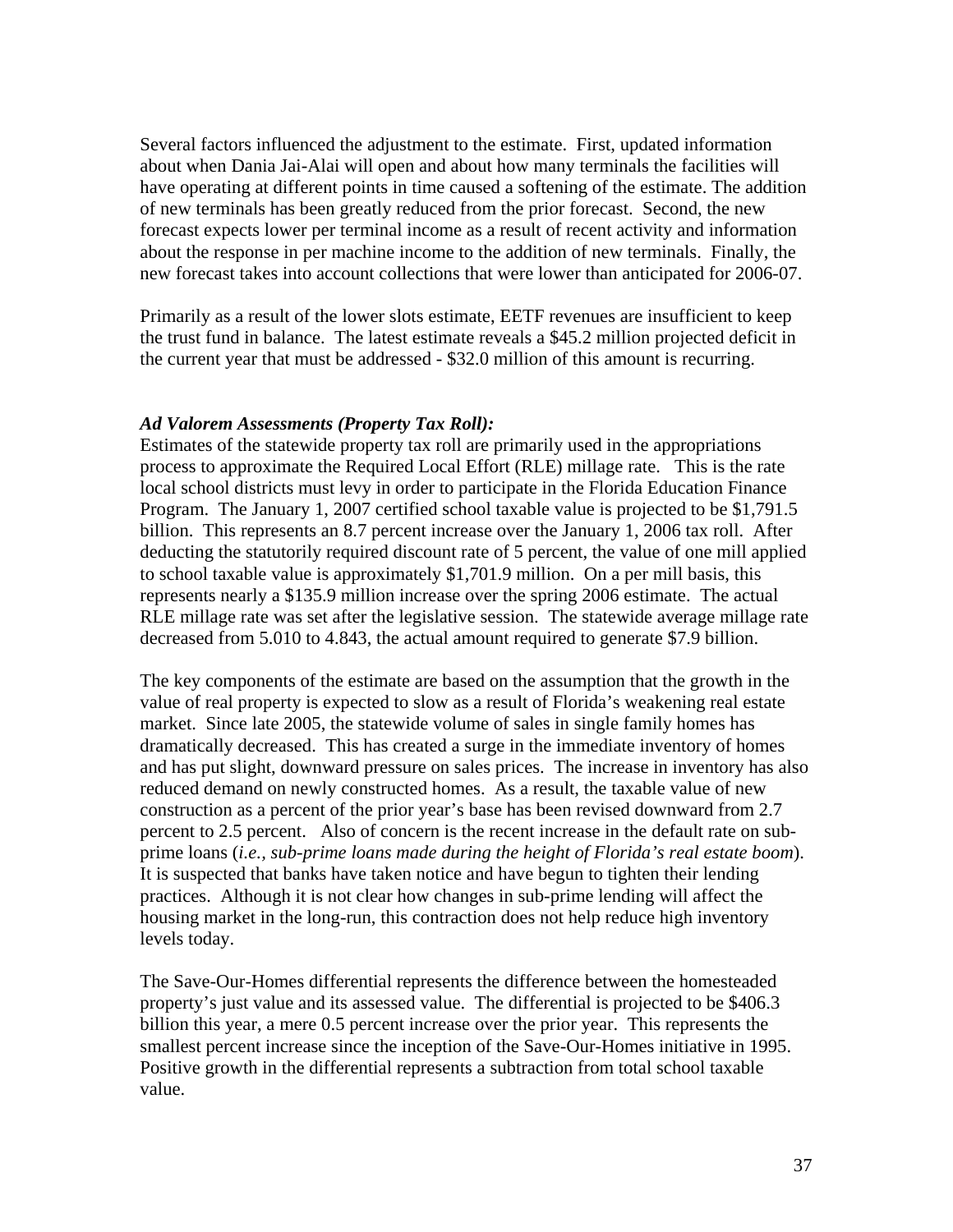Several factors influenced the adjustment to the estimate. First, updated information about when Dania Jai-Alai will open and about how many terminals the facilities will have operating at different points in time caused a softening of the estimate. The addition of new terminals has been greatly reduced from the prior forecast. Second, the new forecast expects lower per terminal income as a result of recent activity and information about the response in per machine income to the addition of new terminals. Finally, the new forecast takes into account collections that were lower than anticipated for 2006-07.

Primarily as a result of the lower slots estimate, EETF revenues are insufficient to keep the trust fund in balance. The latest estimate reveals a $45.2 million projected deficit in the current year that must be addressed - $32.0 million of this amount is recurring.

***Ad Valorem Assessments (Property Tax Roll):***

Estimates of the statewide property tax roll are primarily used in the appropriations process to approximate the Required Local Effort (RLE) millage rate. This is the rate local school districts must levy in order to participate in the Florida Education Finance Program. The January 1, 2007 certified school taxable value is projected to be $1,791.5 billion. This represents an 8.7 percent increase over the January 1, 2006 tax roll. After deducting the statutorily required discount rate of 5 percent, the value of one mill applied to school taxable value is approximately $1,701.9 million. On a per mill basis, this represents nearly a $135.9 million increase over the spring 2006 estimate. The actual RLE millage rate was set after the legislative session. The statewide average millage rate decreased from 5.010 to 4.843, the actual amount required to generate $7.9 billion.

The key components of the estimate are based on the assumption that the growth in the value of real property is expected to slow as a result of Florida's weakening real estate market. Since late 2005, the statewide volume of sales in single family homes has dramatically decreased. This has created a surge in the immediate inventory of homes and has put slight, downward pressure on sales prices. The increase in inventory has also reduced demand on newly constructed homes. As a result, the taxable value of new construction as a percent of the prior year's base has been revised downward from 2.7 percent to 2.5 percent. Also of concern is the recent increase in the default rate on sub-prime loans (*i.e., sub-prime loans made during the height of Florida's real estate boom*). It is suspected that banks have taken notice and have begun to tighten their lending practices. Although it is not clear how changes in sub-prime lending will affect the housing market in the long-run, this contraction does not help reduce high inventory levels today.

The Save-Our-Homes differential represents the difference between the homesteaded property's just value and its assessed value. The differential is projected to be $406.3 billion this year, a mere 0.5 percent increase over the prior year. This represents the smallest percent increase since the inception of the Save-Our-Homes initiative in 1995. Positive growth in the differential represents a subtraction from total school taxable value.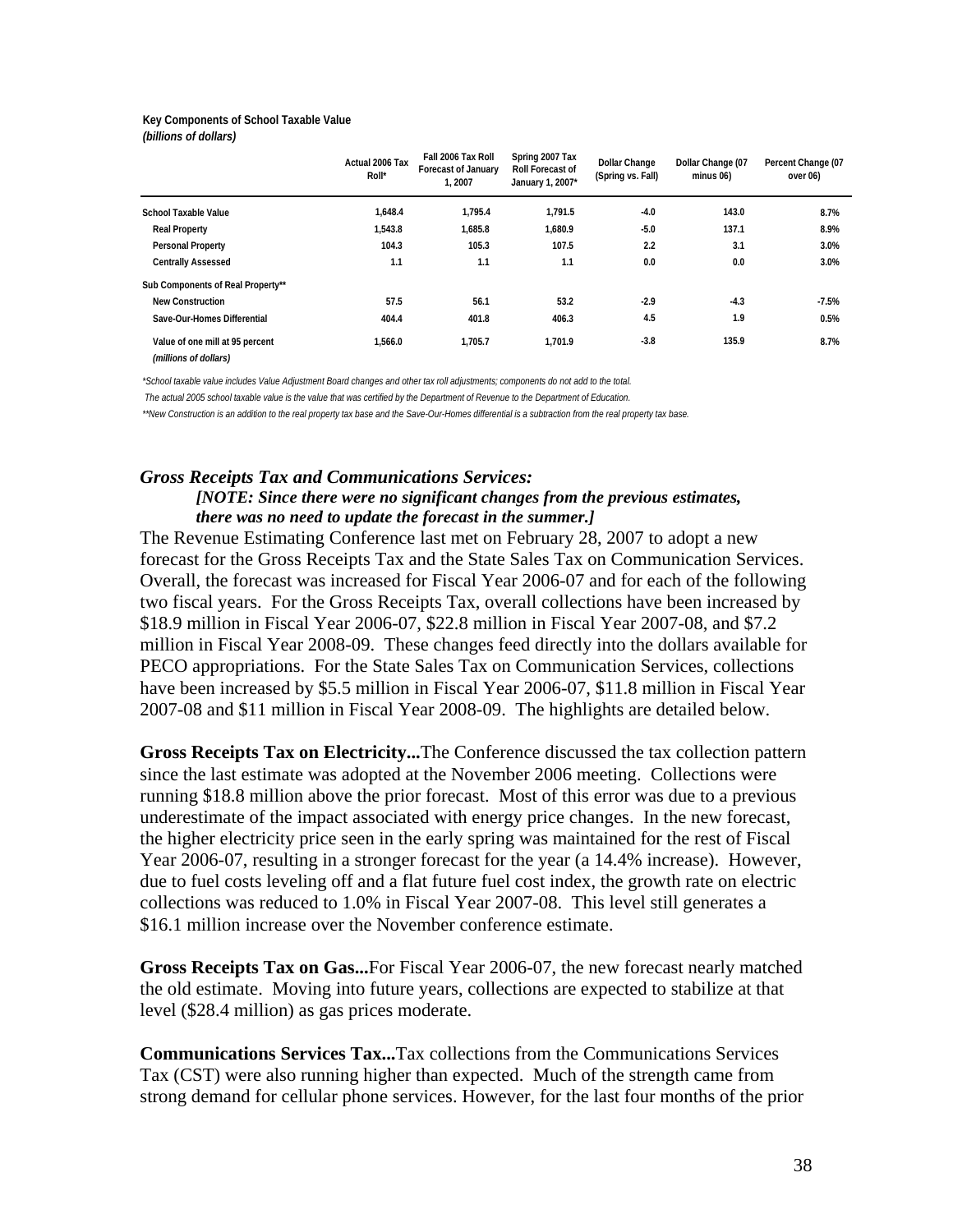**Key Components of School Taxable Value**
***(billions of dollars)***

| | Actual 2006 Tax Roll* | Fall 2006 Tax Roll Forecast of January 1, 2007 | Spring 2007 Tax Roll Forecast of January 1, 2007* | Dollar Change (Spring vs. Fall) | Dollar Change (07 minus 06) | Percent Change (07 over 06) |
|---|---|---|---|---|---|---|
| **School Taxable Value** | 1,648.4 | 1,795.4 | 1,791.5 | -4.0 | 143.0 | 8.7% |
| **Real Property** | 1,543.8 | 1,685.8 | 1,680.9 | -5.0 | 137.1 | 8.9% |
| **Personal Property** | 104.3 | 105.3 | 107.5 | 2.2 | 3.1 | 3.0% |
| **Centrally Assessed** | 1.1 | 1.1 | 1.1 | 0.0 | 0.0 | 3.0% |
| **Sub Components of Real Property**** | | | | | | |
| **New Construction** | 57.5 | 56.1 | 53.2 | -2.9 | -4.3 | -7.5% |
| **Save-Our-Homes Differential** | 404.4 | 401.8 | 406.3 | 4.5 | 1.9 | 0.5% |
| **Value of one mill at 95 percent** *(millions of dollars)* | 1,566.0 | 1,705.7 | 1,701.9 | -3.8 | 135.9 | 8.7% |

*\*School taxable value includes Value Adjustment Board changes and other tax roll adjustments; components do not add to the total.*

*The actual 2005 school taxable value is the value that was certified by the Department of Revenue to the Department of Education.*

*\*\*New Construction is an addition to the real property tax base and the Save-Our-Homes differential is a subtraction from the real property tax base.*

### *Gross Receipts Tax and Communications Services:*

***[NOTE: Since there were no significant changes from the previous estimates, there was no need to update the forecast in the summer.]***

The Revenue Estimating Conference last met on February 28, 2007 to adopt a new forecast for the Gross Receipts Tax and the State Sales Tax on Communication Services. Overall, the forecast was increased for Fiscal Year 2006-07 and for each of the following two fiscal years. For the Gross Receipts Tax, overall collections have been increased by $18.9 million in Fiscal Year 2006-07, $22.8 million in Fiscal Year 2007-08, and $7.2 million in Fiscal Year 2008-09. These changes feed directly into the dollars available for PECO appropriations. For the State Sales Tax on Communication Services, collections have been increased by $5.5 million in Fiscal Year 2006-07, $11.8 million in Fiscal Year 2007-08 and $11 million in Fiscal Year 2008-09. The highlights are detailed below.

**Gross Receipts Tax on Electricity...**The Conference discussed the tax collection pattern since the last estimate was adopted at the November 2006 meeting. Collections were running $18.8 million above the prior forecast. Most of this error was due to a previous underestimate of the impact associated with energy price changes. In the new forecast, the higher electricity price seen in the early spring was maintained for the rest of Fiscal Year 2006-07, resulting in a stronger forecast for the year (a 14.4% increase). However, due to fuel costs leveling off and a flat future fuel cost index, the growth rate on electric collections was reduced to 1.0% in Fiscal Year 2007-08. This level still generates a $16.1 million increase over the November conference estimate.

**Gross Receipts Tax on Gas...**For Fiscal Year 2006-07, the new forecast nearly matched the old estimate. Moving into future years, collections are expected to stabilize at that level ($28.4 million) as gas prices moderate.

**Communications Services Tax...**Tax collections from the Communications Services Tax (CST) were also running higher than expected. Much of the strength came from strong demand for cellular phone services. However, for the last four months of the prior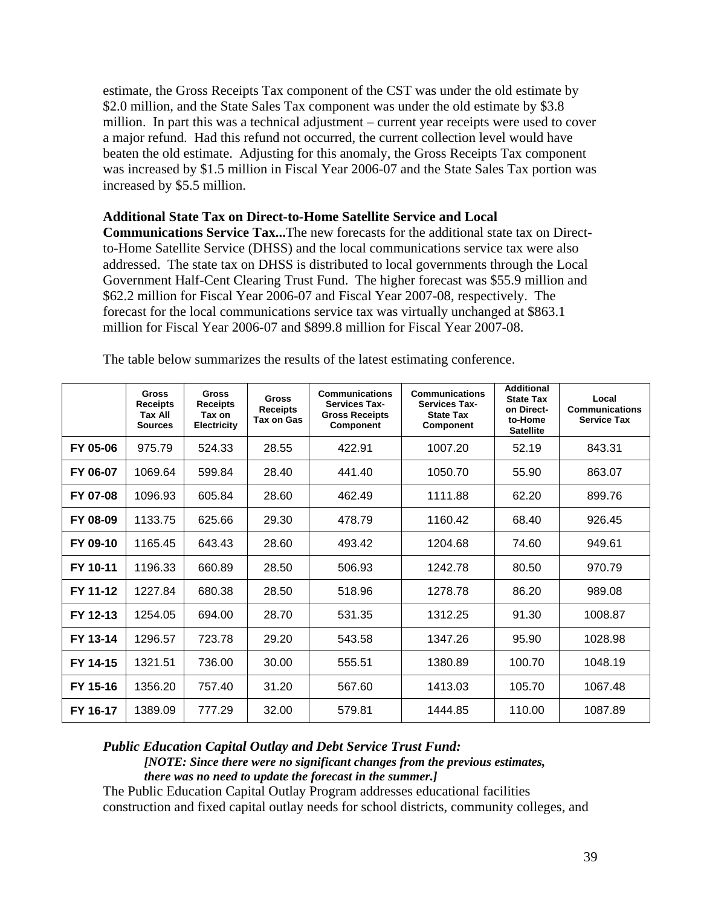estimate, the Gross Receipts Tax component of the CST was under the old estimate by $2.0 million, and the State Sales Tax component was under the old estimate by $3.8 million. In part this was a technical adjustment – current year receipts were used to cover a major refund. Had this refund not occurred, the current collection level would have beaten the old estimate. Adjusting for this anomaly, the Gross Receipts Tax component was increased by $1.5 million in Fiscal Year 2006-07 and the State Sales Tax portion was increased by $5.5 million.

**Additional State Tax on Direct-to-Home Satellite Service and Local Communications Service Tax...**The new forecasts for the additional state tax on Direct-to-Home Satellite Service (DHSS) and the local communications service tax were also addressed. The state tax on DHSS is distributed to local governments through the Local Government Half-Cent Clearing Trust Fund. The higher forecast was $55.9 million and $62.2 million for Fiscal Year 2006-07 and Fiscal Year 2007-08, respectively. The forecast for the local communications service tax was virtually unchanged at $863.1 million for Fiscal Year 2006-07 and $899.8 million for Fiscal Year 2007-08.

The table below summarizes the results of the latest estimating conference.

| | Gross Receipts Tax All Sources | Gross Receipts Tax on Electricity | Gross Receipts Tax on Gas | Communications Services Tax-Gross Receipts Component | Communications Services Tax-State Tax Component | Additional State Tax on Direct-to-Home Satellite | Local Communications Service Tax |
|---|---|---|---|---|---|---|---|
| **FY 05-06** | 975.79 | 524.33 | 28.55 | 422.91 | 1007.20 | 52.19 | 843.31 |
| **FY 06-07** | 1069.64 | 599.84 | 28.40 | 441.40 | 1050.70 | 55.90 | 863.07 |
| **FY 07-08** | 1096.93 | 605.84 | 28.60 | 462.49 | 1111.88 | 62.20 | 899.76 |
| **FY 08-09** | 1133.75 | 625.66 | 29.30 | 478.79 | 1160.42 | 68.40 | 926.45 |
| **FY 09-10** | 1165.45 | 643.43 | 28.60 | 493.42 | 1204.68 | 74.60 | 949.61 |
| **FY 10-11** | 1196.33 | 660.89 | 28.50 | 506.93 | 1242.78 | 80.50 | 970.79 |
| **FY 11-12** | 1227.84 | 680.38 | 28.50 | 518.96 | 1278.78 | 86.20 | 989.08 |
| **FY 12-13** | 1254.05 | 694.00 | 28.70 | 531.35 | 1312.25 | 91.30 | 1008.87 |
| **FY 13-14** | 1296.57 | 723.78 | 29.20 | 543.58 | 1347.26 | 95.90 | 1028.98 |
| **FY 14-15** | 1321.51 | 736.00 | 30.00 | 555.51 | 1380.89 | 100.70 | 1048.19 |
| **FY 15-16** | 1356.20 | 757.40 | 31.20 | 567.60 | 1413.03 | 105.70 | 1067.48 |
| **FY 16-17** | 1389.09 | 777.29 | 32.00 | 579.81 | 1444.85 | 110.00 | 1087.89 |

***Public Education Capital Outlay and Debt Service Trust Fund:***

***[NOTE: Since there were no significant changes from the previous estimates, there was no need to update the forecast in the summer.]***

The Public Education Capital Outlay Program addresses educational facilities construction and fixed capital outlay needs for school districts, community colleges, and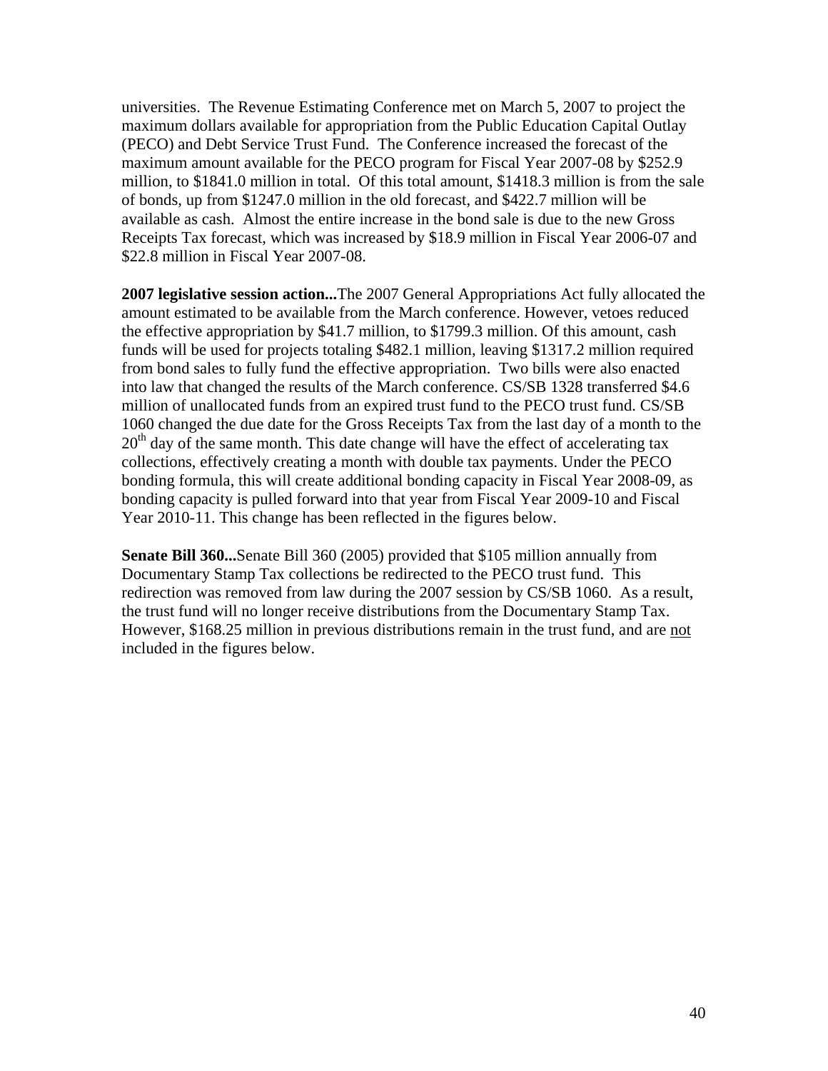universities. The Revenue Estimating Conference met on March 5, 2007 to project the maximum dollars available for appropriation from the Public Education Capital Outlay (PECO) and Debt Service Trust Fund. The Conference increased the forecast of the maximum amount available for the PECO program for Fiscal Year 2007-08 by $252.9 million, to $1841.0 million in total. Of this total amount, $1418.3 million is from the sale of bonds, up from $1247.0 million in the old forecast, and $422.7 million will be available as cash. Almost the entire increase in the bond sale is due to the new Gross Receipts Tax forecast, which was increased by $18.9 million in Fiscal Year 2006-07 and $22.8 million in Fiscal Year 2007-08.

**2007 legislative session action...**The 2007 General Appropriations Act fully allocated the amount estimated to be available from the March conference. However, vetoes reduced the effective appropriation by $41.7 million, to $1799.3 million. Of this amount, cash funds will be used for projects totaling $482.1 million, leaving $1317.2 million required from bond sales to fully fund the effective appropriation. Two bills were also enacted into law that changed the results of the March conference. CS/SB 1328 transferred $4.6 million of unallocated funds from an expired trust fund to the PECO trust fund. CS/SB 1060 changed the due date for the Gross Receipts Tax from the last day of a month to the 20th day of the same month. This date change will have the effect of accelerating tax collections, effectively creating a month with double tax payments. Under the PECO bonding formula, this will create additional bonding capacity in Fiscal Year 2008-09, as bonding capacity is pulled forward into that year from Fiscal Year 2009-10 and Fiscal Year 2010-11. This change has been reflected in the figures below.

**Senate Bill 360...**Senate Bill 360 (2005) provided that $105 million annually from Documentary Stamp Tax collections be redirected to the PECO trust fund. This redirection was removed from law during the 2007 session by CS/SB 1060. As a result, the trust fund will no longer receive distributions from the Documentary Stamp Tax. However, $168.25 million in previous distributions remain in the trust fund, and are <u>not</u> included in the figures below.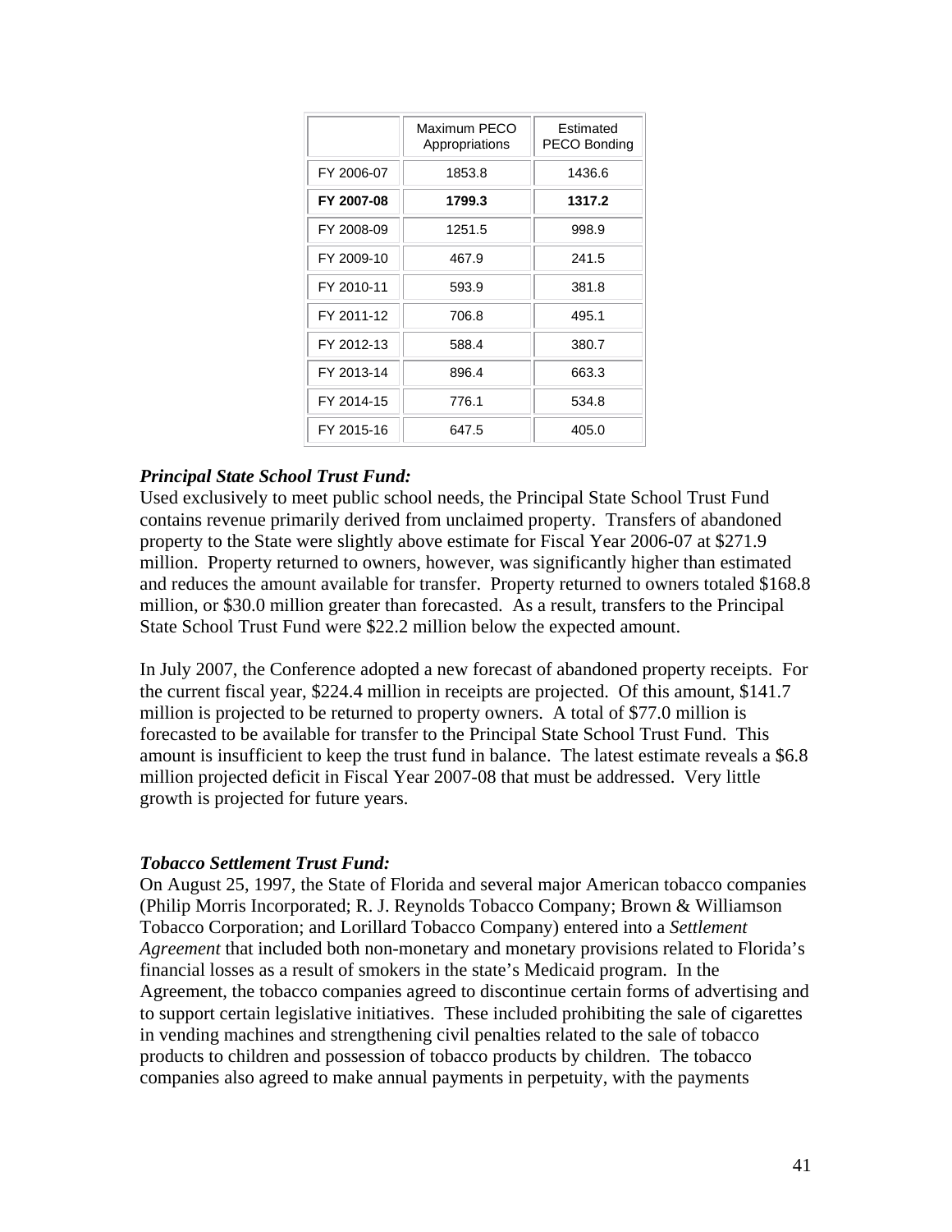| | Maximum PECO Appropriations | Estimated PECO Bonding |
|---|---|---|
| FY 2006-07 | 1853.8 | 1436.6 |
| **FY 2007-08** | **1799.3** | **1317.2** |
| FY 2008-09 | 1251.5 | 998.9 |
| FY 2009-10 | 467.9 | 241.5 |
| FY 2010-11 | 593.9 | 381.8 |
| FY 2011-12 | 706.8 | 495.1 |
| FY 2012-13 | 588.4 | 380.7 |
| FY 2013-14 | 896.4 | 663.3 |
| FY 2014-15 | 776.1 | 534.8 |
| FY 2015-16 | 647.5 | 405.0 |

***Principal State School Trust Fund:***

Used exclusively to meet public school needs, the Principal State School Trust Fund contains revenue primarily derived from unclaimed property. Transfers of abandoned property to the State were slightly above estimate for Fiscal Year 2006-07 at $271.9 million. Property returned to owners, however, was significantly higher than estimated and reduces the amount available for transfer. Property returned to owners totaled $168.8 million, or $30.0 million greater than forecasted. As a result, transfers to the Principal State School Trust Fund were $22.2 million below the expected amount.

In July 2007, the Conference adopted a new forecast of abandoned property receipts. For the current fiscal year, $224.4 million in receipts are projected. Of this amount, $141.7 million is projected to be returned to property owners. A total of $77.0 million is forecasted to be available for transfer to the Principal State School Trust Fund. This amount is insufficient to keep the trust fund in balance. The latest estimate reveals a $6.8 million projected deficit in Fiscal Year 2007-08 that must be addressed. Very little growth is projected for future years.

***Tobacco Settlement Trust Fund:***

On August 25, 1997, the State of Florida and several major American tobacco companies (Philip Morris Incorporated; R. J. Reynolds Tobacco Company; Brown & Williamson Tobacco Corporation; and Lorillard Tobacco Company) entered into a *Settlement Agreement* that included both non-monetary and monetary provisions related to Florida's financial losses as a result of smokers in the state's Medicaid program. In the Agreement, the tobacco companies agreed to discontinue certain forms of advertising and to support certain legislative initiatives. These included prohibiting the sale of cigarettes in vending machines and strengthening civil penalties related to the sale of tobacco products to children and possession of tobacco products by children. The tobacco companies also agreed to make annual payments in perpetuity, with the payments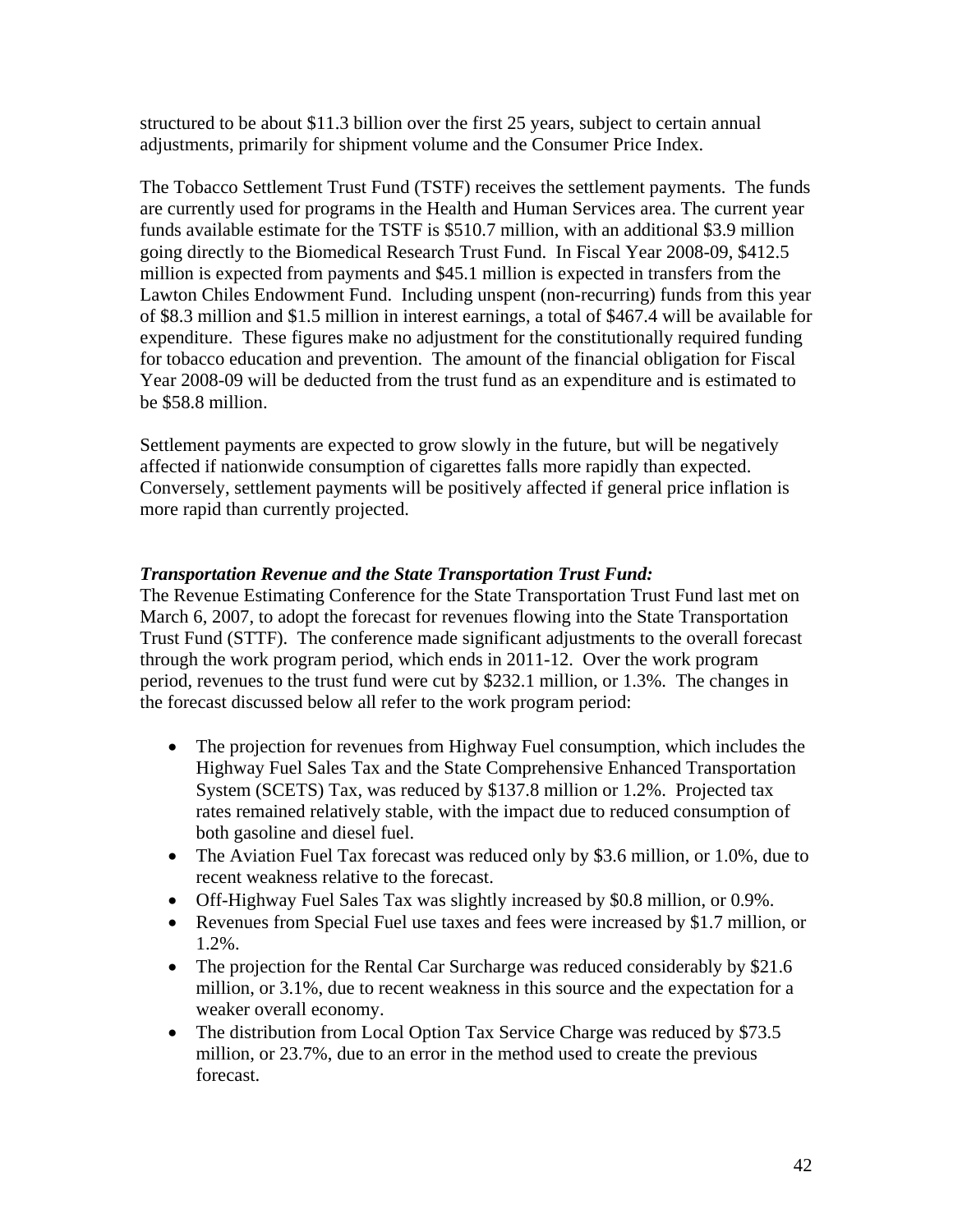structured to be about $11.3 billion over the first 25 years, subject to certain annual adjustments, primarily for shipment volume and the Consumer Price Index.

The Tobacco Settlement Trust Fund (TSTF) receives the settlement payments. The funds are currently used for programs in the Health and Human Services area. The current year funds available estimate for the TSTF is $510.7 million, with an additional $3.9 million going directly to the Biomedical Research Trust Fund. In Fiscal Year 2008-09, $412.5 million is expected from payments and $45.1 million is expected in transfers from the Lawton Chiles Endowment Fund. Including unspent (non-recurring) funds from this year of $8.3 million and $1.5 million in interest earnings, a total of $467.4 will be available for expenditure. These figures make no adjustment for the constitutionally required funding for tobacco education and prevention. The amount of the financial obligation for Fiscal Year 2008-09 will be deducted from the trust fund as an expenditure and is estimated to be $58.8 million.

Settlement payments are expected to grow slowly in the future, but will be negatively affected if nationwide consumption of cigarettes falls more rapidly than expected. Conversely, settlement payments will be positively affected if general price inflation is more rapid than currently projected.

***Transportation Revenue and the State Transportation Trust Fund:***

The Revenue Estimating Conference for the State Transportation Trust Fund last met on March 6, 2007, to adopt the forecast for revenues flowing into the State Transportation Trust Fund (STTF). The conference made significant adjustments to the overall forecast through the work program period, which ends in 2011-12. Over the work program period, revenues to the trust fund were cut by $232.1 million, or 1.3%. The changes in the forecast discussed below all refer to the work program period:

- The projection for revenues from Highway Fuel consumption, which includes the Highway Fuel Sales Tax and the State Comprehensive Enhanced Transportation System (SCETS) Tax, was reduced by $137.8 million or 1.2%. Projected tax rates remained relatively stable, with the impact due to reduced consumption of both gasoline and diesel fuel.
- The Aviation Fuel Tax forecast was reduced only by $3.6 million, or 1.0%, due to recent weakness relative to the forecast.
- Off-Highway Fuel Sales Tax was slightly increased by $0.8 million, or 0.9%.
- Revenues from Special Fuel use taxes and fees were increased by $1.7 million, or 1.2%.
- The projection for the Rental Car Surcharge was reduced considerably by $21.6 million, or 3.1%, due to recent weakness in this source and the expectation for a weaker overall economy.
- The distribution from Local Option Tax Service Charge was reduced by $73.5 million, or 23.7%, due to an error in the method used to create the previous forecast.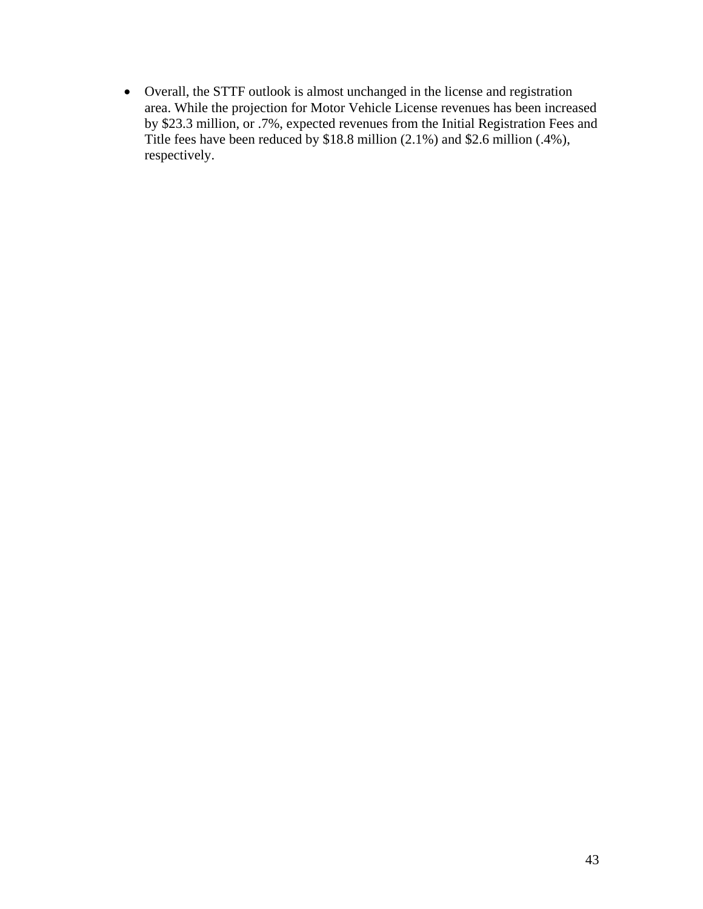- Overall, the STTF outlook is almost unchanged in the license and registration area. While the projection for Motor Vehicle License revenues has been increased by $23.3 million, or .7%, expected revenues from the Initial Registration Fees and Title fees have been reduced by $18.8 million (2.1%) and $2.6 million (.4%), respectively.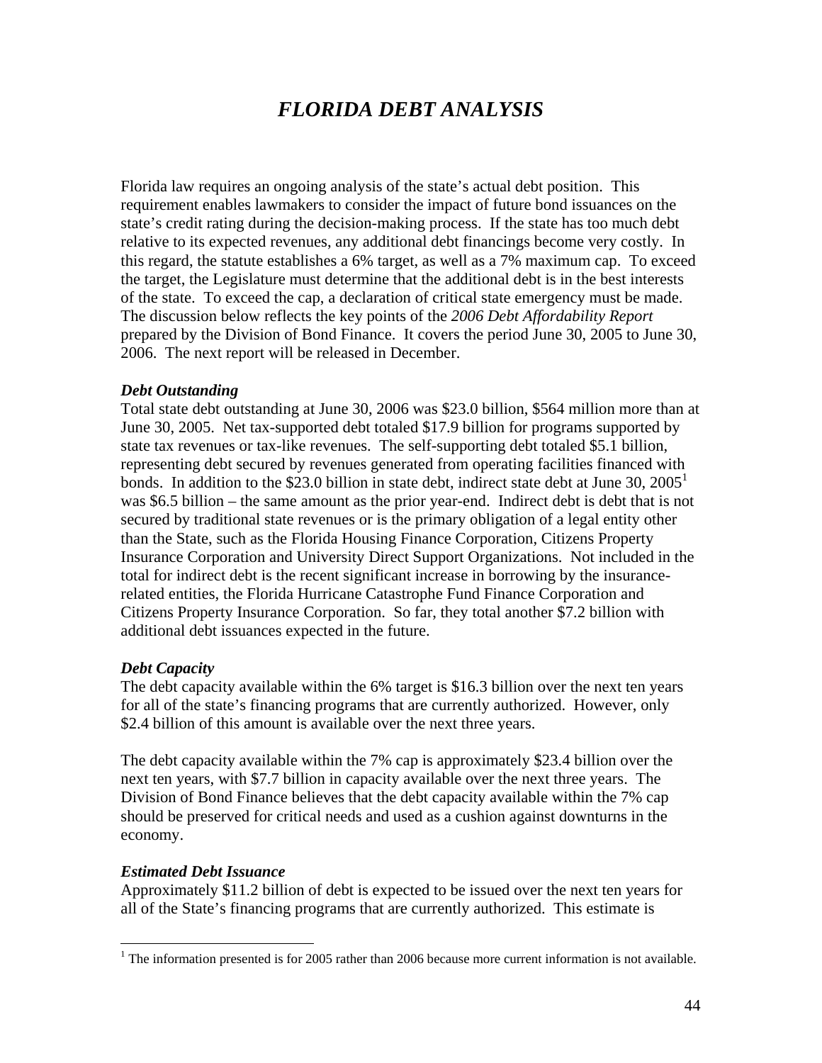# *FLORIDA DEBT ANALYSIS*

Florida law requires an ongoing analysis of the state's actual debt position. This requirement enables lawmakers to consider the impact of future bond issuances on the state's credit rating during the decision-making process. If the state has too much debt relative to its expected revenues, any additional debt financings become very costly. In this regard, the statute establishes a 6% target, as well as a 7% maximum cap. To exceed the target, the Legislature must determine that the additional debt is in the best interests of the state. To exceed the cap, a declaration of critical state emergency must be made. The discussion below reflects the key points of the *2006 Debt Affordability Report* prepared by the Division of Bond Finance. It covers the period June 30, 2005 to June 30, 2006. The next report will be released in December.

***Debt Outstanding***

Total state debt outstanding at June 30, 2006 was $23.0 billion, $564 million more than at June 30, 2005. Net tax-supported debt totaled $17.9 billion for programs supported by state tax revenues or tax-like revenues. The self-supporting debt totaled $5.1 billion, representing debt secured by revenues generated from operating facilities financed with bonds. In addition to the $23.0 billion in state debt, indirect state debt at June 30, 2005[1] was $6.5 billion – the same amount as the prior year-end. Indirect debt is debt that is not secured by traditional state revenues or is the primary obligation of a legal entity other than the State, such as the Florida Housing Finance Corporation, Citizens Property Insurance Corporation and University Direct Support Organizations. Not included in the total for indirect debt is the recent significant increase in borrowing by the insurance-related entities, the Florida Hurricane Catastrophe Fund Finance Corporation and Citizens Property Insurance Corporation. So far, they total another $7.2 billion with additional debt issuances expected in the future.

***Debt Capacity***

The debt capacity available within the 6% target is $16.3 billion over the next ten years for all of the state's financing programs that are currently authorized. However, only $2.4 billion of this amount is available over the next three years.

The debt capacity available within the 7% cap is approximately $23.4 billion over the next ten years, with $7.7 billion in capacity available over the next three years. The Division of Bond Finance believes that the debt capacity available within the 7% cap should be preserved for critical needs and used as a cushion against downturns in the economy.

***Estimated Debt Issuance***

Approximately $11.2 billion of debt is expected to be issued over the next ten years for all of the State's financing programs that are currently authorized. This estimate is

[1] The information presented is for 2005 rather than 2006 because more current information is not available.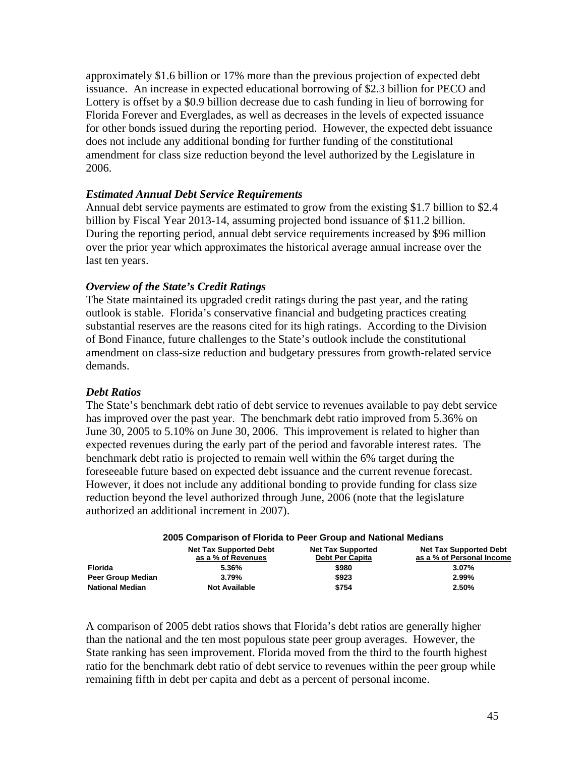approximately $1.6 billion or 17% more than the previous projection of expected debt issuance. An increase in expected educational borrowing of $2.3 billion for PECO and Lottery is offset by a $0.9 billion decrease due to cash funding in lieu of borrowing for Florida Forever and Everglades, as well as decreases in the levels of expected issuance for other bonds issued during the reporting period. However, the expected debt issuance does not include any additional bonding for further funding of the constitutional amendment for class size reduction beyond the level authorized by the Legislature in 2006.

***Estimated Annual Debt Service Requirements***

Annual debt service payments are estimated to grow from the existing $1.7 billion to $2.4 billion by Fiscal Year 2013-14, assuming projected bond issuance of $11.2 billion. During the reporting period, annual debt service requirements increased by $96 million over the prior year which approximates the historical average annual increase over the last ten years.

***Overview of the State's Credit Ratings***

The State maintained its upgraded credit ratings during the past year, and the rating outlook is stable. Florida's conservative financial and budgeting practices creating substantial reserves are the reasons cited for its high ratings. According to the Division of Bond Finance, future challenges to the State's outlook include the constitutional amendment on class-size reduction and budgetary pressures from growth-related service demands.

***Debt Ratios***

The State's benchmark debt ratio of debt service to revenues available to pay debt service has improved over the past year. The benchmark debt ratio improved from 5.36% on June 30, 2005 to 5.10% on June 30, 2006. This improvement is related to higher than expected revenues during the early part of the period and favorable interest rates. The benchmark debt ratio is projected to remain well within the 6% target during the foreseeable future based on expected debt issuance and the current revenue forecast. However, it does not include any additional bonding to provide funding for class size reduction beyond the level authorized through June, 2006 (note that the legislature authorized an additional increment in 2007).

**2005 Comparison of Florida to Peer Group and National Medians**

| | Net Tax Supported Debt as a % of Revenues | Net Tax Supported Debt Per Capita | Net Tax Supported Debt as a % of Personal Income |
|---|---|---|---|
| **Florida** | 5.36% | $980 | 3.07% |
| **Peer Group Median** | 3.79% | $923 | 2.99% |
| **National Median** | Not Available | $754 | 2.50% |

A comparison of 2005 debt ratios shows that Florida's debt ratios are generally higher than the national and the ten most populous state peer group averages. However, the State ranking has seen improvement. Florida moved from the third to the fourth highest ratio for the benchmark debt ratio of debt service to revenues within the peer group while remaining fifth in debt per capita and debt as a percent of personal income.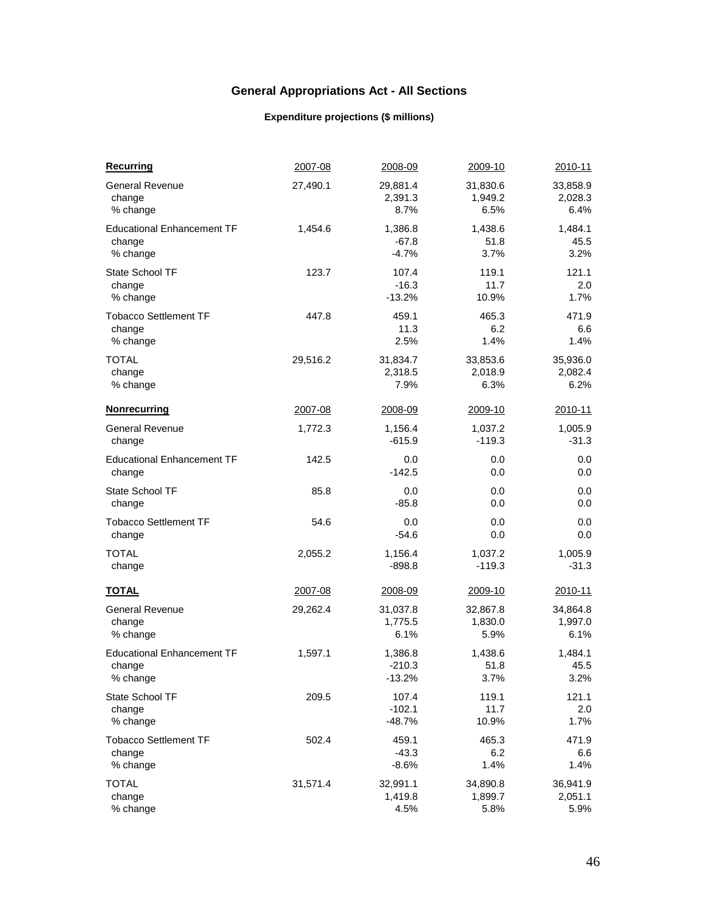## General Appropriations Act - All Sections

### Expenditure projections ($ millions)

| **Recurring** | 2007-08 | 2008-09 | 2009-10 | 2010-11 |
|---|---|---|---|---|
| General Revenue | 27,490.1 | 29,881.4 | 31,830.6 | 33,858.9 |
| change | | 2,391.3 | 1,949.2 | 2,028.3 |
| % change | | 8.7% | 6.5% | 6.4% |
| Educational Enhancement TF | 1,454.6 | 1,386.8 | 1,438.6 | 1,484.1 |
| change | | -67.8 | 51.8 | 45.5 |
| % change | | -4.7% | 3.7% | 3.2% |
| State School TF | 123.7 | 107.4 | 119.1 | 121.1 |
| change | | -16.3 | 11.7 | 2.0 |
| % change | | -13.2% | 10.9% | 1.7% |
| Tobacco Settlement TF | 447.8 | 459.1 | 465.3 | 471.9 |
| change | | 11.3 | 6.2 | 6.6 |
| % change | | 2.5% | 1.4% | 1.4% |
| TOTAL | 29,516.2 | 31,834.7 | 33,853.6 | 35,936.0 |
| change | | 2,318.5 | 2,018.9 | 2,082.4 |
| % change | | 7.9% | 6.3% | 6.2% |
| **Nonrecurring** | 2007-08 | 2008-09 | 2009-10 | 2010-11 |
| General Revenue | 1,772.3 | 1,156.4 | 1,037.2 | 1,005.9 |
| change | | -615.9 | -119.3 | -31.3 |
| Educational Enhancement TF | 142.5 | 0.0 | 0.0 | 0.0 |
| change | | -142.5 | 0.0 | 0.0 |
| State School TF | 85.8 | 0.0 | 0.0 | 0.0 |
| change | | -85.8 | 0.0 | 0.0 |
| Tobacco Settlement TF | 54.6 | 0.0 | 0.0 | 0.0 |
| change | | -54.6 | 0.0 | 0.0 |
| TOTAL | 2,055.2 | 1,156.4 | 1,037.2 | 1,005.9 |
| change | | -898.8 | -119.3 | -31.3 |
| **TOTAL** | 2007-08 | 2008-09 | 2009-10 | 2010-11 |
| General Revenue | 29,262.4 | 31,037.8 | 32,867.8 | 34,864.8 |
| change | | 1,775.5 | 1,830.0 | 1,997.0 |
| % change | | 6.1% | 5.9% | 6.1% |
| Educational Enhancement TF | 1,597.1 | 1,386.8 | 1,438.6 | 1,484.1 |
| change | | -210.3 | 51.8 | 45.5 |
| % change | | -13.2% | 3.7% | 3.2% |
| State School TF | 209.5 | 107.4 | 119.1 | 121.1 |
| change | | -102.1 | 11.7 | 2.0 |
| % change | | -48.7% | 10.9% | 1.7% |
| Tobacco Settlement TF | 502.4 | 459.1 | 465.3 | 471.9 |
| change | | -43.3 | 6.2 | 6.6 |
| % change | | -8.6% | 1.4% | 1.4% |
| TOTAL | 31,571.4 | 32,991.1 | 34,890.8 | 36,941.9 |
| change | | 1,419.8 | 1,899.7 | 2,051.1 |
| % change | | 4.5% | 5.8% | 5.9% |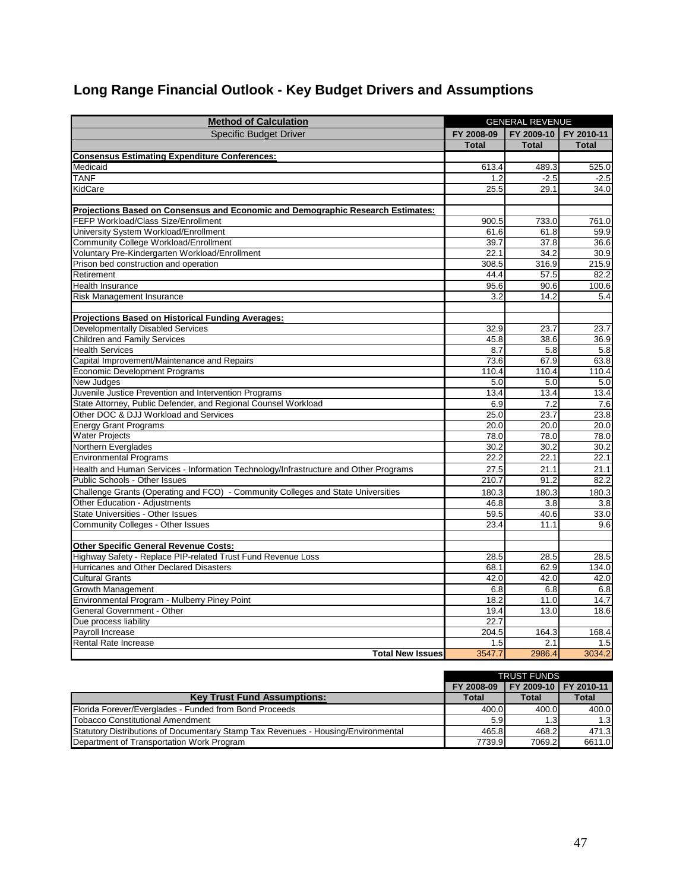# Long Range Financial Outlook - Key Budget Drivers and Assumptions

| Method of Calculation | GENERAL REVENUE | | |
|---|---|---|---|
| Specific Budget Driver | FY 2008-09 | FY 2009-10 | FY 2010-11 |
| | Total | Total | Total |
| **Consensus Estimating Expenditure Conferences:** | | | |
| Medicaid | 613.4 | 489.3 | 525.0 |
| TANF | 1.2 | -2.5 | -2.5 |
| KidCare | 25.5 | 29.1 | 34.0 |
| | | | |
| **Projections Based on Consensus and Economic and Demographic Research Estimates:** | | | |
| FEFP Workload/Class Size/Enrollment | 900.5 | 733.0 | 761.0 |
| University System Workload/Enrollment | 61.6 | 61.8 | 59.9 |
| Community College Workload/Enrollment | 39.7 | 37.8 | 36.6 |
| Voluntary Pre-Kindergarten Workload/Enrollment | 22.1 | 34.2 | 30.9 |
| Prison bed construction and operation | 308.5 | 316.9 | 215.9 |
| Retirement | 44.4 | 57.5 | 82.2 |
| Health Insurance | 95.6 | 90.6 | 100.6 |
| Risk Management Insurance | 3.2 | 14.2 | 5.4 |
| | | | |
| **Projections Based on Historical Funding Averages:** | | | |
| Developmentally Disabled Services | 32.9 | 23.7 | 23.7 |
| Children and Family Services | 45.8 | 38.6 | 36.9 |
| Health Services | 8.7 | 5.8 | 5.8 |
| Capital Improvement/Maintenance and Repairs | 73.6 | 67.9 | 63.8 |
| Economic Development Programs | 110.4 | 110.4 | 110.4 |
| New Judges | 5.0 | 5.0 | 5.0 |
| Juvenile Justice Prevention and Intervention Programs | 13.4 | 13.4 | 13.4 |
| State Attorney, Public Defender, and Regional Counsel Workload | 6.9 | 7.2 | 7.6 |
| Other DOC & DJJ Workload and Services | 25.0 | 23.7 | 23.8 |
| Energy Grant Programs | 20.0 | 20.0 | 20.0 |
| Water Projects | 78.0 | 78.0 | 78.0 |
| Northern Everglades | 30.2 | 30.2 | 30.2 |
| Environmental Programs | 22.2 | 22.1 | 22.1 |
| Health and Human Services - Information Technology/Infrastructure and Other Programs | 27.5 | 21.1 | 21.1 |
| Public Schools - Other Issues | 210.7 | 91.2 | 82.2 |
| Challenge Grants (Operating and FCO) - Community Colleges and State Universities | 180.3 | 180.3 | 180.3 |
| Other Education - Adjustments | 46.8 | 3.8 | 3.8 |
| State Universities - Other Issues | 59.5 | 40.6 | 33.0 |
| Community Colleges - Other Issues | 23.4 | 11.1 | 9.6 |
| | | | |
| **Other Specific General Revenue Costs:** | | | |
| Highway Safety - Replace PIP-related Trust Fund Revenue Loss | 28.5 | 28.5 | 28.5 |
| Hurricanes and Other Declared Disasters | 68.1 | 62.9 | 134.0 |
| Cultural Grants | 42.0 | 42.0 | 42.0 |
| Growth Management | 6.8 | 6.8 | 6.8 |
| Environmental Program - Mulberry Piney Point | 18.2 | 11.0 | 14.7 |
| General Government - Other | 19.4 | 13.0 | 18.6 |
| Due process liability | 22.7 | | |
| Payroll Increase | 204.5 | 164.3 | 168.4 |
| Rental Rate Increase | 1.5 | 2.1 | 1.5 |
| **Total New Issues** | 3547.7 | 2986.4 | 3034.2 |

| | TRUST FUNDS | | |
|---|---|---|---|
| | FY 2008-09 | FY 2009-10 | FY 2010-11 |
| **Key Trust Fund Assumptions:** | Total | Total | Total |
| Florida Forever/Everglades - Funded from Bond Proceeds | 400.0 | 400.0 | 400.0 |
| Tobacco Constitutional Amendment | 5.9 | 1.3 | 1.3 |
| Statutory Distributions of Documentary Stamp Tax Revenues - Housing/Environmental | 465.8 | 468.2 | 471.3 |
| Department of Transportation Work Program | 7739.9 | 7069.2 | 6611.0 |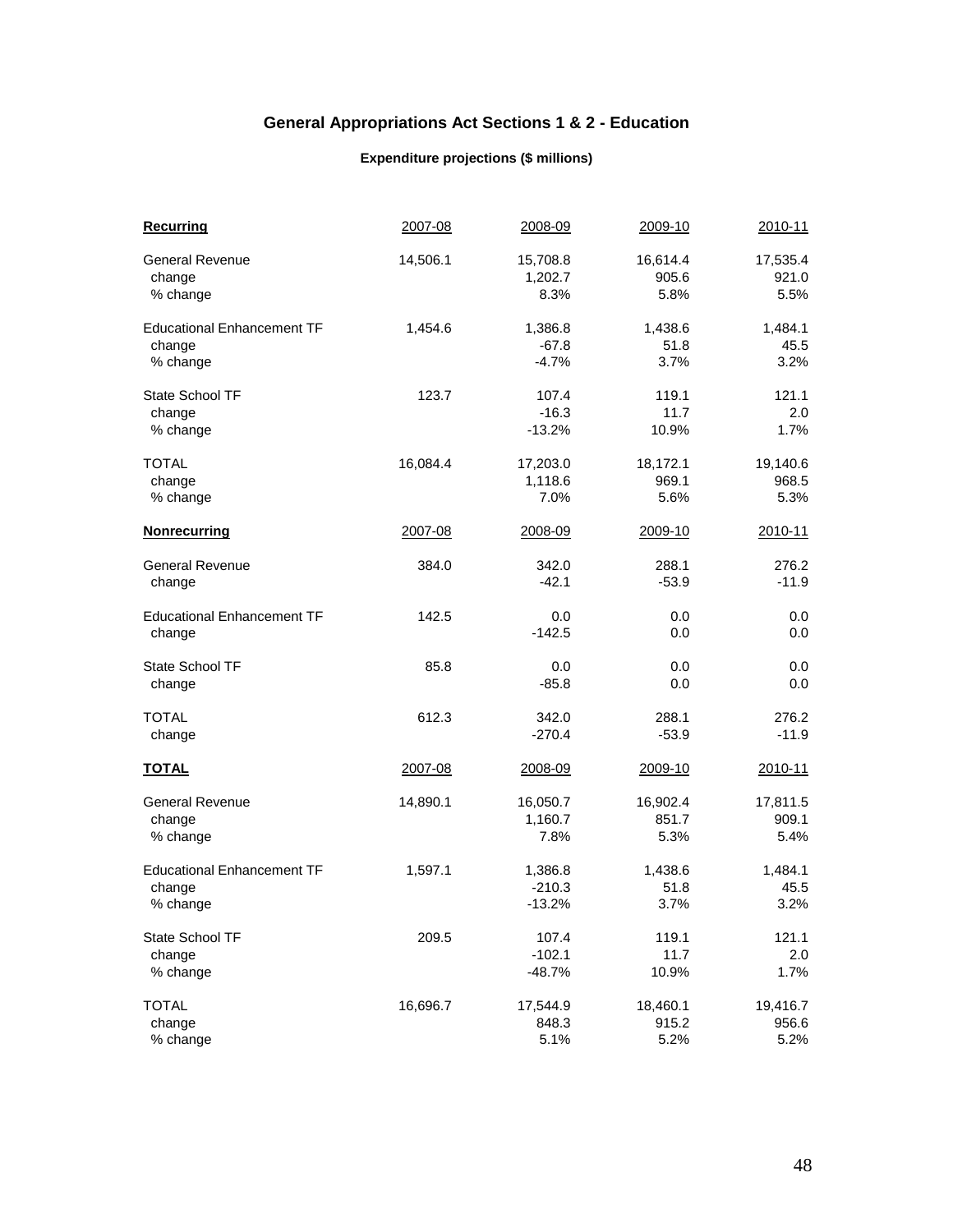## General Appropriations Act Sections 1 & 2 - Education

### Expenditure projections ($ millions)

| **Recurring** | 2007-08 | 2008-09 | 2009-10 | 2010-11 |
|---|---|---|---|---|
| General Revenue | 14,506.1 | 15,708.8 | 16,614.4 | 17,535.4 |
| change | | 1,202.7 | 905.6 | 921.0 |
| % change | | 8.3% | 5.8% | 5.5% |
| Educational Enhancement TF | 1,454.6 | 1,386.8 | 1,438.6 | 1,484.1 |
| change | | -67.8 | 51.8 | 45.5 |
| % change | | -4.7% | 3.7% | 3.2% |
| State School TF | 123.7 | 107.4 | 119.1 | 121.1 |
| change | | -16.3 | 11.7 | 2.0 |
| % change | | -13.2% | 10.9% | 1.7% |
| TOTAL | 16,084.4 | 17,203.0 | 18,172.1 | 19,140.6 |
| change | | 1,118.6 | 969.1 | 968.5 |
| % change | | 7.0% | 5.6% | 5.3% |
| **Nonrecurring** | 2007-08 | 2008-09 | 2009-10 | 2010-11 |
| General Revenue | 384.0 | 342.0 | 288.1 | 276.2 |
| change | | -42.1 | -53.9 | -11.9 |
| Educational Enhancement TF | 142.5 | 0.0 | 0.0 | 0.0 |
| change | | -142.5 | 0.0 | 0.0 |
| State School TF | 85.8 | 0.0 | 0.0 | 0.0 |
| change | | -85.8 | 0.0 | 0.0 |
| TOTAL | 612.3 | 342.0 | 288.1 | 276.2 |
| change | | -270.4 | -53.9 | -11.9 |
| **TOTAL** | 2007-08 | 2008-09 | 2009-10 | 2010-11 |
| General Revenue | 14,890.1 | 16,050.7 | 16,902.4 | 17,811.5 |
| change | | 1,160.7 | 851.7 | 909.1 |
| % change | | 7.8% | 5.3% | 5.4% |
| Educational Enhancement TF | 1,597.1 | 1,386.8 | 1,438.6 | 1,484.1 |
| change | | -210.3 | 51.8 | 45.5 |
| % change | | -13.2% | 3.7% | 3.2% |
| State School TF | 209.5 | 107.4 | 119.1 | 121.1 |
| change | | -102.1 | 11.7 | 2.0 |
| % change | | -48.7% | 10.9% | 1.7% |
| TOTAL | 16,696.7 | 17,544.9 | 18,460.1 | 19,416.7 |
| change | | 848.3 | 915.2 | 956.6 |
| % change | | 5.1% | 5.2% | 5.2% |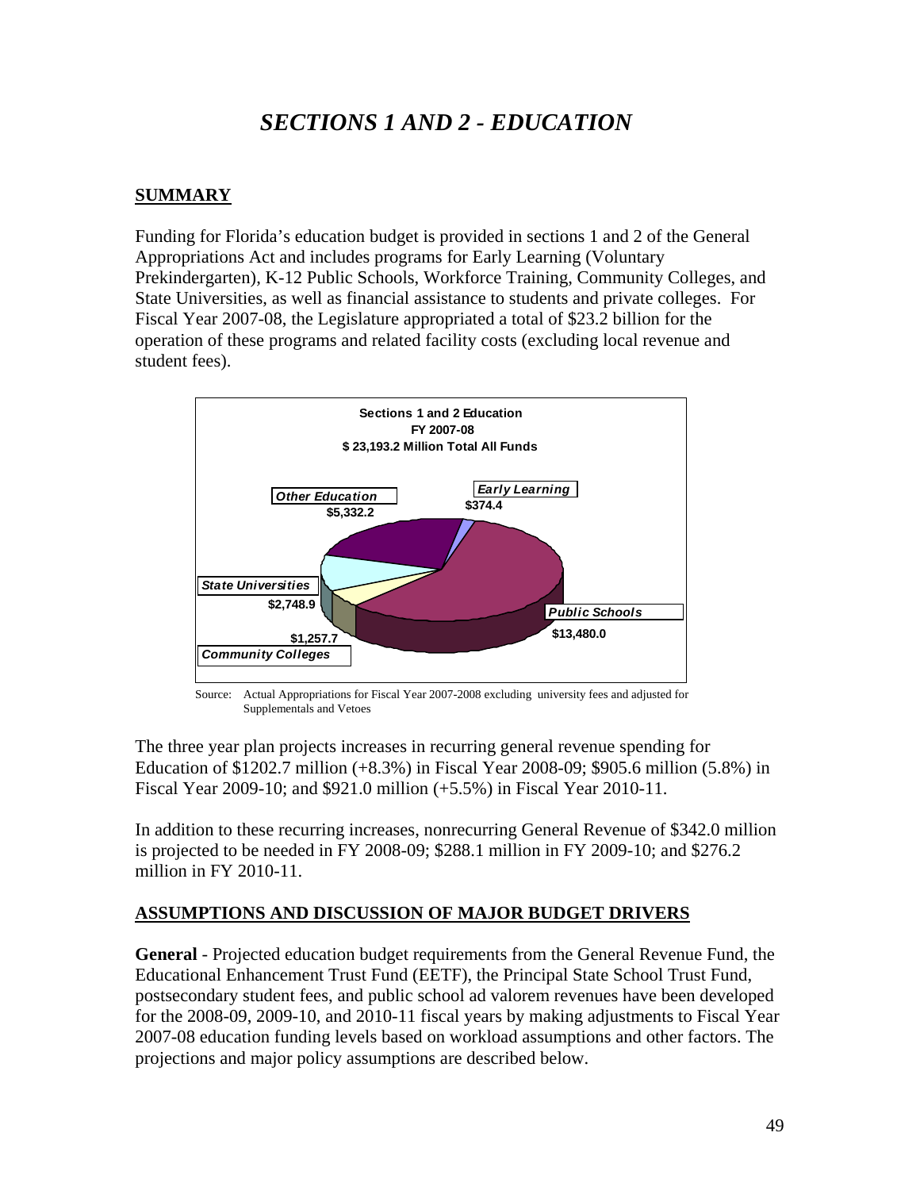# *SECTIONS 1 AND 2 - EDUCATION*

## SUMMARY

Funding for Florida's education budget is provided in sections 1 and 2 of the General Appropriations Act and includes programs for Early Learning (Voluntary Prekindergarten), K-12 Public Schools, Workforce Training, Community Colleges, and State Universities, as well as financial assistance to students and private colleges. For Fiscal Year 2007-08, the Legislature appropriated a total of $23.2 billion for the operation of these programs and related facility costs (excluding local revenue and student fees).

**Sections 1 and 2 Education**
**FY 2007-08**
**$ 23,193.2 Million Total All Funds**

| Category | Amount |
|---|---|
| Public Schools | $13,480.0 |
| Other Education | $5,332.2 |
| State Universities | $2,748.9 |
| Community Colleges | $1,257.7 |
| Early Learning | $374.4 |

Source: Actual Appropriations for Fiscal Year 2007-2008 excluding university fees and adjusted for Supplementals and Vetoes

The three year plan projects increases in recurring general revenue spending for Education of $1202.7 million (+8.3%) in Fiscal Year 2008-09; $905.6 million (5.8%) in Fiscal Year 2009-10; and $921.0 million (+5.5%) in Fiscal Year 2010-11.

In addition to these recurring increases, nonrecurring General Revenue of $342.0 million is projected to be needed in FY 2008-09; $288.1 million in FY 2009-10; and $276.2 million in FY 2010-11.

## ASSUMPTIONS AND DISCUSSION OF MAJOR BUDGET DRIVERS

**General** - Projected education budget requirements from the General Revenue Fund, the Educational Enhancement Trust Fund (EETF), the Principal State School Trust Fund, postsecondary student fees, and public school ad valorem revenues have been developed for the 2008-09, 2009-10, and 2010-11 fiscal years by making adjustments to Fiscal Year 2007-08 education funding levels based on workload assumptions and other factors. The projections and major policy assumptions are described below.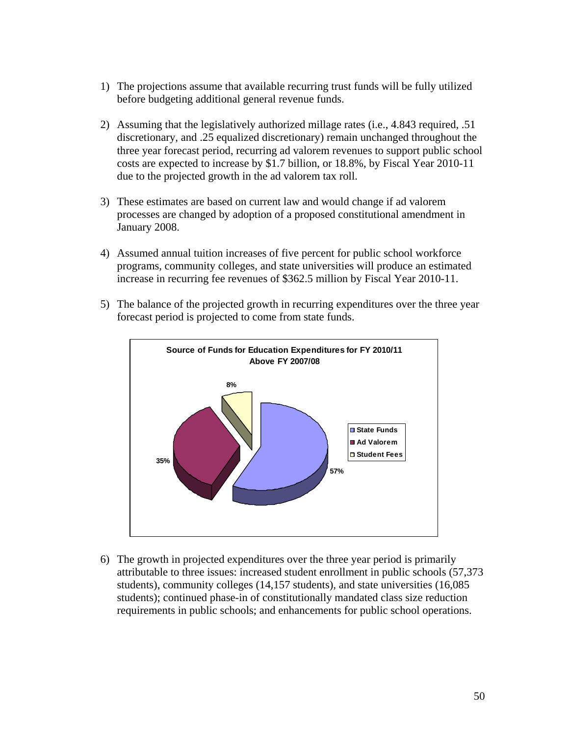1) The projections assume that available recurring trust funds will be fully utilized before budgeting additional general revenue funds.

2) Assuming that the legislatively authorized millage rates (i.e., 4.843 required, .51 discretionary, and .25 equalized discretionary) remain unchanged throughout the three year forecast period, recurring ad valorem revenues to support public school costs are expected to increase by $1.7 billion, or 18.8%, by Fiscal Year 2010-11 due to the projected growth in the ad valorem tax roll.

3) These estimates are based on current law and would change if ad valorem processes are changed by adoption of a proposed constitutional amendment in January 2008.

4) Assumed annual tuition increases of five percent for public school workforce programs, community colleges, and state universities will produce an estimated increase in recurring fee revenues of $362.5 million by Fiscal Year 2010-11.

5) The balance of the projected growth in recurring expenditures over the three year forecast period is projected to come from state funds.

**Source of Funds for Education Expenditures for FY 2010/11 Above FY 2007/08**

| Source | Share |
|---|---|
| State Funds | 57% |
| Ad Valorem | 35% |
| Student Fees | 8% |

6) The growth in projected expenditures over the three year period is primarily attributable to three issues: increased student enrollment in public schools (57,373 students), community colleges (14,157 students), and state universities (16,085 students); continued phase-in of constitutionally mandated class size reduction requirements in public schools; and enhancements for public school operations.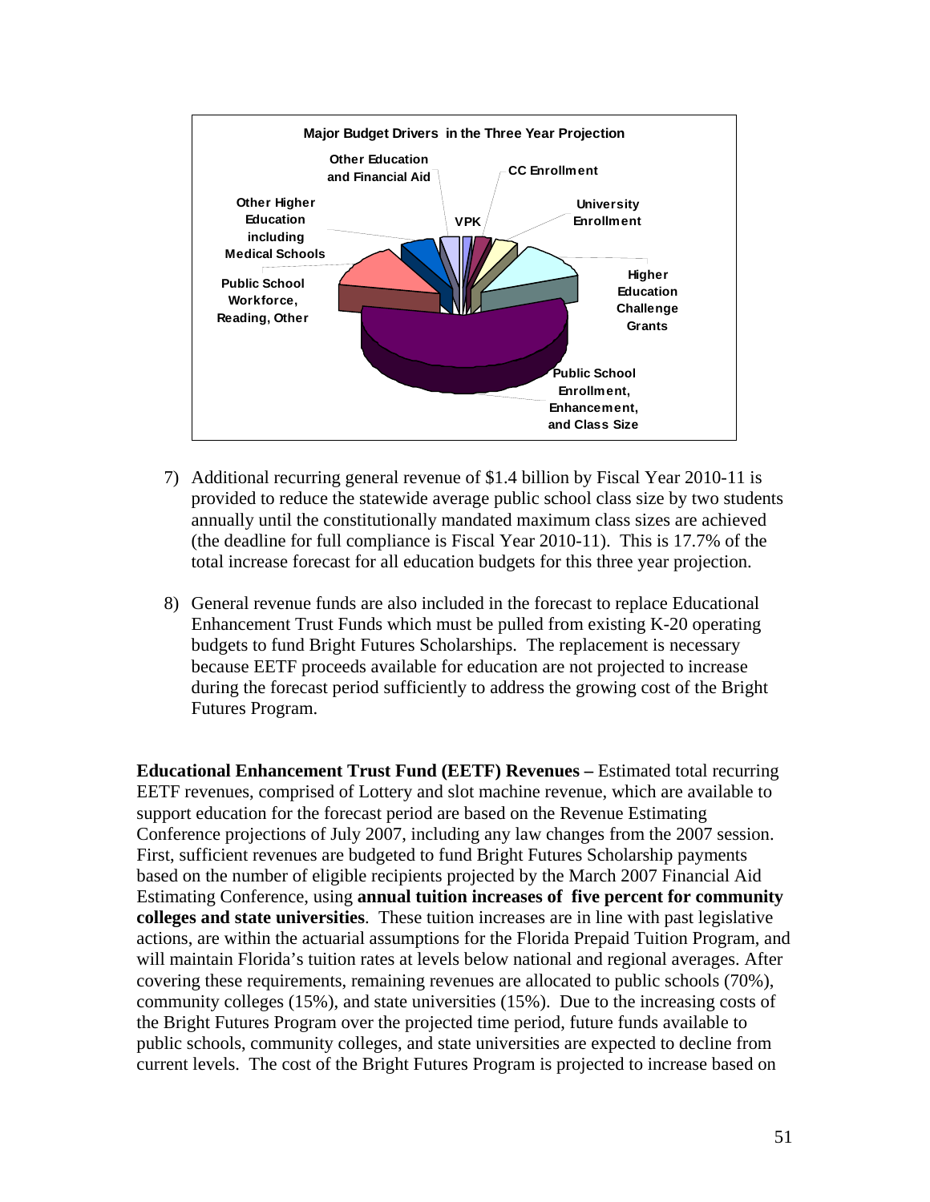**Major Budget Drivers in the Three Year Projection**

Other Education and Financial Aid

CC Enrollment

University Enrollment

VPK

Other Higher Education including Medical Schools

Higher Education Challenge Grants

Public School Workforce, Reading, Other

Public School Enrollment, Enhancement, and Class Size

7) Additional recurring general revenue of $1.4 billion by Fiscal Year 2010-11 is provided to reduce the statewide average public school class size by two students annually until the constitutionally mandated maximum class sizes are achieved (the deadline for full compliance is Fiscal Year 2010-11). This is 17.7% of the total increase forecast for all education budgets for this three year projection.

8) General revenue funds are also included in the forecast to replace Educational Enhancement Trust Funds which must be pulled from existing K-20 operating budgets to fund Bright Futures Scholarships. The replacement is necessary because EETF proceeds available for education are not projected to increase during the forecast period sufficiently to address the growing cost of the Bright Futures Program.

**Educational Enhancement Trust Fund (EETF) Revenues –** Estimated total recurring EETF revenues, comprised of Lottery and slot machine revenue, which are available to support education for the forecast period are based on the Revenue Estimating Conference projections of July 2007, including any law changes from the 2007 session. First, sufficient revenues are budgeted to fund Bright Futures Scholarship payments based on the number of eligible recipients projected by the March 2007 Financial Aid Estimating Conference, using **annual tuition increases of five percent for community colleges and state universities**. These tuition increases are in line with past legislative actions, are within the actuarial assumptions for the Florida Prepaid Tuition Program, and will maintain Florida's tuition rates at levels below national and regional averages. After covering these requirements, remaining revenues are allocated to public schools (70%), community colleges (15%), and state universities (15%). Due to the increasing costs of the Bright Futures Program over the projected time period, future funds available to public schools, community colleges, and state universities are expected to decline from current levels. The cost of the Bright Futures Program is projected to increase based on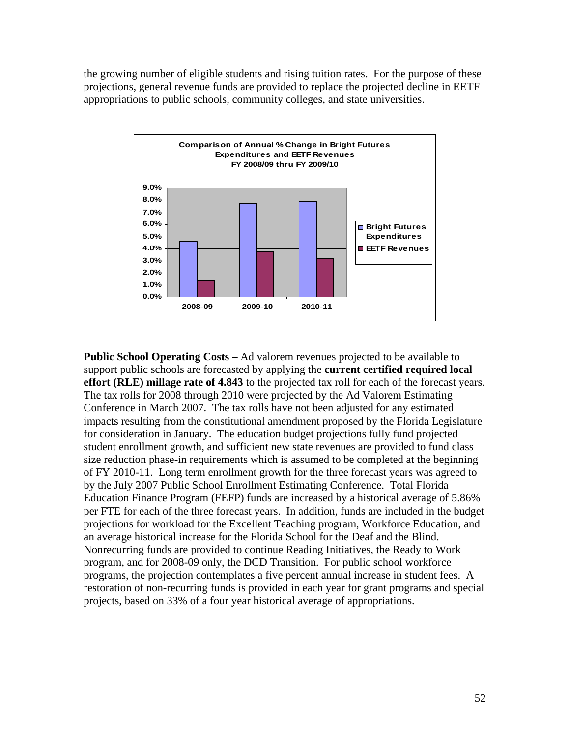the growing number of eligible students and rising tuition rates. For the purpose of these projections, general revenue funds are provided to replace the projected decline in EETF appropriations to public schools, community colleges, and state universities.

**Comparison of Annual % Change in Bright Futures Expenditures and EETF Revenues FY 2008/09 thru FY 2009/10**

**Public School Operating Costs –** Ad valorem revenues projected to be available to support public schools are forecasted by applying the **current certified required local effort (RLE) millage rate of 4.843** to the projected tax roll for each of the forecast years. The tax rolls for 2008 through 2010 were projected by the Ad Valorem Estimating Conference in March 2007. The tax rolls have not been adjusted for any estimated impacts resulting from the constitutional amendment proposed by the Florida Legislature for consideration in January. The education budget projections fully fund projected student enrollment growth, and sufficient new state revenues are provided to fund class size reduction phase-in requirements which is assumed to be completed at the beginning of FY 2010-11. Long term enrollment growth for the three forecast years was agreed to by the July 2007 Public School Enrollment Estimating Conference. Total Florida Education Finance Program (FEFP) funds are increased by a historical average of 5.86% per FTE for each of the three forecast years. In addition, funds are included in the budget projections for workload for the Excellent Teaching program, Workforce Education, and an average historical increase for the Florida School for the Deaf and the Blind. Nonrecurring funds are provided to continue Reading Initiatives, the Ready to Work program, and for 2008-09 only, the DCD Transition. For public school workforce programs, the projection contemplates a five percent annual increase in student fees. A restoration of non-recurring funds is provided in each year for grant programs and special projects, based on 33% of a four year historical average of appropriations.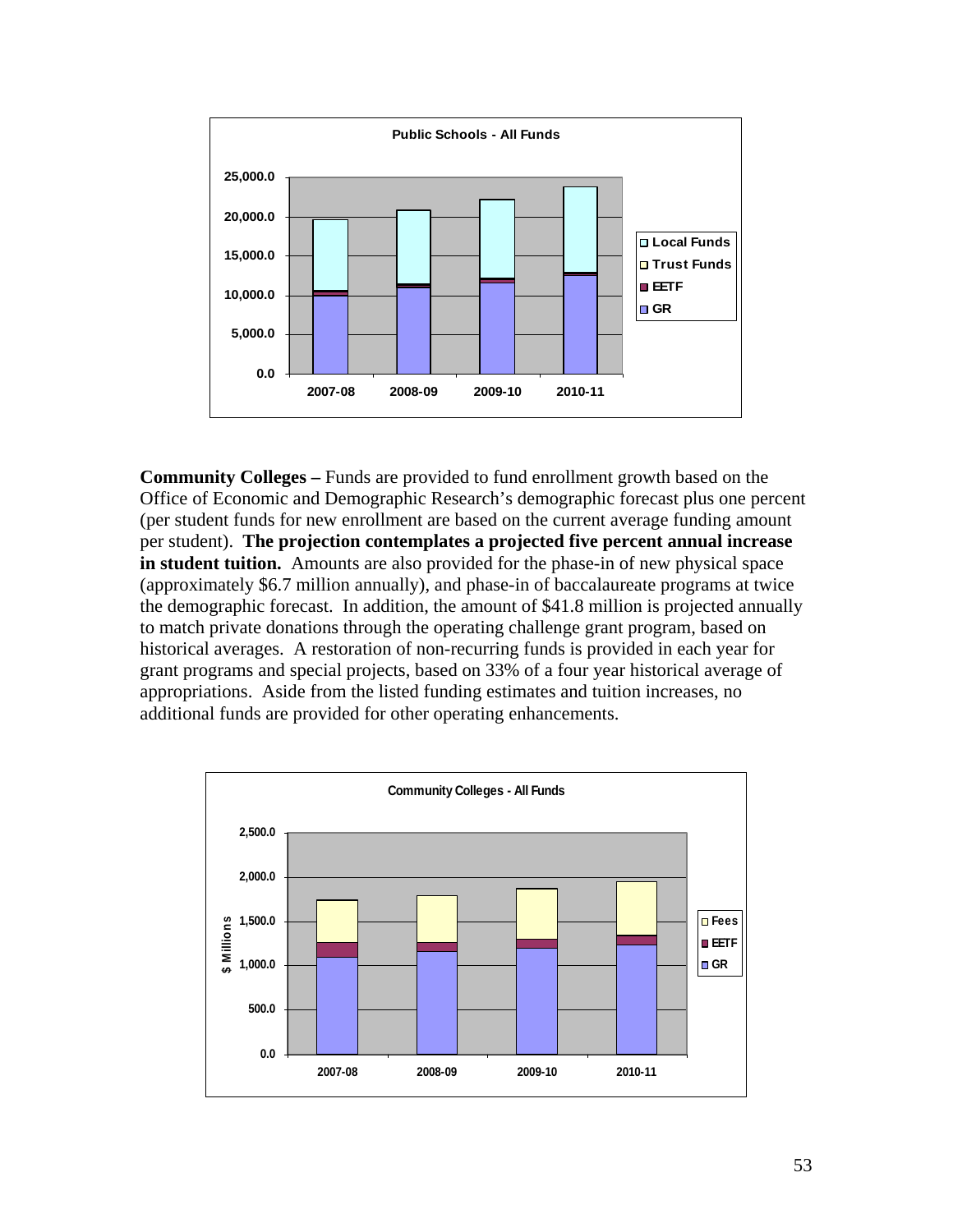**Community Colleges –** Funds are provided to fund enrollment growth based on the Office of Economic and Demographic Research's demographic forecast plus one percent (per student funds for new enrollment are based on the current average funding amount per student). **The projection contemplates a projected five percent annual increase in student tuition.** Amounts are also provided for the phase-in of new physical space (approximately $6.7 million annually), and phase-in of baccalaureate programs at twice the demographic forecast. In addition, the amount of $41.8 million is projected annually to match private donations through the operating challenge grant program, based on historical averages. A restoration of non-recurring funds is provided in each year for grant programs and special projects, based on 33% of a four year historical average of appropriations. Aside from the listed funding estimates and tuition increases, no additional funds are provided for other operating enhancements.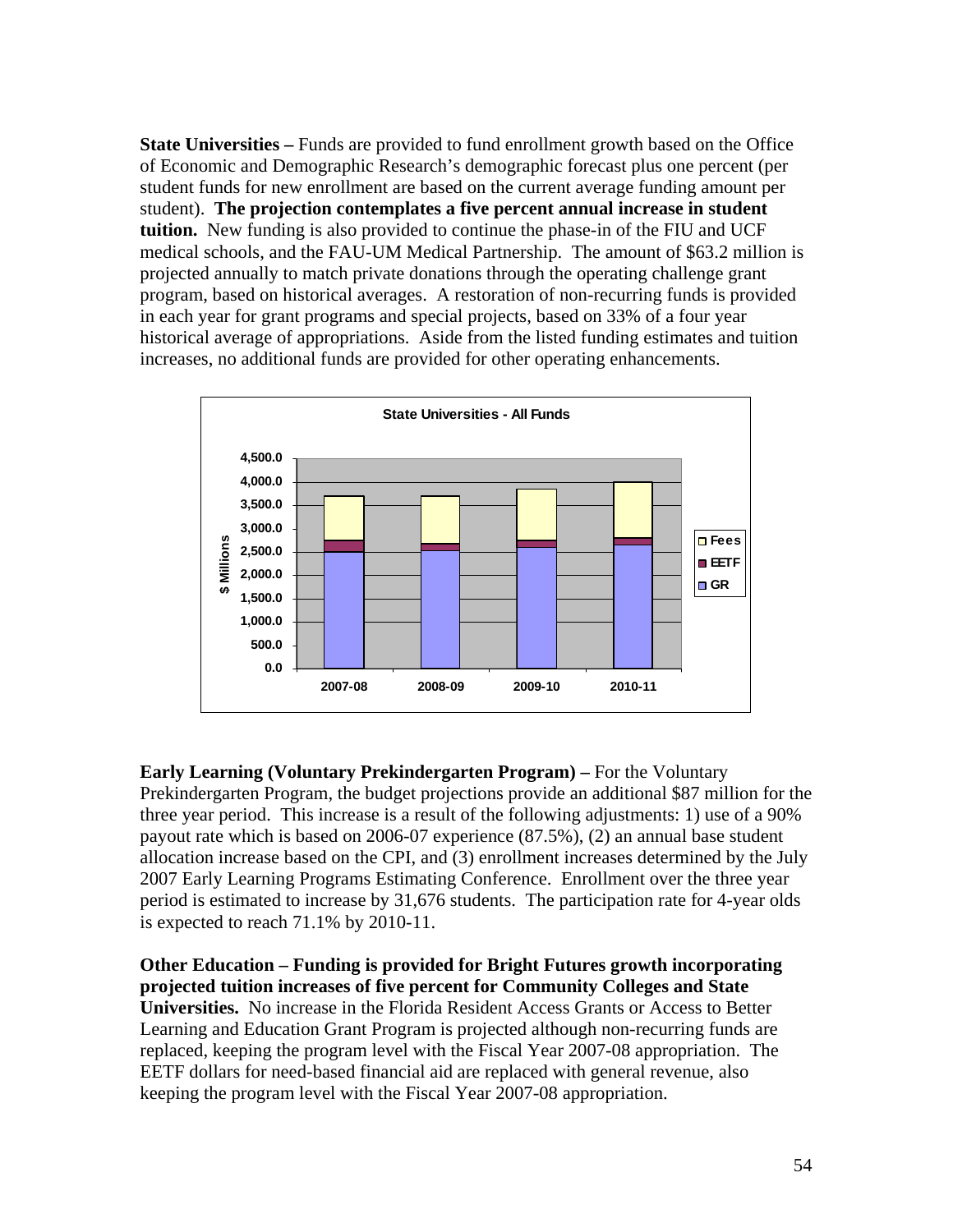**State Universities –** Funds are provided to fund enrollment growth based on the Office of Economic and Demographic Research's demographic forecast plus one percent (per student funds for new enrollment are based on the current average funding amount per student). **The projection contemplates a five percent annual increase in student tuition.** New funding is also provided to continue the phase-in of the FIU and UCF medical schools, and the FAU-UM Medical Partnership. The amount of $63.2 million is projected annually to match private donations through the operating challenge grant program, based on historical averages. A restoration of non-recurring funds is provided in each year for grant programs and special projects, based on 33% of a four year historical average of appropriations. Aside from the listed funding estimates and tuition increases, no additional funds are provided for other operating enhancements.

**State Universities - All Funds**

**Early Learning (Voluntary Prekindergarten Program) –** For the Voluntary Prekindergarten Program, the budget projections provide an additional $87 million for the three year period. This increase is a result of the following adjustments: 1) use of a 90% payout rate which is based on 2006-07 experience (87.5%), (2) an annual base student allocation increase based on the CPI, and (3) enrollment increases determined by the July 2007 Early Learning Programs Estimating Conference. Enrollment over the three year period is estimated to increase by 31,676 students. The participation rate for 4-year olds is expected to reach 71.1% by 2010-11.

**Other Education – Funding is provided for Bright Futures growth incorporating projected tuition increases of five percent for Community Colleges and State Universities.** No increase in the Florida Resident Access Grants or Access to Better Learning and Education Grant Program is projected although non-recurring funds are replaced, keeping the program level with the Fiscal Year 2007-08 appropriation. The EETF dollars for need-based financial aid are replaced with general revenue, also keeping the program level with the Fiscal Year 2007-08 appropriation.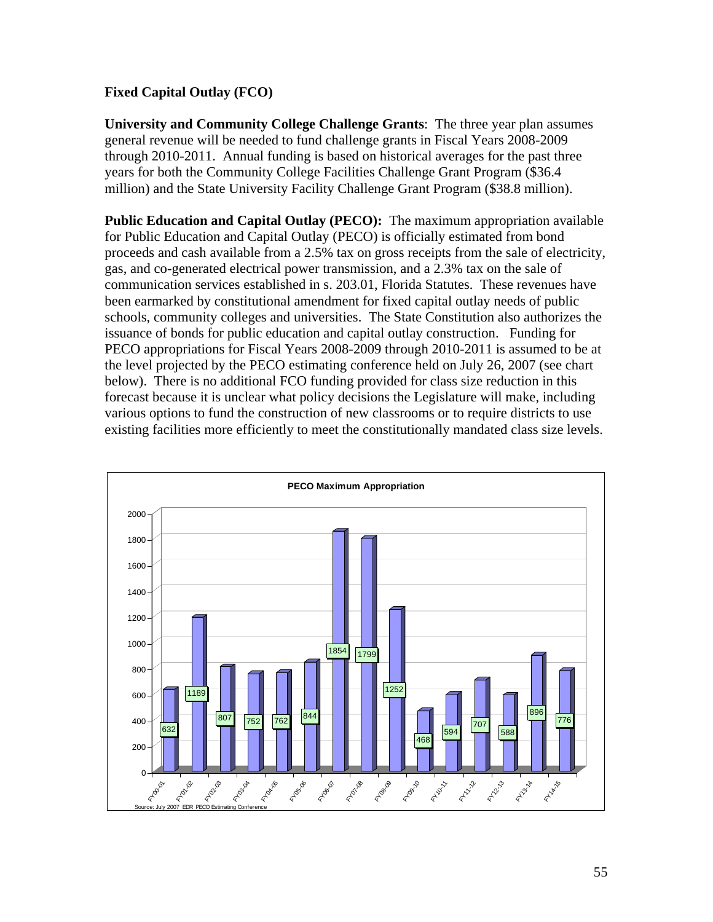### Fixed Capital Outlay (FCO)

**University and Community College Challenge Grants**: The three year plan assumes general revenue will be needed to fund challenge grants in Fiscal Years 2008-2009 through 2010-2011. Annual funding is based on historical averages for the past three years for both the Community College Facilities Challenge Grant Program ($36.4 million) and the State University Facility Challenge Grant Program ($38.8 million).

**Public Education and Capital Outlay (PECO):** The maximum appropriation available for Public Education and Capital Outlay (PECO) is officially estimated from bond proceeds and cash available from a 2.5% tax on gross receipts from the sale of electricity, gas, and co-generated electrical power transmission, and a 2.3% tax on the sale of communication services established in s. 203.01, Florida Statutes. These revenues have been earmarked by constitutional amendment for fixed capital outlay needs of public schools, community colleges and universities. The State Constitution also authorizes the issuance of bonds for public education and capital outlay construction. Funding for PECO appropriations for Fiscal Years 2008-2009 through 2010-2011 is assumed to be at the level projected by the PECO estimating conference held on July 26, 2007 (see chart below). There is no additional FCO funding provided for class size reduction in this forecast because it is unclear what policy decisions the Legislature will make, including various options to fund the construction of new classrooms or to require districts to use existing facilities more efficiently to meet the constitutionally mandated class size levels.

**PECO Maximum Appropriation**

| Fiscal Year | Amount |
|---|---|
| FY00-01 | 632 |
| FY01-02 | 1189 |
| FY02-03 | 807 |
| FY03-04 | 752 |
| FY04-05 | 762 |
| FY05-06 | 844 |
| FY06-07 | 1854 |
| FY07-08 | 1799 |
| FY08-09 | 1252 |
| FY09-10 | 468 |
| FY10-11 | 594 |
| FY11-12 | 707 |
| FY12-13 | 588 |
| FY13-14 | 896 |
| FY14-15 | 776 |

Source: July 2007 EDR PECO Estimating Conference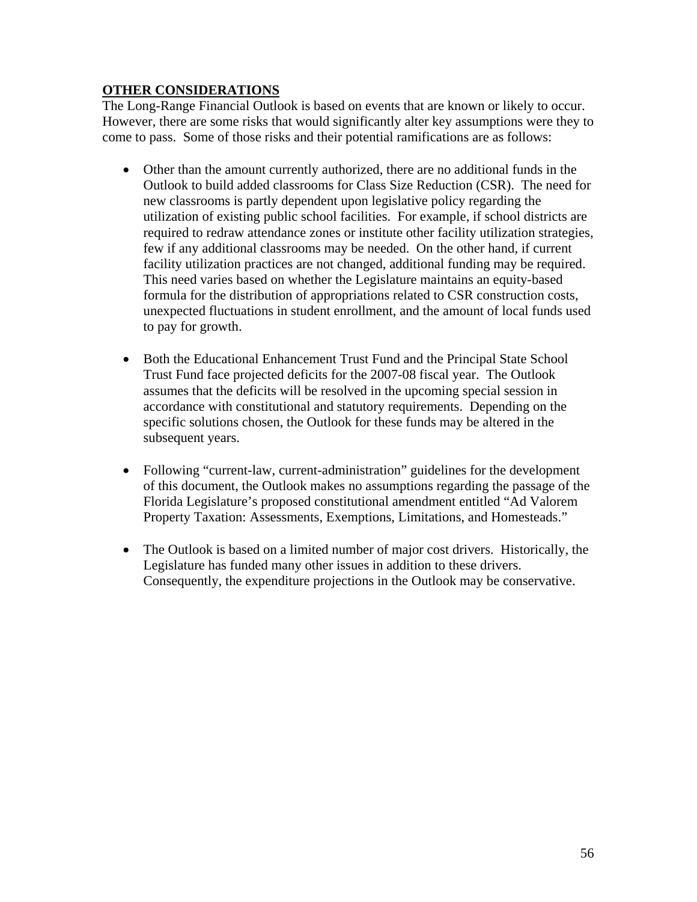## OTHER CONSIDERATIONS

The Long-Range Financial Outlook is based on events that are known or likely to occur. However, there are some risks that would significantly alter key assumptions were they to come to pass. Some of those risks and their potential ramifications are as follows:

- Other than the amount currently authorized, there are no additional funds in the Outlook to build added classrooms for Class Size Reduction (CSR). The need for new classrooms is partly dependent upon legislative policy regarding the utilization of existing public school facilities. For example, if school districts are required to redraw attendance zones or institute other facility utilization strategies, few if any additional classrooms may be needed. On the other hand, if current facility utilization practices are not changed, additional funding may be required. This need varies based on whether the Legislature maintains an equity-based formula for the distribution of appropriations related to CSR construction costs, unexpected fluctuations in student enrollment, and the amount of local funds used to pay for growth.

- Both the Educational Enhancement Trust Fund and the Principal State School Trust Fund face projected deficits for the 2007-08 fiscal year. The Outlook assumes that the deficits will be resolved in the upcoming special session in accordance with constitutional and statutory requirements. Depending on the specific solutions chosen, the Outlook for these funds may be altered in the subsequent years.

- Following "current-law, current-administration" guidelines for the development of this document, the Outlook makes no assumptions regarding the passage of the Florida Legislature's proposed constitutional amendment entitled "Ad Valorem Property Taxation: Assessments, Exemptions, Limitations, and Homesteads."

- The Outlook is based on a limited number of major cost drivers. Historically, the Legislature has funded many other issues in addition to these drivers. Consequently, the expenditure projections in the Outlook may be conservative.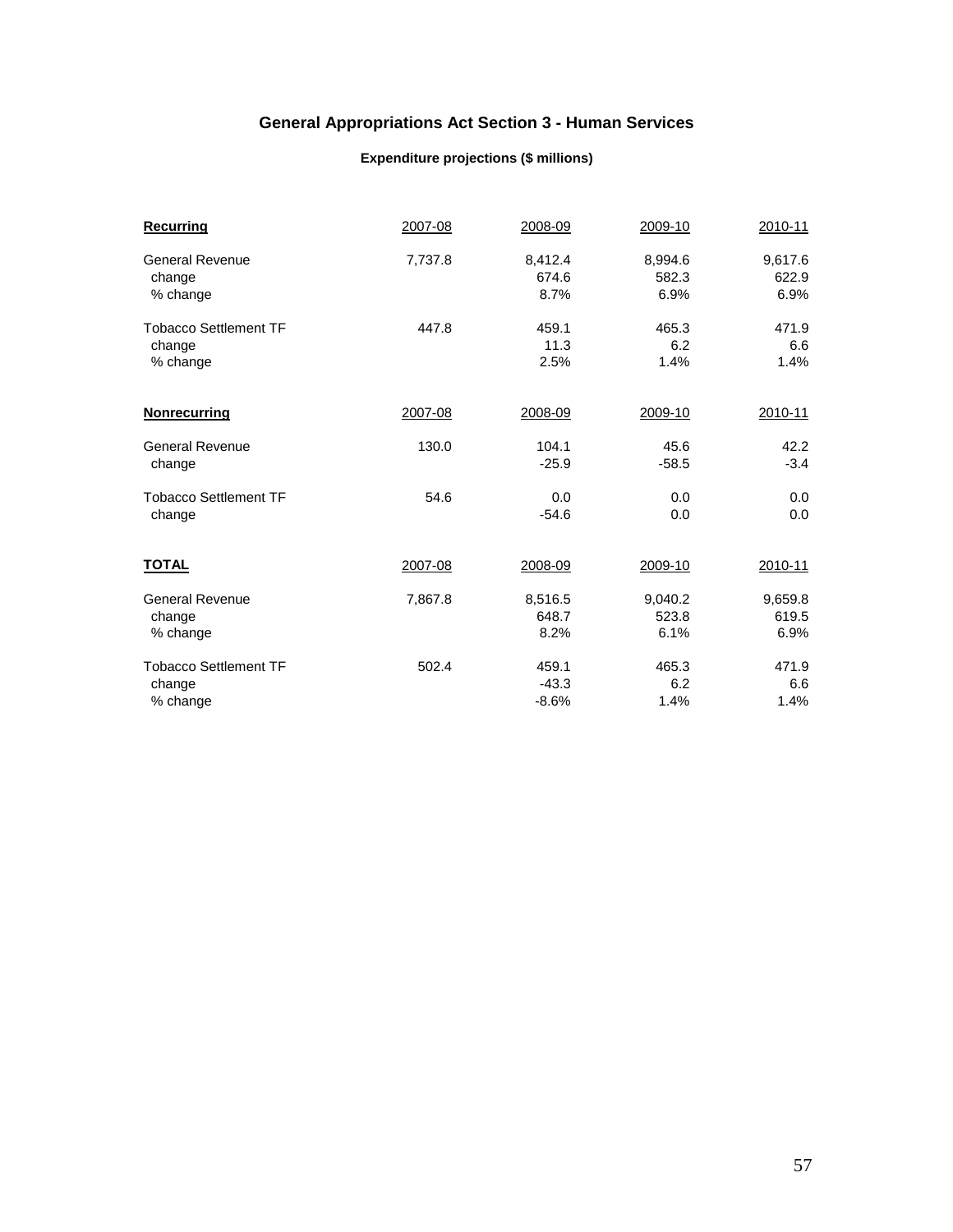# General Appropriations Act Section 3 - Human Services

### Expenditure projections ($ millions)

| **Recurring** | 2007-08 | 2008-09 | 2009-10 | 2010-11 |
|---|---|---|---|---|
| General Revenue | 7,737.8 | 8,412.4 | 8,994.6 | 9,617.6 |
| change | | 674.6 | 582.3 | 622.9 |
| % change | | 8.7% | 6.9% | 6.9% |
| Tobacco Settlement TF | 447.8 | 459.1 | 465.3 | 471.9 |
| change | | 11.3 | 6.2 | 6.6 |
| % change | | 2.5% | 1.4% | 1.4% |
| **Nonrecurring** | 2007-08 | 2008-09 | 2009-10 | 2010-11 |
| General Revenue | 130.0 | 104.1 | 45.6 | 42.2 |
| change | | -25.9 | -58.5 | -3.4 |
| Tobacco Settlement TF | 54.6 | 0.0 | 0.0 | 0.0 |
| change | | -54.6 | 0.0 | 0.0 |
| **TOTAL** | 2007-08 | 2008-09 | 2009-10 | 2010-11 |
| General Revenue | 7,867.8 | 8,516.5 | 9,040.2 | 9,659.8 |
| change | | 648.7 | 523.8 | 619.5 |
| % change | | 8.2% | 6.1% | 6.9% |
| Tobacco Settlement TF | 502.4 | 459.1 | 465.3 | 471.9 |
| change | | -43.3 | 6.2 | 6.6 |
| % change | | -8.6% | 1.4% | 1.4% |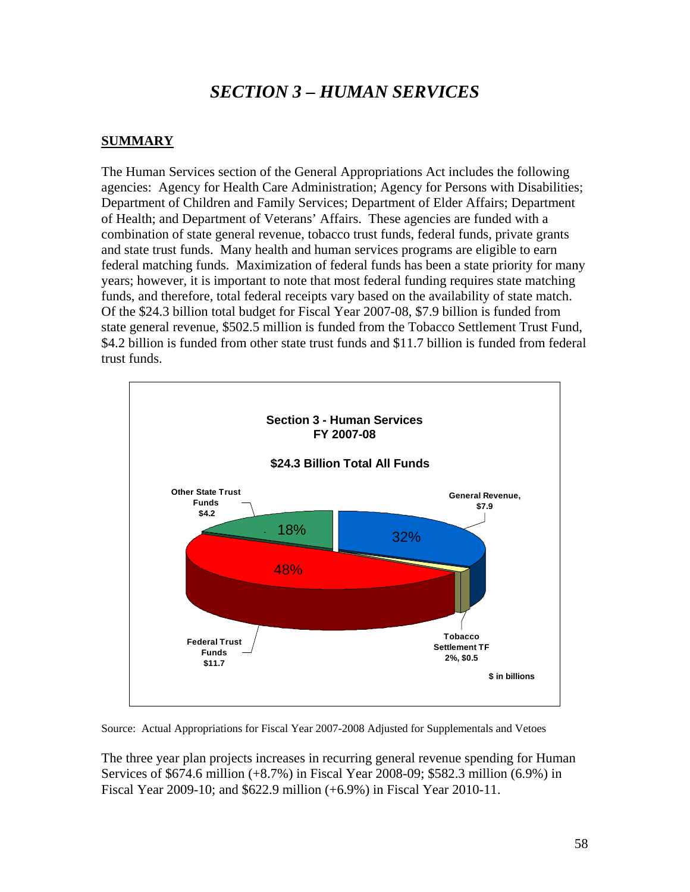# *SECTION 3 – HUMAN SERVICES*

## SUMMARY

The Human Services section of the General Appropriations Act includes the following agencies: Agency for Health Care Administration; Agency for Persons with Disabilities; Department of Children and Family Services; Department of Elder Affairs; Department of Health; and Department of Veterans' Affairs. These agencies are funded with a combination of state general revenue, tobacco trust funds, federal funds, private grants and state trust funds. Many health and human services programs are eligible to earn federal matching funds. Maximization of federal funds has been a state priority for many years; however, it is important to note that most federal funding requires state matching funds, and therefore, total federal receipts vary based on the availability of state match. Of the $24.3 billion total budget for Fiscal Year 2007-08, $7.9 billion is funded from state general revenue, $502.5 million is funded from the Tobacco Settlement Trust Fund, $4.2 billion is funded from other state trust funds and $11.7 billion is funded from federal trust funds.

**Section 3 - Human Services**
**FY 2007-08**

**$24.3 Billion Total All Funds**

| Fund Source | Amount ($ in billions) | Percent |
|---|---|---|
| General Revenue | $7.9 | 32% |
| Tobacco Settlement TF | $0.5 | 2% |
| Federal Trust Funds | $11.7 | 48% |
| Other State Trust Funds | $4.2 | 18% |

Source: Actual Appropriations for Fiscal Year 2007-2008 Adjusted for Supplementals and Vetoes

The three year plan projects increases in recurring general revenue spending for Human Services of $674.6 million (+8.7%) in Fiscal Year 2008-09; $582.3 million (6.9%) in Fiscal Year 2009-10; and $622.9 million (+6.9%) in Fiscal Year 2010-11.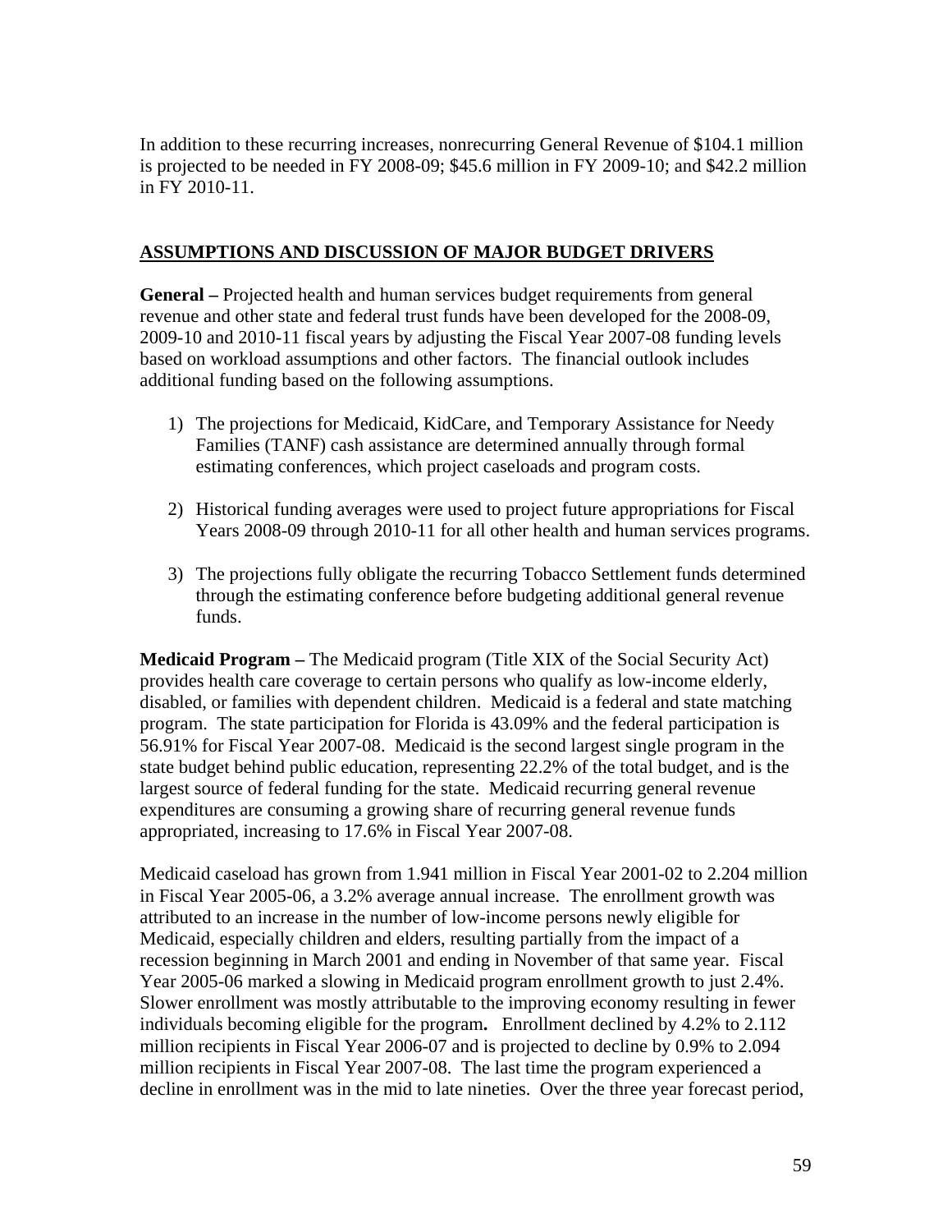In addition to these recurring increases, nonrecurring General Revenue of $104.1 million is projected to be needed in FY 2008-09; $45.6 million in FY 2009-10; and $42.2 million in FY 2010-11.

## ASSUMPTIONS AND DISCUSSION OF MAJOR BUDGET DRIVERS

**General –** Projected health and human services budget requirements from general revenue and other state and federal trust funds have been developed for the 2008-09, 2009-10 and 2010-11 fiscal years by adjusting the Fiscal Year 2007-08 funding levels based on workload assumptions and other factors. The financial outlook includes additional funding based on the following assumptions.

1) The projections for Medicaid, KidCare, and Temporary Assistance for Needy Families (TANF) cash assistance are determined annually through formal estimating conferences, which project caseloads and program costs.

2) Historical funding averages were used to project future appropriations for Fiscal Years 2008-09 through 2010-11 for all other health and human services programs.

3) The projections fully obligate the recurring Tobacco Settlement funds determined through the estimating conference before budgeting additional general revenue funds.

**Medicaid Program –** The Medicaid program (Title XIX of the Social Security Act) provides health care coverage to certain persons who qualify as low-income elderly, disabled, or families with dependent children. Medicaid is a federal and state matching program. The state participation for Florida is 43.09% and the federal participation is 56.91% for Fiscal Year 2007-08. Medicaid is the second largest single program in the state budget behind public education, representing 22.2% of the total budget, and is the largest source of federal funding for the state. Medicaid recurring general revenue expenditures are consuming a growing share of recurring general revenue funds appropriated, increasing to 17.6% in Fiscal Year 2007-08.

Medicaid caseload has grown from 1.941 million in Fiscal Year 2001-02 to 2.204 million in Fiscal Year 2005-06, a 3.2% average annual increase. The enrollment growth was attributed to an increase in the number of low-income persons newly eligible for Medicaid, especially children and elders, resulting partially from the impact of a recession beginning in March 2001 and ending in November of that same year. Fiscal Year 2005-06 marked a slowing in Medicaid program enrollment growth to just 2.4%. Slower enrollment was mostly attributable to the improving economy resulting in fewer individuals becoming eligible for the program**.** Enrollment declined by 4.2% to 2.112 million recipients in Fiscal Year 2006-07 and is projected to decline by 0.9% to 2.094 million recipients in Fiscal Year 2007-08. The last time the program experienced a decline in enrollment was in the mid to late nineties. Over the three year forecast period,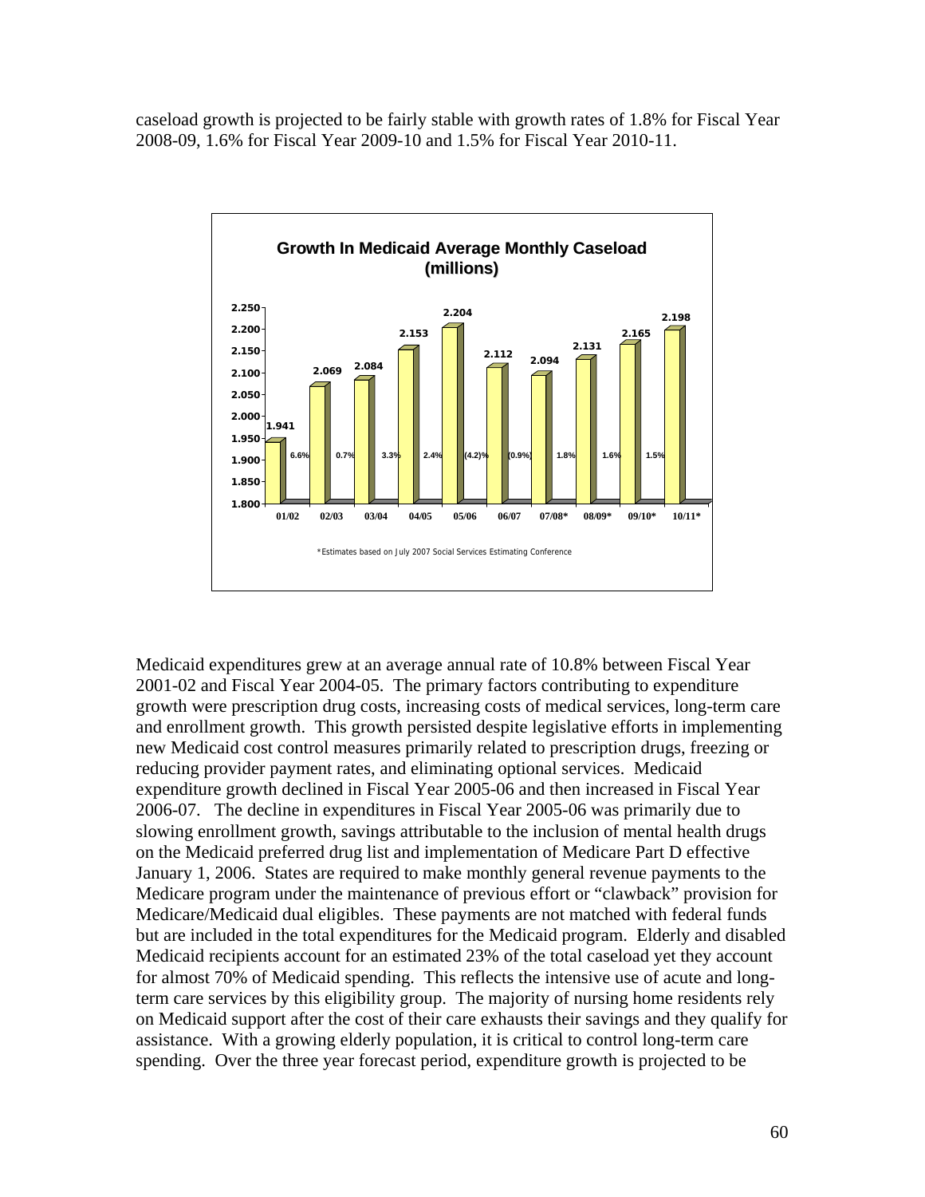caseload growth is projected to be fairly stable with growth rates of 1.8% for Fiscal Year 2008-09, 1.6% for Fiscal Year 2009-10 and 1.5% for Fiscal Year 2010-11.

**Growth In Medicaid Average Monthly Caseload (millions)**

| Fiscal Year | Caseload (millions) | Growth |
|---|---|---|
| 01/02 | 1.941 | 6.6% |
| 02/03 | 2.069 | 0.7% |
| 03/04 | 2.084 | 3.3% |
| 04/05 | 2.153 | 2.4% |
| 05/06 | 2.204 | (4.2)% |
| 06/07 | 2.112 | (0.9%) |
| 07/08* | 2.094 | 1.8% |
| 08/09* | 2.131 | 1.6% |
| 09/10* | 2.165 | 1.5% |
| 10/11* | 2.198 | |

*Estimates based on July 2007 Social Services Estimating Conference

Medicaid expenditures grew at an average annual rate of 10.8% between Fiscal Year 2001-02 and Fiscal Year 2004-05. The primary factors contributing to expenditure growth were prescription drug costs, increasing costs of medical services, long-term care and enrollment growth. This growth persisted despite legislative efforts in implementing new Medicaid cost control measures primarily related to prescription drugs, freezing or reducing provider payment rates, and eliminating optional services. Medicaid expenditure growth declined in Fiscal Year 2005-06 and then increased in Fiscal Year 2006-07. The decline in expenditures in Fiscal Year 2005-06 was primarily due to slowing enrollment growth, savings attributable to the inclusion of mental health drugs on the Medicaid preferred drug list and implementation of Medicare Part D effective January 1, 2006. States are required to make monthly general revenue payments to the Medicare program under the maintenance of previous effort or "clawback" provision for Medicare/Medicaid dual eligibles. These payments are not matched with federal funds but are included in the total expenditures for the Medicaid program. Elderly and disabled Medicaid recipients account for an estimated 23% of the total caseload yet they account for almost 70% of Medicaid spending. This reflects the intensive use of acute and long-term care services by this eligibility group. The majority of nursing home residents rely on Medicaid support after the cost of their care exhausts their savings and they qualify for assistance. With a growing elderly population, it is critical to control long-term care spending. Over the three year forecast period, expenditure growth is projected to be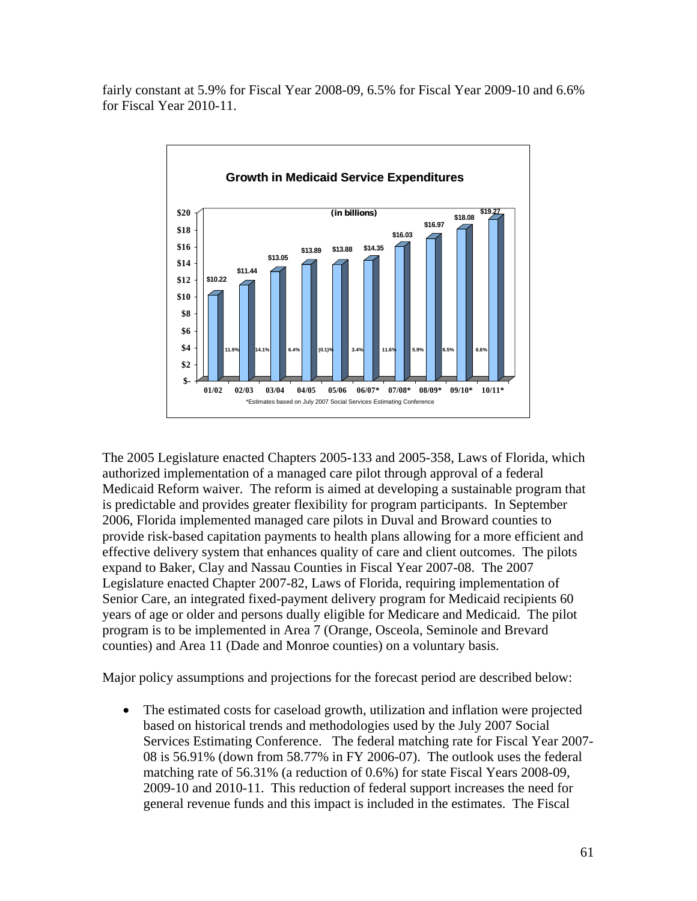fairly constant at 5.9% for Fiscal Year 2008-09, 6.5% for Fiscal Year 2009-10 and 6.6% for Fiscal Year 2010-11.

**Growth in Medicaid Service Expenditures**

(in billions)

| Fiscal Year | Expenditures | Growth |
|---|---|---|
| 01/02 | $10.22 | |
| 02/03 | $11.44 | 11.9% |
| 03/04 | $13.05 | 14.1% |
| 04/05 | $13.89 | 6.4% |
| 05/06 | $13.88 | (0.1)% |
| 06/07* | $14.35 | 3.4% |
| 07/08* | $16.03 | 11.6% |
| 08/09* | $16.97 | 5.9% |
| 09/10* | $18.08 | 6.5% |
| 10/11* | $19.27 | 6.6% |

*Estimates based on July 2007 Social Services Estimating Conference

The 2005 Legislature enacted Chapters 2005-133 and 2005-358, Laws of Florida, which authorized implementation of a managed care pilot through approval of a federal Medicaid Reform waiver. The reform is aimed at developing a sustainable program that is predictable and provides greater flexibility for program participants. In September 2006, Florida implemented managed care pilots in Duval and Broward counties to provide risk-based capitation payments to health plans allowing for a more efficient and effective delivery system that enhances quality of care and client outcomes. The pilots expand to Baker, Clay and Nassau Counties in Fiscal Year 2007-08. The 2007 Legislature enacted Chapter 2007-82, Laws of Florida, requiring implementation of Senior Care, an integrated fixed-payment delivery program for Medicaid recipients 60 years of age or older and persons dually eligible for Medicare and Medicaid. The pilot program is to be implemented in Area 7 (Orange, Osceola, Seminole and Brevard counties) and Area 11 (Dade and Monroe counties) on a voluntary basis.

Major policy assumptions and projections for the forecast period are described below:

- The estimated costs for caseload growth, utilization and inflation were projected based on historical trends and methodologies used by the July 2007 Social Services Estimating Conference. The federal matching rate for Fiscal Year 2007-08 is 56.91% (down from 58.77% in FY 2006-07). The outlook uses the federal matching rate of 56.31% (a reduction of 0.6%) for state Fiscal Years 2008-09, 2009-10 and 2010-11. This reduction of federal support increases the need for general revenue funds and this impact is included in the estimates. The Fiscal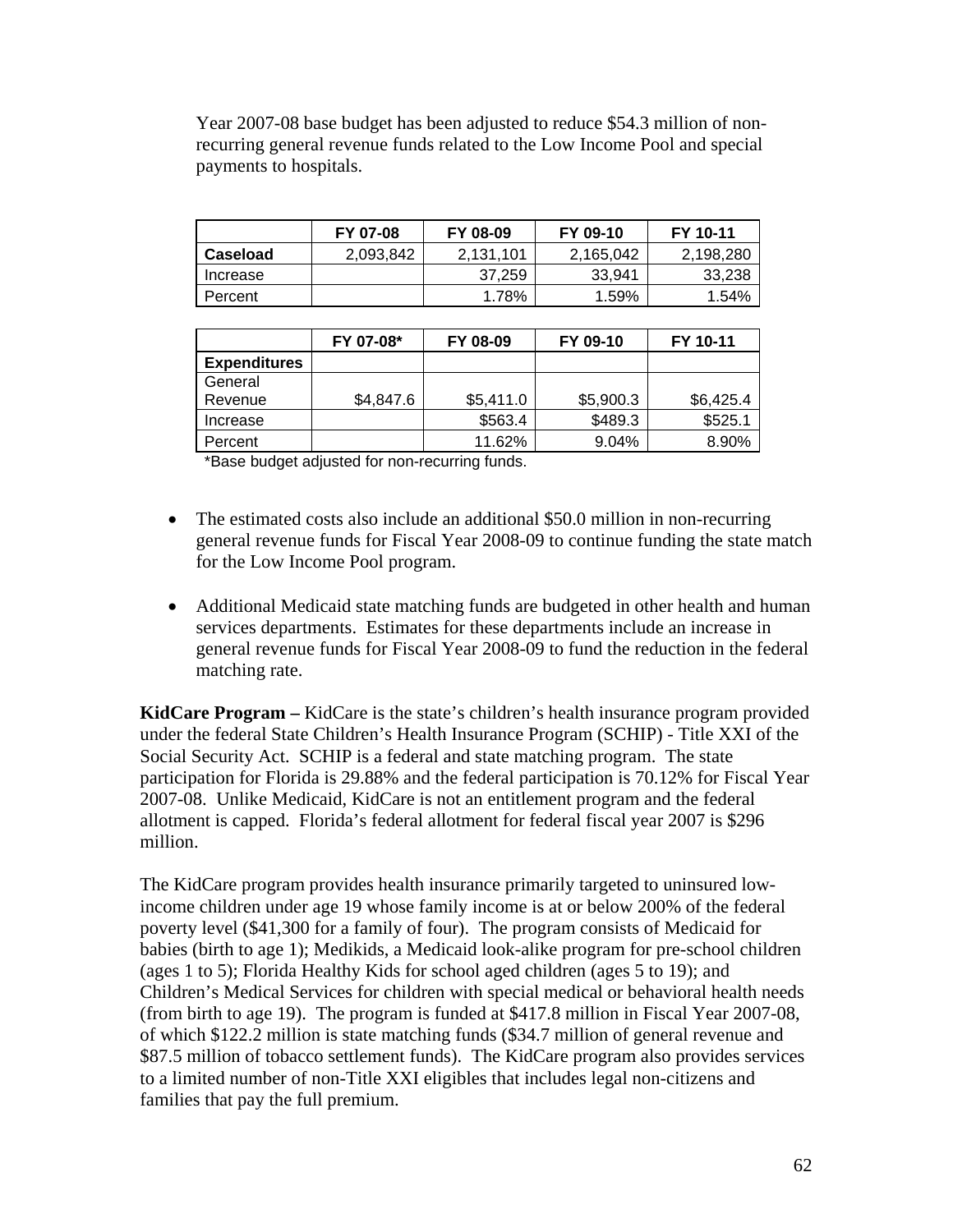Year 2007-08 base budget has been adjusted to reduce $54.3 million of non-recurring general revenue funds related to the Low Income Pool and special payments to hospitals.

| | FY 07-08 | FY 08-09 | FY 09-10 | FY 10-11 |
|---|---|---|---|---|
| **Caseload** | 2,093,842 | 2,131,101 | 2,165,042 | 2,198,280 |
| Increase | | 37,259 | 33,941 | 33,238 |
| Percent | | 1.78% | 1.59% | 1.54% |

| | FY 07-08* | FY 08-09 | FY 09-10 | FY 10-11 |
|---|---|---|---|---|
| **Expenditures** | | | | |
| General Revenue | $4,847.6 | $5,411.0 | $5,900.3 | $6,425.4 |
| Increase | | $563.4 | $489.3 | $525.1 |
| Percent | | 11.62% | 9.04% | 8.90% |

*Base budget adjusted for non-recurring funds.

- The estimated costs also include an additional $50.0 million in non-recurring general revenue funds for Fiscal Year 2008-09 to continue funding the state match for the Low Income Pool program.
- Additional Medicaid state matching funds are budgeted in other health and human services departments. Estimates for these departments include an increase in general revenue funds for Fiscal Year 2008-09 to fund the reduction in the federal matching rate.

**KidCare Program –** KidCare is the state's children's health insurance program provided under the federal State Children's Health Insurance Program (SCHIP) - Title XXI of the Social Security Act. SCHIP is a federal and state matching program. The state participation for Florida is 29.88% and the federal participation is 70.12% for Fiscal Year 2007-08. Unlike Medicaid, KidCare is not an entitlement program and the federal allotment is capped. Florida's federal allotment for federal fiscal year 2007 is $296 million.

The KidCare program provides health insurance primarily targeted to uninsured low-income children under age 19 whose family income is at or below 200% of the federal poverty level ($41,300 for a family of four). The program consists of Medicaid for babies (birth to age 1); Medikids, a Medicaid look-alike program for pre-school children (ages 1 to 5); Florida Healthy Kids for school aged children (ages 5 to 19); and Children's Medical Services for children with special medical or behavioral health needs (from birth to age 19). The program is funded at $417.8 million in Fiscal Year 2007-08, of which $122.2 million is state matching funds ($34.7 million of general revenue and $87.5 million of tobacco settlement funds). The KidCare program also provides services to a limited number of non-Title XXI eligibles that includes legal non-citizens and families that pay the full premium.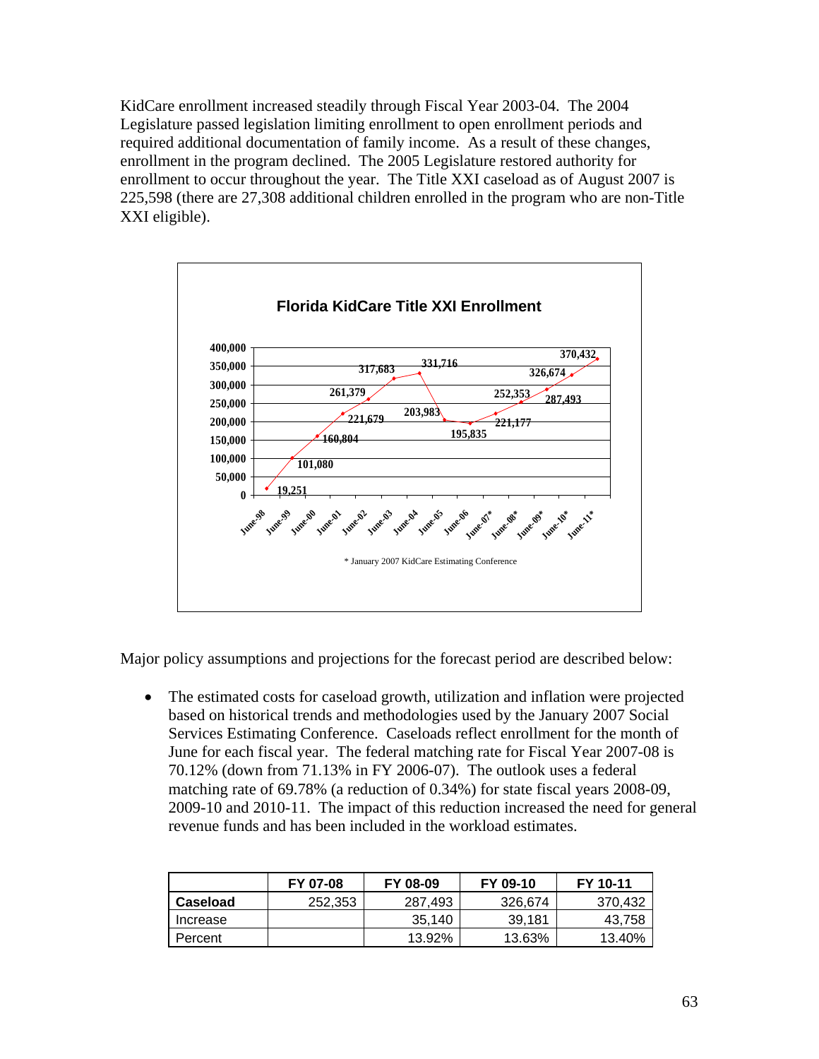KidCare enrollment increased steadily through Fiscal Year 2003-04. The 2004 Legislature passed legislation limiting enrollment to open enrollment periods and required additional documentation of family income. As a result of these changes, enrollment in the program declined. The 2005 Legislature restored authority for enrollment to occur throughout the year. The Title XXI caseload as of August 2007 is 225,598 (there are 27,308 additional children enrolled in the program who are non-Title XXI eligible).

**Florida KidCare Title XXI Enrollment**

| Month | Enrollment |
|---|---|
| June-98 | 19,251 |
| June-99 | 101,080 |
| June-00 | 160,804 |
| June-01 | 221,679 |
| June-02 | 261,379 |
| June-03 | 317,683 |
| June-04 | 331,716 |
| June-05 | 203,983 |
| June-06 | 195,835 |
| June-07* | 221,177 |
| June-08* | 252,353 |
| June-09* | 287,493 |
| June-10* | 326,674 |
| June-11* | 370,432 |

\* January 2007 KidCare Estimating Conference

Major policy assumptions and projections for the forecast period are described below:

- The estimated costs for caseload growth, utilization and inflation were projected based on historical trends and methodologies used by the January 2007 Social Services Estimating Conference. Caseloads reflect enrollment for the month of June for each fiscal year. The federal matching rate for Fiscal Year 2007-08 is 70.12% (down from 71.13% in FY 2006-07). The outlook uses a federal matching rate of 69.78% (a reduction of 0.34%) for state fiscal years 2008-09, 2009-10 and 2010-11. The impact of this reduction increased the need for general revenue funds and has been included in the workload estimates.

| | FY 07-08 | FY 08-09 | FY 09-10 | FY 10-11 |
|---|---|---|---|---|
| **Caseload** | 252,353 | 287,493 | 326,674 | 370,432 |
| Increase | | 35,140 | 39,181 | 43,758 |
| Percent | | 13.92% | 13.63% | 13.40% |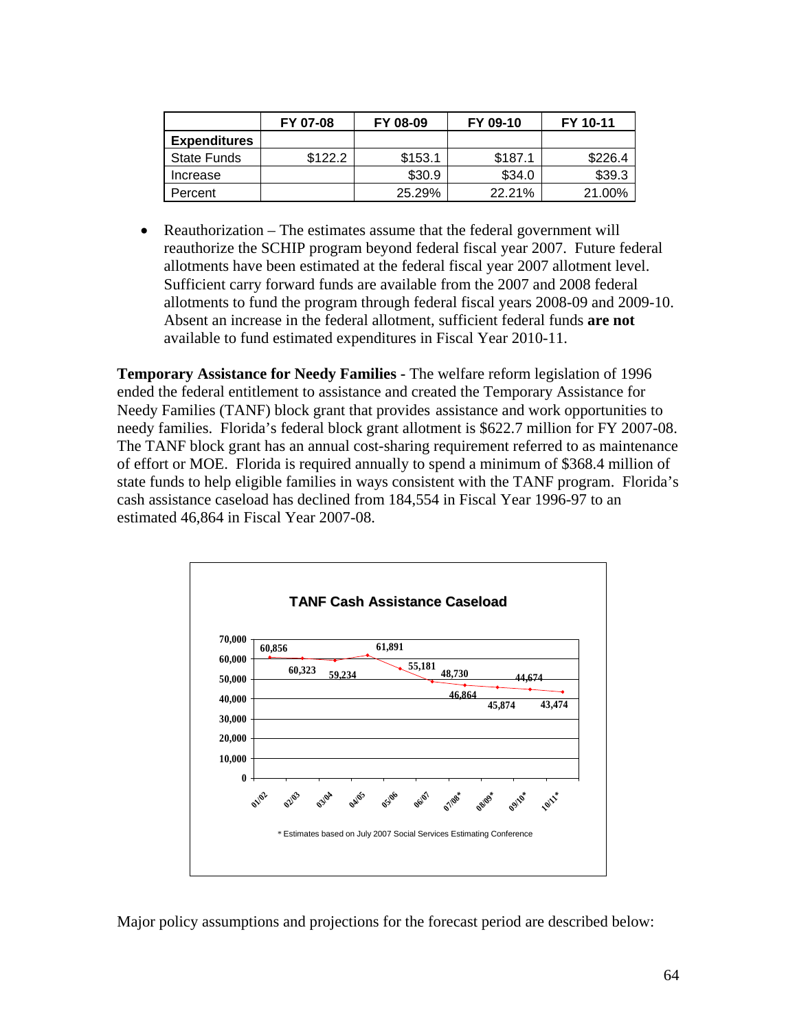| | FY 07-08 | FY 08-09 | FY 09-10 | FY 10-11 |
|---|---|---|---|---|
| **Expenditures** | | | | |
| State Funds | $122.2 | $153.1 | $187.1 | $226.4 |
| Increase | | $30.9 | $34.0 | $39.3 |
| Percent | | 25.29% | 22.21% | 21.00% |

- Reauthorization – The estimates assume that the federal government will reauthorize the SCHIP program beyond federal fiscal year 2007. Future federal allotments have been estimated at the federal fiscal year 2007 allotment level. Sufficient carry forward funds are available from the 2007 and 2008 federal allotments to fund the program through federal fiscal years 2008-09 and 2009-10. Absent an increase in the federal allotment, sufficient federal funds **are not** available to fund estimated expenditures in Fiscal Year 2010-11.

**Temporary Assistance for Needy Families -** The welfare reform legislation of 1996 ended the federal entitlement to assistance and created the Temporary Assistance for Needy Families (TANF) block grant that provides assistance and work opportunities to needy families. Florida's federal block grant allotment is $622.7 million for FY 2007-08. The TANF block grant has an annual cost-sharing requirement referred to as maintenance of effort or MOE. Florida is required annually to spend a minimum of $368.4 million of state funds to help eligible families in ways consistent with the TANF program. Florida's cash assistance caseload has declined from 184,554 in Fiscal Year 1996-97 to an estimated 46,864 in Fiscal Year 2007-08.

**TANF Cash Assistance Caseload**

| Year | Caseload |
|---|---|
| 01/02 | 60,856 |
| 02/03 | 60,323 |
| 03/04 | 59,234 |
| 04/05 | 61,891 |
| 05/06 | 55,181 |
| 06/07 | 48,730 |
| 07/08* | 46,864 |
| 08/09* | 45,874 |
| 09/10* | 44,674 |
| 10/11* | 43,474 |

\* Estimates based on July 2007 Social Services Estimating Conference

Major policy assumptions and projections for the forecast period are described below: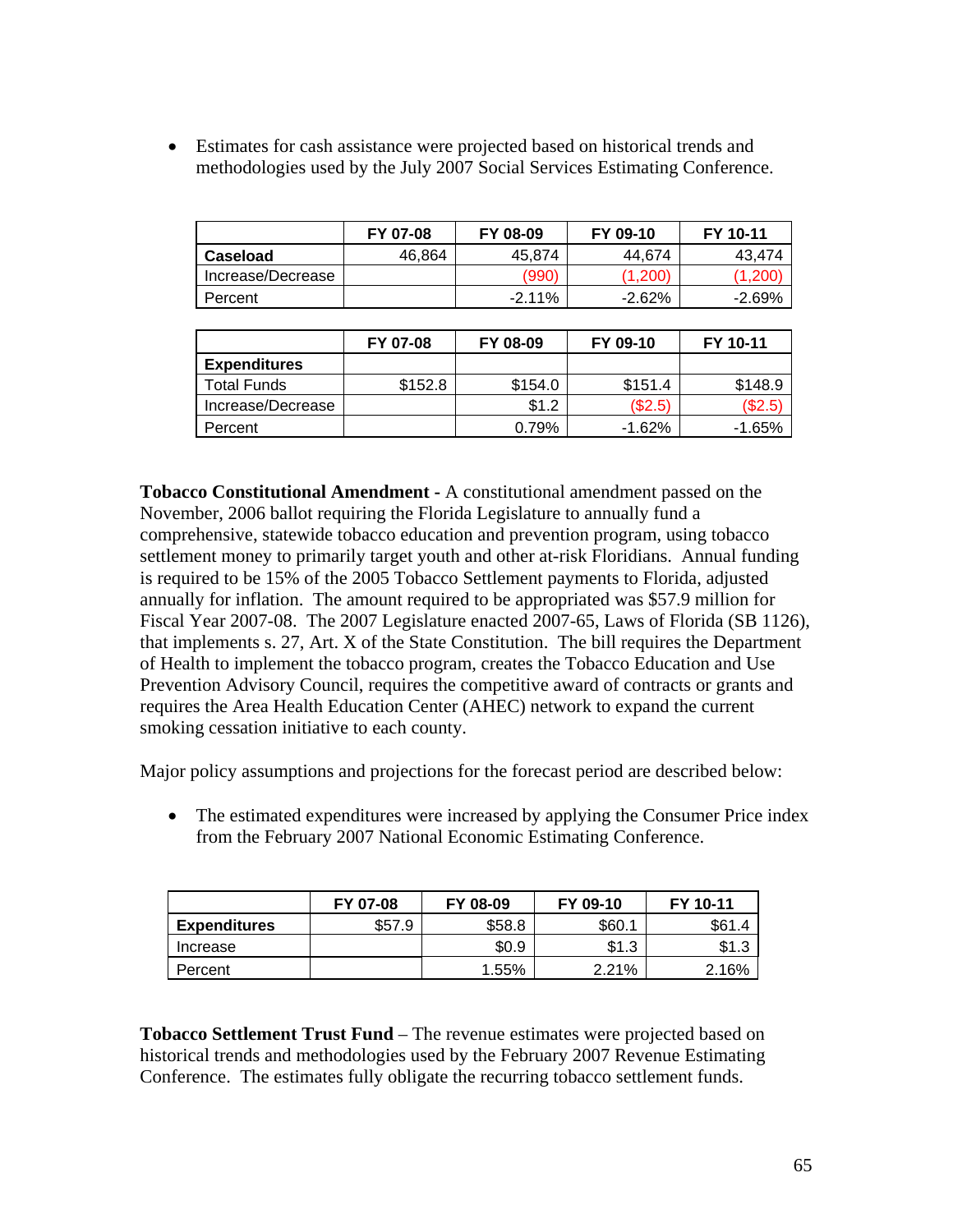- Estimates for cash assistance were projected based on historical trends and methodologies used by the July 2007 Social Services Estimating Conference.

| | FY 07-08 | FY 08-09 | FY 09-10 | FY 10-11 |
|---|---|---|---|---|
| **Caseload** | 46,864 | 45,874 | 44,674 | 43,474 |
| Increase/Decrease | | (990) | (1,200) | (1,200) |
| Percent | | -2.11% | -2.62% | -2.69% |

| | FY 07-08 | FY 08-09 | FY 09-10 | FY 10-11 |
|---|---|---|---|---|
| **Expenditures** | | | | |
| Total Funds | $152.8 | $154.0 | $151.4 | $148.9 |
| Increase/Decrease | | $1.2 | ($2.5) | ($2.5) |
| Percent | | 0.79% | -1.62% | -1.65% |

**Tobacco Constitutional Amendment -** A constitutional amendment passed on the November, 2006 ballot requiring the Florida Legislature to annually fund a comprehensive, statewide tobacco education and prevention program, using tobacco settlement money to primarily target youth and other at-risk Floridians. Annual funding is required to be 15% of the 2005 Tobacco Settlement payments to Florida, adjusted annually for inflation. The amount required to be appropriated was $57.9 million for Fiscal Year 2007-08. The 2007 Legislature enacted 2007-65, Laws of Florida (SB 1126), that implements s. 27, Art. X of the State Constitution. The bill requires the Department of Health to implement the tobacco program, creates the Tobacco Education and Use Prevention Advisory Council, requires the competitive award of contracts or grants and requires the Area Health Education Center (AHEC) network to expand the current smoking cessation initiative to each county.

Major policy assumptions and projections for the forecast period are described below:

- The estimated expenditures were increased by applying the Consumer Price index from the February 2007 National Economic Estimating Conference.

| | FY 07-08 | FY 08-09 | FY 09-10 | FY 10-11 |
|---|---|---|---|---|
| **Expenditures** | $57.9 | $58.8 | $60.1 | $61.4 |
| Increase | | $0.9 | $1.3 | $1.3 |
| Percent | | 1.55% | 2.21% | 2.16% |

**Tobacco Settlement Trust Fund** – The revenue estimates were projected based on historical trends and methodologies used by the February 2007 Revenue Estimating Conference. The estimates fully obligate the recurring tobacco settlement funds.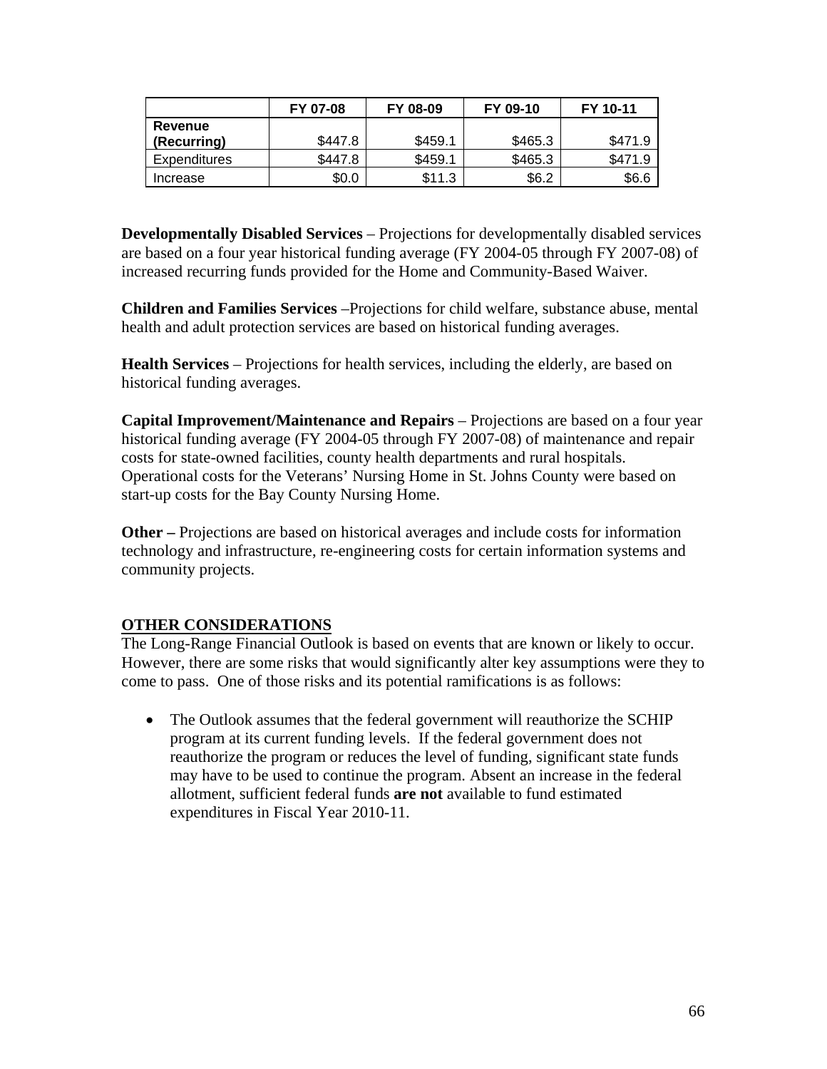| | FY 07-08 | FY 08-09 | FY 09-10 | FY 10-11 |
|---|---|---|---|---|
| **Revenue (Recurring)** | $447.8 | $459.1 | $465.3 | $471.9 |
| Expenditures | $447.8 | $459.1 | $465.3 | $471.9 |
| Increase | $0.0 | $11.3 | $6.2 | $6.6 |

**Developmentally Disabled Services** – Projections for developmentally disabled services are based on a four year historical funding average (FY 2004-05 through FY 2007-08) of increased recurring funds provided for the Home and Community-Based Waiver.

**Children and Families Services** –Projections for child welfare, substance abuse, mental health and adult protection services are based on historical funding averages.

**Health Services** – Projections for health services, including the elderly, are based on historical funding averages.

**Capital Improvement/Maintenance and Repairs** – Projections are based on a four year historical funding average (FY 2004-05 through FY 2007-08) of maintenance and repair costs for state-owned facilities, county health departments and rural hospitals. Operational costs for the Veterans' Nursing Home in St. Johns County were based on start-up costs for the Bay County Nursing Home.

**Other –** Projections are based on historical averages and include costs for information technology and infrastructure, re-engineering costs for certain information systems and community projects.

## OTHER CONSIDERATIONS

The Long-Range Financial Outlook is based on events that are known or likely to occur. However, there are some risks that would significantly alter key assumptions were they to come to pass. One of those risks and its potential ramifications is as follows:

- The Outlook assumes that the federal government will reauthorize the SCHIP program at its current funding levels. If the federal government does not reauthorize the program or reduces the level of funding, significant state funds may have to be used to continue the program. Absent an increase in the federal allotment, sufficient federal funds **are not** available to fund estimated expenditures in Fiscal Year 2010-11.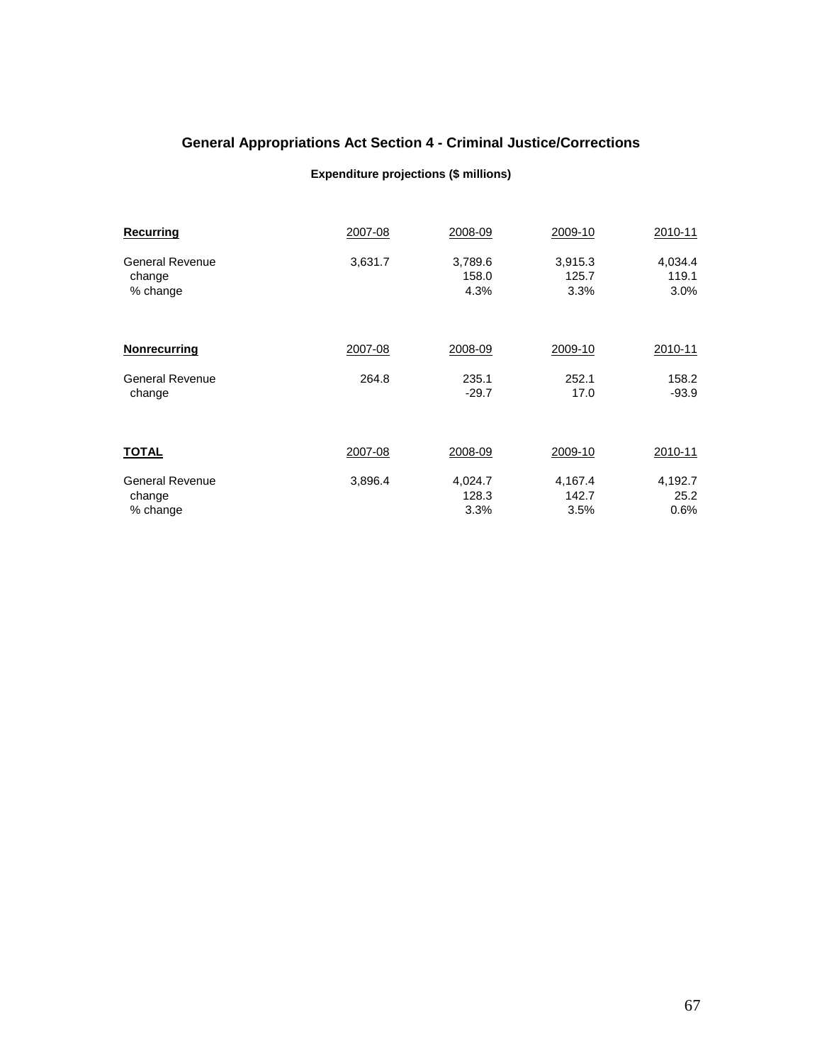## General Appropriations Act Section 4 - Criminal Justice/Corrections

**Expenditure projections ($ millions)**

| **Recurring** | 2007-08 | 2008-09 | 2009-10 | 2010-11 |
|---|---|---|---|---|
| General Revenue | 3,631.7 | 3,789.6 | 3,915.3 | 4,034.4 |
| change | | 158.0 | 125.7 | 119.1 |
| % change | | 4.3% | 3.3% | 3.0% |

| **Nonrecurring** | 2007-08 | 2008-09 | 2009-10 | 2010-11 |
|---|---|---|---|---|
| General Revenue | 264.8 | 235.1 | 252.1 | 158.2 |
| change | | -29.7 | 17.0 | -93.9 |

| **TOTAL** | 2007-08 | 2008-09 | 2009-10 | 2010-11 |
|---|---|---|---|---|
| General Revenue | 3,896.4 | 4,024.7 | 4,167.4 | 4,192.7 |
| change | | 128.3 | 142.7 | 25.2 |
| % change | | 3.3% | 3.5% | 0.6% |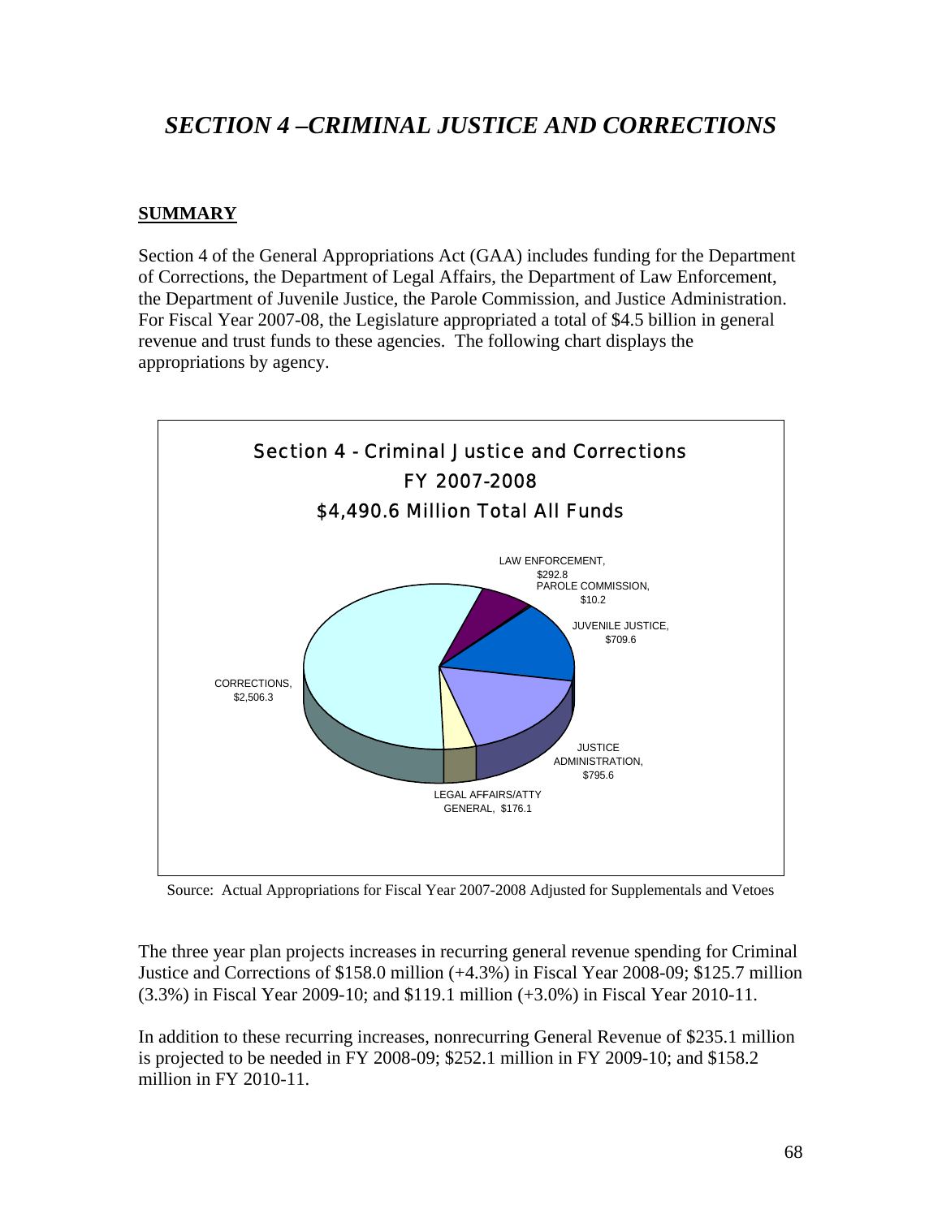# SECTION 4 –CRIMINAL JUSTICE AND CORRECTIONS

**SUMMARY**

Section 4 of the General Appropriations Act (GAA) includes funding for the Department of Corrections, the Department of Legal Affairs, the Department of Law Enforcement, the Department of Juvenile Justice, the Parole Commission, and Justice Administration. For Fiscal Year 2007-08, the Legislature appropriated a total of $4.5 billion in general revenue and trust funds to these agencies. The following chart displays the appropriations by agency.

Section 4 - Criminal Justice and Corrections
FY 2007-2008
$4,490.6 Million Total All Funds

| Agency | Amount |
|---|---|
| CORRECTIONS | $2,506.3 |
| LAW ENFORCEMENT | $292.8 |
| PAROLE COMMISSION | $10.2 |
| JUVENILE JUSTICE | $709.6 |
| JUSTICE ADMINISTRATION | $795.6 |
| LEGAL AFFAIRS/ATTY GENERAL | $176.1 |

Source: Actual Appropriations for Fiscal Year 2007-2008 Adjusted for Supplementals and Vetoes

The three year plan projects increases in recurring general revenue spending for Criminal Justice and Corrections of $158.0 million (+4.3%) in Fiscal Year 2008-09; $125.7 million (3.3%) in Fiscal Year 2009-10; and $119.1 million (+3.0%) in Fiscal Year 2010-11.

In addition to these recurring increases, nonrecurring General Revenue of $235.1 million is projected to be needed in FY 2008-09; $252.1 million in FY 2009-10; and $158.2 million in FY 2010-11.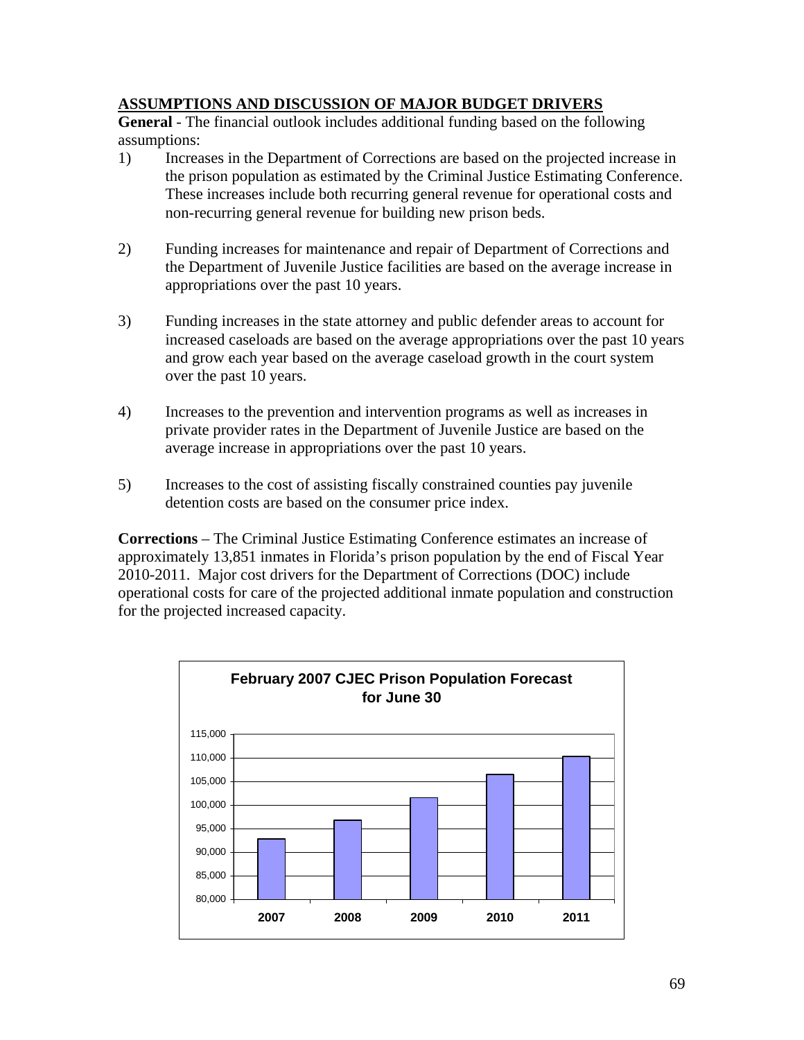## ASSUMPTIONS AND DISCUSSION OF MAJOR BUDGET DRIVERS

**General** - The financial outlook includes additional funding based on the following assumptions:

1) Increases in the Department of Corrections are based on the projected increase in the prison population as estimated by the Criminal Justice Estimating Conference. These increases include both recurring general revenue for operational costs and non-recurring general revenue for building new prison beds.

2) Funding increases for maintenance and repair of Department of Corrections and the Department of Juvenile Justice facilities are based on the average increase in appropriations over the past 10 years.

3) Funding increases in the state attorney and public defender areas to account for increased caseloads are based on the average appropriations over the past 10 years and grow each year based on the average caseload growth in the court system over the past 10 years.

4) Increases to the prevention and intervention programs as well as increases in private provider rates in the Department of Juvenile Justice are based on the average increase in appropriations over the past 10 years.

5) Increases to the cost of assisting fiscally constrained counties pay juvenile detention costs are based on the consumer price index.

**Corrections** – The Criminal Justice Estimating Conference estimates an increase of approximately 13,851 inmates in Florida's prison population by the end of Fiscal Year 2010-2011. Major cost drivers for the Department of Corrections (DOC) include operational costs for care of the projected additional inmate population and construction for the projected increased capacity.

**February 2007 CJEC Prison Population Forecast for June 30**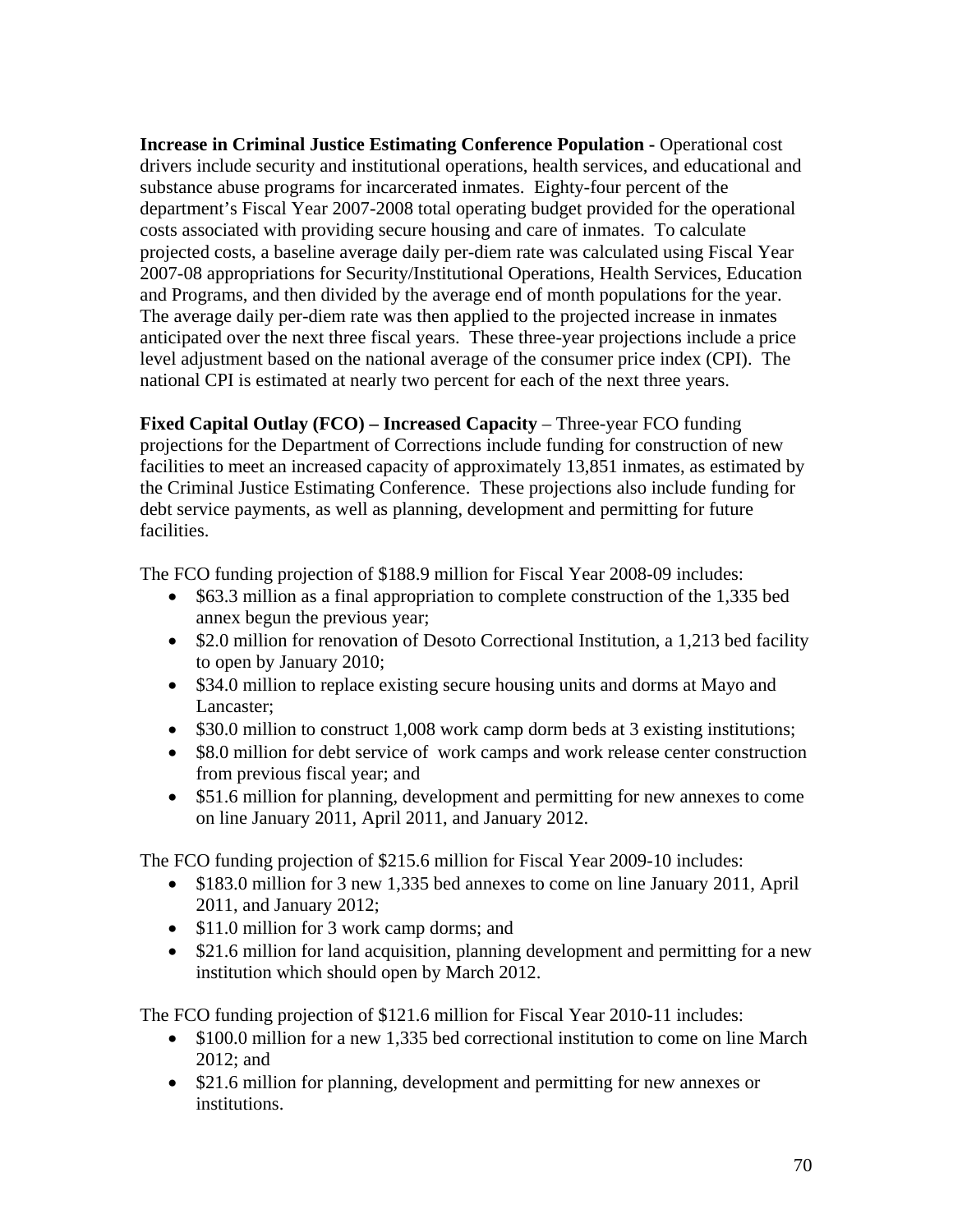**Increase in Criminal Justice Estimating Conference Population -** Operational cost drivers include security and institutional operations, health services, and educational and substance abuse programs for incarcerated inmates. Eighty-four percent of the department's Fiscal Year 2007-2008 total operating budget provided for the operational costs associated with providing secure housing and care of inmates. To calculate projected costs, a baseline average daily per-diem rate was calculated using Fiscal Year 2007-08 appropriations for Security/Institutional Operations, Health Services, Education and Programs, and then divided by the average end of month populations for the year. The average daily per-diem rate was then applied to the projected increase in inmates anticipated over the next three fiscal years. These three-year projections include a price level adjustment based on the national average of the consumer price index (CPI). The national CPI is estimated at nearly two percent for each of the next three years.

**Fixed Capital Outlay (FCO) – Increased Capacity** – Three-year FCO funding projections for the Department of Corrections include funding for construction of new facilities to meet an increased capacity of approximately 13,851 inmates, as estimated by the Criminal Justice Estimating Conference. These projections also include funding for debt service payments, as well as planning, development and permitting for future facilities.

The FCO funding projection of $188.9 million for Fiscal Year 2008-09 includes:

- $63.3 million as a final appropriation to complete construction of the 1,335 bed annex begun the previous year;
- $2.0 million for renovation of Desoto Correctional Institution, a 1,213 bed facility to open by January 2010;
- $34.0 million to replace existing secure housing units and dorms at Mayo and Lancaster;
- $30.0 million to construct 1,008 work camp dorm beds at 3 existing institutions;
- $8.0 million for debt service of work camps and work release center construction from previous fiscal year; and
- $51.6 million for planning, development and permitting for new annexes to come on line January 2011, April 2011, and January 2012.

The FCO funding projection of $215.6 million for Fiscal Year 2009-10 includes:

- $183.0 million for 3 new 1,335 bed annexes to come on line January 2011, April 2011, and January 2012;
- $11.0 million for 3 work camp dorms; and
- $21.6 million for land acquisition, planning development and permitting for a new institution which should open by March 2012.

The FCO funding projection of $121.6 million for Fiscal Year 2010-11 includes:

- $100.0 million for a new 1,335 bed correctional institution to come on line March 2012; and
- $21.6 million for planning, development and permitting for new annexes or institutions.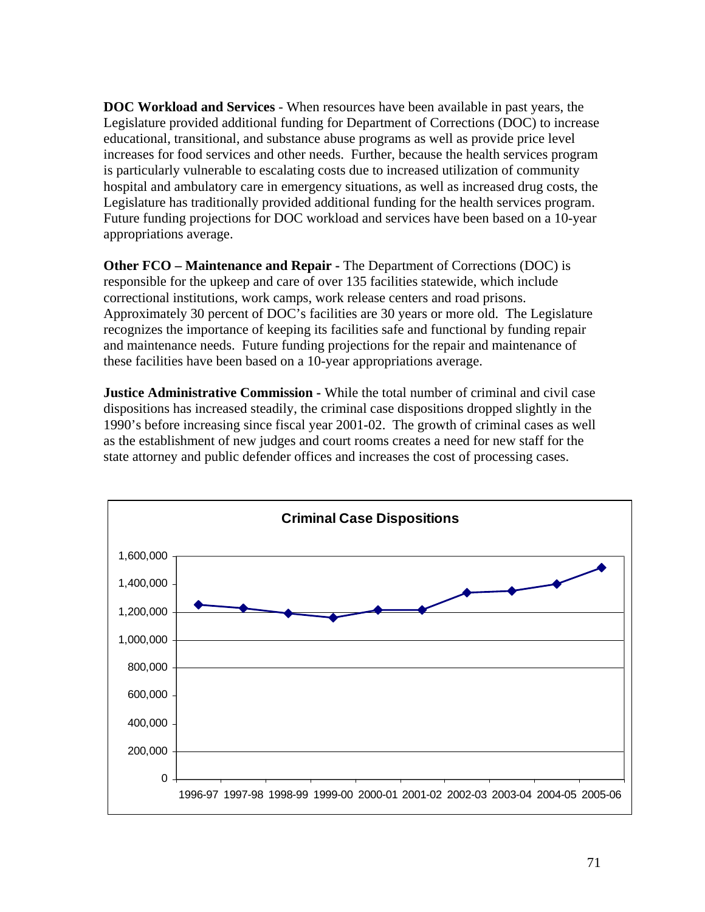**DOC Workload and Services** - When resources have been available in past years, the Legislature provided additional funding for Department of Corrections (DOC) to increase educational, transitional, and substance abuse programs as well as provide price level increases for food services and other needs. Further, because the health services program is particularly vulnerable to escalating costs due to increased utilization of community hospital and ambulatory care in emergency situations, as well as increased drug costs, the Legislature has traditionally provided additional funding for the health services program. Future funding projections for DOC workload and services have been based on a 10-year appropriations average.

**Other FCO – Maintenance and Repair -** The Department of Corrections (DOC) is responsible for the upkeep and care of over 135 facilities statewide, which include correctional institutions, work camps, work release centers and road prisons. Approximately 30 percent of DOC's facilities are 30 years or more old. The Legislature recognizes the importance of keeping its facilities safe and functional by funding repair and maintenance needs. Future funding projections for the repair and maintenance of these facilities have been based on a 10-year appropriations average.

**Justice Administrative Commission -** While the total number of criminal and civil case dispositions has increased steadily, the criminal case dispositions dropped slightly in the 1990's before increasing since fiscal year 2001-02. The growth of criminal cases as well as the establishment of new judges and court rooms creates a need for new staff for the state attorney and public defender offices and increases the cost of processing cases.

**Criminal Case Dispositions**

(Line chart: y-axis 0 to 1,600,000; x-axis fiscal years 1996-97 through 2005-06)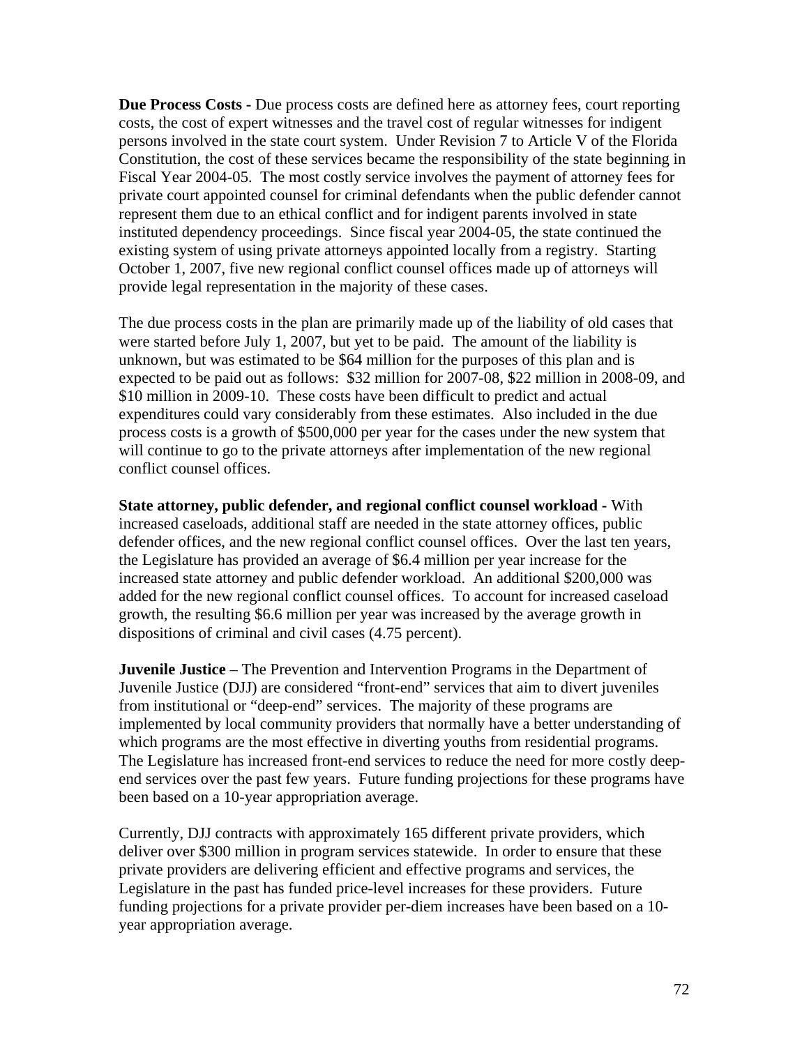**Due Process Costs -** Due process costs are defined here as attorney fees, court reporting costs, the cost of expert witnesses and the travel cost of regular witnesses for indigent persons involved in the state court system. Under Revision 7 to Article V of the Florida Constitution, the cost of these services became the responsibility of the state beginning in Fiscal Year 2004-05. The most costly service involves the payment of attorney fees for private court appointed counsel for criminal defendants when the public defender cannot represent them due to an ethical conflict and for indigent parents involved in state instituted dependency proceedings. Since fiscal year 2004-05, the state continued the existing system of using private attorneys appointed locally from a registry. Starting October 1, 2007, five new regional conflict counsel offices made up of attorneys will provide legal representation in the majority of these cases.

The due process costs in the plan are primarily made up of the liability of old cases that were started before July 1, 2007, but yet to be paid. The amount of the liability is unknown, but was estimated to be $64 million for the purposes of this plan and is expected to be paid out as follows: $32 million for 2007-08, $22 million in 2008-09, and $10 million in 2009-10. These costs have been difficult to predict and actual expenditures could vary considerably from these estimates. Also included in the due process costs is a growth of $500,000 per year for the cases under the new system that will continue to go to the private attorneys after implementation of the new regional conflict counsel offices.

**State attorney, public defender, and regional conflict counsel workload -** With increased caseloads, additional staff are needed in the state attorney offices, public defender offices, and the new regional conflict counsel offices. Over the last ten years, the Legislature has provided an average of $6.4 million per year increase for the increased state attorney and public defender workload. An additional $200,000 was added for the new regional conflict counsel offices. To account for increased caseload growth, the resulting $6.6 million per year was increased by the average growth in dispositions of criminal and civil cases (4.75 percent).

**Juvenile Justice** – The Prevention and Intervention Programs in the Department of Juvenile Justice (DJJ) are considered "front-end" services that aim to divert juveniles from institutional or "deep-end" services. The majority of these programs are implemented by local community providers that normally have a better understanding of which programs are the most effective in diverting youths from residential programs. The Legislature has increased front-end services to reduce the need for more costly deep-end services over the past few years. Future funding projections for these programs have been based on a 10-year appropriation average.

Currently, DJJ contracts with approximately 165 different private providers, which deliver over $300 million in program services statewide. In order to ensure that these private providers are delivering efficient and effective programs and services, the Legislature in the past has funded price-level increases for these providers. Future funding projections for a private provider per-diem increases have been based on a 10-year appropriation average.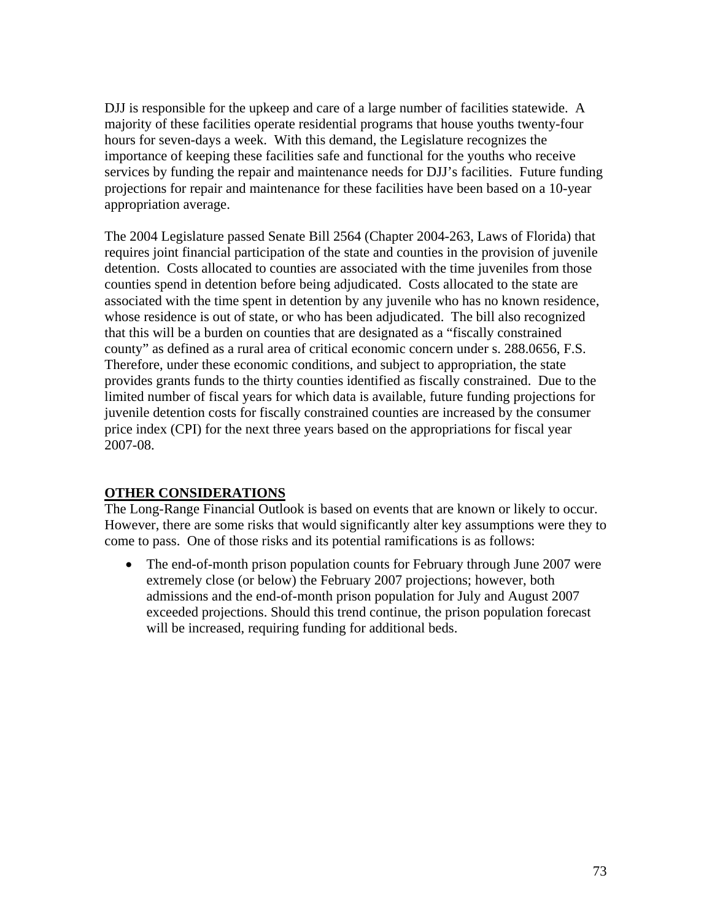DJJ is responsible for the upkeep and care of a large number of facilities statewide. A majority of these facilities operate residential programs that house youths twenty-four hours for seven-days a week. With this demand, the Legislature recognizes the importance of keeping these facilities safe and functional for the youths who receive services by funding the repair and maintenance needs for DJJ's facilities. Future funding projections for repair and maintenance for these facilities have been based on a 10-year appropriation average.

The 2004 Legislature passed Senate Bill 2564 (Chapter 2004-263, Laws of Florida) that requires joint financial participation of the state and counties in the provision of juvenile detention. Costs allocated to counties are associated with the time juveniles from those counties spend in detention before being adjudicated. Costs allocated to the state are associated with the time spent in detention by any juvenile who has no known residence, whose residence is out of state, or who has been adjudicated. The bill also recognized that this will be a burden on counties that are designated as a "fiscally constrained county" as defined as a rural area of critical economic concern under s. 288.0656, F.S. Therefore, under these economic conditions, and subject to appropriation, the state provides grants funds to the thirty counties identified as fiscally constrained. Due to the limited number of fiscal years for which data is available, future funding projections for juvenile detention costs for fiscally constrained counties are increased by the consumer price index (CPI) for the next three years based on the appropriations for fiscal year 2007-08.

## OTHER CONSIDERATIONS

The Long-Range Financial Outlook is based on events that are known or likely to occur. However, there are some risks that would significantly alter key assumptions were they to come to pass. One of those risks and its potential ramifications is as follows:

- The end-of-month prison population counts for February through June 2007 were extremely close (or below) the February 2007 projections; however, both admissions and the end-of-month prison population for July and August 2007 exceeded projections. Should this trend continue, the prison population forecast will be increased, requiring funding for additional beds.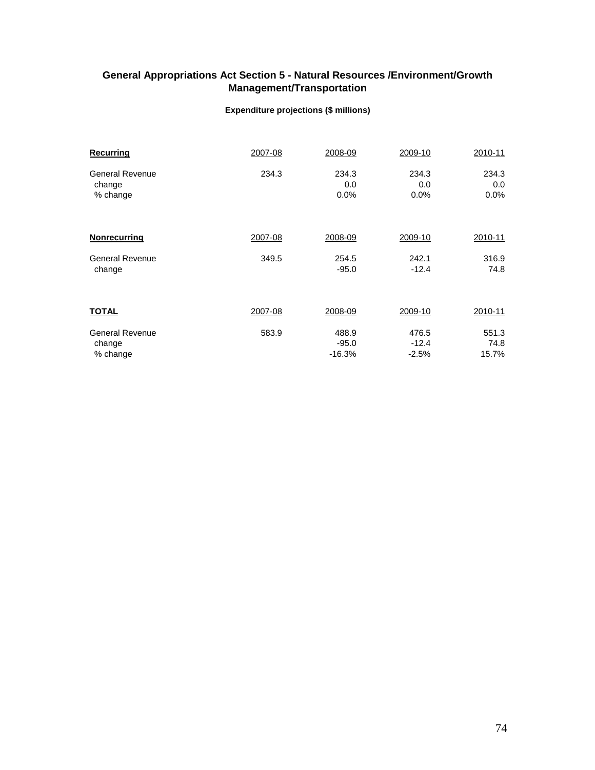## General Appropriations Act Section 5 - Natural Resources /Environment/Growth Management/Transportation

**Expenditure projections ($ millions)**

| **Recurring** | 2007-08 | 2008-09 | 2009-10 | 2010-11 |
|---|---|---|---|---|
| General Revenue | 234.3 | 234.3 | 234.3 | 234.3 |
| change | | 0.0 | 0.0 | 0.0 |
| % change | | 0.0% | 0.0% | 0.0% |

| **Nonrecurring** | 2007-08 | 2008-09 | 2009-10 | 2010-11 |
|---|---|---|---|---|
| General Revenue | 349.5 | 254.5 | 242.1 | 316.9 |
| change | | -95.0 | -12.4 | 74.8 |

| **TOTAL** | 2007-08 | 2008-09 | 2009-10 | 2010-11 |
|---|---|---|---|---|
| General Revenue | 583.9 | 488.9 | 476.5 | 551.3 |
| change | | -95.0 | -12.4 | 74.8 |
| % change | | -16.3% | -2.5% | 15.7% |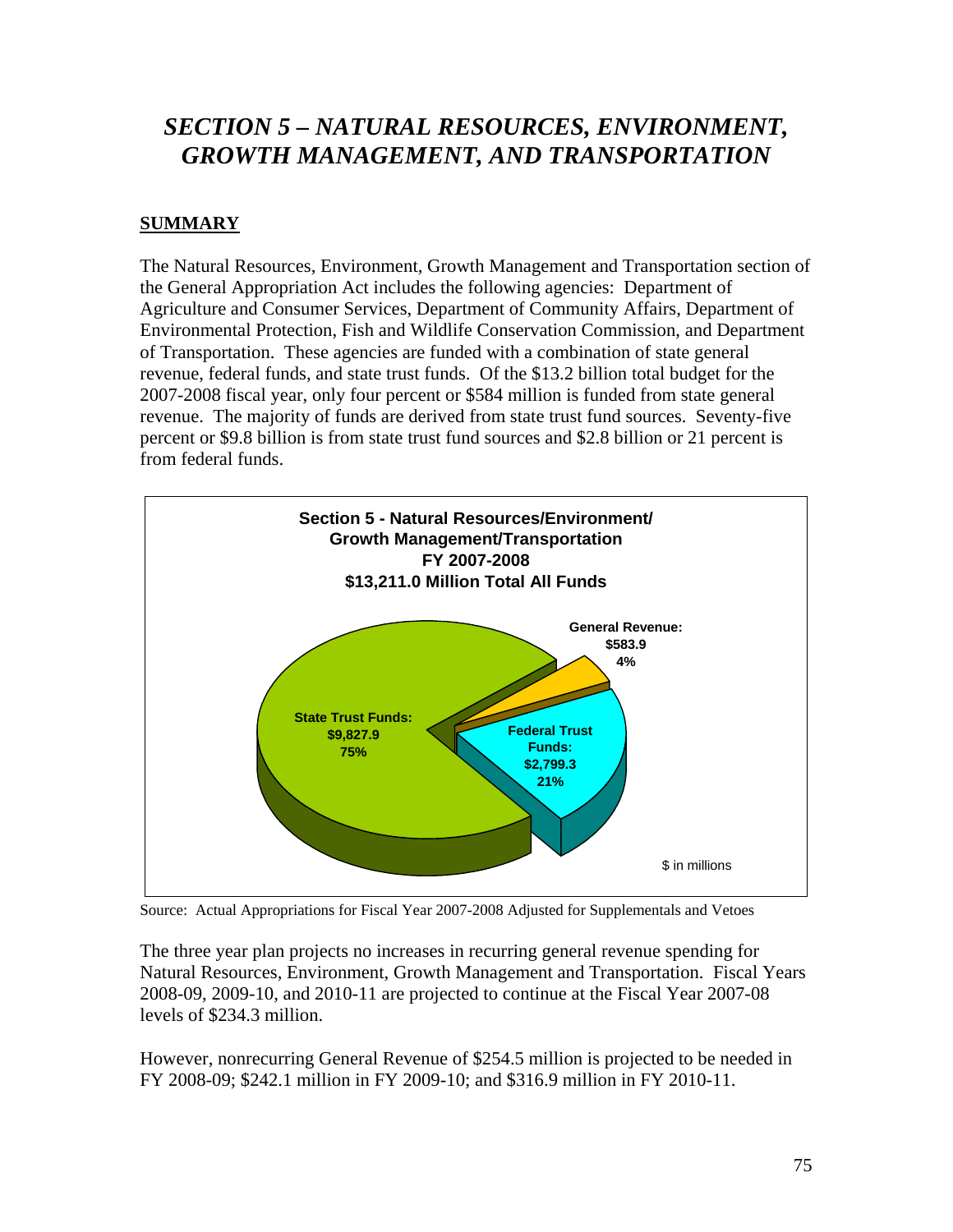# *SECTION 5 – NATURAL RESOURCES, ENVIRONMENT, GROWTH MANAGEMENT, AND TRANSPORTATION*

## SUMMARY

The Natural Resources, Environment, Growth Management and Transportation section of the General Appropriation Act includes the following agencies: Department of Agriculture and Consumer Services, Department of Community Affairs, Department of Environmental Protection, Fish and Wildlife Conservation Commission, and Department of Transportation. These agencies are funded with a combination of state general revenue, federal funds, and state trust funds. Of the $13.2 billion total budget for the 2007-2008 fiscal year, only four percent or $584 million is funded from state general revenue. The majority of funds are derived from state trust fund sources. Seventy-five percent or $9.8 billion is from state trust fund sources and $2.8 billion or 21 percent is from federal funds.

**Section 5 - Natural Resources/Environment/ Growth Management/Transportation FY 2007-2008 $13,211.0 Million Total All Funds**

| Source | Amount ($ in millions) | Percent |
|---|---|---|
| State Trust Funds | $9,827.9 | 75% |
| Federal Trust Funds | $2,799.3 | 21% |
| General Revenue | $583.9 | 4% |

Source: Actual Appropriations for Fiscal Year 2007-2008 Adjusted for Supplementals and Vetoes

The three year plan projects no increases in recurring general revenue spending for Natural Resources, Environment, Growth Management and Transportation. Fiscal Years 2008-09, 2009-10, and 2010-11 are projected to continue at the Fiscal Year 2007-08 levels of $234.3 million.

However, nonrecurring General Revenue of $254.5 million is projected to be needed in FY 2008-09; $242.1 million in FY 2009-10; and $316.9 million in FY 2010-11.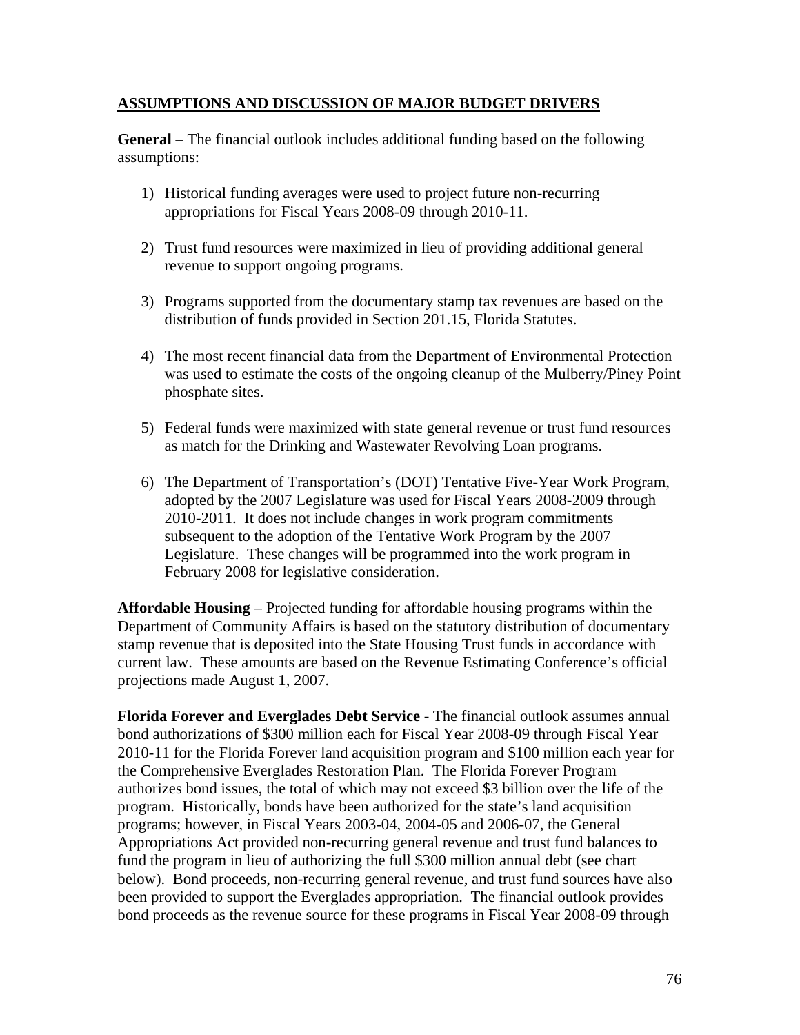## ASSUMPTIONS AND DISCUSSION OF MAJOR BUDGET DRIVERS

**General** – The financial outlook includes additional funding based on the following assumptions:

1) Historical funding averages were used to project future non-recurring appropriations for Fiscal Years 2008-09 through 2010-11.

2) Trust fund resources were maximized in lieu of providing additional general revenue to support ongoing programs.

3) Programs supported from the documentary stamp tax revenues are based on the distribution of funds provided in Section 201.15, Florida Statutes.

4) The most recent financial data from the Department of Environmental Protection was used to estimate the costs of the ongoing cleanup of the Mulberry/Piney Point phosphate sites.

5) Federal funds were maximized with state general revenue or trust fund resources as match for the Drinking and Wastewater Revolving Loan programs.

6) The Department of Transportation's (DOT) Tentative Five-Year Work Program, adopted by the 2007 Legislature was used for Fiscal Years 2008-2009 through 2010-2011. It does not include changes in work program commitments subsequent to the adoption of the Tentative Work Program by the 2007 Legislature. These changes will be programmed into the work program in February 2008 for legislative consideration.

**Affordable Housing** – Projected funding for affordable housing programs within the Department of Community Affairs is based on the statutory distribution of documentary stamp revenue that is deposited into the State Housing Trust funds in accordance with current law. These amounts are based on the Revenue Estimating Conference's official projections made August 1, 2007.

**Florida Forever and Everglades Debt Service** - The financial outlook assumes annual bond authorizations of $300 million each for Fiscal Year 2008-09 through Fiscal Year 2010-11 for the Florida Forever land acquisition program and $100 million each year for the Comprehensive Everglades Restoration Plan. The Florida Forever Program authorizes bond issues, the total of which may not exceed $3 billion over the life of the program. Historically, bonds have been authorized for the state's land acquisition programs; however, in Fiscal Years 2003-04, 2004-05 and 2006-07, the General Appropriations Act provided non-recurring general revenue and trust fund balances to fund the program in lieu of authorizing the full $300 million annual debt (see chart below). Bond proceeds, non-recurring general revenue, and trust fund sources have also been provided to support the Everglades appropriation. The financial outlook provides bond proceeds as the revenue source for these programs in Fiscal Year 2008-09 through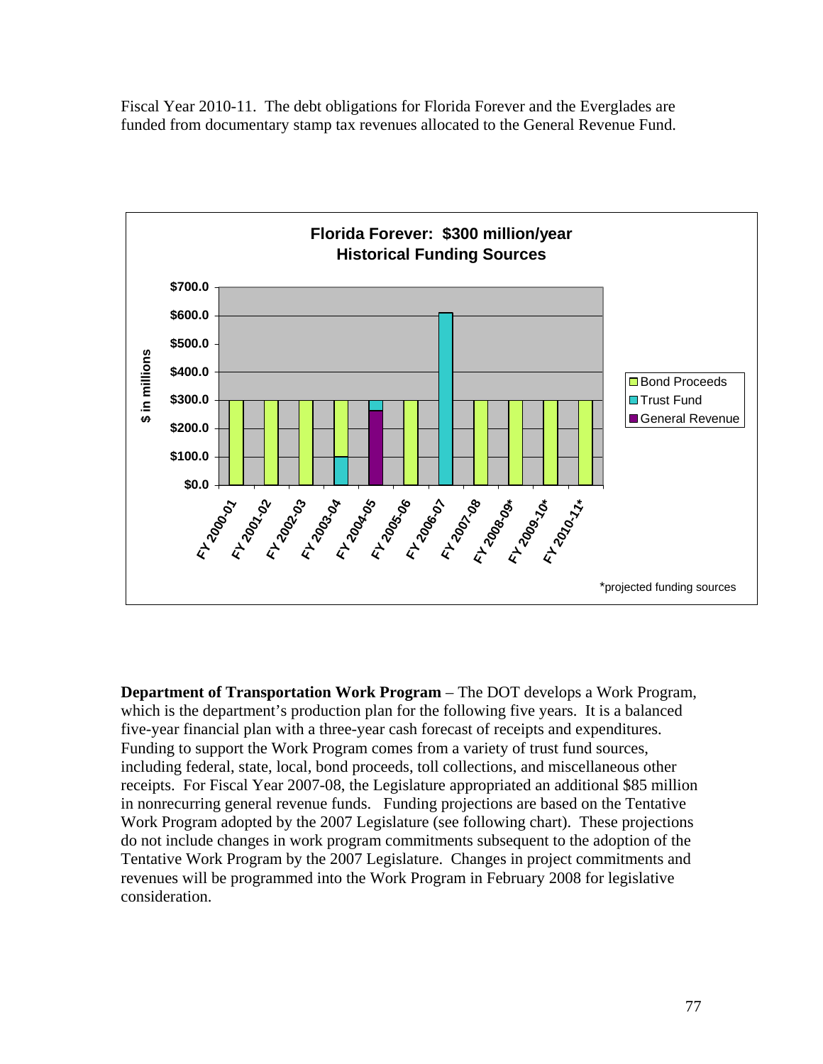Fiscal Year 2010-11. The debt obligations for Florida Forever and the Everglades are funded from documentary stamp tax revenues allocated to the General Revenue Fund.

**Florida Forever: $300 million/year**
**Historical Funding Sources**

*projected funding sources

**Department of Transportation Work Program** – The DOT develops a Work Program, which is the department's production plan for the following five years. It is a balanced five-year financial plan with a three-year cash forecast of receipts and expenditures. Funding to support the Work Program comes from a variety of trust fund sources, including federal, state, local, bond proceeds, toll collections, and miscellaneous other receipts. For Fiscal Year 2007-08, the Legislature appropriated an additional $85 million in nonrecurring general revenue funds. Funding projections are based on the Tentative Work Program adopted by the 2007 Legislature (see following chart). These projections do not include changes in work program commitments subsequent to the adoption of the Tentative Work Program by the 2007 Legislature. Changes in project commitments and revenues will be programmed into the Work Program in February 2008 for legislative consideration.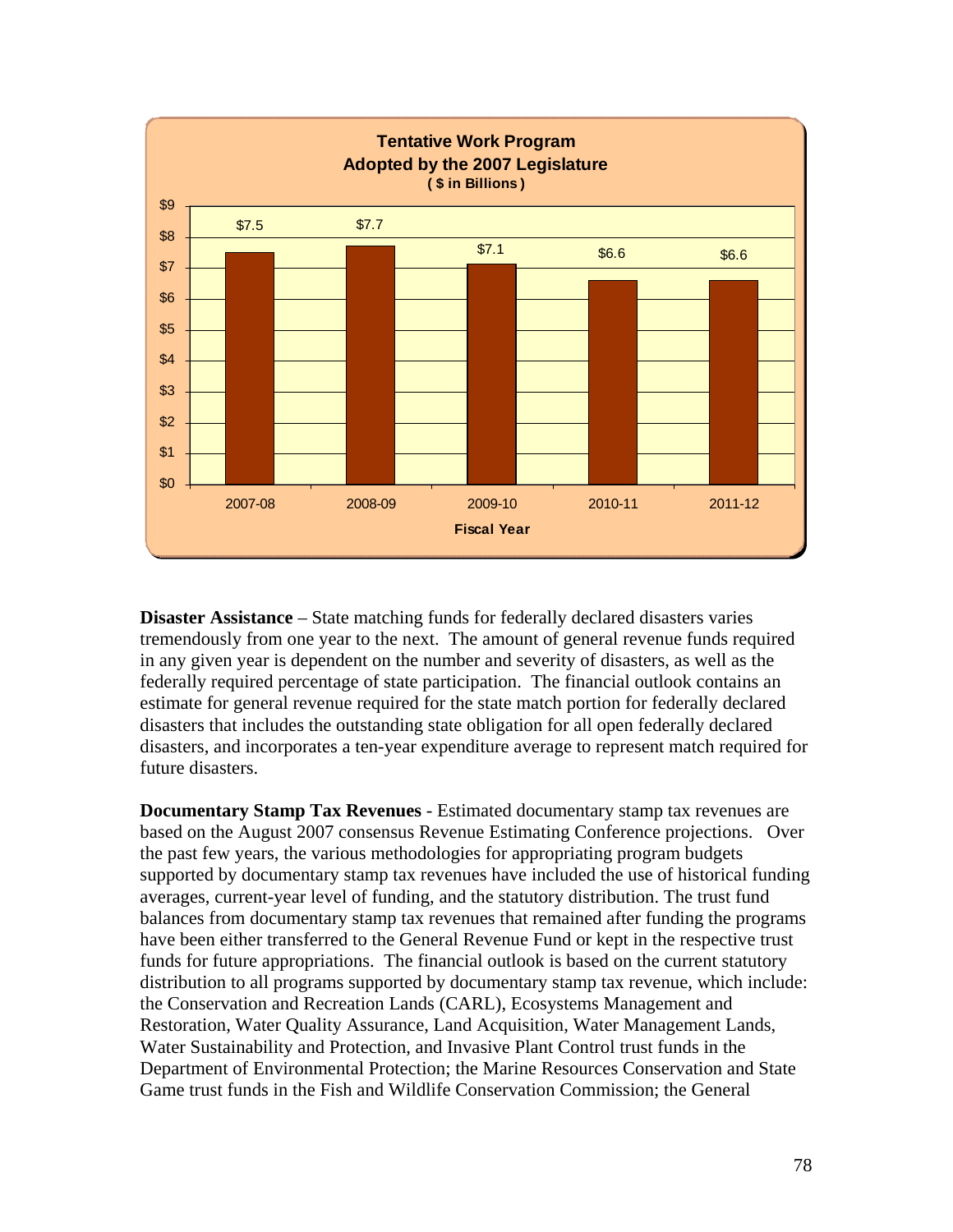**Tentative Work Program Adopted by the 2007 Legislature ( $ in Billions )**

| Fiscal Year | $ in Billions |
|---|---|
| 2007-08 | $7.5 |
| 2008-09 | $7.7 |
| 2009-10 | $7.1 |
| 2010-11 | $6.6 |
| 2011-12 | $6.6 |

**Disaster Assistance** – State matching funds for federally declared disasters varies tremendously from one year to the next. The amount of general revenue funds required in any given year is dependent on the number and severity of disasters, as well as the federally required percentage of state participation. The financial outlook contains an estimate for general revenue required for the state match portion for federally declared disasters that includes the outstanding state obligation for all open federally declared disasters, and incorporates a ten-year expenditure average to represent match required for future disasters.

**Documentary Stamp Tax Revenues** - Estimated documentary stamp tax revenues are based on the August 2007 consensus Revenue Estimating Conference projections. Over the past few years, the various methodologies for appropriating program budgets supported by documentary stamp tax revenues have included the use of historical funding averages, current-year level of funding, and the statutory distribution. The trust fund balances from documentary stamp tax revenues that remained after funding the programs have been either transferred to the General Revenue Fund or kept in the respective trust funds for future appropriations. The financial outlook is based on the current statutory distribution to all programs supported by documentary stamp tax revenue, which include: the Conservation and Recreation Lands (CARL), Ecosystems Management and Restoration, Water Quality Assurance, Land Acquisition, Water Management Lands, Water Sustainability and Protection, and Invasive Plant Control trust funds in the Department of Environmental Protection; the Marine Resources Conservation and State Game trust funds in the Fish and Wildlife Conservation Commission; the General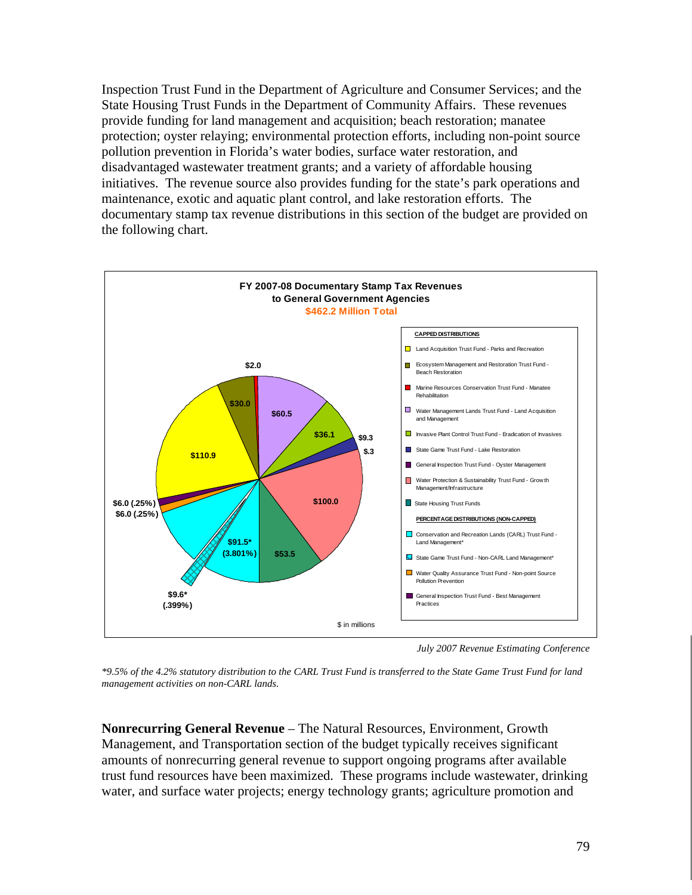Inspection Trust Fund in the Department of Agriculture and Consumer Services; and the State Housing Trust Funds in the Department of Community Affairs. These revenues provide funding for land management and acquisition; beach restoration; manatee protection; oyster relaying; environmental protection efforts, including non-point source pollution prevention in Florida's water bodies, surface water restoration, and disadvantaged wastewater treatment grants; and a variety of affordable housing initiatives. The revenue source also provides funding for the state's park operations and maintenance, exotic and aquatic plant control, and lake restoration efforts. The documentary stamp tax revenue distributions in this section of the budget are provided on the following chart.

**FY 2007-08 Documentary Stamp Tax Revenues to General Government Agencies**
**$462.2 Million Total**

| Distribution | $ in millions |
| --- | --- |
| **CAPPED DISTRIBUTIONS** | |
| Land Acquisition Trust Fund - Parks and Recreation | $110.9 |
| Ecosystem Management and Restoration Trust Fund - Beach Restoration | $30.0 |
| Marine Resources Conservation Trust Fund - Manatee Rehabilitation | $2.0 |
| Water Management Lands Trust Fund - Land Acquisition and Management | $60.5 |
| Invasive Plant Control Trust Fund - Eradication of Invasives | $36.1 |
| State Game Trust Fund - Lake Restoration | $9.3 |
| General Inspection Trust Fund - Oyster Management | $.3 |
| Water Protection & Sustainability Trust Fund - Growth Management/Infrastructure | $100.0 |
| State Housing Trust Funds | $53.5 |
| **PERCENTAGE DISTRIBUTIONS (NON-CAPPED)** | |
| Conservation and Recreation Lands (CARL) Trust Fund - Land Management* | $91.5* (3.801%) |
| State Game Trust Fund - Non-CARL Land Management* | $9.6* (.399%) |
| Water Quality Assurance Trust Fund - Non-point Source Pollution Prevention | $6.0 (.25%) |
| General Inspection Trust Fund - Best Management Practices | $6.0 (.25%) |

$ in millions

*July 2007 Revenue Estimating Conference*

*\*9.5% of the 4.2% statutory distribution to the CARL Trust Fund is transferred to the State Game Trust Fund for land management activities on non-CARL lands.*

**Nonrecurring General Revenue** – The Natural Resources, Environment, Growth Management, and Transportation section of the budget typically receives significant amounts of nonrecurring general revenue to support ongoing programs after available trust fund resources have been maximized. These programs include wastewater, drinking water, and surface water projects; energy technology grants; agriculture promotion and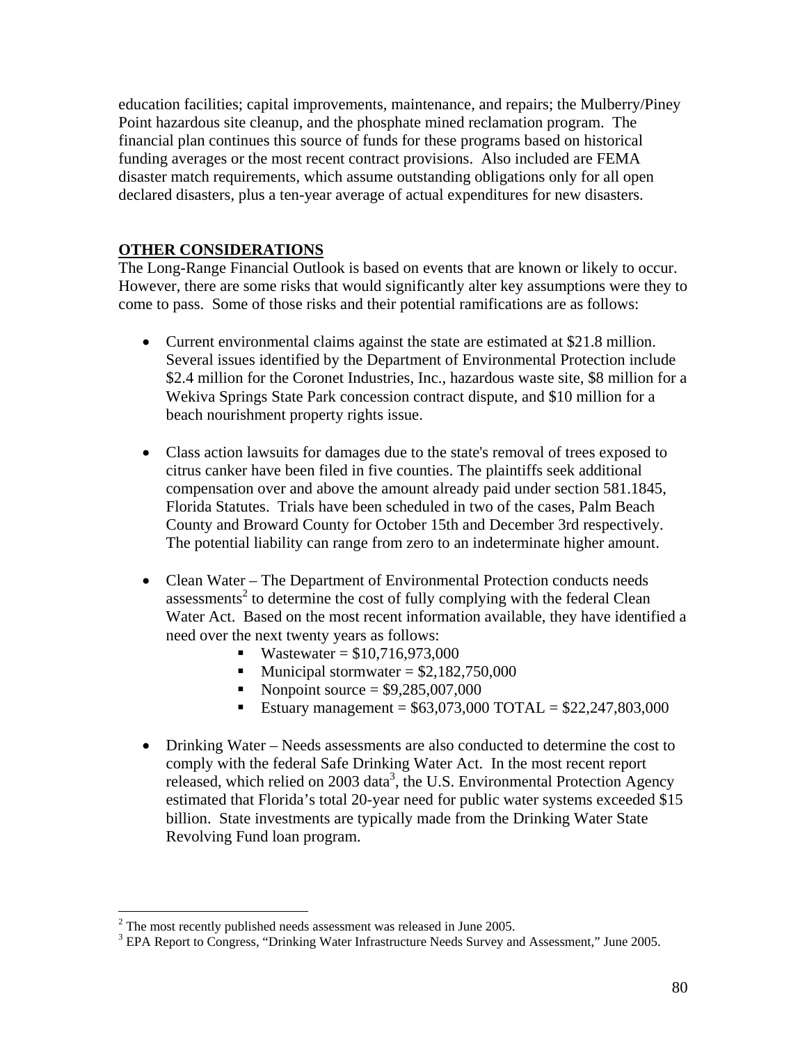education facilities; capital improvements, maintenance, and repairs; the Mulberry/Piney Point hazardous site cleanup, and the phosphate mined reclamation program. The financial plan continues this source of funds for these programs based on historical funding averages or the most recent contract provisions. Also included are FEMA disaster match requirements, which assume outstanding obligations only for all open declared disasters, plus a ten-year average of actual expenditures for new disasters.

## OTHER CONSIDERATIONS

The Long-Range Financial Outlook is based on events that are known or likely to occur. However, there are some risks that would significantly alter key assumptions were they to come to pass. Some of those risks and their potential ramifications are as follows:

- Current environmental claims against the state are estimated at $21.8 million. Several issues identified by the Department of Environmental Protection include $2.4 million for the Coronet Industries, Inc., hazardous waste site, $8 million for a Wekiva Springs State Park concession contract dispute, and $10 million for a beach nourishment property rights issue.

- Class action lawsuits for damages due to the state's removal of trees exposed to citrus canker have been filed in five counties. The plaintiffs seek additional compensation over and above the amount already paid under section 581.1845, Florida Statutes. Trials have been scheduled in two of the cases, Palm Beach County and Broward County for October 15th and December 3rd respectively. The potential liability can range from zero to an indeterminate higher amount.

- Clean Water – The Department of Environmental Protection conducts needs assessments[2] to determine the cost of fully complying with the federal Clean Water Act. Based on the most recent information available, they have identified a need over the next twenty years as follows:
    - Wastewater = $10,716,973,000
    - Municipal stormwater = $2,182,750,000
    - Nonpoint source = $9,285,007,000
    - Estuary management = $63,073,000 TOTAL = $22,247,803,000

- Drinking Water – Needs assessments are also conducted to determine the cost to comply with the federal Safe Drinking Water Act. In the most recent report released, which relied on 2003 data[3], the U.S. Environmental Protection Agency estimated that Florida's total 20-year need for public water systems exceeded $15 billion. State investments are typically made from the Drinking Water State Revolving Fund loan program.

---

[2] The most recently published needs assessment was released in June 2005.
[3] EPA Report to Congress, "Drinking Water Infrastructure Needs Survey and Assessment," June 2005.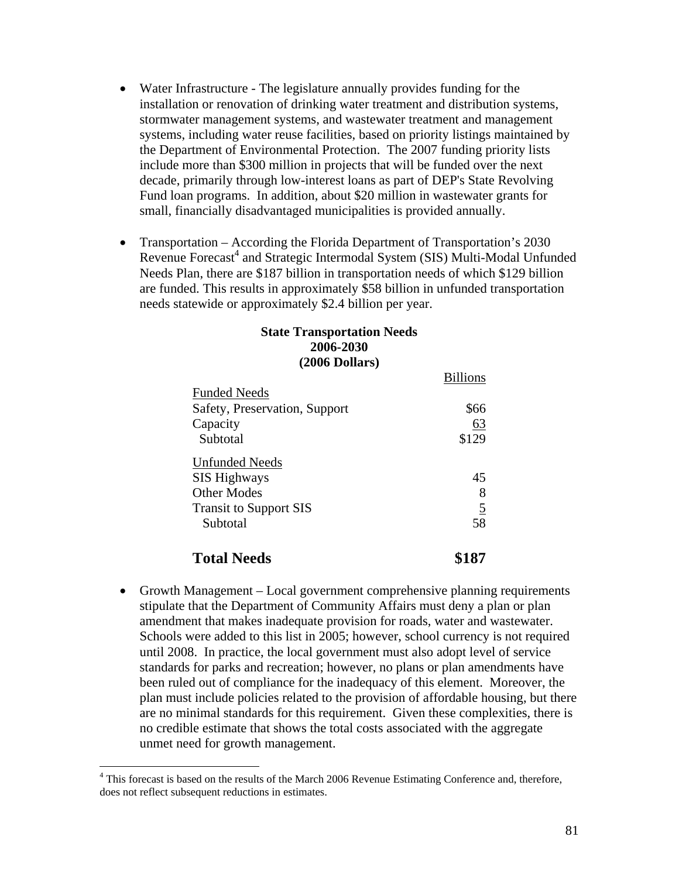- Water Infrastructure - The legislature annually provides funding for the installation or renovation of drinking water treatment and distribution systems, stormwater management systems, and wastewater treatment and management systems, including water reuse facilities, based on priority listings maintained by the Department of Environmental Protection. The 2007 funding priority lists include more than $300 million in projects that will be funded over the next decade, primarily through low-interest loans as part of DEP's State Revolving Fund loan programs. In addition, about $20 million in wastewater grants for small, financially disadvantaged municipalities is provided annually.

- Transportation – According the Florida Department of Transportation's 2030 Revenue Forecast[4] and Strategic Intermodal System (SIS) Multi-Modal Unfunded Needs Plan, there are $187 billion in transportation needs of which $129 billion are funded. This results in approximately $58 billion in unfunded transportation needs statewide or approximately $2.4 billion per year.

**State Transportation Needs**
**2006-2030**
**(2006 Dollars)**

| | Billions |
|---|---|
| Funded Needs | |
| Safety, Preservation, Support | $66 |
| Capacity | 63 |
| Subtotal | $129 |
| Unfunded Needs | |
| SIS Highways | 45 |
| Other Modes | 8 |
| Transit to Support SIS | 5 |
| Subtotal | 58 |
| **Total Needs** | **$187** |

- Growth Management – Local government comprehensive planning requirements stipulate that the Department of Community Affairs must deny a plan or plan amendment that makes inadequate provision for roads, water and wastewater. Schools were added to this list in 2005; however, school currency is not required until 2008. In practice, the local government must also adopt level of service standards for parks and recreation; however, no plans or plan amendments have been ruled out of compliance for the inadequacy of this element. Moreover, the plan must include policies related to the provision of affordable housing, but there are no minimal standards for this requirement. Given these complexities, there is no credible estimate that shows the total costs associated with the aggregate unmet need for growth management.

[4] This forecast is based on the results of the March 2006 Revenue Estimating Conference and, therefore, does not reflect subsequent reductions in estimates.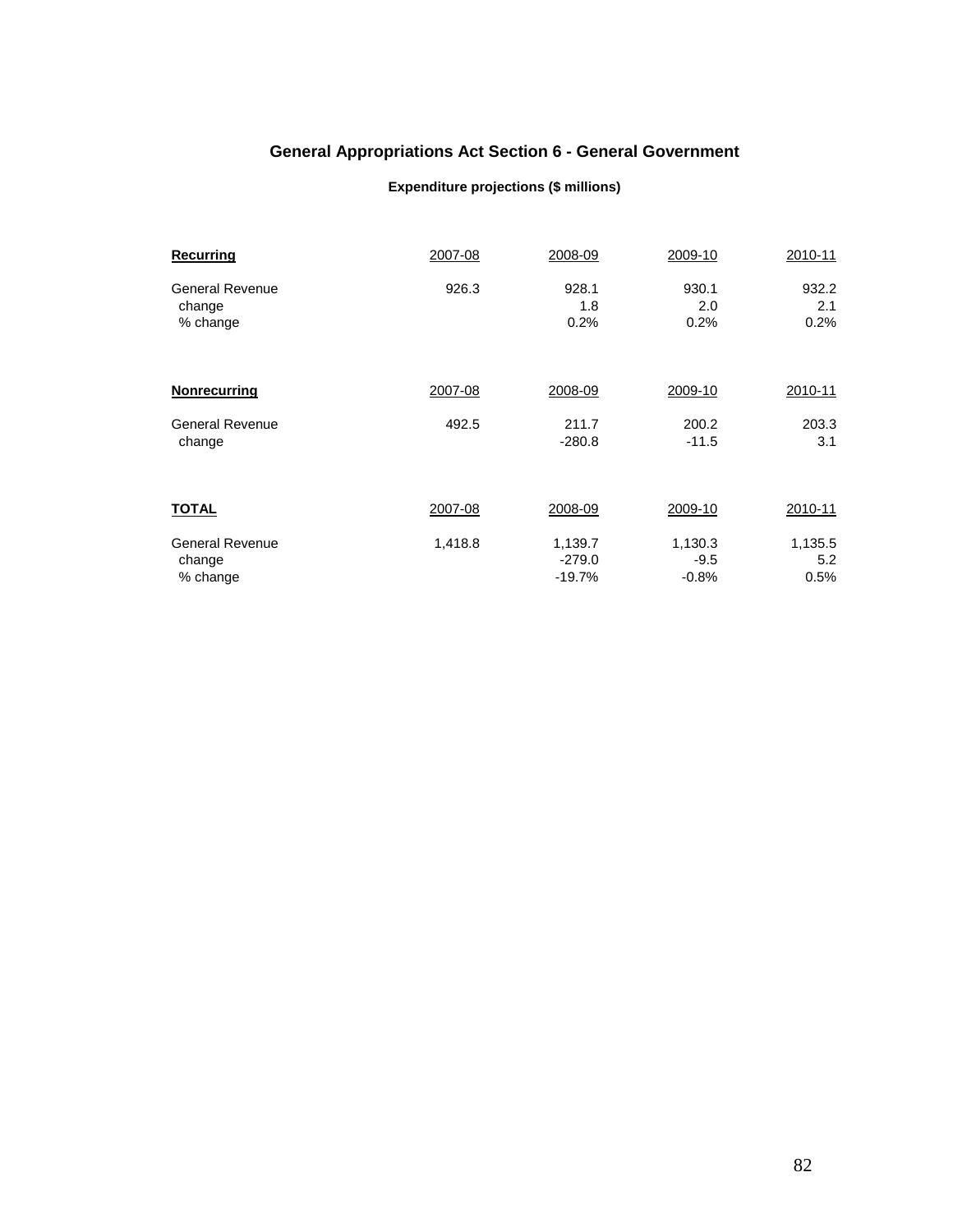## General Appropriations Act Section 6 - General Government

### Expenditure projections ($ millions)

| **Recurring** | 2007-08 | 2008-09 | 2009-10 | 2010-11 |
|---|---|---|---|---|
| General Revenue | 926.3 | 928.1 | 930.1 | 932.2 |
| change | | 1.8 | 2.0 | 2.1 |
| % change | | 0.2% | 0.2% | 0.2% |

| **Nonrecurring** | 2007-08 | 2008-09 | 2009-10 | 2010-11 |
|---|---|---|---|---|
| General Revenue | 492.5 | 211.7 | 200.2 | 203.3 |
| change | | -280.8 | -11.5 | 3.1 |

| **TOTAL** | 2007-08 | 2008-09 | 2009-10 | 2010-11 |
|---|---|---|---|---|
| General Revenue | 1,418.8 | 1,139.7 | 1,130.3 | 1,135.5 |
| change | | -279.0 | -9.5 | 5.2 |
| % change | | -19.7% | -0.8% | 0.5% |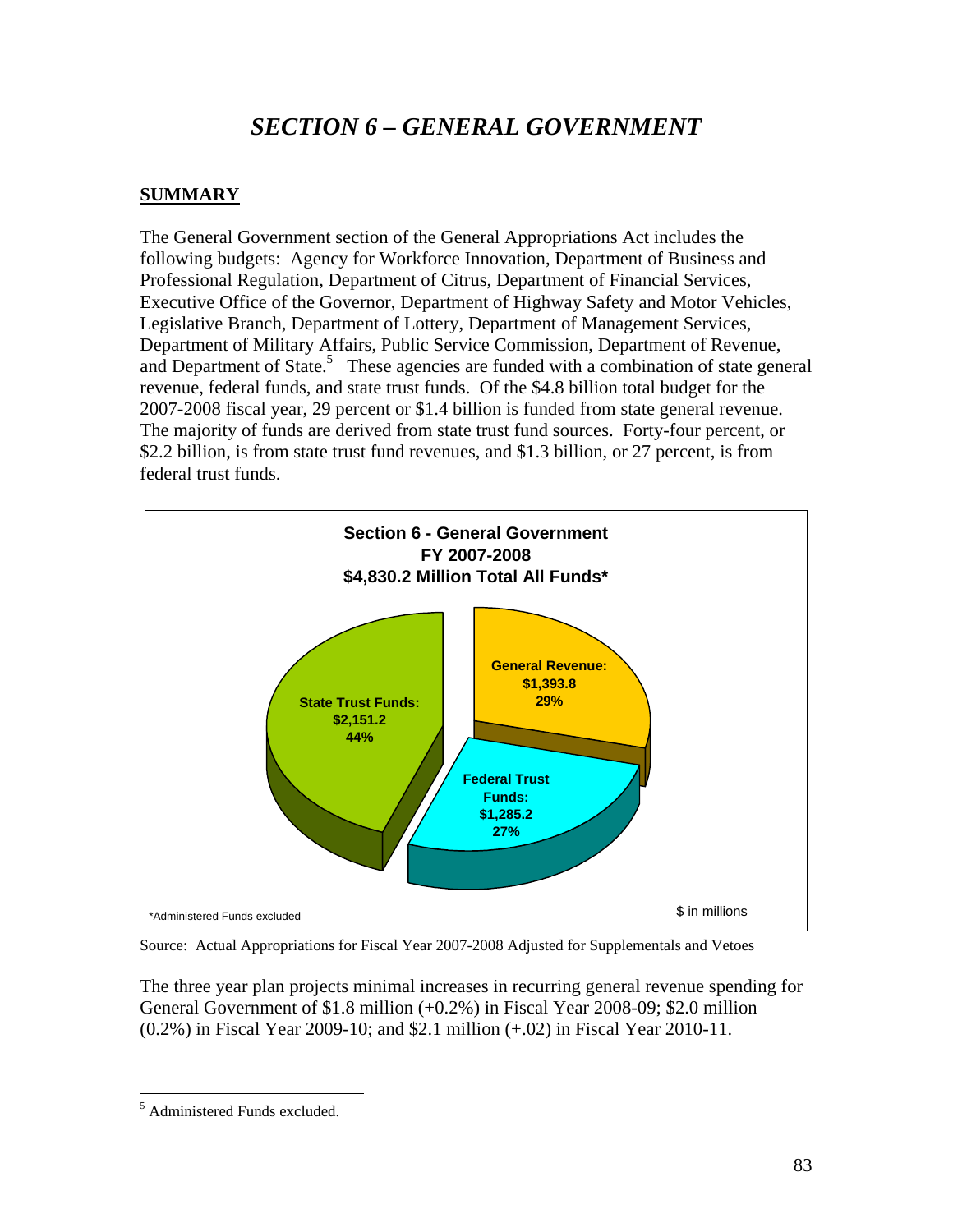# *SECTION 6 – GENERAL GOVERNMENT*

## SUMMARY

The General Government section of the General Appropriations Act includes the following budgets: Agency for Workforce Innovation, Department of Business and Professional Regulation, Department of Citrus, Department of Financial Services, Executive Office of the Governor, Department of Highway Safety and Motor Vehicles, Legislative Branch, Department of Lottery, Department of Management Services, Department of Military Affairs, Public Service Commission, Department of Revenue, and Department of State.[5] These agencies are funded with a combination of state general revenue, federal funds, and state trust funds. Of the $4.8 billion total budget for the 2007-2008 fiscal year, 29 percent or $1.4 billion is funded from state general revenue. The majority of funds are derived from state trust fund sources. Forty-four percent, or $2.2 billion, is from state trust fund revenues, and $1.3 billion, or 27 percent, is from federal trust funds.

**Section 6 - General Government**
**FY 2007-2008**
**$4,830.2 Million Total All Funds***

| Fund Source | Amount ($ in millions) | Percent |
|---|---|---|
| General Revenue | $1,393.8 | 29% |
| Federal Trust Funds | $1,285.2 | 27% |
| State Trust Funds | $2,151.2 | 44% |

*Administered Funds excluded

$ in millions

Source: Actual Appropriations for Fiscal Year 2007-2008 Adjusted for Supplementals and Vetoes

The three year plan projects minimal increases in recurring general revenue spending for General Government of $1.8 million (+0.2%) in Fiscal Year 2008-09; $2.0 million (0.2%) in Fiscal Year 2009-10; and $2.1 million (+.02) in Fiscal Year 2010-11.

---

[5] Administered Funds excluded.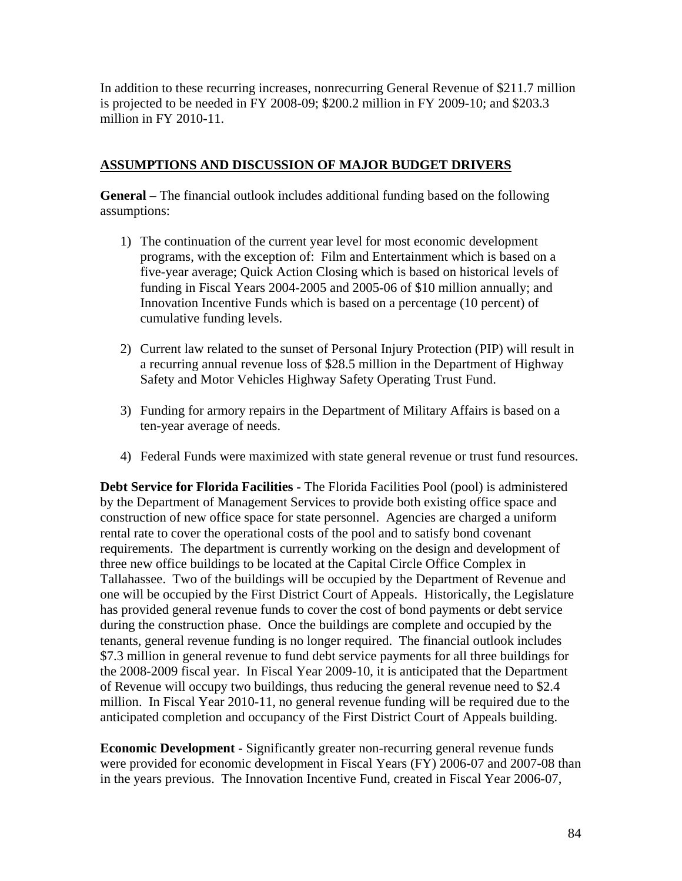In addition to these recurring increases, nonrecurring General Revenue of $211.7 million is projected to be needed in FY 2008-09; $200.2 million in FY 2009-10; and $203.3 million in FY 2010-11.

## ASSUMPTIONS AND DISCUSSION OF MAJOR BUDGET DRIVERS

**General** – The financial outlook includes additional funding based on the following assumptions:

1) The continuation of the current year level for most economic development programs, with the exception of: Film and Entertainment which is based on a five-year average; Quick Action Closing which is based on historical levels of funding in Fiscal Years 2004-2005 and 2005-06 of $10 million annually; and Innovation Incentive Funds which is based on a percentage (10 percent) of cumulative funding levels.

2) Current law related to the sunset of Personal Injury Protection (PIP) will result in a recurring annual revenue loss of $28.5 million in the Department of Highway Safety and Motor Vehicles Highway Safety Operating Trust Fund.

3) Funding for armory repairs in the Department of Military Affairs is based on a ten-year average of needs.

4) Federal Funds were maximized with state general revenue or trust fund resources.

**Debt Service for Florida Facilities -** The Florida Facilities Pool (pool) is administered by the Department of Management Services to provide both existing office space and construction of new office space for state personnel. Agencies are charged a uniform rental rate to cover the operational costs of the pool and to satisfy bond covenant requirements. The department is currently working on the design and development of three new office buildings to be located at the Capital Circle Office Complex in Tallahassee. Two of the buildings will be occupied by the Department of Revenue and one will be occupied by the First District Court of Appeals. Historically, the Legislature has provided general revenue funds to cover the cost of bond payments or debt service during the construction phase. Once the buildings are complete and occupied by the tenants, general revenue funding is no longer required. The financial outlook includes $7.3 million in general revenue to fund debt service payments for all three buildings for the 2008-2009 fiscal year. In Fiscal Year 2009-10, it is anticipated that the Department of Revenue will occupy two buildings, thus reducing the general revenue need to $2.4 million. In Fiscal Year 2010-11, no general revenue funding will be required due to the anticipated completion and occupancy of the First District Court of Appeals building.

**Economic Development -** Significantly greater non-recurring general revenue funds were provided for economic development in Fiscal Years (FY) 2006-07 and 2007-08 than in the years previous. The Innovation Incentive Fund, created in Fiscal Year 2006-07,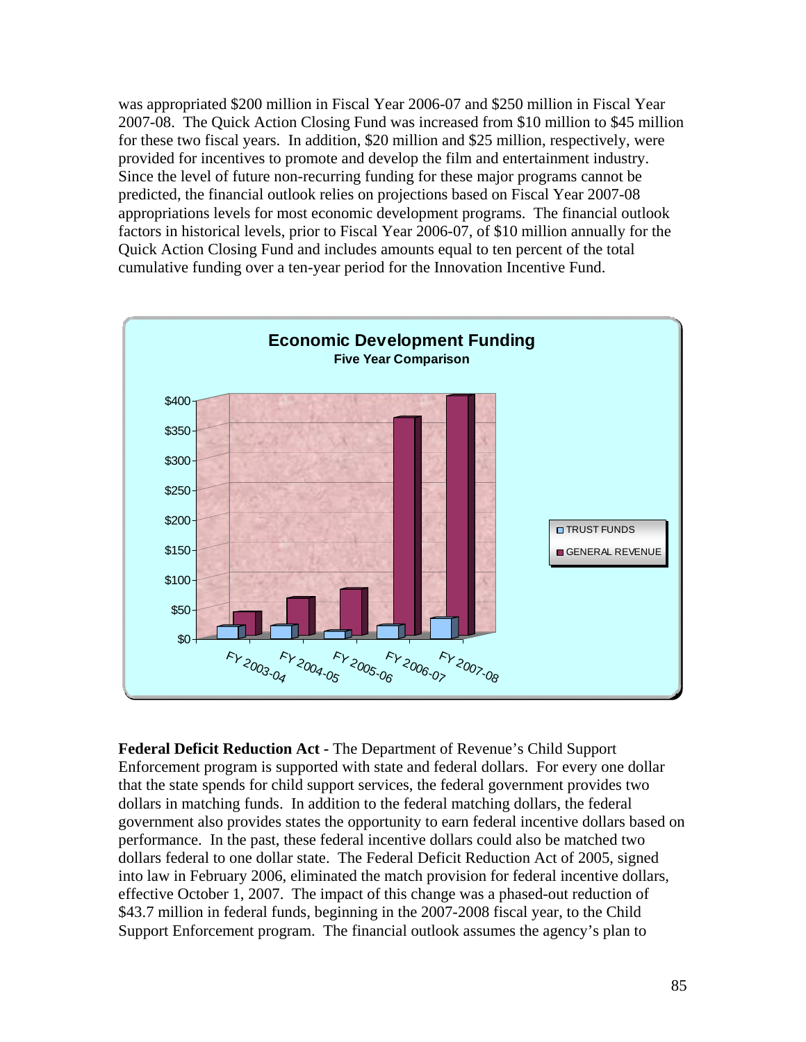was appropriated $200 million in Fiscal Year 2006-07 and $250 million in Fiscal Year 2007-08. The Quick Action Closing Fund was increased from $10 million to $45 million for these two fiscal years. In addition, $20 million and $25 million, respectively, were provided for incentives to promote and develop the film and entertainment industry. Since the level of future non-recurring funding for these major programs cannot be predicted, the financial outlook relies on projections based on Fiscal Year 2007-08 appropriations levels for most economic development programs. The financial outlook factors in historical levels, prior to Fiscal Year 2006-07, of $10 million annually for the Quick Action Closing Fund and includes amounts equal to ten percent of the total cumulative funding over a ten-year period for the Innovation Incentive Fund.

**Economic Development Funding**
**Five Year Comparison**

[Chart: Trust Funds and General Revenue, FY 2003-04 through FY 2007-08; y-axis $0 to $400]

**Federal Deficit Reduction Act -** The Department of Revenue's Child Support Enforcement program is supported with state and federal dollars. For every one dollar that the state spends for child support services, the federal government provides two dollars in matching funds. In addition to the federal matching dollars, the federal government also provides states the opportunity to earn federal incentive dollars based on performance. In the past, these federal incentive dollars could also be matched two dollars federal to one dollar state. The Federal Deficit Reduction Act of 2005, signed into law in February 2006, eliminated the match provision for federal incentive dollars, effective October 1, 2007. The impact of this change was a phased-out reduction of $43.7 million in federal funds, beginning in the 2007-2008 fiscal year, to the Child Support Enforcement program. The financial outlook assumes the agency's plan to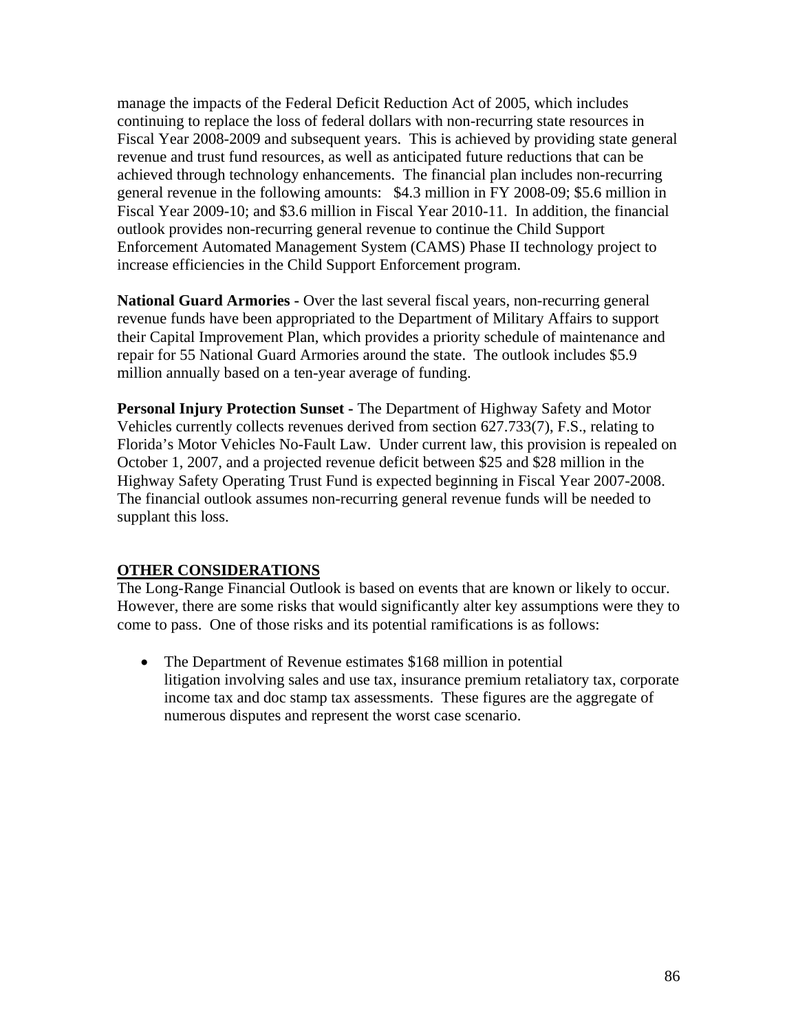manage the impacts of the Federal Deficit Reduction Act of 2005, which includes continuing to replace the loss of federal dollars with non-recurring state resources in Fiscal Year 2008-2009 and subsequent years. This is achieved by providing state general revenue and trust fund resources, as well as anticipated future reductions that can be achieved through technology enhancements. The financial plan includes non-recurring general revenue in the following amounts: $4.3 million in FY 2008-09; $5.6 million in Fiscal Year 2009-10; and $3.6 million in Fiscal Year 2010-11. In addition, the financial outlook provides non-recurring general revenue to continue the Child Support Enforcement Automated Management System (CAMS) Phase II technology project to increase efficiencies in the Child Support Enforcement program.

**National Guard Armories -** Over the last several fiscal years, non-recurring general revenue funds have been appropriated to the Department of Military Affairs to support their Capital Improvement Plan, which provides a priority schedule of maintenance and repair for 55 National Guard Armories around the state. The outlook includes $5.9 million annually based on a ten-year average of funding.

**Personal Injury Protection Sunset -** The Department of Highway Safety and Motor Vehicles currently collects revenues derived from section 627.733(7), F.S., relating to Florida's Motor Vehicles No-Fault Law. Under current law, this provision is repealed on October 1, 2007, and a projected revenue deficit between $25 and $28 million in the Highway Safety Operating Trust Fund is expected beginning in Fiscal Year 2007-2008. The financial outlook assumes non-recurring general revenue funds will be needed to supplant this loss.

## OTHER CONSIDERATIONS

The Long-Range Financial Outlook is based on events that are known or likely to occur. However, there are some risks that would significantly alter key assumptions were they to come to pass. One of those risks and its potential ramifications is as follows:

- The Department of Revenue estimates $168 million in potential litigation involving sales and use tax, insurance premium retaliatory tax, corporate income tax and doc stamp tax assessments. These figures are the aggregate of numerous disputes and represent the worst case scenario.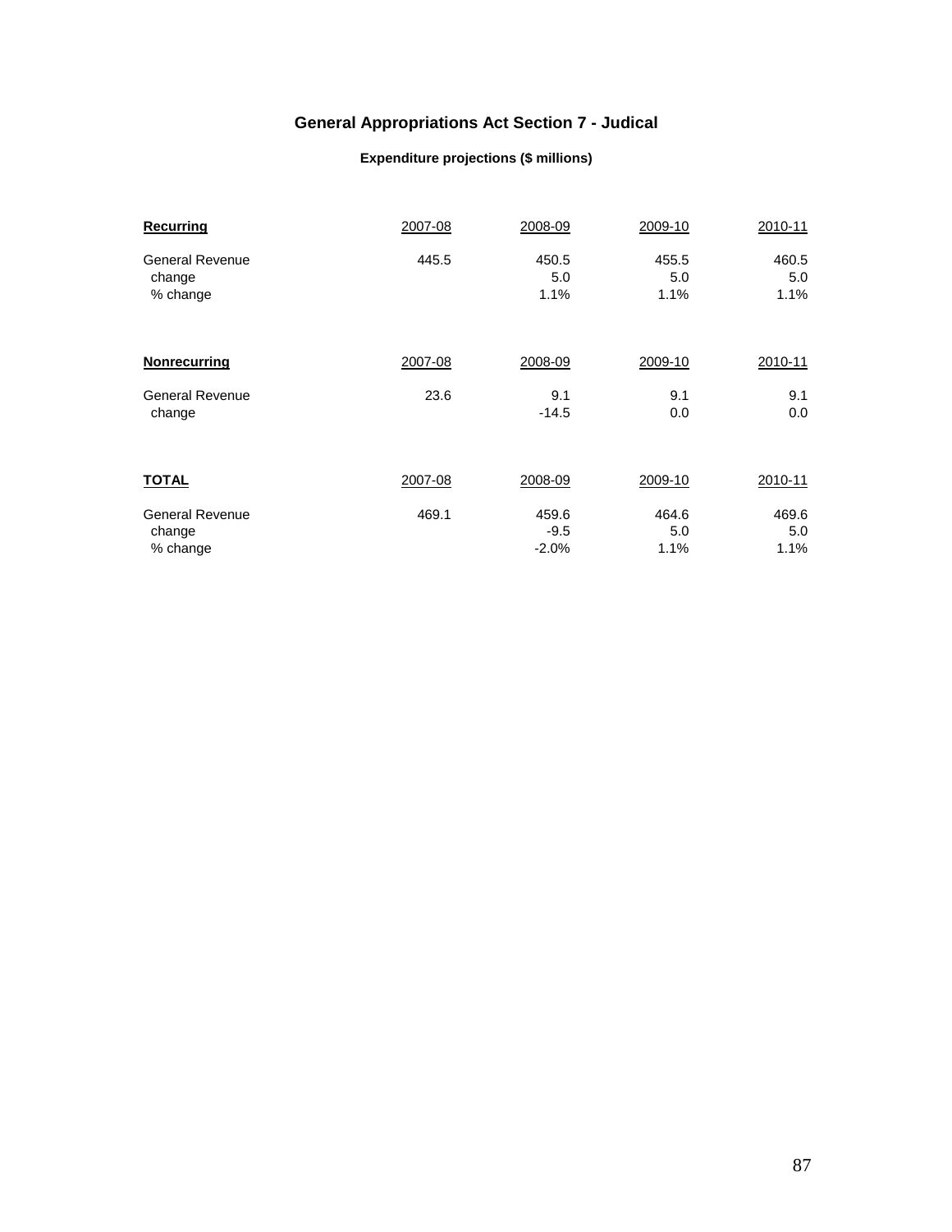## General Appropriations Act Section 7 - Judical

### Expenditure projections ($ millions)

| **Recurring** | 2007-08 | 2008-09 | 2009-10 | 2010-11 |
|---|---|---|---|---|
| General Revenue | 445.5 | 450.5 | 455.5 | 460.5 |
| change | | 5.0 | 5.0 | 5.0 |
| % change | | 1.1% | 1.1% | 1.1% |

| **Nonrecurring** | 2007-08 | 2008-09 | 2009-10 | 2010-11 |
|---|---|---|---|---|
| General Revenue | 23.6 | 9.1 | 9.1 | 9.1 |
| change | | -14.5 | 0.0 | 0.0 |

| **TOTAL** | 2007-08 | 2008-09 | 2009-10 | 2010-11 |
|---|---|---|---|---|
| General Revenue | 469.1 | 459.6 | 464.6 | 469.6 |
| change | | -9.5 | 5.0 | 5.0 |
| % change | | -2.0% | 1.1% | 1.1% |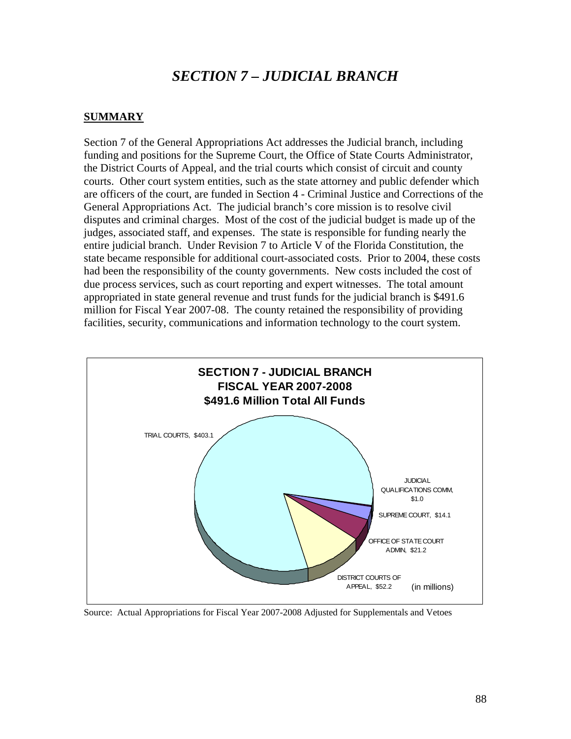# SECTION 7 – JUDICIAL BRANCH

**SUMMARY**

Section 7 of the General Appropriations Act addresses the Judicial branch, including funding and positions for the Supreme Court, the Office of State Courts Administrator, the District Courts of Appeal, and the trial courts which consist of circuit and county courts. Other court system entities, such as the state attorney and public defender which are officers of the court, are funded in Section 4 - Criminal Justice and Corrections of the General Appropriations Act. The judicial branch's core mission is to resolve civil disputes and criminal charges. Most of the cost of the judicial budget is made up of the judges, associated staff, and expenses. The state is responsible for funding nearly the entire judicial branch. Under Revision 7 to Article V of the Florida Constitution, the state became responsible for additional court-associated costs. Prior to 2004, these costs had been the responsibility of the county governments. New costs included the cost of due process services, such as court reporting and expert witnesses. The total amount appropriated in state general revenue and trust funds for the judicial branch is $491.6 million for Fiscal Year 2007-08. The county retained the responsibility of providing facilities, security, communications and information technology to the court system.

**SECTION 7 - JUDICIAL BRANCH**
**FISCAL YEAR 2007-2008**
**$491.6 Million Total All Funds**

| Entity | Amount (in millions) |
|---|---|
| TRIAL COURTS | $403.1 |
| JUDICIAL QUALIFICATIONS COMM | $1.0 |
| SUPREME COURT | $14.1 |
| OFFICE OF STATE COURT ADMIN | $21.2 |
| DISTRICT COURTS OF APPEAL | $52.2 |

Source: Actual Appropriations for Fiscal Year 2007-2008 Adjusted for Supplementals and Vetoes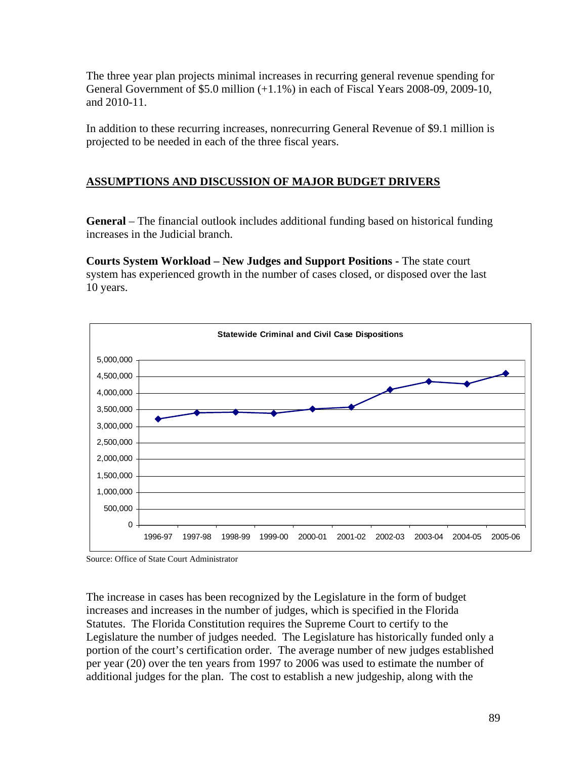The three year plan projects minimal increases in recurring general revenue spending for General Government of $5.0 million (+1.1%) in each of Fiscal Years 2008-09, 2009-10, and 2010-11.

In addition to these recurring increases, nonrecurring General Revenue of $9.1 million is projected to be needed in each of the three fiscal years.

## ASSUMPTIONS AND DISCUSSION OF MAJOR BUDGET DRIVERS

**General** – The financial outlook includes additional funding based on historical funding increases in the Judicial branch.

**Courts System Workload – New Judges and Support Positions -** The state court system has experienced growth in the number of cases closed, or disposed over the last 10 years.

**Statewide Criminal and Civil Case Dispositions**

Source: Office of State Court Administrator

The increase in cases has been recognized by the Legislature in the form of budget increases and increases in the number of judges, which is specified in the Florida Statutes. The Florida Constitution requires the Supreme Court to certify to the Legislature the number of judges needed. The Legislature has historically funded only a portion of the court's certification order. The average number of new judges established per year (20) over the ten years from 1997 to 2006 was used to estimate the number of additional judges for the plan. The cost to establish a new judgeship, along with the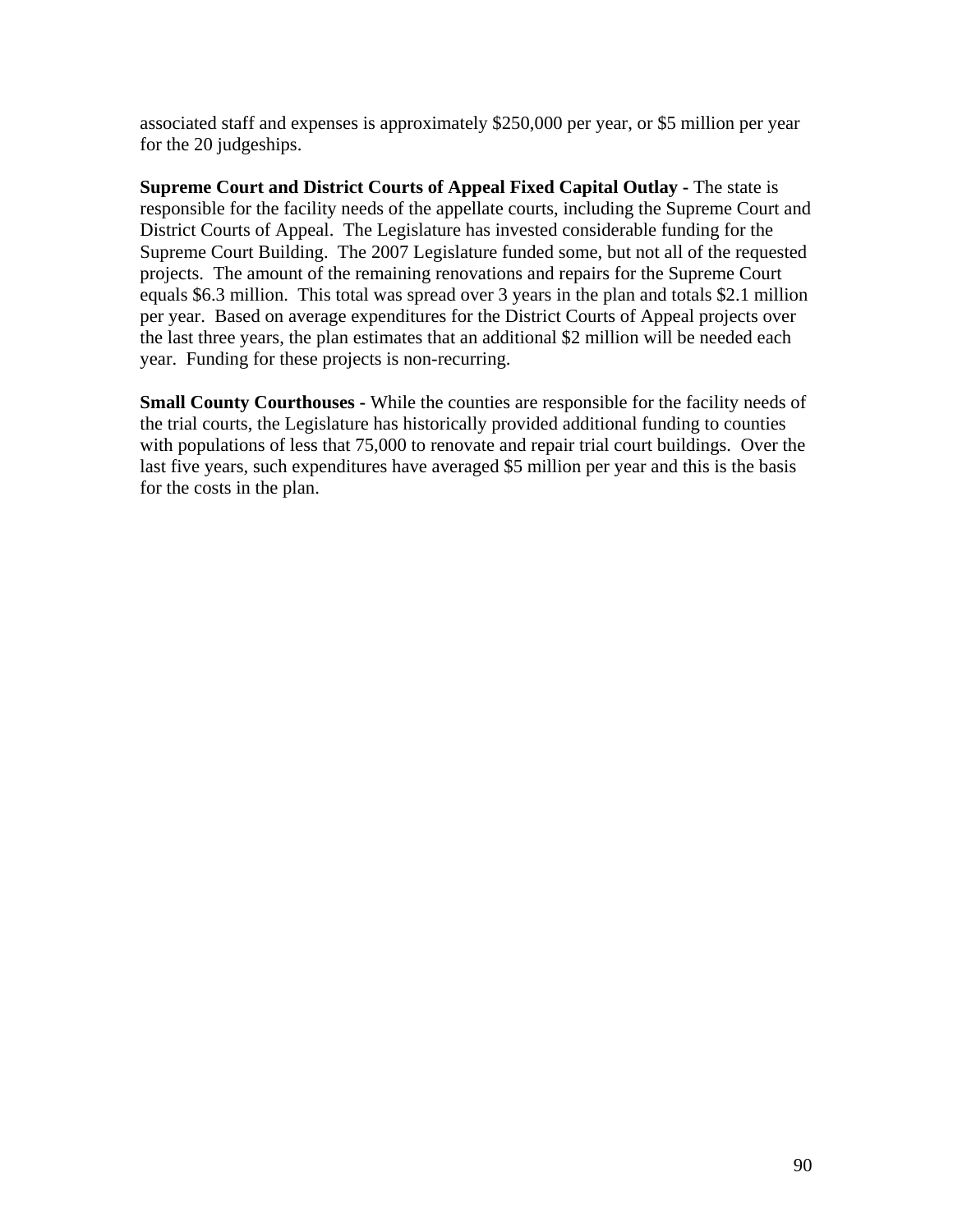associated staff and expenses is approximately $250,000 per year, or $5 million per year for the 20 judgeships.

**Supreme Court and District Courts of Appeal Fixed Capital Outlay -** The state is responsible for the facility needs of the appellate courts, including the Supreme Court and District Courts of Appeal. The Legislature has invested considerable funding for the Supreme Court Building. The 2007 Legislature funded some, but not all of the requested projects. The amount of the remaining renovations and repairs for the Supreme Court equals $6.3 million. This total was spread over 3 years in the plan and totals $2.1 million per year. Based on average expenditures for the District Courts of Appeal projects over the last three years, the plan estimates that an additional $2 million will be needed each year. Funding for these projects is non-recurring.

**Small County Courthouses -** While the counties are responsible for the facility needs of the trial courts, the Legislature has historically provided additional funding to counties with populations of less that 75,000 to renovate and repair trial court buildings. Over the last five years, such expenditures have averaged $5 million per year and this is the basis for the costs in the plan.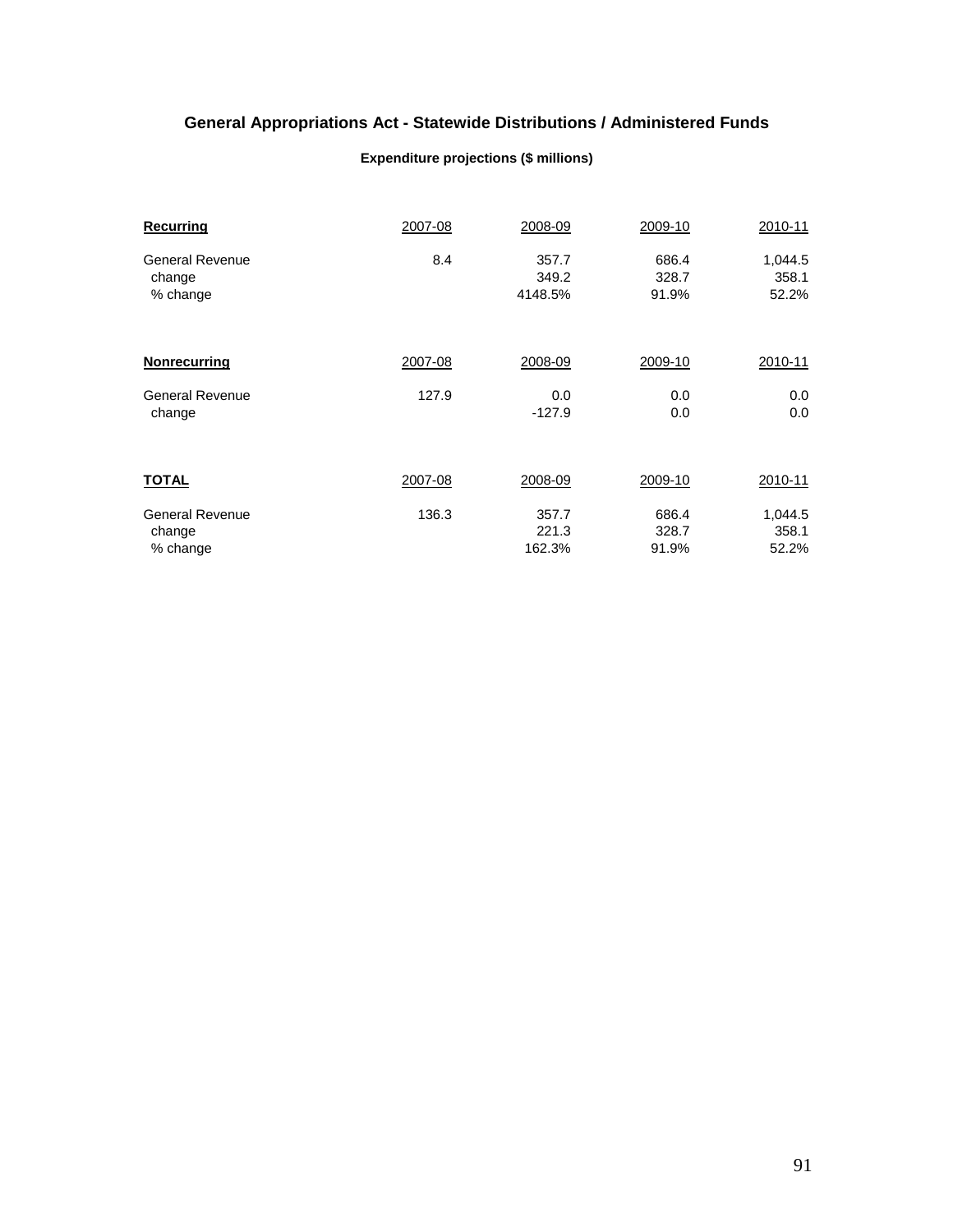## General Appropriations Act - Statewide Distributions / Administered Funds

### Expenditure projections ($ millions)

| **Recurring** | 2007-08 | 2008-09 | 2009-10 | 2010-11 |
|---|---|---|---|---|
| General Revenue | 8.4 | 357.7 | 686.4 | 1,044.5 |
| change | | 349.2 | 328.7 | 358.1 |
| % change | | 4148.5% | 91.9% | 52.2% |

| **Nonrecurring** | 2007-08 | 2008-09 | 2009-10 | 2010-11 |
|---|---|---|---|---|
| General Revenue | 127.9 | 0.0 | 0.0 | 0.0 |
| change | | -127.9 | 0.0 | 0.0 |

| **TOTAL** | 2007-08 | 2008-09 | 2009-10 | 2010-11 |
|---|---|---|---|---|
| General Revenue | 136.3 | 357.7 | 686.4 | 1,044.5 |
| change | | 221.3 | 328.7 | 358.1 |
| % change | | 162.3% | 91.9% | 52.2% |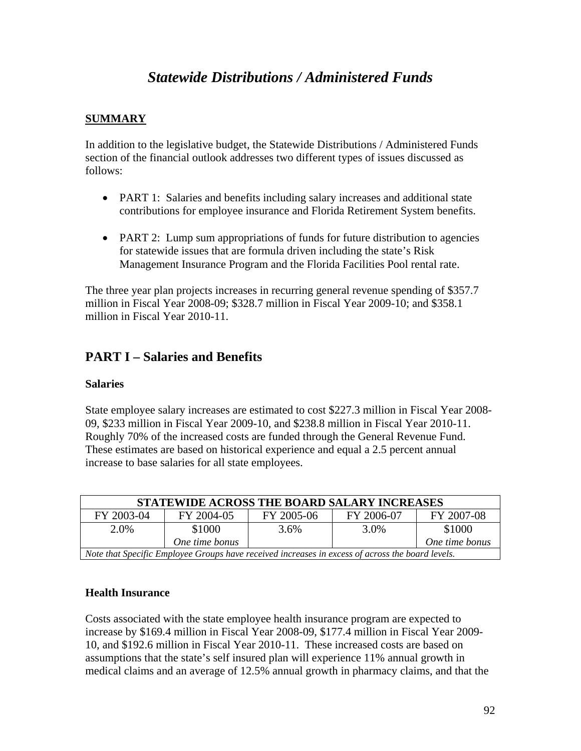# *Statewide Distributions / Administered Funds*

**SUMMARY**

In addition to the legislative budget, the Statewide Distributions / Administered Funds section of the financial outlook addresses two different types of issues discussed as follows:

- PART 1: Salaries and benefits including salary increases and additional state contributions for employee insurance and Florida Retirement System benefits.
- PART 2: Lump sum appropriations of funds for future distribution to agencies for statewide issues that are formula driven including the state's Risk Management Insurance Program and the Florida Facilities Pool rental rate.

The three year plan projects increases in recurring general revenue spending of $357.7 million in Fiscal Year 2008-09; $328.7 million in Fiscal Year 2009-10; and $358.1 million in Fiscal Year 2010-11.

## PART I – Salaries and Benefits

### Salaries

State employee salary increases are estimated to cost $227.3 million in Fiscal Year 2008-09, $233 million in Fiscal Year 2009-10, and $238.8 million in Fiscal Year 2010-11. Roughly 70% of the increased costs are funded through the General Revenue Fund. These estimates are based on historical experience and equal a 2.5 percent annual increase to base salaries for all state employees.

| STATEWIDE ACROSS THE BOARD SALARY INCREASES | | | | |
|---|---|---|---|---|
| FY 2003-04 | FY 2004-05 | FY 2005-06 | FY 2006-07 | FY 2007-08 |
| 2.0% | $1000 *One time bonus* | 3.6% | 3.0% | $1000 *One time bonus* |
| *Note that Specific Employee Groups have received increases in excess of across the board levels.* | | | | |

### Health Insurance

Costs associated with the state employee health insurance program are expected to increase by $169.4 million in Fiscal Year 2008-09, $177.4 million in Fiscal Year 2009-10, and $192.6 million in Fiscal Year 2010-11. These increased costs are based on assumptions that the state's self insured plan will experience 11% annual growth in medical claims and an average of 12.5% annual growth in pharmacy claims, and that the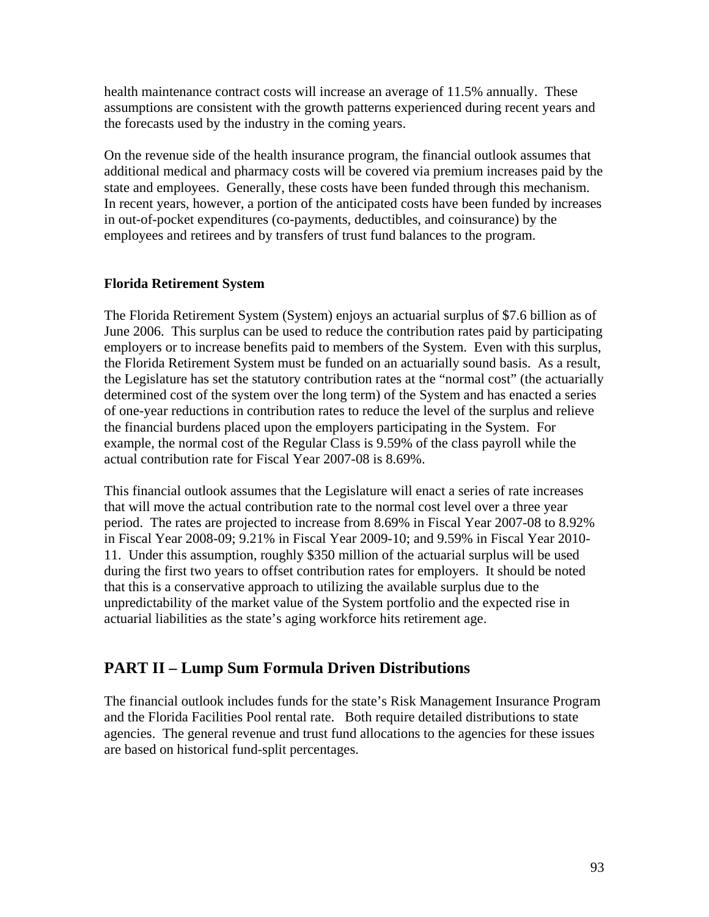health maintenance contract costs will increase an average of 11.5% annually. These assumptions are consistent with the growth patterns experienced during recent years and the forecasts used by the industry in the coming years.

On the revenue side of the health insurance program, the financial outlook assumes that additional medical and pharmacy costs will be covered via premium increases paid by the state and employees. Generally, these costs have been funded through this mechanism. In recent years, however, a portion of the anticipated costs have been funded by increases in out-of-pocket expenditures (co-payments, deductibles, and coinsurance) by the employees and retirees and by transfers of trust fund balances to the program.

**Florida Retirement System**

The Florida Retirement System (System) enjoys an actuarial surplus of $7.6 billion as of June 2006. This surplus can be used to reduce the contribution rates paid by participating employers or to increase benefits paid to members of the System. Even with this surplus, the Florida Retirement System must be funded on an actuarially sound basis. As a result, the Legislature has set the statutory contribution rates at the "normal cost" (the actuarially determined cost of the system over the long term) of the System and has enacted a series of one-year reductions in contribution rates to reduce the level of the surplus and relieve the financial burdens placed upon the employers participating in the System. For example, the normal cost of the Regular Class is 9.59% of the class payroll while the actual contribution rate for Fiscal Year 2007-08 is 8.69%.

This financial outlook assumes that the Legislature will enact a series of rate increases that will move the actual contribution rate to the normal cost level over a three year period. The rates are projected to increase from 8.69% in Fiscal Year 2007-08 to 8.92% in Fiscal Year 2008-09; 9.21% in Fiscal Year 2009-10; and 9.59% in Fiscal Year 2010-11. Under this assumption, roughly $350 million of the actuarial surplus will be used during the first two years to offset contribution rates for employers. It should be noted that this is a conservative approach to utilizing the available surplus due to the unpredictability of the market value of the System portfolio and the expected rise in actuarial liabilities as the state's aging workforce hits retirement age.

## PART II – Lump Sum Formula Driven Distributions

The financial outlook includes funds for the state's Risk Management Insurance Program and the Florida Facilities Pool rental rate. Both require detailed distributions to state agencies. The general revenue and trust fund allocations to the agencies for these issues are based on historical fund-split percentages.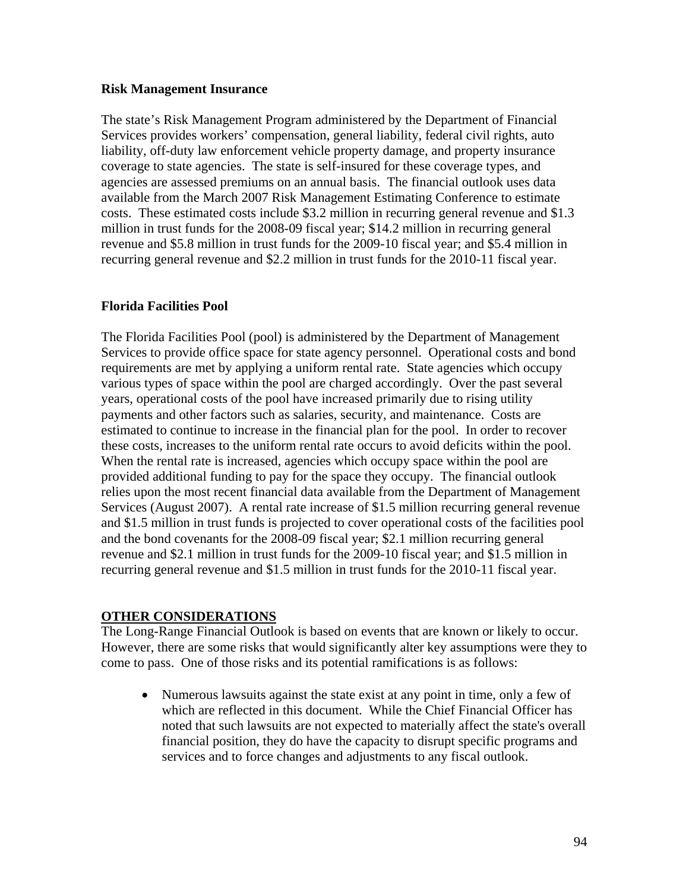**Risk Management Insurance**

The state's Risk Management Program administered by the Department of Financial Services provides workers' compensation, general liability, federal civil rights, auto liability, off-duty law enforcement vehicle property damage, and property insurance coverage to state agencies. The state is self-insured for these coverage types, and agencies are assessed premiums on an annual basis. The financial outlook uses data available from the March 2007 Risk Management Estimating Conference to estimate costs. These estimated costs include $3.2 million in recurring general revenue and $1.3 million in trust funds for the 2008-09 fiscal year; $14.2 million in recurring general revenue and $5.8 million in trust funds for the 2009-10 fiscal year; and $5.4 million in recurring general revenue and $2.2 million in trust funds for the 2010-11 fiscal year.

**Florida Facilities Pool**

The Florida Facilities Pool (pool) is administered by the Department of Management Services to provide office space for state agency personnel. Operational costs and bond requirements are met by applying a uniform rental rate. State agencies which occupy various types of space within the pool are charged accordingly. Over the past several years, operational costs of the pool have increased primarily due to rising utility payments and other factors such as salaries, security, and maintenance. Costs are estimated to continue to increase in the financial plan for the pool. In order to recover these costs, increases to the uniform rental rate occurs to avoid deficits within the pool. When the rental rate is increased, agencies which occupy space within the pool are provided additional funding to pay for the space they occupy. The financial outlook relies upon the most recent financial data available from the Department of Management Services (August 2007). A rental rate increase of $1.5 million recurring general revenue and $1.5 million in trust funds is projected to cover operational costs of the facilities pool and the bond covenants for the 2008-09 fiscal year; $2.1 million recurring general revenue and $2.1 million in trust funds for the 2009-10 fiscal year; and $1.5 million in recurring general revenue and $1.5 million in trust funds for the 2010-11 fiscal year.

## OTHER CONSIDERATIONS

The Long-Range Financial Outlook is based on events that are known or likely to occur. However, there are some risks that would significantly alter key assumptions were they to come to pass. One of those risks and its potential ramifications is as follows:

- Numerous lawsuits against the state exist at any point in time, only a few of which are reflected in this document. While the Chief Financial Officer has noted that such lawsuits are not expected to materially affect the state's overall financial position, they do have the capacity to disrupt specific programs and services and to force changes and adjustments to any fiscal outlook.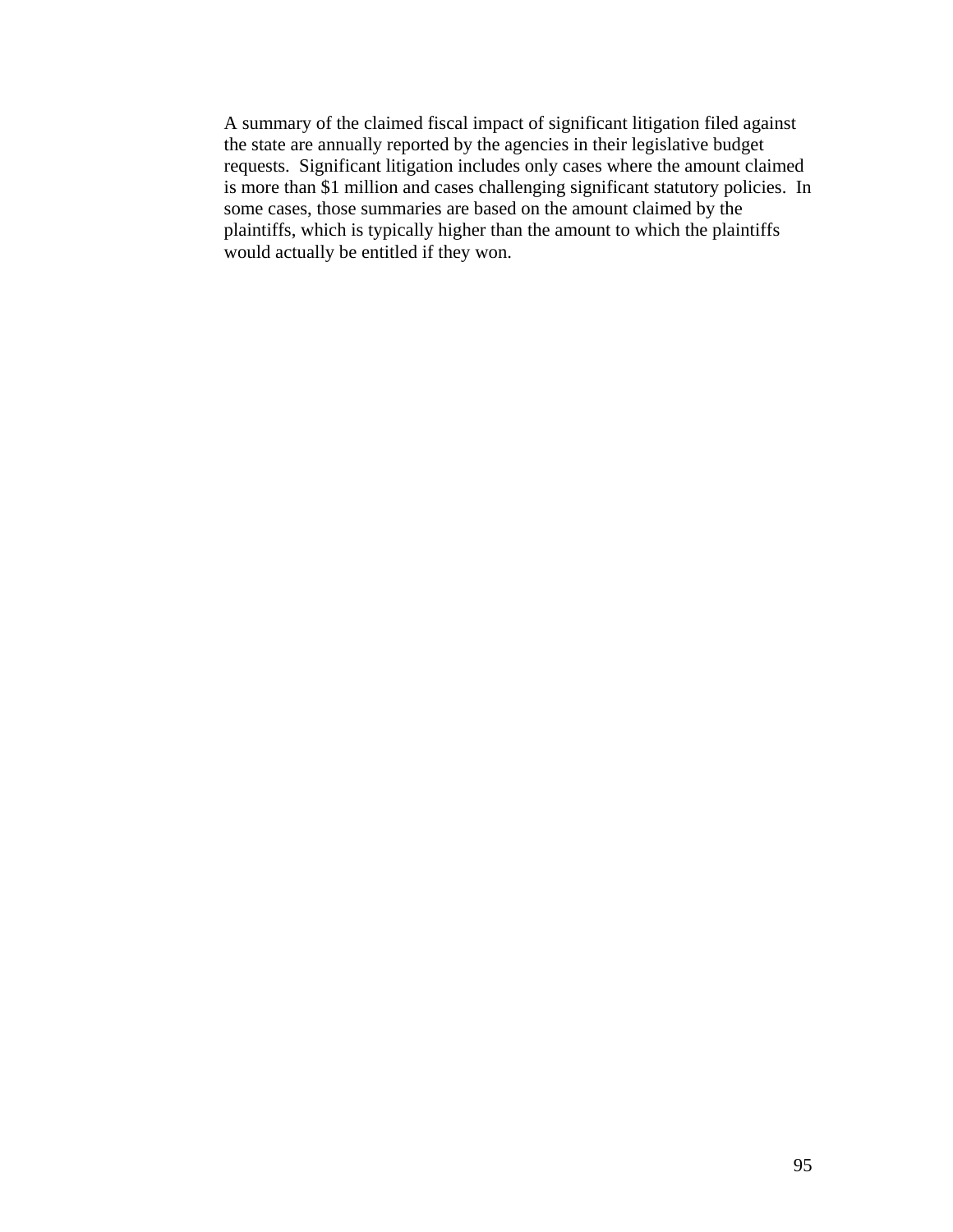A summary of the claimed fiscal impact of significant litigation filed against the state are annually reported by the agencies in their legislative budget requests. Significant litigation includes only cases where the amount claimed is more than $1 million and cases challenging significant statutory policies. In some cases, those summaries are based on the amount claimed by the plaintiffs, which is typically higher than the amount to which the plaintiffs would actually be entitled if they won.